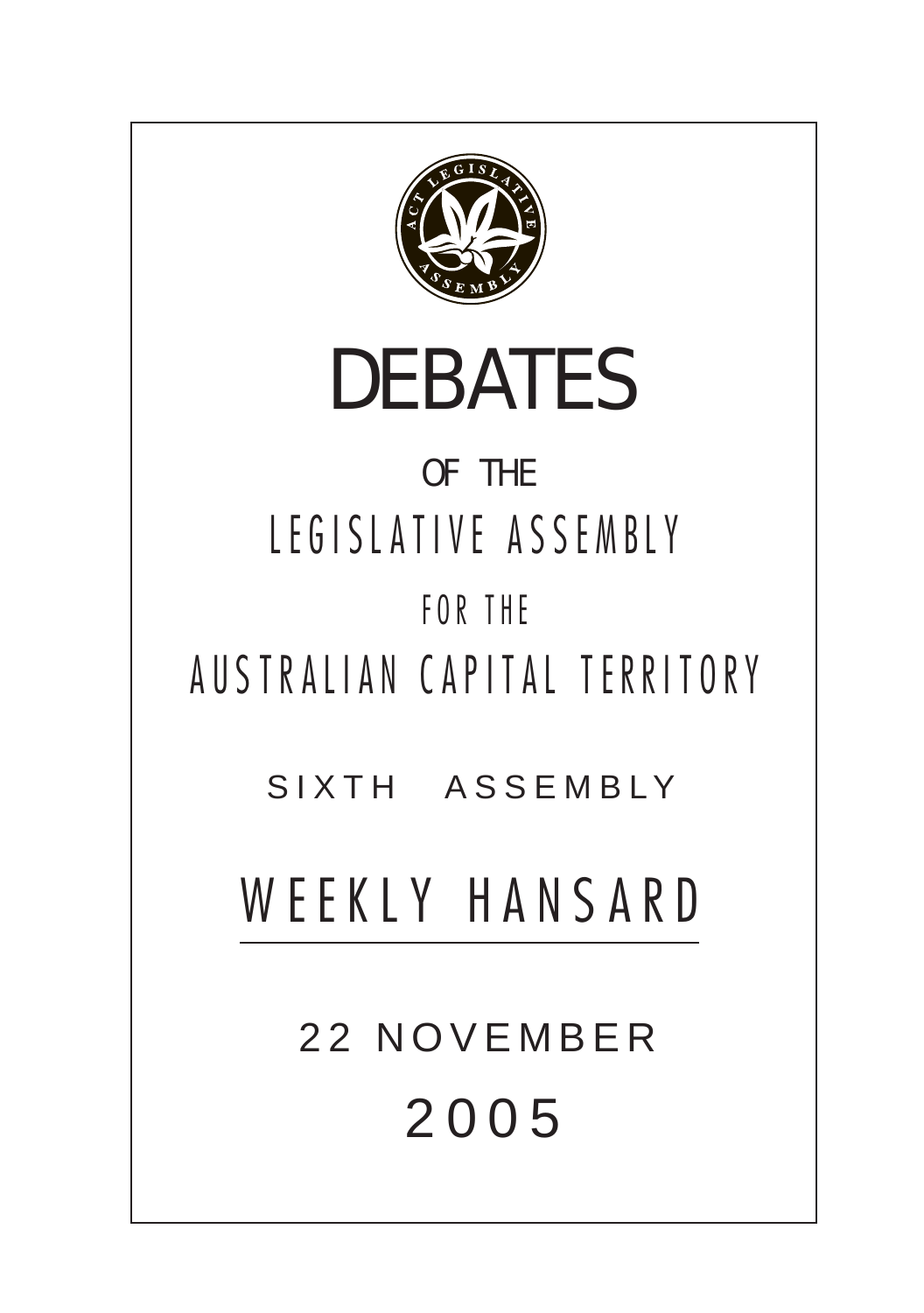# DEBATES

OF THE

LEGISLATIVE ASSEMBLY

FOR THE

AUSTRALIAN CAPITAL TERRITORY

SIXTH ASSEMBLY

## WEEKLY HANSARD

22 NOVEMBER

2005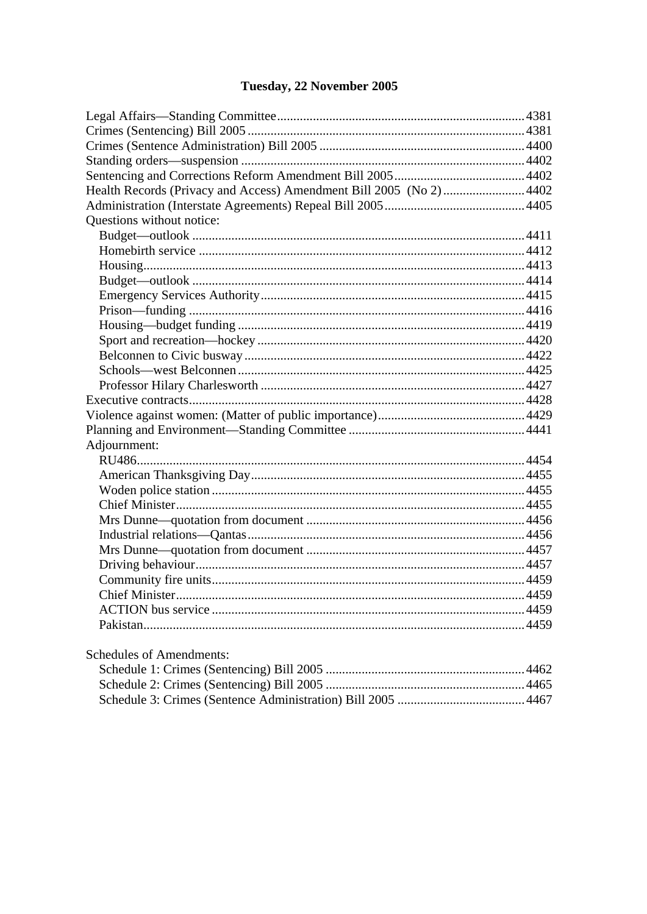# Tuesday, 22 November 2005

Legal Affairs—Standing Committee ........ 4381
Crimes (Sentencing) Bill 2005 ........ 4381
Crimes (Sentence Administration) Bill 2005 ........ 4400
Standing orders—suspension ........ 4402
Sentencing and Corrections Reform Amendment Bill 2005 ........ 4402
Health Records (Privacy and Access) Amendment Bill 2005 (No 2) ........ 4402
Administration (Interstate Agreements) Repeal Bill 2005 ........ 4405
Questions without notice:
- Budget—outlook ........ 4411
- Homebirth service ........ 4412
- Housing ........ 4413
- Budget—outlook ........ 4414
- Emergency Services Authority ........ 4415
- Prison—funding ........ 4416
- Housing—budget funding ........ 4419
- Sport and recreation—hockey ........ 4420
- Belconnen to Civic busway ........ 4422
- Schools—west Belconnen ........ 4425
- Professor Hilary Charlesworth ........ 4427

Executive contracts ........ 4428
Violence against women: (Matter of public importance) ........ 4429
Planning and Environment—Standing Committee ........ 4441
Adjournment:
- RU486 ........ 4454
- American Thanksgiving Day ........ 4455
- Woden police station ........ 4455
- Chief Minister ........ 4455
- Mrs Dunne—quotation from document ........ 4456
- Industrial relations—Qantas ........ 4456
- Mrs Dunne—quotation from document ........ 4457
- Driving behaviour ........ 4457
- Community fire units ........ 4459
- Chief Minister ........ 4459
- ACTION bus service ........ 4459
- Pakistan ........ 4459

Schedules of Amendments:
- Schedule 1: Crimes (Sentencing) Bill 2005 ........ 4462
- Schedule 2: Crimes (Sentencing) Bill 2005 ........ 4465
- Schedule 3: Crimes (Sentence Administration) Bill 2005 ........ 4467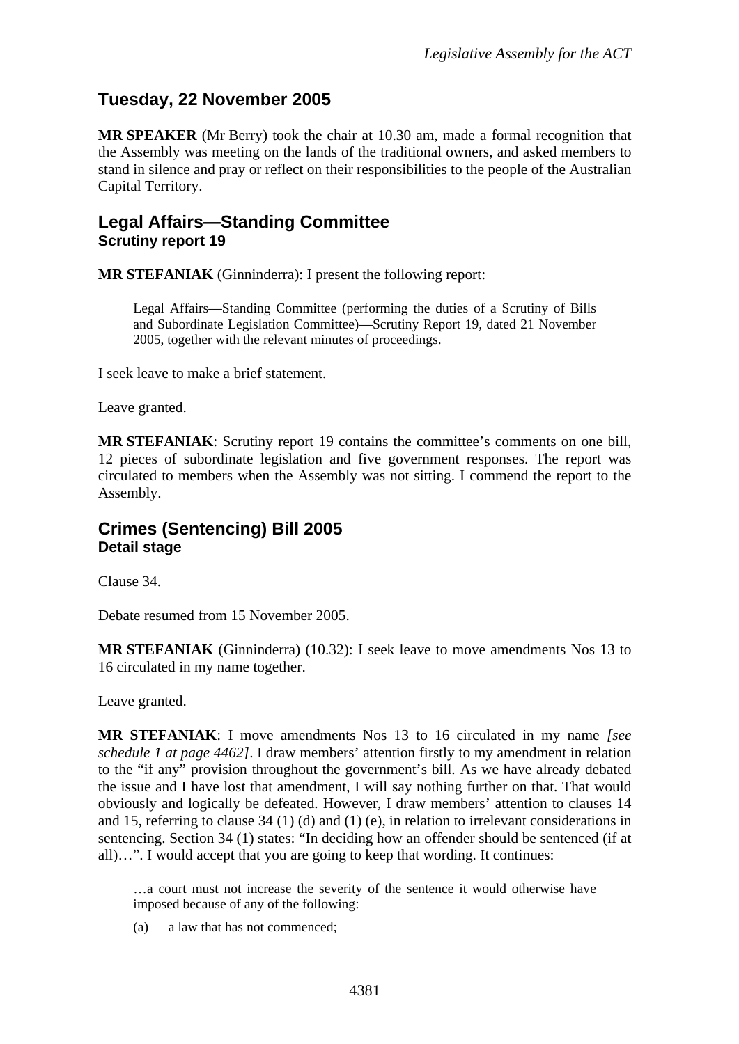## Tuesday, 22 November 2005

**MR SPEAKER** (Mr Berry) took the chair at 10.30 am, made a formal recognition that the Assembly was meeting on the lands of the traditional owners, and asked members to stand in silence and pray or reflect on their responsibilities to the people of the Australian Capital Territory.

## Legal Affairs—Standing Committee
### Scrutiny report 19

**MR STEFANIAK** (Ginninderra): I present the following report:

> Legal Affairs—Standing Committee (performing the duties of a Scrutiny of Bills and Subordinate Legislation Committee)—Scrutiny Report 19, dated 21 November 2005, together with the relevant minutes of proceedings.

I seek leave to make a brief statement.

Leave granted.

**MR STEFANIAK**: Scrutiny report 19 contains the committee's comments on one bill, 12 pieces of subordinate legislation and five government responses. The report was circulated to members when the Assembly was not sitting. I commend the report to the Assembly.

## Crimes (Sentencing) Bill 2005
### Detail stage

Clause 34.

Debate resumed from 15 November 2005.

**MR STEFANIAK** (Ginninderra) (10.32): I seek leave to move amendments Nos 13 to 16 circulated in my name together.

Leave granted.

**MR STEFANIAK**: I move amendments Nos 13 to 16 circulated in my name *[see schedule 1 at page 4462]*. I draw members' attention firstly to my amendment in relation to the "if any" provision throughout the government's bill. As we have already debated the issue and I have lost that amendment, I will say nothing further on that. That would obviously and logically be defeated. However, I draw members' attention to clauses 14 and 15, referring to clause 34 (1) (d) and (1) (e), in relation to irrelevant considerations in sentencing. Section 34 (1) states: "In deciding how an offender should be sentenced (if at all)…". I would accept that you are going to keep that wording. It continues:

> …a court must not increase the severity of the sentence it would otherwise have imposed because of any of the following:
>
> (a) a law that has not commenced;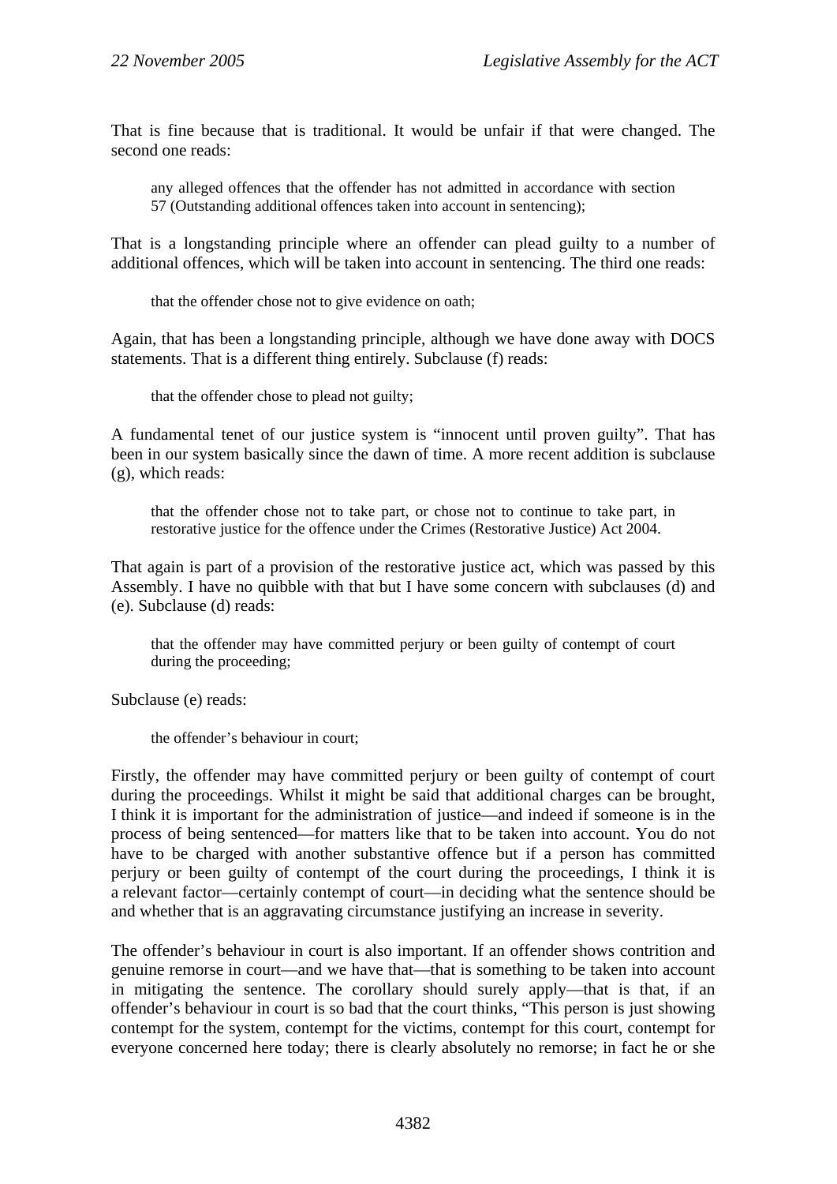That is fine because that is traditional. It would be unfair if that were changed. The second one reads:

> any alleged offences that the offender has not admitted in accordance with section 57 (Outstanding additional offences taken into account in sentencing);

That is a longstanding principle where an offender can plead guilty to a number of additional offences, which will be taken into account in sentencing. The third one reads:

> that the offender chose not to give evidence on oath;

Again, that has been a longstanding principle, although we have done away with DOCS statements. That is a different thing entirely. Subclause (f) reads:

> that the offender chose to plead not guilty;

A fundamental tenet of our justice system is "innocent until proven guilty". That has been in our system basically since the dawn of time. A more recent addition is subclause (g), which reads:

> that the offender chose not to take part, or chose not to continue to take part, in restorative justice for the offence under the Crimes (Restorative Justice) Act 2004.

That again is part of a provision of the restorative justice act, which was passed by this Assembly. I have no quibble with that but I have some concern with subclauses (d) and (e). Subclause (d) reads:

> that the offender may have committed perjury or been guilty of contempt of court during the proceeding;

Subclause (e) reads:

> the offender's behaviour in court;

Firstly, the offender may have committed perjury or been guilty of contempt of court during the proceedings. Whilst it might be said that additional charges can be brought, I think it is important for the administration of justice—and indeed if someone is in the process of being sentenced—for matters like that to be taken into account. You do not have to be charged with another substantive offence but if a person has committed perjury or been guilty of contempt of the court during the proceedings, I think it is a relevant factor—certainly contempt of court—in deciding what the sentence should be and whether that is an aggravating circumstance justifying an increase in severity.

The offender's behaviour in court is also important. If an offender shows contrition and genuine remorse in court—and we have that—that is something to be taken into account in mitigating the sentence. The corollary should surely apply—that is that, if an offender's behaviour in court is so bad that the court thinks, "This person is just showing contempt for the system, contempt for the victims, contempt for this court, contempt for everyone concerned here today; there is clearly absolutely no remorse; in fact he or she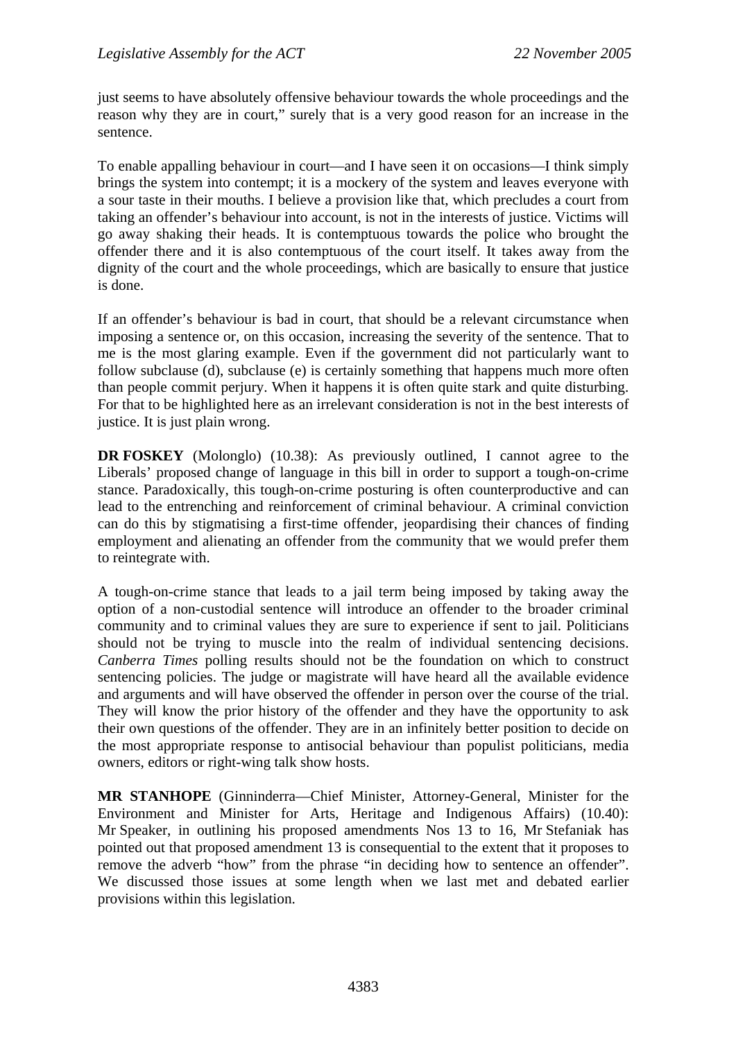just seems to have absolutely offensive behaviour towards the whole proceedings and the reason why they are in court," surely that is a very good reason for an increase in the sentence.

To enable appalling behaviour in court—and I have seen it on occasions—I think simply brings the system into contempt; it is a mockery of the system and leaves everyone with a sour taste in their mouths. I believe a provision like that, which precludes a court from taking an offender's behaviour into account, is not in the interests of justice. Victims will go away shaking their heads. It is contemptuous towards the police who brought the offender there and it is also contemptuous of the court itself. It takes away from the dignity of the court and the whole proceedings, which are basically to ensure that justice is done.

If an offender's behaviour is bad in court, that should be a relevant circumstance when imposing a sentence or, on this occasion, increasing the severity of the sentence. That to me is the most glaring example. Even if the government did not particularly want to follow subclause (d), subclause (e) is certainly something that happens much more often than people commit perjury. When it happens it is often quite stark and quite disturbing. For that to be highlighted here as an irrelevant consideration is not in the best interests of justice. It is just plain wrong.

**DR FOSKEY** (Molonglo) (10.38): As previously outlined, I cannot agree to the Liberals' proposed change of language in this bill in order to support a tough-on-crime stance. Paradoxically, this tough-on-crime posturing is often counterproductive and can lead to the entrenching and reinforcement of criminal behaviour. A criminal conviction can do this by stigmatising a first-time offender, jeopardising their chances of finding employment and alienating an offender from the community that we would prefer them to reintegrate with.

A tough-on-crime stance that leads to a jail term being imposed by taking away the option of a non-custodial sentence will introduce an offender to the broader criminal community and to criminal values they are sure to experience if sent to jail. Politicians should not be trying to muscle into the realm of individual sentencing decisions. *Canberra Times* polling results should not be the foundation on which to construct sentencing policies. The judge or magistrate will have heard all the available evidence and arguments and will have observed the offender in person over the course of the trial. They will know the prior history of the offender and they have the opportunity to ask their own questions of the offender. They are in an infinitely better position to decide on the most appropriate response to antisocial behaviour than populist politicians, media owners, editors or right-wing talk show hosts.

**MR STANHOPE** (Ginninderra—Chief Minister, Attorney-General, Minister for the Environment and Minister for Arts, Heritage and Indigenous Affairs) (10.40): Mr Speaker, in outlining his proposed amendments Nos 13 to 16, Mr Stefaniak has pointed out that proposed amendment 13 is consequential to the extent that it proposes to remove the adverb "how" from the phrase "in deciding how to sentence an offender". We discussed those issues at some length when we last met and debated earlier provisions within this legislation.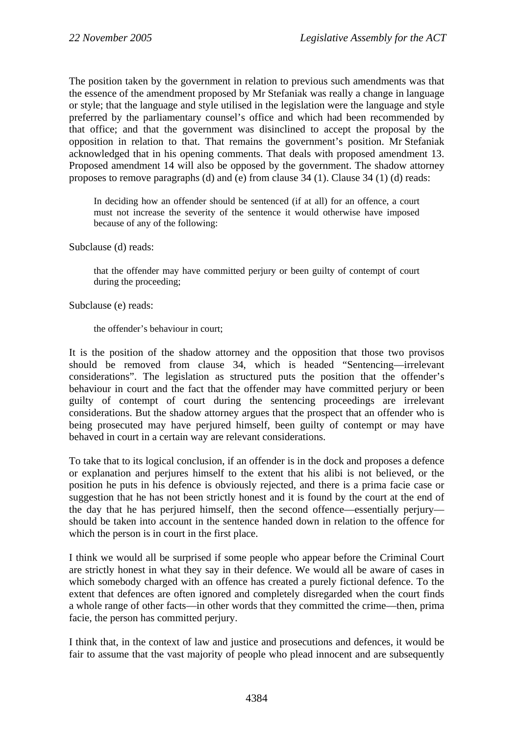The position taken by the government in relation to previous such amendments was that the essence of the amendment proposed by Mr Stefaniak was really a change in language or style; that the language and style utilised in the legislation were the language and style preferred by the parliamentary counsel's office and which had been recommended by that office; and that the government was disinclined to accept the proposal by the opposition in relation to that. That remains the government's position. Mr Stefaniak acknowledged that in his opening comments. That deals with proposed amendment 13. Proposed amendment 14 will also be opposed by the government. The shadow attorney proposes to remove paragraphs (d) and (e) from clause 34 (1). Clause 34 (1) (d) reads:

> In deciding how an offender should be sentenced (if at all) for an offence, a court must not increase the severity of the sentence it would otherwise have imposed because of any of the following:

Subclause (d) reads:

> that the offender may have committed perjury or been guilty of contempt of court during the proceeding;

Subclause (e) reads:

> the offender's behaviour in court;

It is the position of the shadow attorney and the opposition that those two provisos should be removed from clause 34, which is headed "Sentencing—irrelevant considerations". The legislation as structured puts the position that the offender's behaviour in court and the fact that the offender may have committed perjury or been guilty of contempt of court during the sentencing proceedings are irrelevant considerations. But the shadow attorney argues that the prospect that an offender who is being prosecuted may have perjured himself, been guilty of contempt or may have behaved in court in a certain way are relevant considerations.

To take that to its logical conclusion, if an offender is in the dock and proposes a defence or explanation and perjures himself to the extent that his alibi is not believed, or the position he puts in his defence is obviously rejected, and there is a prima facie case or suggestion that he has not been strictly honest and it is found by the court at the end of the day that he has perjured himself, then the second offence—essentially perjury—should be taken into account in the sentence handed down in relation to the offence for which the person is in court in the first place.

I think we would all be surprised if some people who appear before the Criminal Court are strictly honest in what they say in their defence. We would all be aware of cases in which somebody charged with an offence has created a purely fictional defence. To the extent that defences are often ignored and completely disregarded when the court finds a whole range of other facts—in other words that they committed the crime—then, prima facie, the person has committed perjury.

I think that, in the context of law and justice and prosecutions and defences, it would be fair to assume that the vast majority of people who plead innocent and are subsequently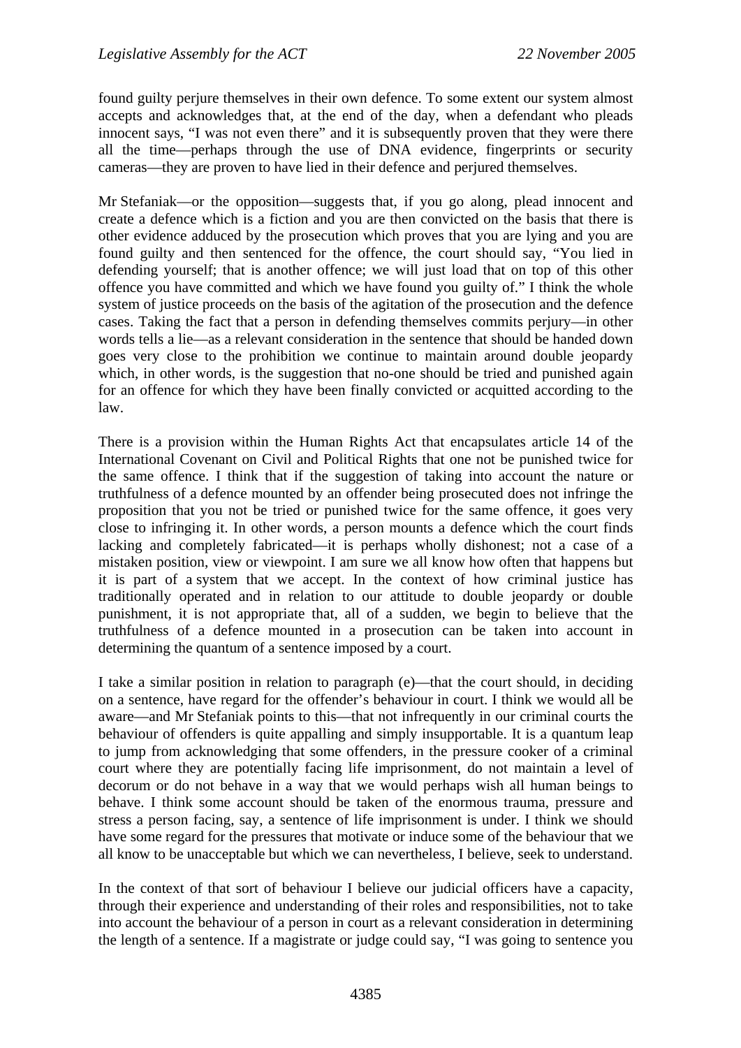found guilty perjure themselves in their own defence. To some extent our system almost accepts and acknowledges that, at the end of the day, when a defendant who pleads innocent says, "I was not even there" and it is subsequently proven that they were there all the time—perhaps through the use of DNA evidence, fingerprints or security cameras—they are proven to have lied in their defence and perjured themselves.

Mr Stefaniak—or the opposition—suggests that, if you go along, plead innocent and create a defence which is a fiction and you are then convicted on the basis that there is other evidence adduced by the prosecution which proves that you are lying and you are found guilty and then sentenced for the offence, the court should say, "You lied in defending yourself; that is another offence; we will just load that on top of this other offence you have committed and which we have found you guilty of." I think the whole system of justice proceeds on the basis of the agitation of the prosecution and the defence cases. Taking the fact that a person in defending themselves commits perjury—in other words tells a lie—as a relevant consideration in the sentence that should be handed down goes very close to the prohibition we continue to maintain around double jeopardy which, in other words, is the suggestion that no-one should be tried and punished again for an offence for which they have been finally convicted or acquitted according to the law.

There is a provision within the Human Rights Act that encapsulates article 14 of the International Covenant on Civil and Political Rights that one not be punished twice for the same offence. I think that if the suggestion of taking into account the nature or truthfulness of a defence mounted by an offender being prosecuted does not infringe the proposition that you not be tried or punished twice for the same offence, it goes very close to infringing it. In other words, a person mounts a defence which the court finds lacking and completely fabricated—it is perhaps wholly dishonest; not a case of a mistaken position, view or viewpoint. I am sure we all know how often that happens but it is part of a system that we accept. In the context of how criminal justice has traditionally operated and in relation to our attitude to double jeopardy or double punishment, it is not appropriate that, all of a sudden, we begin to believe that the truthfulness of a defence mounted in a prosecution can be taken into account in determining the quantum of a sentence imposed by a court.

I take a similar position in relation to paragraph (e)—that the court should, in deciding on a sentence, have regard for the offender's behaviour in court. I think we would all be aware—and Mr Stefaniak points to this—that not infrequently in our criminal courts the behaviour of offenders is quite appalling and simply insupportable. It is a quantum leap to jump from acknowledging that some offenders, in the pressure cooker of a criminal court where they are potentially facing life imprisonment, do not maintain a level of decorum or do not behave in a way that we would perhaps wish all human beings to behave. I think some account should be taken of the enormous trauma, pressure and stress a person facing, say, a sentence of life imprisonment is under. I think we should have some regard for the pressures that motivate or induce some of the behaviour that we all know to be unacceptable but which we can nevertheless, I believe, seek to understand.

In the context of that sort of behaviour I believe our judicial officers have a capacity, through their experience and understanding of their roles and responsibilities, not to take into account the behaviour of a person in court as a relevant consideration in determining the length of a sentence. If a magistrate or judge could say, "I was going to sentence you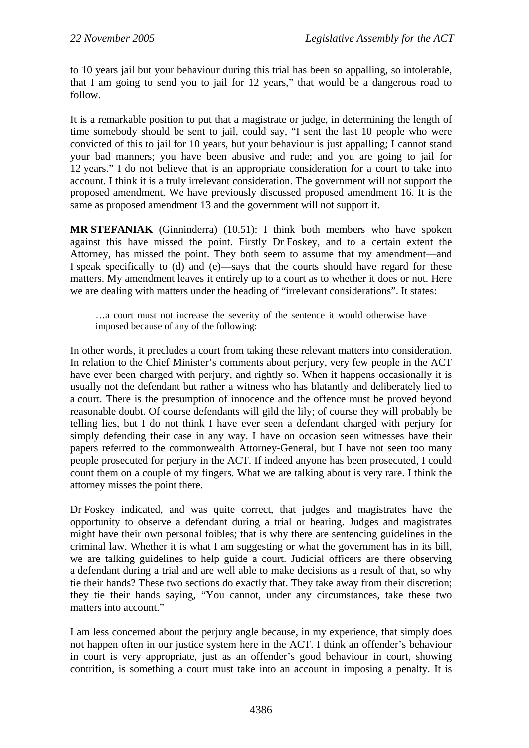to 10 years jail but your behaviour during this trial has been so appalling, so intolerable, that I am going to send you to jail for 12 years," that would be a dangerous road to follow.

It is a remarkable position to put that a magistrate or judge, in determining the length of time somebody should be sent to jail, could say, "I sent the last 10 people who were convicted of this to jail for 10 years, but your behaviour is just appalling; I cannot stand your bad manners; you have been abusive and rude; and you are going to jail for 12 years." I do not believe that is an appropriate consideration for a court to take into account. I think it is a truly irrelevant consideration. The government will not support the proposed amendment. We have previously discussed proposed amendment 16. It is the same as proposed amendment 13 and the government will not support it.

**MR STEFANIAK** (Ginninderra) (10.51): I think both members who have spoken against this have missed the point. Firstly Dr Foskey, and to a certain extent the Attorney, has missed the point. They both seem to assume that my amendment—and I speak specifically to (d) and (e)—says that the courts should have regard for these matters. My amendment leaves it entirely up to a court as to whether it does or not. Here we are dealing with matters under the heading of "irrelevant considerations". It states:

> …a court must not increase the severity of the sentence it would otherwise have imposed because of any of the following:

In other words, it precludes a court from taking these relevant matters into consideration. In relation to the Chief Minister's comments about perjury, very few people in the ACT have ever been charged with perjury, and rightly so. When it happens occasionally it is usually not the defendant but rather a witness who has blatantly and deliberately lied to a court. There is the presumption of innocence and the offence must be proved beyond reasonable doubt. Of course defendants will gild the lily; of course they will probably be telling lies, but I do not think I have ever seen a defendant charged with perjury for simply defending their case in any way. I have on occasion seen witnesses have their papers referred to the commonwealth Attorney-General, but I have not seen too many people prosecuted for perjury in the ACT. If indeed anyone has been prosecuted, I could count them on a couple of my fingers. What we are talking about is very rare. I think the attorney misses the point there.

Dr Foskey indicated, and was quite correct, that judges and magistrates have the opportunity to observe a defendant during a trial or hearing. Judges and magistrates might have their own personal foibles; that is why there are sentencing guidelines in the criminal law. Whether it is what I am suggesting or what the government has in its bill, we are talking guidelines to help guide a court. Judicial officers are there observing a defendant during a trial and are well able to make decisions as a result of that, so why tie their hands? These two sections do exactly that. They take away from their discretion; they tie their hands saying, "You cannot, under any circumstances, take these two matters into account."

I am less concerned about the perjury angle because, in my experience, that simply does not happen often in our justice system here in the ACT. I think an offender's behaviour in court is very appropriate, just as an offender's good behaviour in court, showing contrition, is something a court must take into an account in imposing a penalty. It is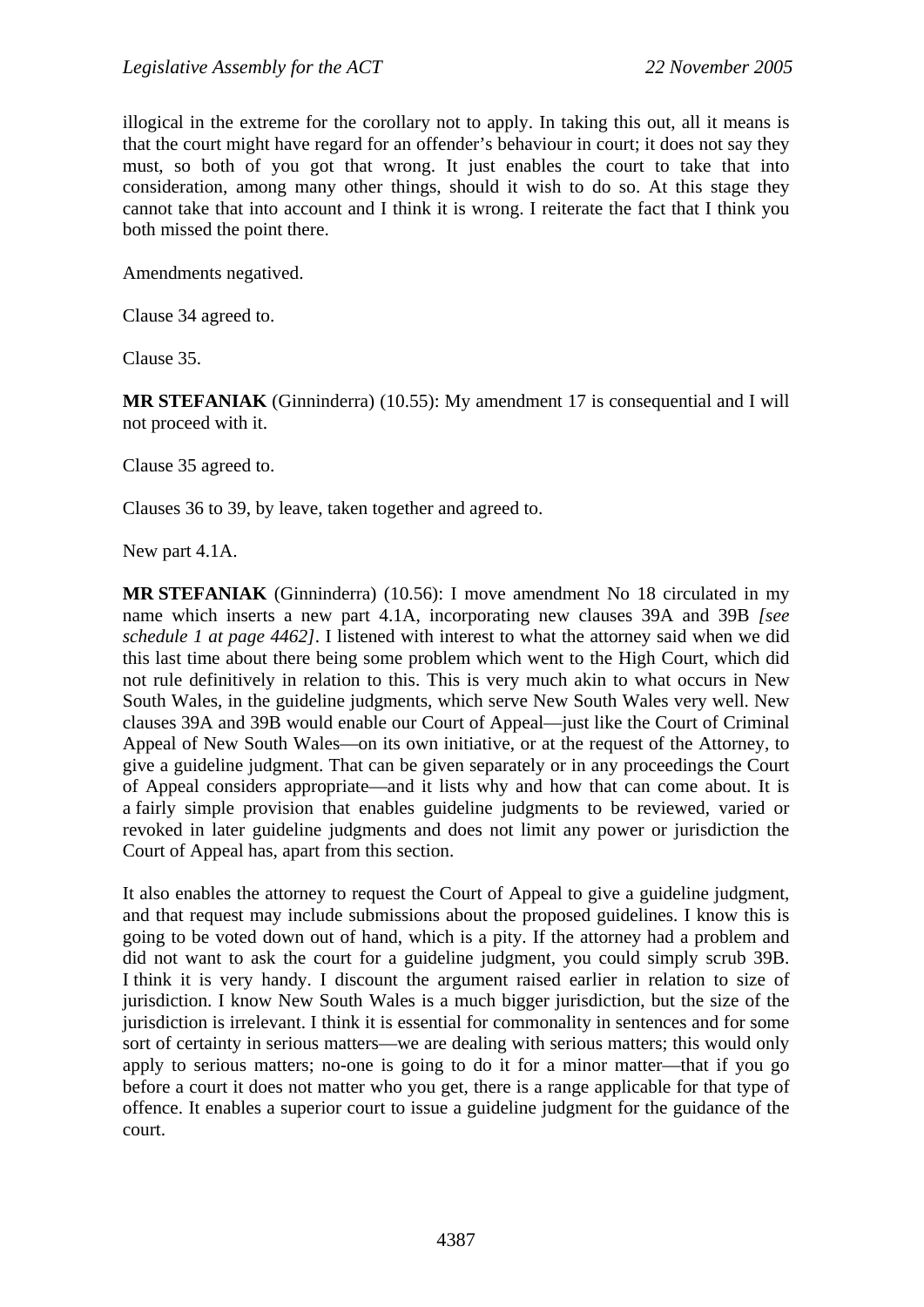illogical in the extreme for the corollary not to apply. In taking this out, all it means is that the court might have regard for an offender's behaviour in court; it does not say they must, so both of you got that wrong. It just enables the court to take that into consideration, among many other things, should it wish to do so. At this stage they cannot take that into account and I think it is wrong. I reiterate the fact that I think you both missed the point there.

Amendments negatived.

Clause 34 agreed to.

Clause 35.

**MR STEFANIAK** (Ginninderra) (10.55): My amendment 17 is consequential and I will not proceed with it.

Clause 35 agreed to.

Clauses 36 to 39, by leave, taken together and agreed to.

New part 4.1A.

**MR STEFANIAK** (Ginninderra) (10.56): I move amendment No 18 circulated in my name which inserts a new part 4.1A, incorporating new clauses 39A and 39B *[see schedule 1 at page 4462]*. I listened with interest to what the attorney said when we did this last time about there being some problem which went to the High Court, which did not rule definitively in relation to this. This is very much akin to what occurs in New South Wales, in the guideline judgments, which serve New South Wales very well. New clauses 39A and 39B would enable our Court of Appeal—just like the Court of Criminal Appeal of New South Wales—on its own initiative, or at the request of the Attorney, to give a guideline judgment. That can be given separately or in any proceedings the Court of Appeal considers appropriate—and it lists why and how that can come about. It is a fairly simple provision that enables guideline judgments to be reviewed, varied or revoked in later guideline judgments and does not limit any power or jurisdiction the Court of Appeal has, apart from this section.

It also enables the attorney to request the Court of Appeal to give a guideline judgment, and that request may include submissions about the proposed guidelines. I know this is going to be voted down out of hand, which is a pity. If the attorney had a problem and did not want to ask the court for a guideline judgment, you could simply scrub 39B. I think it is very handy. I discount the argument raised earlier in relation to size of jurisdiction. I know New South Wales is a much bigger jurisdiction, but the size of the jurisdiction is irrelevant. I think it is essential for commonality in sentences and for some sort of certainty in serious matters—we are dealing with serious matters; this would only apply to serious matters; no-one is going to do it for a minor matter—that if you go before a court it does not matter who you get, there is a range applicable for that type of offence. It enables a superior court to issue a guideline judgment for the guidance of the court.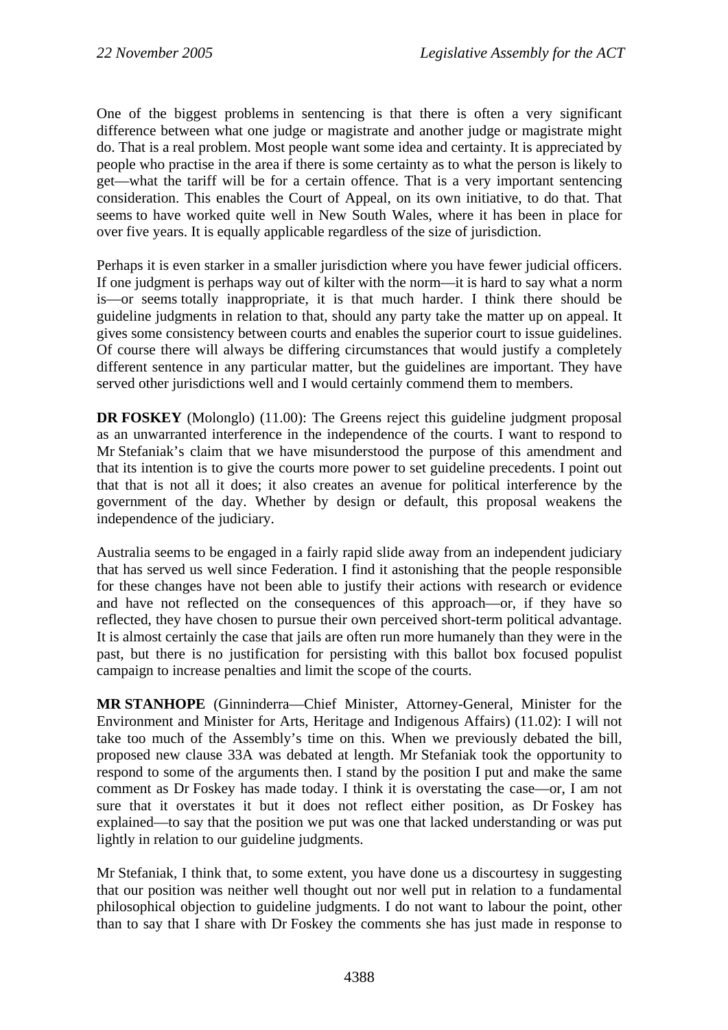One of the biggest problems in sentencing is that there is often a very significant difference between what one judge or magistrate and another judge or magistrate might do. That is a real problem. Most people want some idea and certainty. It is appreciated by people who practise in the area if there is some certainty as to what the person is likely to get—what the tariff will be for a certain offence. That is a very important sentencing consideration. This enables the Court of Appeal, on its own initiative, to do that. That seems to have worked quite well in New South Wales, where it has been in place for over five years. It is equally applicable regardless of the size of jurisdiction.

Perhaps it is even starker in a smaller jurisdiction where you have fewer judicial officers. If one judgment is perhaps way out of kilter with the norm—it is hard to say what a norm is—or seems totally inappropriate, it is that much harder. I think there should be guideline judgments in relation to that, should any party take the matter up on appeal. It gives some consistency between courts and enables the superior court to issue guidelines. Of course there will always be differing circumstances that would justify a completely different sentence in any particular matter, but the guidelines are important. They have served other jurisdictions well and I would certainly commend them to members.

**DR FOSKEY** (Molonglo) (11.00): The Greens reject this guideline judgment proposal as an unwarranted interference in the independence of the courts. I want to respond to Mr Stefaniak's claim that we have misunderstood the purpose of this amendment and that its intention is to give the courts more power to set guideline precedents. I point out that that is not all it does; it also creates an avenue for political interference by the government of the day. Whether by design or default, this proposal weakens the independence of the judiciary.

Australia seems to be engaged in a fairly rapid slide away from an independent judiciary that has served us well since Federation. I find it astonishing that the people responsible for these changes have not been able to justify their actions with research or evidence and have not reflected on the consequences of this approach—or, if they have so reflected, they have chosen to pursue their own perceived short-term political advantage. It is almost certainly the case that jails are often run more humanely than they were in the past, but there is no justification for persisting with this ballot box focused populist campaign to increase penalties and limit the scope of the courts.

**MR STANHOPE** (Ginninderra—Chief Minister, Attorney-General, Minister for the Environment and Minister for Arts, Heritage and Indigenous Affairs) (11.02): I will not take too much of the Assembly's time on this. When we previously debated the bill, proposed new clause 33A was debated at length. Mr Stefaniak took the opportunity to respond to some of the arguments then. I stand by the position I put and make the same comment as Dr Foskey has made today. I think it is overstating the case—or, I am not sure that it overstates it but it does not reflect either position, as Dr Foskey has explained—to say that the position we put was one that lacked understanding or was put lightly in relation to our guideline judgments.

Mr Stefaniak, I think that, to some extent, you have done us a discourtesy in suggesting that our position was neither well thought out nor well put in relation to a fundamental philosophical objection to guideline judgments. I do not want to labour the point, other than to say that I share with Dr Foskey the comments she has just made in response to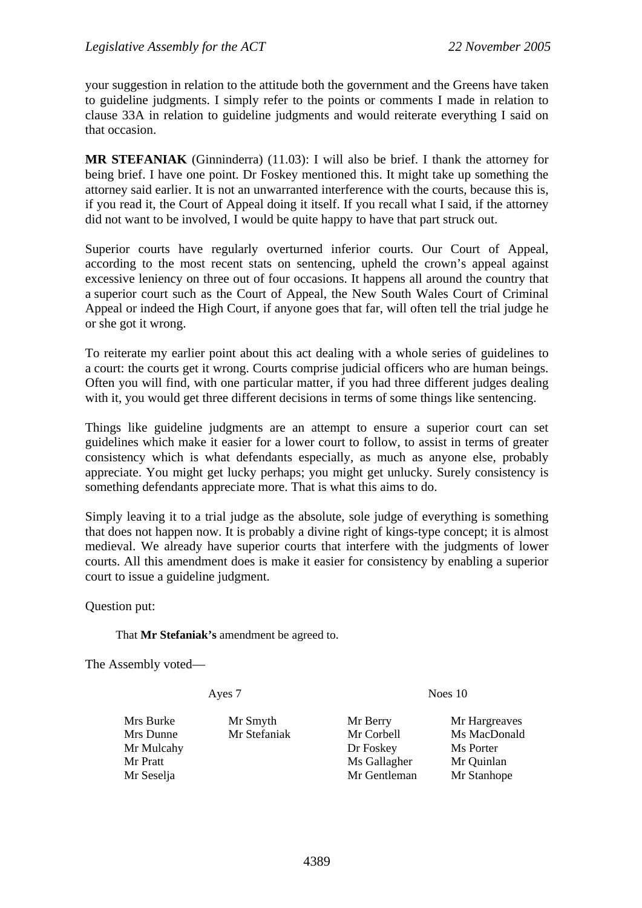your suggestion in relation to the attitude both the government and the Greens have taken to guideline judgments. I simply refer to the points or comments I made in relation to clause 33A in relation to guideline judgments and would reiterate everything I said on that occasion.

**MR STEFANIAK** (Ginninderra) (11.03): I will also be brief. I thank the attorney for being brief. I have one point. Dr Foskey mentioned this. It might take up something the attorney said earlier. It is not an unwarranted interference with the courts, because this is, if you read it, the Court of Appeal doing it itself. If you recall what I said, if the attorney did not want to be involved, I would be quite happy to have that part struck out.

Superior courts have regularly overturned inferior courts. Our Court of Appeal, according to the most recent stats on sentencing, upheld the crown's appeal against excessive leniency on three out of four occasions. It happens all around the country that a superior court such as the Court of Appeal, the New South Wales Court of Criminal Appeal or indeed the High Court, if anyone goes that far, will often tell the trial judge he or she got it wrong.

To reiterate my earlier point about this act dealing with a whole series of guidelines to a court: the courts get it wrong. Courts comprise judicial officers who are human beings. Often you will find, with one particular matter, if you had three different judges dealing with it, you would get three different decisions in terms of some things like sentencing.

Things like guideline judgments are an attempt to ensure a superior court can set guidelines which make it easier for a lower court to follow, to assist in terms of greater consistency which is what defendants especially, as much as anyone else, probably appreciate. You might get lucky perhaps; you might get unlucky. Surely consistency is something defendants appreciate more. That is what this aims to do.

Simply leaving it to a trial judge as the absolute, sole judge of everything is something that does not happen now. It is probably a divine right of kings-type concept; it is almost medieval. We already have superior courts that interfere with the judgments of lower courts. All this amendment does is make it easier for consistency by enabling a superior court to issue a guideline judgment.

Question put:

> That **Mr Stefaniak's** amendment be agreed to.

The Assembly voted—

| Ayes 7 | | Noes 10 | |
|---|---|---|---|
| Mrs Burke | Mr Smyth | Mr Berry | Mr Hargreaves |
| Mrs Dunne | Mr Stefaniak | Mr Corbell | Ms MacDonald |
| Mr Mulcahy | | Dr Foskey | Ms Porter |
| Mr Pratt | | Ms Gallagher | Mr Quinlan |
| Mr Seselja | | Mr Gentleman | Mr Stanhope |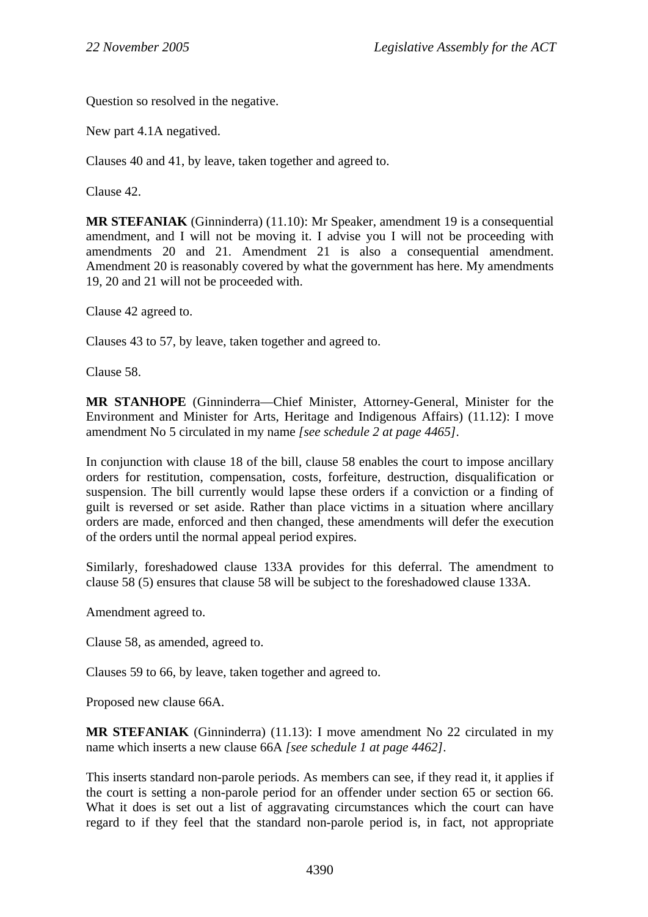Question so resolved in the negative.

New part 4.1A negatived.

Clauses 40 and 41, by leave, taken together and agreed to.

Clause 42.

**MR STEFANIAK** (Ginninderra) (11.10): Mr Speaker, amendment 19 is a consequential amendment, and I will not be moving it. I advise you I will not be proceeding with amendments 20 and 21. Amendment 21 is also a consequential amendment. Amendment 20 is reasonably covered by what the government has here. My amendments 19, 20 and 21 will not be proceeded with.

Clause 42 agreed to.

Clauses 43 to 57, by leave, taken together and agreed to.

Clause 58.

**MR STANHOPE** (Ginninderra—Chief Minister, Attorney-General, Minister for the Environment and Minister for Arts, Heritage and Indigenous Affairs) (11.12): I move amendment No 5 circulated in my name *[see schedule 2 at page 4465]*.

In conjunction with clause 18 of the bill, clause 58 enables the court to impose ancillary orders for restitution, compensation, costs, forfeiture, destruction, disqualification or suspension. The bill currently would lapse these orders if a conviction or a finding of guilt is reversed or set aside. Rather than place victims in a situation where ancillary orders are made, enforced and then changed, these amendments will defer the execution of the orders until the normal appeal period expires.

Similarly, foreshadowed clause 133A provides for this deferral. The amendment to clause 58 (5) ensures that clause 58 will be subject to the foreshadowed clause 133A.

Amendment agreed to.

Clause 58, as amended, agreed to.

Clauses 59 to 66, by leave, taken together and agreed to.

Proposed new clause 66A.

**MR STEFANIAK** (Ginninderra) (11.13): I move amendment No 22 circulated in my name which inserts a new clause 66A *[see schedule 1 at page 4462]*.

This inserts standard non-parole periods. As members can see, if they read it, it applies if the court is setting a non-parole period for an offender under section 65 or section 66. What it does is set out a list of aggravating circumstances which the court can have regard to if they feel that the standard non-parole period is, in fact, not appropriate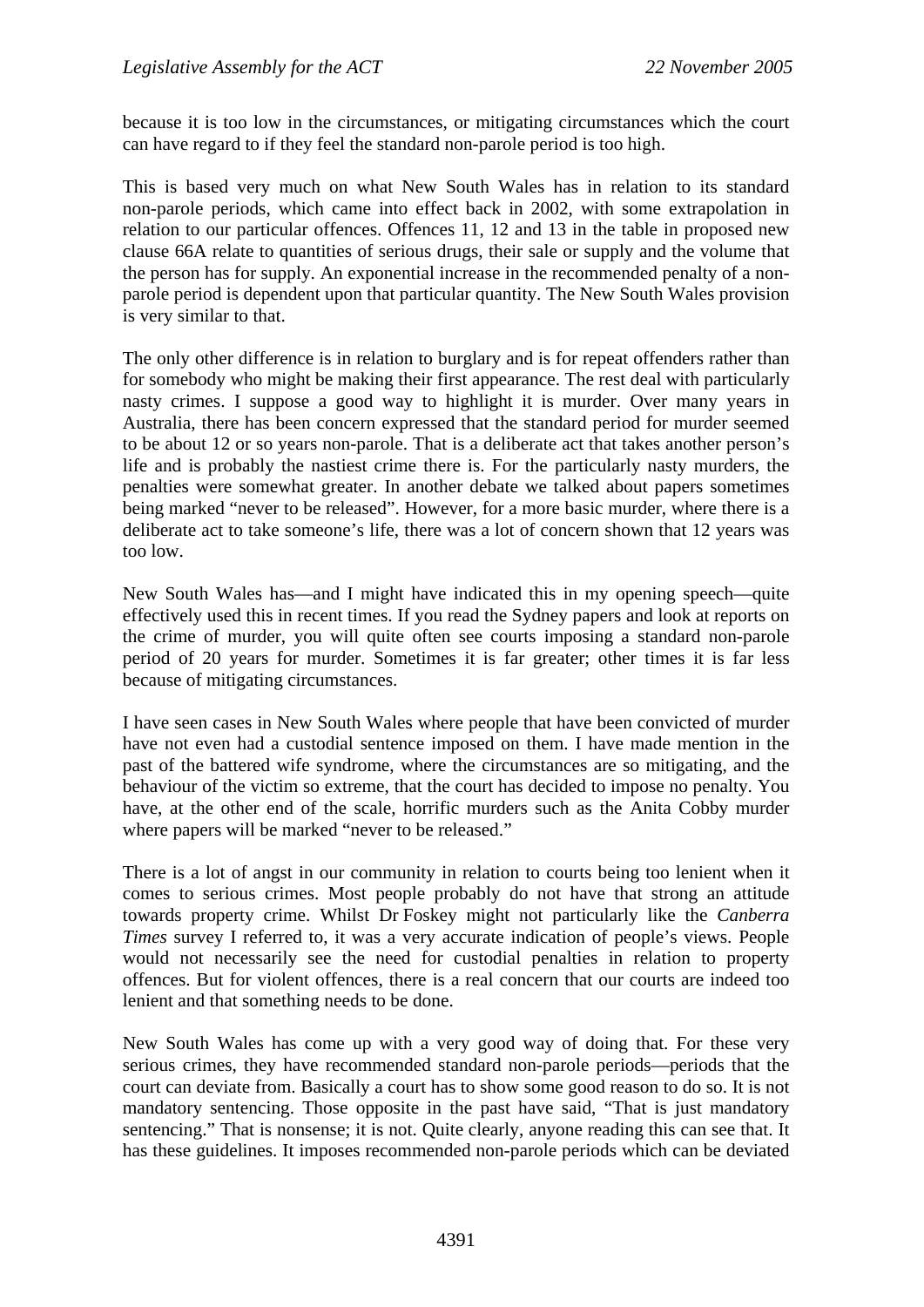because it is too low in the circumstances, or mitigating circumstances which the court can have regard to if they feel the standard non-parole period is too high.

This is based very much on what New South Wales has in relation to its standard non-parole periods, which came into effect back in 2002, with some extrapolation in relation to our particular offences. Offences 11, 12 and 13 in the table in proposed new clause 66A relate to quantities of serious drugs, their sale or supply and the volume that the person has for supply. An exponential increase in the recommended penalty of a non-parole period is dependent upon that particular quantity. The New South Wales provision is very similar to that.

The only other difference is in relation to burglary and is for repeat offenders rather than for somebody who might be making their first appearance. The rest deal with particularly nasty crimes. I suppose a good way to highlight it is murder. Over many years in Australia, there has been concern expressed that the standard period for murder seemed to be about 12 or so years non-parole. That is a deliberate act that takes another person's life and is probably the nastiest crime there is. For the particularly nasty murders, the penalties were somewhat greater. In another debate we talked about papers sometimes being marked "never to be released". However, for a more basic murder, where there is a deliberate act to take someone's life, there was a lot of concern shown that 12 years was too low.

New South Wales has—and I might have indicated this in my opening speech—quite effectively used this in recent times. If you read the Sydney papers and look at reports on the crime of murder, you will quite often see courts imposing a standard non-parole period of 20 years for murder. Sometimes it is far greater; other times it is far less because of mitigating circumstances.

I have seen cases in New South Wales where people that have been convicted of murder have not even had a custodial sentence imposed on them. I have made mention in the past of the battered wife syndrome, where the circumstances are so mitigating, and the behaviour of the victim so extreme, that the court has decided to impose no penalty. You have, at the other end of the scale, horrific murders such as the Anita Cobby murder where papers will be marked "never to be released."

There is a lot of angst in our community in relation to courts being too lenient when it comes to serious crimes. Most people probably do not have that strong an attitude towards property crime. Whilst Dr Foskey might not particularly like the *Canberra Times* survey I referred to, it was a very accurate indication of people's views. People would not necessarily see the need for custodial penalties in relation to property offences. But for violent offences, there is a real concern that our courts are indeed too lenient and that something needs to be done.

New South Wales has come up with a very good way of doing that. For these very serious crimes, they have recommended standard non-parole periods—periods that the court can deviate from. Basically a court has to show some good reason to do so. It is not mandatory sentencing. Those opposite in the past have said, "That is just mandatory sentencing." That is nonsense; it is not. Quite clearly, anyone reading this can see that. It has these guidelines. It imposes recommended non-parole periods which can be deviated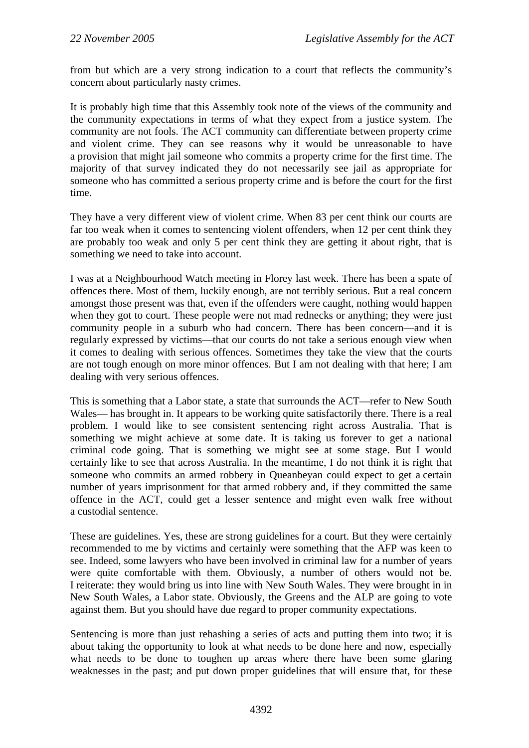from but which are a very strong indication to a court that reflects the community's concern about particularly nasty crimes.

It is probably high time that this Assembly took note of the views of the community and the community expectations in terms of what they expect from a justice system. The community are not fools. The ACT community can differentiate between property crime and violent crime. They can see reasons why it would be unreasonable to have a provision that might jail someone who commits a property crime for the first time. The majority of that survey indicated they do not necessarily see jail as appropriate for someone who has committed a serious property crime and is before the court for the first time.

They have a very different view of violent crime. When 83 per cent think our courts are far too weak when it comes to sentencing violent offenders, when 12 per cent think they are probably too weak and only 5 per cent think they are getting it about right, that is something we need to take into account.

I was at a Neighbourhood Watch meeting in Florey last week. There has been a spate of offences there. Most of them, luckily enough, are not terribly serious. But a real concern amongst those present was that, even if the offenders were caught, nothing would happen when they got to court. These people were not mad rednecks or anything; they were just community people in a suburb who had concern. There has been concern—and it is regularly expressed by victims—that our courts do not take a serious enough view when it comes to dealing with serious offences. Sometimes they take the view that the courts are not tough enough on more minor offences. But I am not dealing with that here; I am dealing with very serious offences.

This is something that a Labor state, a state that surrounds the ACT—refer to New South Wales— has brought in. It appears to be working quite satisfactorily there. There is a real problem. I would like to see consistent sentencing right across Australia. That is something we might achieve at some date. It is taking us forever to get a national criminal code going. That is something we might see at some stage. But I would certainly like to see that across Australia. In the meantime, I do not think it is right that someone who commits an armed robbery in Queanbeyan could expect to get a certain number of years imprisonment for that armed robbery and, if they committed the same offence in the ACT, could get a lesser sentence and might even walk free without a custodial sentence.

These are guidelines. Yes, these are strong guidelines for a court. But they were certainly recommended to me by victims and certainly were something that the AFP was keen to see. Indeed, some lawyers who have been involved in criminal law for a number of years were quite comfortable with them. Obviously, a number of others would not be. I reiterate: they would bring us into line with New South Wales. They were brought in in New South Wales, a Labor state. Obviously, the Greens and the ALP are going to vote against them. But you should have due regard to proper community expectations.

Sentencing is more than just rehashing a series of acts and putting them into two; it is about taking the opportunity to look at what needs to be done here and now, especially what needs to be done to toughen up areas where there have been some glaring weaknesses in the past; and put down proper guidelines that will ensure that, for these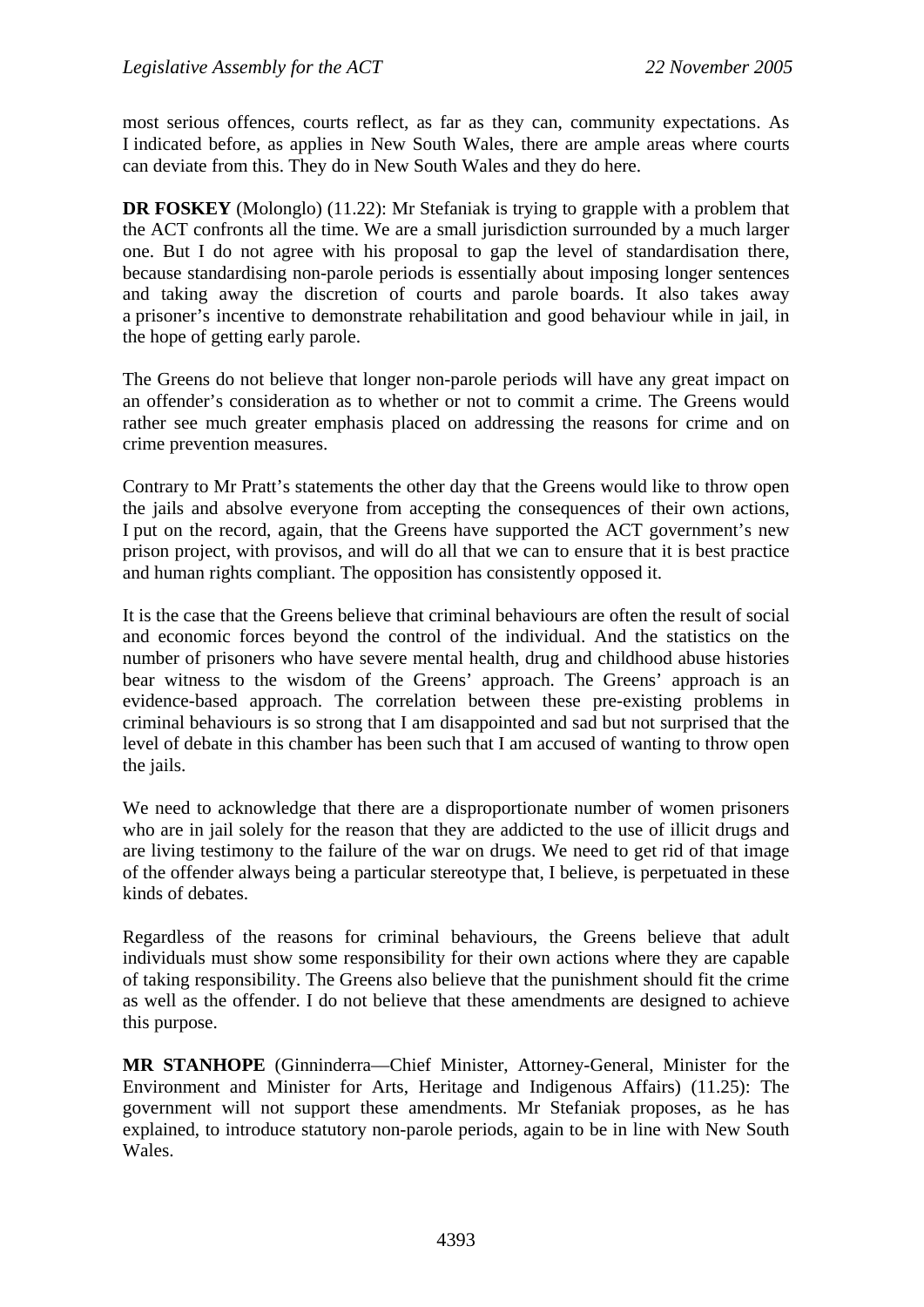most serious offences, courts reflect, as far as they can, community expectations. As I indicated before, as applies in New South Wales, there are ample areas where courts can deviate from this. They do in New South Wales and they do here.

**DR FOSKEY** (Molonglo) (11.22): Mr Stefaniak is trying to grapple with a problem that the ACT confronts all the time. We are a small jurisdiction surrounded by a much larger one. But I do not agree with his proposal to gap the level of standardisation there, because standardising non-parole periods is essentially about imposing longer sentences and taking away the discretion of courts and parole boards. It also takes away a prisoner's incentive to demonstrate rehabilitation and good behaviour while in jail, in the hope of getting early parole.

The Greens do not believe that longer non-parole periods will have any great impact on an offender's consideration as to whether or not to commit a crime. The Greens would rather see much greater emphasis placed on addressing the reasons for crime and on crime prevention measures.

Contrary to Mr Pratt's statements the other day that the Greens would like to throw open the jails and absolve everyone from accepting the consequences of their own actions, I put on the record, again, that the Greens have supported the ACT government's new prison project, with provisos, and will do all that we can to ensure that it is best practice and human rights compliant. The opposition has consistently opposed it.

It is the case that the Greens believe that criminal behaviours are often the result of social and economic forces beyond the control of the individual. And the statistics on the number of prisoners who have severe mental health, drug and childhood abuse histories bear witness to the wisdom of the Greens' approach. The Greens' approach is an evidence-based approach. The correlation between these pre-existing problems in criminal behaviours is so strong that I am disappointed and sad but not surprised that the level of debate in this chamber has been such that I am accused of wanting to throw open the jails.

We need to acknowledge that there are a disproportionate number of women prisoners who are in jail solely for the reason that they are addicted to the use of illicit drugs and are living testimony to the failure of the war on drugs. We need to get rid of that image of the offender always being a particular stereotype that, I believe, is perpetuated in these kinds of debates.

Regardless of the reasons for criminal behaviours, the Greens believe that adult individuals must show some responsibility for their own actions where they are capable of taking responsibility. The Greens also believe that the punishment should fit the crime as well as the offender. I do not believe that these amendments are designed to achieve this purpose.

**MR STANHOPE** (Ginninderra—Chief Minister, Attorney-General, Minister for the Environment and Minister for Arts, Heritage and Indigenous Affairs) (11.25): The government will not support these amendments. Mr Stefaniak proposes, as he has explained, to introduce statutory non-parole periods, again to be in line with New South Wales.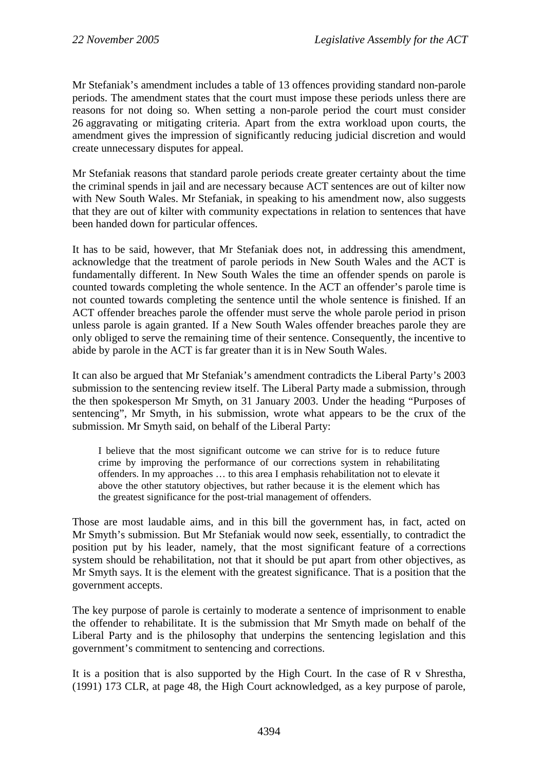Mr Stefaniak's amendment includes a table of 13 offences providing standard non-parole periods. The amendment states that the court must impose these periods unless there are reasons for not doing so. When setting a non-parole period the court must consider 26 aggravating or mitigating criteria. Apart from the extra workload upon courts, the amendment gives the impression of significantly reducing judicial discretion and would create unnecessary disputes for appeal.

Mr Stefaniak reasons that standard parole periods create greater certainty about the time the criminal spends in jail and are necessary because ACT sentences are out of kilter now with New South Wales. Mr Stefaniak, in speaking to his amendment now, also suggests that they are out of kilter with community expectations in relation to sentences that have been handed down for particular offences.

It has to be said, however, that Mr Stefaniak does not, in addressing this amendment, acknowledge that the treatment of parole periods in New South Wales and the ACT is fundamentally different. In New South Wales the time an offender spends on parole is counted towards completing the whole sentence. In the ACT an offender's parole time is not counted towards completing the sentence until the whole sentence is finished. If an ACT offender breaches parole the offender must serve the whole parole period in prison unless parole is again granted. If a New South Wales offender breaches parole they are only obliged to serve the remaining time of their sentence. Consequently, the incentive to abide by parole in the ACT is far greater than it is in New South Wales.

It can also be argued that Mr Stefaniak's amendment contradicts the Liberal Party's 2003 submission to the sentencing review itself. The Liberal Party made a submission, through the then spokesperson Mr Smyth, on 31 January 2003. Under the heading "Purposes of sentencing", Mr Smyth, in his submission, wrote what appears to be the crux of the submission. Mr Smyth said, on behalf of the Liberal Party:

> I believe that the most significant outcome we can strive for is to reduce future crime by improving the performance of our corrections system in rehabilitating offenders. In my approaches … to this area I emphasis rehabilitation not to elevate it above the other statutory objectives, but rather because it is the element which has the greatest significance for the post-trial management of offenders.

Those are most laudable aims, and in this bill the government has, in fact, acted on Mr Smyth's submission. But Mr Stefaniak would now seek, essentially, to contradict the position put by his leader, namely, that the most significant feature of a corrections system should be rehabilitation, not that it should be put apart from other objectives, as Mr Smyth says. It is the element with the greatest significance. That is a position that the government accepts.

The key purpose of parole is certainly to moderate a sentence of imprisonment to enable the offender to rehabilitate. It is the submission that Mr Smyth made on behalf of the Liberal Party and is the philosophy that underpins the sentencing legislation and this government's commitment to sentencing and corrections.

It is a position that is also supported by the High Court. In the case of R v Shrestha, (1991) 173 CLR, at page 48, the High Court acknowledged, as a key purpose of parole,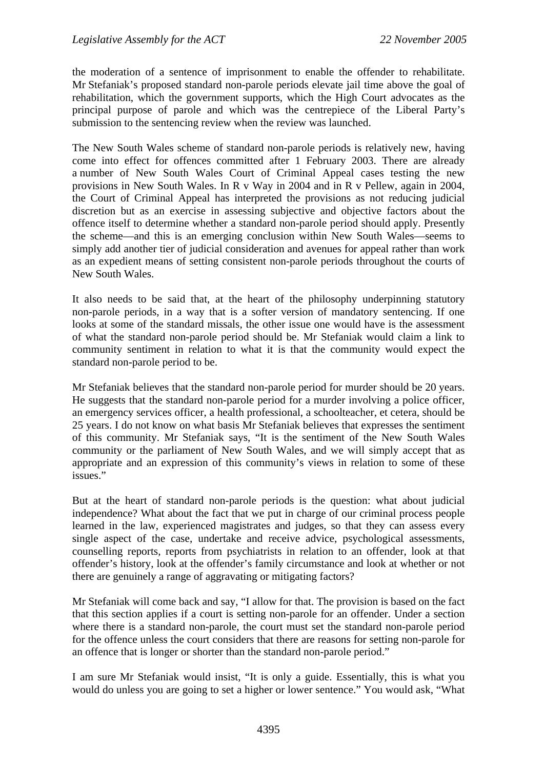the moderation of a sentence of imprisonment to enable the offender to rehabilitate. Mr Stefaniak's proposed standard non-parole periods elevate jail time above the goal of rehabilitation, which the government supports, which the High Court advocates as the principal purpose of parole and which was the centrepiece of the Liberal Party's submission to the sentencing review when the review was launched.

The New South Wales scheme of standard non-parole periods is relatively new, having come into effect for offences committed after 1 February 2003. There are already a number of New South Wales Court of Criminal Appeal cases testing the new provisions in New South Wales. In R v Way in 2004 and in R v Pellew, again in 2004, the Court of Criminal Appeal has interpreted the provisions as not reducing judicial discretion but as an exercise in assessing subjective and objective factors about the offence itself to determine whether a standard non-parole period should apply. Presently the scheme—and this is an emerging conclusion within New South Wales—seems to simply add another tier of judicial consideration and avenues for appeal rather than work as an expedient means of setting consistent non-parole periods throughout the courts of New South Wales.

It also needs to be said that, at the heart of the philosophy underpinning statutory non-parole periods, in a way that is a softer version of mandatory sentencing. If one looks at some of the standard missals, the other issue one would have is the assessment of what the standard non-parole period should be. Mr Stefaniak would claim a link to community sentiment in relation to what it is that the community would expect the standard non-parole period to be.

Mr Stefaniak believes that the standard non-parole period for murder should be 20 years. He suggests that the standard non-parole period for a murder involving a police officer, an emergency services officer, a health professional, a schoolteacher, et cetera, should be 25 years. I do not know on what basis Mr Stefaniak believes that expresses the sentiment of this community. Mr Stefaniak says, "It is the sentiment of the New South Wales community or the parliament of New South Wales, and we will simply accept that as appropriate and an expression of this community's views in relation to some of these issues."

But at the heart of standard non-parole periods is the question: what about judicial independence? What about the fact that we put in charge of our criminal process people learned in the law, experienced magistrates and judges, so that they can assess every single aspect of the case, undertake and receive advice, psychological assessments, counselling reports, reports from psychiatrists in relation to an offender, look at that offender's history, look at the offender's family circumstance and look at whether or not there are genuinely a range of aggravating or mitigating factors?

Mr Stefaniak will come back and say, "I allow for that. The provision is based on the fact that this section applies if a court is setting non-parole for an offender. Under a section where there is a standard non-parole, the court must set the standard non-parole period for the offence unless the court considers that there are reasons for setting non-parole for an offence that is longer or shorter than the standard non-parole period."

I am sure Mr Stefaniak would insist, "It is only a guide. Essentially, this is what you would do unless you are going to set a higher or lower sentence." You would ask, "What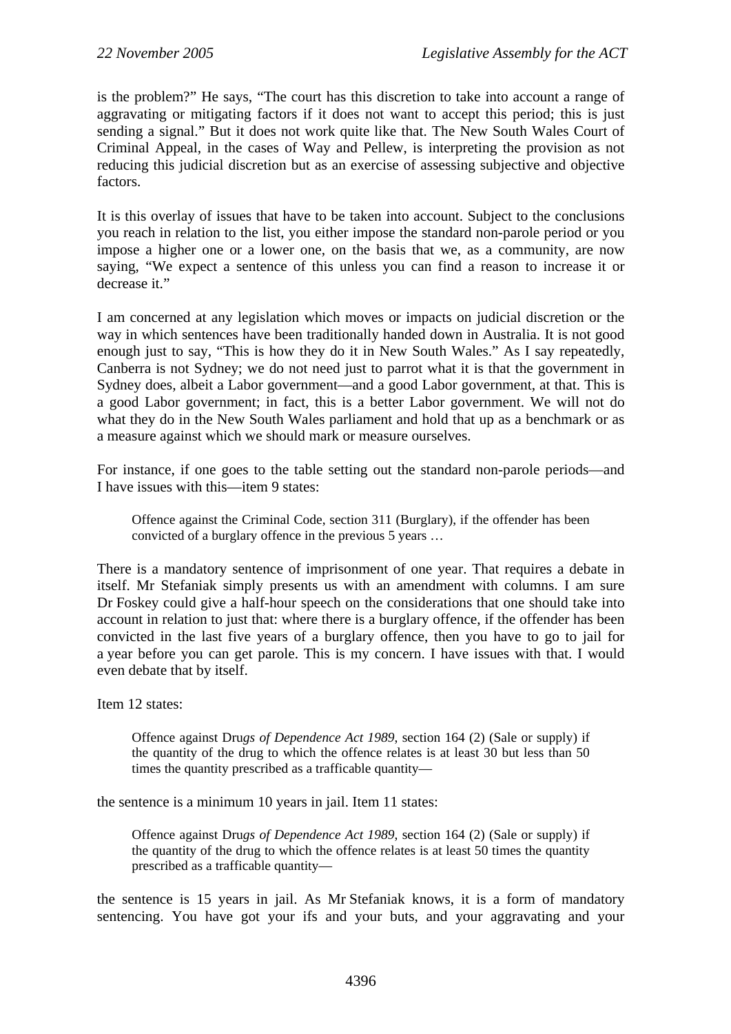is the problem?" He says, "The court has this discretion to take into account a range of aggravating or mitigating factors if it does not want to accept this period; this is just sending a signal." But it does not work quite like that. The New South Wales Court of Criminal Appeal, in the cases of Way and Pellew, is interpreting the provision as not reducing this judicial discretion but as an exercise of assessing subjective and objective factors.

It is this overlay of issues that have to be taken into account. Subject to the conclusions you reach in relation to the list, you either impose the standard non-parole period or you impose a higher one or a lower one, on the basis that we, as a community, are now saying, "We expect a sentence of this unless you can find a reason to increase it or decrease it."

I am concerned at any legislation which moves or impacts on judicial discretion or the way in which sentences have been traditionally handed down in Australia. It is not good enough just to say, "This is how they do it in New South Wales." As I say repeatedly, Canberra is not Sydney; we do not need just to parrot what it is that the government in Sydney does, albeit a Labor government—and a good Labor government, at that. This is a good Labor government; in fact, this is a better Labor government. We will not do what they do in the New South Wales parliament and hold that up as a benchmark or as a measure against which we should mark or measure ourselves.

For instance, if one goes to the table setting out the standard non-parole periods—and I have issues with this—item 9 states:

> Offence against the Criminal Code, section 311 (Burglary), if the offender has been convicted of a burglary offence in the previous 5 years …

There is a mandatory sentence of imprisonment of one year. That requires a debate in itself. Mr Stefaniak simply presents us with an amendment with columns. I am sure Dr Foskey could give a half-hour speech on the considerations that one should take into account in relation to just that: where there is a burglary offence, if the offender has been convicted in the last five years of a burglary offence, then you have to go to jail for a year before you can get parole. This is my concern. I have issues with that. I would even debate that by itself.

Item 12 states:

> Offence against Dru*gs of Dependence Act 1989*, section 164 (2) (Sale or supply) if the quantity of the drug to which the offence relates is at least 30 but less than 50 times the quantity prescribed as a trafficable quantity—

the sentence is a minimum 10 years in jail. Item 11 states:

> Offence against Dru*gs of Dependence Act 1989*, section 164 (2) (Sale or supply) if the quantity of the drug to which the offence relates is at least 50 times the quantity prescribed as a trafficable quantity—

the sentence is 15 years in jail. As Mr Stefaniak knows, it is a form of mandatory sentencing. You have got your ifs and your buts, and your aggravating and your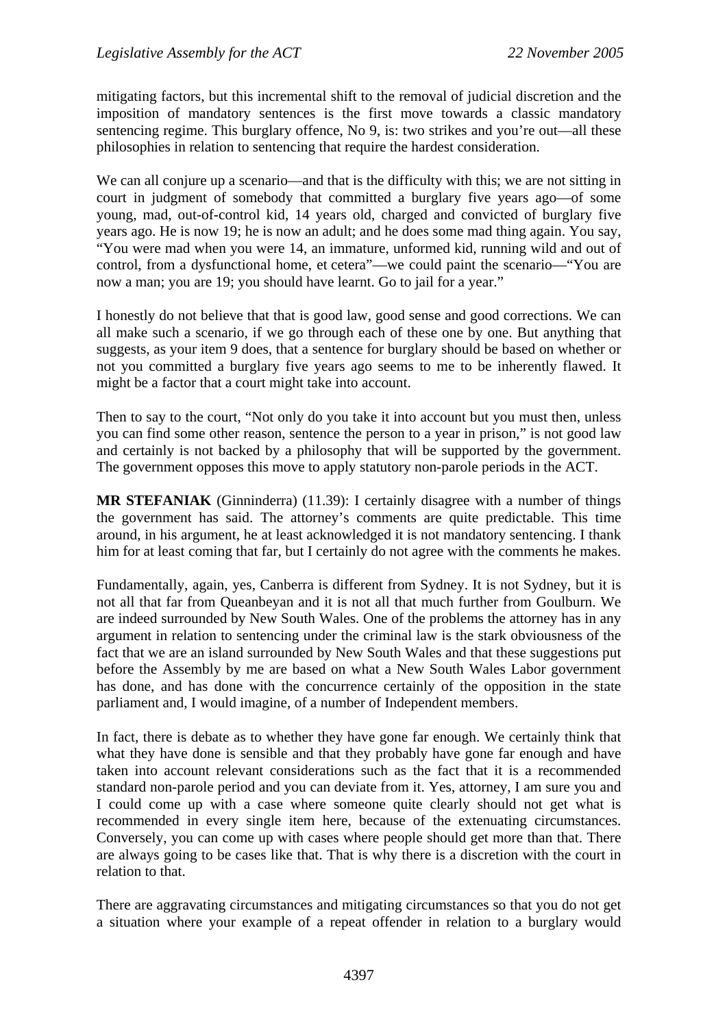mitigating factors, but this incremental shift to the removal of judicial discretion and the imposition of mandatory sentences is the first move towards a classic mandatory sentencing regime. This burglary offence, No 9, is: two strikes and you're out—all these philosophies in relation to sentencing that require the hardest consideration.

We can all conjure up a scenario—and that is the difficulty with this; we are not sitting in court in judgment of somebody that committed a burglary five years ago—of some young, mad, out-of-control kid, 14 years old, charged and convicted of burglary five years ago. He is now 19; he is now an adult; and he does some mad thing again. You say, "You were mad when you were 14, an immature, unformed kid, running wild and out of control, from a dysfunctional home, et cetera"—we could paint the scenario—"You are now a man; you are 19; you should have learnt. Go to jail for a year."

I honestly do not believe that that is good law, good sense and good corrections. We can all make such a scenario, if we go through each of these one by one. But anything that suggests, as your item 9 does, that a sentence for burglary should be based on whether or not you committed a burglary five years ago seems to me to be inherently flawed. It might be a factor that a court might take into account.

Then to say to the court, "Not only do you take it into account but you must then, unless you can find some other reason, sentence the person to a year in prison," is not good law and certainly is not backed by a philosophy that will be supported by the government. The government opposes this move to apply statutory non-parole periods in the ACT.

**MR STEFANIAK** (Ginninderra) (11.39): I certainly disagree with a number of things the government has said. The attorney's comments are quite predictable. This time around, in his argument, he at least acknowledged it is not mandatory sentencing. I thank him for at least coming that far, but I certainly do not agree with the comments he makes.

Fundamentally, again, yes, Canberra is different from Sydney. It is not Sydney, but it is not all that far from Queanbeyan and it is not all that much further from Goulburn. We are indeed surrounded by New South Wales. One of the problems the attorney has in any argument in relation to sentencing under the criminal law is the stark obviousness of the fact that we are an island surrounded by New South Wales and that these suggestions put before the Assembly by me are based on what a New South Wales Labor government has done, and has done with the concurrence certainly of the opposition in the state parliament and, I would imagine, of a number of Independent members.

In fact, there is debate as to whether they have gone far enough. We certainly think that what they have done is sensible and that they probably have gone far enough and have taken into account relevant considerations such as the fact that it is a recommended standard non-parole period and you can deviate from it. Yes, attorney, I am sure you and I could come up with a case where someone quite clearly should not get what is recommended in every single item here, because of the extenuating circumstances. Conversely, you can come up with cases where people should get more than that. There are always going to be cases like that. That is why there is a discretion with the court in relation to that.

There are aggravating circumstances and mitigating circumstances so that you do not get a situation where your example of a repeat offender in relation to a burglary would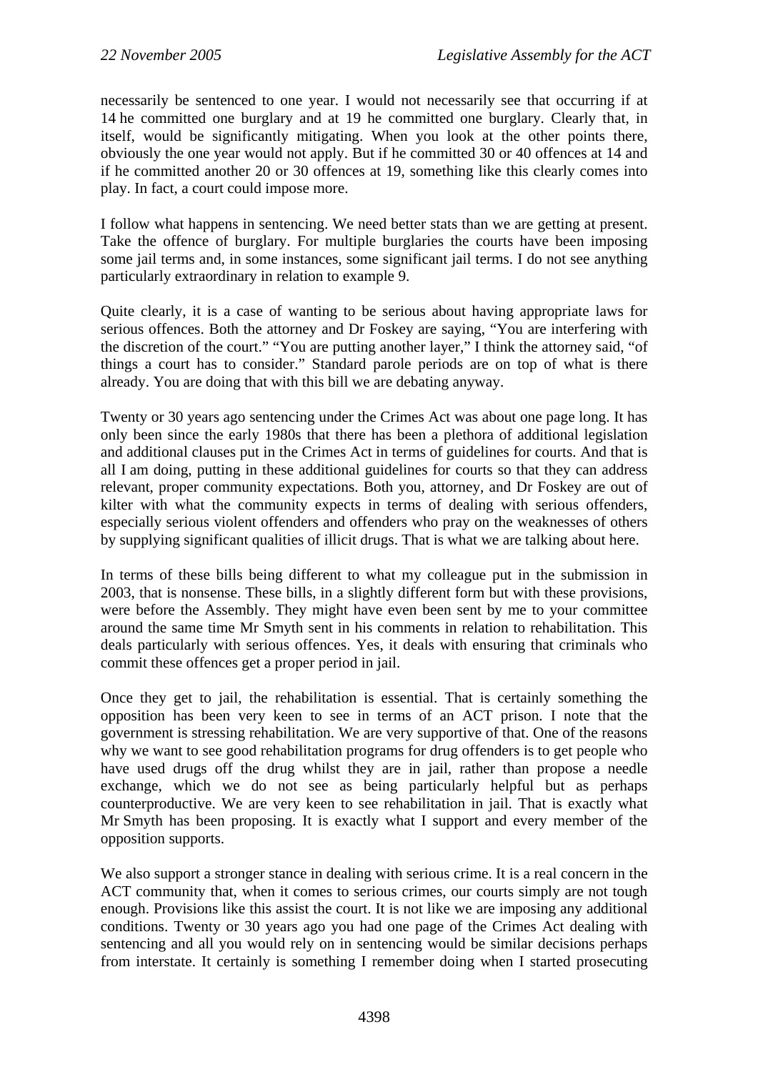necessarily be sentenced to one year. I would not necessarily see that occurring if at 14 he committed one burglary and at 19 he committed one burglary. Clearly that, in itself, would be significantly mitigating. When you look at the other points there, obviously the one year would not apply. But if he committed 30 or 40 offences at 14 and if he committed another 20 or 30 offences at 19, something like this clearly comes into play. In fact, a court could impose more.

I follow what happens in sentencing. We need better stats than we are getting at present. Take the offence of burglary. For multiple burglaries the courts have been imposing some jail terms and, in some instances, some significant jail terms. I do not see anything particularly extraordinary in relation to example 9.

Quite clearly, it is a case of wanting to be serious about having appropriate laws for serious offences. Both the attorney and Dr Foskey are saying, "You are interfering with the discretion of the court." "You are putting another layer," I think the attorney said, "of things a court has to consider." Standard parole periods are on top of what is there already. You are doing that with this bill we are debating anyway.

Twenty or 30 years ago sentencing under the Crimes Act was about one page long. It has only been since the early 1980s that there has been a plethora of additional legislation and additional clauses put in the Crimes Act in terms of guidelines for courts. And that is all I am doing, putting in these additional guidelines for courts so that they can address relevant, proper community expectations. Both you, attorney, and Dr Foskey are out of kilter with what the community expects in terms of dealing with serious offenders, especially serious violent offenders and offenders who pray on the weaknesses of others by supplying significant qualities of illicit drugs. That is what we are talking about here.

In terms of these bills being different to what my colleague put in the submission in 2003, that is nonsense. These bills, in a slightly different form but with these provisions, were before the Assembly. They might have even been sent by me to your committee around the same time Mr Smyth sent in his comments in relation to rehabilitation. This deals particularly with serious offences. Yes, it deals with ensuring that criminals who commit these offences get a proper period in jail.

Once they get to jail, the rehabilitation is essential. That is certainly something the opposition has been very keen to see in terms of an ACT prison. I note that the government is stressing rehabilitation. We are very supportive of that. One of the reasons why we want to see good rehabilitation programs for drug offenders is to get people who have used drugs off the drug whilst they are in jail, rather than propose a needle exchange, which we do not see as being particularly helpful but as perhaps counterproductive. We are very keen to see rehabilitation in jail. That is exactly what Mr Smyth has been proposing. It is exactly what I support and every member of the opposition supports.

We also support a stronger stance in dealing with serious crime. It is a real concern in the ACT community that, when it comes to serious crimes, our courts simply are not tough enough. Provisions like this assist the court. It is not like we are imposing any additional conditions. Twenty or 30 years ago you had one page of the Crimes Act dealing with sentencing and all you would rely on in sentencing would be similar decisions perhaps from interstate. It certainly is something I remember doing when I started prosecuting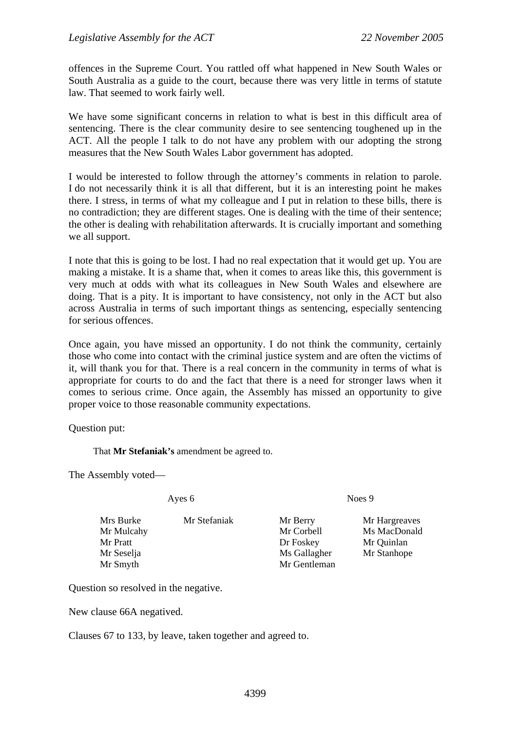offences in the Supreme Court. You rattled off what happened in New South Wales or South Australia as a guide to the court, because there was very little in terms of statute law. That seemed to work fairly well.

We have some significant concerns in relation to what is best in this difficult area of sentencing. There is the clear community desire to see sentencing toughened up in the ACT. All the people I talk to do not have any problem with our adopting the strong measures that the New South Wales Labor government has adopted.

I would be interested to follow through the attorney's comments in relation to parole. I do not necessarily think it is all that different, but it is an interesting point he makes there. I stress, in terms of what my colleague and I put in relation to these bills, there is no contradiction; they are different stages. One is dealing with the time of their sentence; the other is dealing with rehabilitation afterwards. It is crucially important and something we all support.

I note that this is going to be lost. I had no real expectation that it would get up. You are making a mistake. It is a shame that, when it comes to areas like this, this government is very much at odds with what its colleagues in New South Wales and elsewhere are doing. That is a pity. It is important to have consistency, not only in the ACT but also across Australia in terms of such important things as sentencing, especially sentencing for serious offences.

Once again, you have missed an opportunity. I do not think the community, certainly those who come into contact with the criminal justice system and are often the victims of it, will thank you for that. There is a real concern in the community in terms of what is appropriate for courts to do and the fact that there is a need for stronger laws when it comes to serious crime. Once again, the Assembly has missed an opportunity to give proper voice to those reasonable community expectations.

Question put:

> That **Mr Stefaniak's** amendment be agreed to.

The Assembly voted—

| Ayes 6 | | Noes 9 | |
|---|---|---|---|
| Mrs Burke | Mr Stefaniak | Mr Berry | Mr Hargreaves |
| Mr Mulcahy | | Mr Corbell | Ms MacDonald |
| Mr Pratt | | Dr Foskey | Mr Quinlan |
| Mr Seselja | | Ms Gallagher | Mr Stanhope |
| Mr Smyth | | Mr Gentleman | |

Question so resolved in the negative.

New clause 66A negatived.

Clauses 67 to 133, by leave, taken together and agreed to.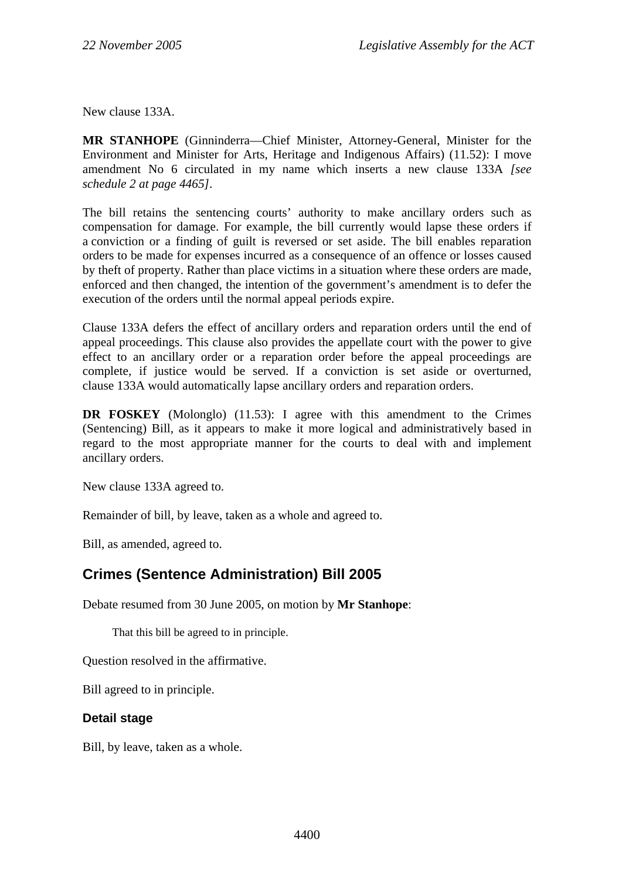New clause 133A.

**MR STANHOPE** (Ginninderra—Chief Minister, Attorney-General, Minister for the Environment and Minister for Arts, Heritage and Indigenous Affairs) (11.52): I move amendment No 6 circulated in my name which inserts a new clause 133A *[see schedule 2 at page 4465]*.

The bill retains the sentencing courts' authority to make ancillary orders such as compensation for damage. For example, the bill currently would lapse these orders if a conviction or a finding of guilt is reversed or set aside. The bill enables reparation orders to be made for expenses incurred as a consequence of an offence or losses caused by theft of property. Rather than place victims in a situation where these orders are made, enforced and then changed, the intention of the government's amendment is to defer the execution of the orders until the normal appeal periods expire.

Clause 133A defers the effect of ancillary orders and reparation orders until the end of appeal proceedings. This clause also provides the appellate court with the power to give effect to an ancillary order or a reparation order before the appeal proceedings are complete, if justice would be served. If a conviction is set aside or overturned, clause 133A would automatically lapse ancillary orders and reparation orders.

**DR FOSKEY** (Molonglo) (11.53): I agree with this amendment to the Crimes (Sentencing) Bill, as it appears to make it more logical and administratively based in regard to the most appropriate manner for the courts to deal with and implement ancillary orders.

New clause 133A agreed to.

Remainder of bill, by leave, taken as a whole and agreed to.

Bill, as amended, agreed to.

## Crimes (Sentence Administration) Bill 2005

Debate resumed from 30 June 2005, on motion by **Mr Stanhope**:

> That this bill be agreed to in principle.

Question resolved in the affirmative.

Bill agreed to in principle.

### Detail stage

Bill, by leave, taken as a whole.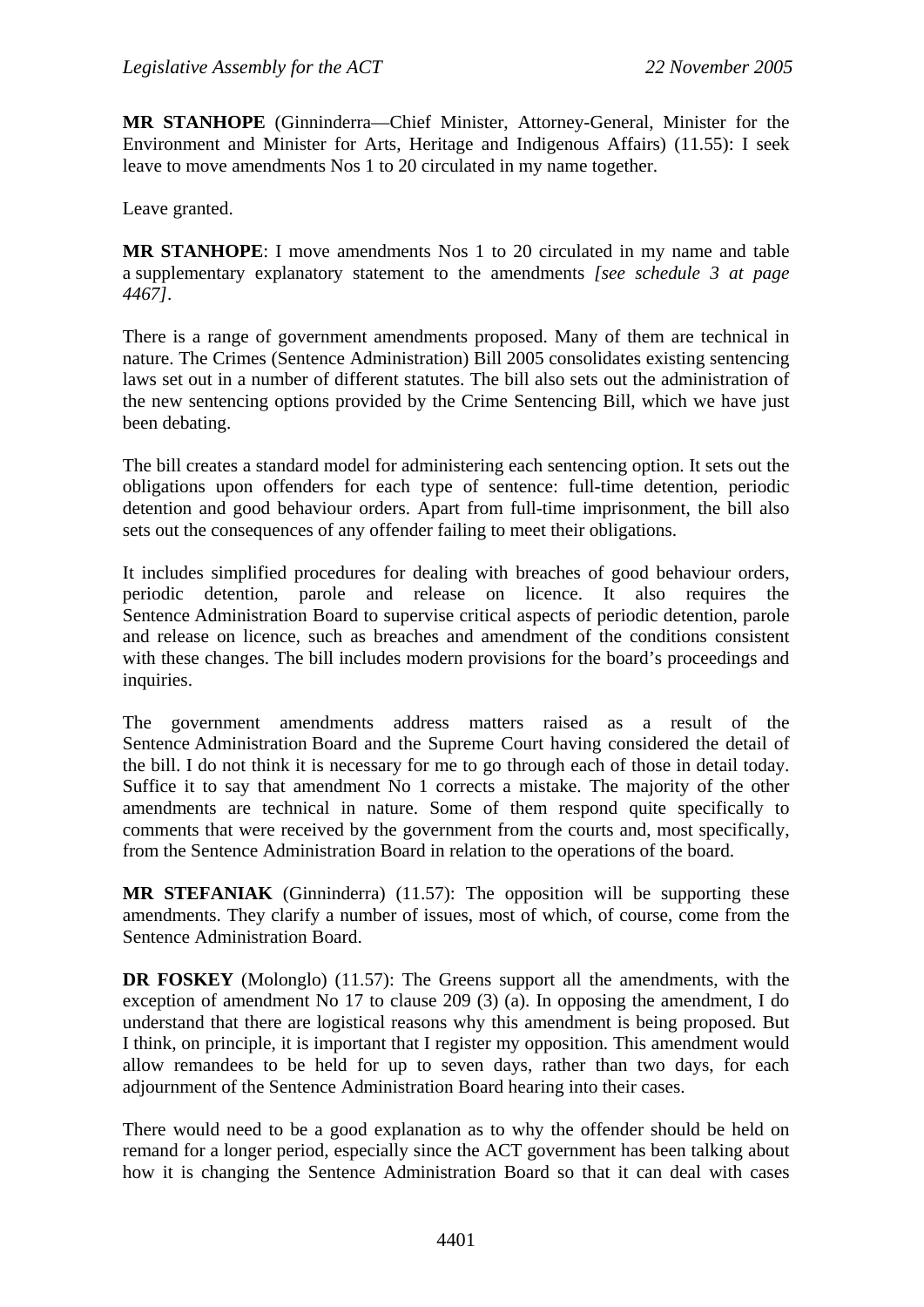**MR STANHOPE** (Ginninderra—Chief Minister, Attorney-General, Minister for the Environment and Minister for Arts, Heritage and Indigenous Affairs) (11.55): I seek leave to move amendments Nos 1 to 20 circulated in my name together.

Leave granted.

**MR STANHOPE**: I move amendments Nos 1 to 20 circulated in my name and table a supplementary explanatory statement to the amendments *[see schedule 3 at page 4467]*.

There is a range of government amendments proposed. Many of them are technical in nature. The Crimes (Sentence Administration) Bill 2005 consolidates existing sentencing laws set out in a number of different statutes. The bill also sets out the administration of the new sentencing options provided by the Crime Sentencing Bill, which we have just been debating.

The bill creates a standard model for administering each sentencing option. It sets out the obligations upon offenders for each type of sentence: full-time detention, periodic detention and good behaviour orders. Apart from full-time imprisonment, the bill also sets out the consequences of any offender failing to meet their obligations.

It includes simplified procedures for dealing with breaches of good behaviour orders, periodic detention, parole and release on licence. It also requires the Sentence Administration Board to supervise critical aspects of periodic detention, parole and release on licence, such as breaches and amendment of the conditions consistent with these changes. The bill includes modern provisions for the board's proceedings and inquiries.

The government amendments address matters raised as a result of the Sentence Administration Board and the Supreme Court having considered the detail of the bill. I do not think it is necessary for me to go through each of those in detail today. Suffice it to say that amendment No 1 corrects a mistake. The majority of the other amendments are technical in nature. Some of them respond quite specifically to comments that were received by the government from the courts and, most specifically, from the Sentence Administration Board in relation to the operations of the board.

**MR STEFANIAK** (Ginninderra) (11.57): The opposition will be supporting these amendments. They clarify a number of issues, most of which, of course, come from the Sentence Administration Board.

**DR FOSKEY** (Molonglo) (11.57): The Greens support all the amendments, with the exception of amendment No 17 to clause 209 (3) (a). In opposing the amendment, I do understand that there are logistical reasons why this amendment is being proposed. But I think, on principle, it is important that I register my opposition. This amendment would allow remandees to be held for up to seven days, rather than two days, for each adjournment of the Sentence Administration Board hearing into their cases.

There would need to be a good explanation as to why the offender should be held on remand for a longer period, especially since the ACT government has been talking about how it is changing the Sentence Administration Board so that it can deal with cases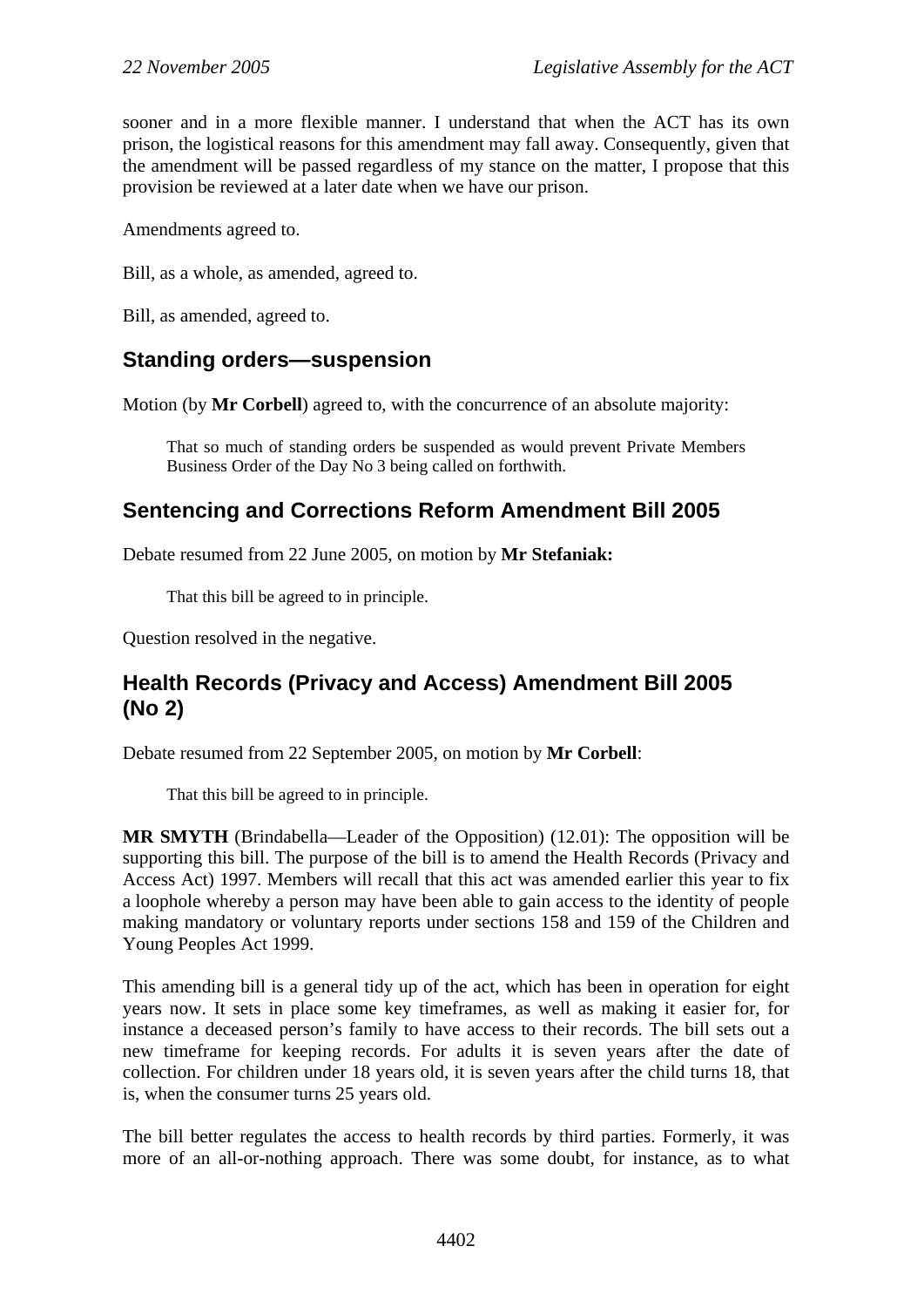sooner and in a more flexible manner. I understand that when the ACT has its own prison, the logistical reasons for this amendment may fall away. Consequently, given that the amendment will be passed regardless of my stance on the matter, I propose that this provision be reviewed at a later date when we have our prison.

Amendments agreed to.

Bill, as a whole, as amended, agreed to.

Bill, as amended, agreed to.

## Standing orders—suspension

Motion (by **Mr Corbell**) agreed to, with the concurrence of an absolute majority:

> That so much of standing orders be suspended as would prevent Private Members Business Order of the Day No 3 being called on forthwith.

## Sentencing and Corrections Reform Amendment Bill 2005

Debate resumed from 22 June 2005, on motion by **Mr Stefaniak:**

> That this bill be agreed to in principle.

Question resolved in the negative.

## Health Records (Privacy and Access) Amendment Bill 2005 (No 2)

Debate resumed from 22 September 2005, on motion by **Mr Corbell**:

> That this bill be agreed to in principle.

**MR SMYTH** (Brindabella—Leader of the Opposition) (12.01): The opposition will be supporting this bill. The purpose of the bill is to amend the Health Records (Privacy and Access Act) 1997. Members will recall that this act was amended earlier this year to fix a loophole whereby a person may have been able to gain access to the identity of people making mandatory or voluntary reports under sections 158 and 159 of the Children and Young Peoples Act 1999.

This amending bill is a general tidy up of the act, which has been in operation for eight years now. It sets in place some key timeframes, as well as making it easier for, for instance a deceased person's family to have access to their records. The bill sets out a new timeframe for keeping records. For adults it is seven years after the date of collection. For children under 18 years old, it is seven years after the child turns 18, that is, when the consumer turns 25 years old.

The bill better regulates the access to health records by third parties. Formerly, it was more of an all-or-nothing approach. There was some doubt, for instance, as to what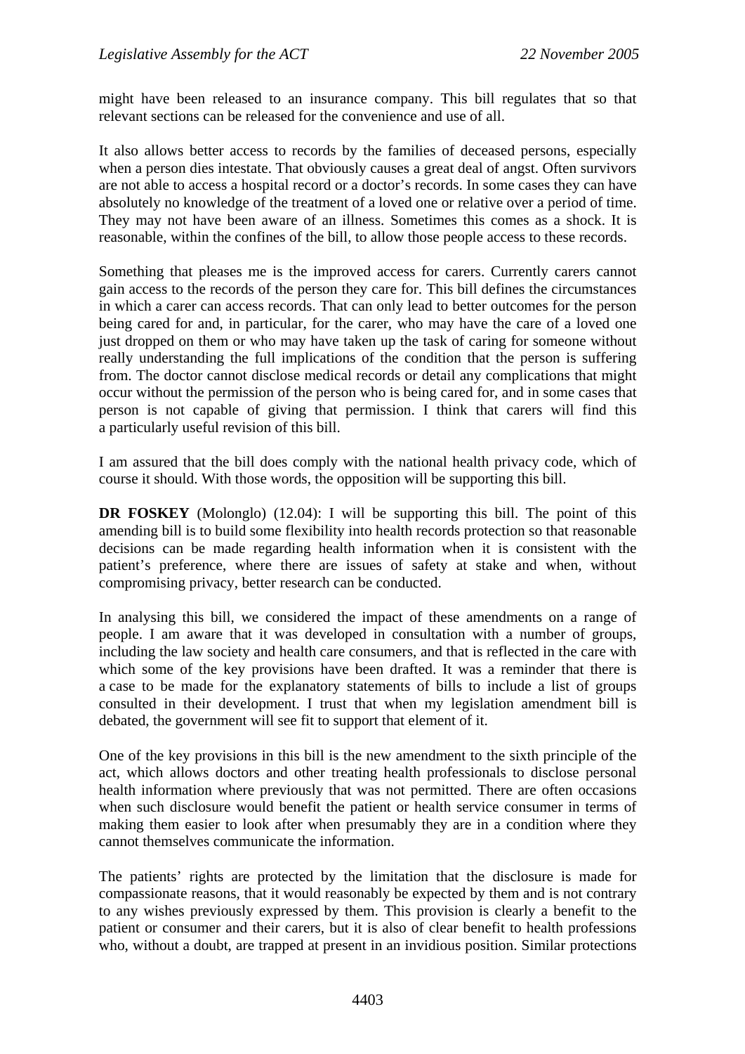might have been released to an insurance company. This bill regulates that so that relevant sections can be released for the convenience and use of all.

It also allows better access to records by the families of deceased persons, especially when a person dies intestate. That obviously causes a great deal of angst. Often survivors are not able to access a hospital record or a doctor's records. In some cases they can have absolutely no knowledge of the treatment of a loved one or relative over a period of time. They may not have been aware of an illness. Sometimes this comes as a shock. It is reasonable, within the confines of the bill, to allow those people access to these records.

Something that pleases me is the improved access for carers. Currently carers cannot gain access to the records of the person they care for. This bill defines the circumstances in which a carer can access records. That can only lead to better outcomes for the person being cared for and, in particular, for the carer, who may have the care of a loved one just dropped on them or who may have taken up the task of caring for someone without really understanding the full implications of the condition that the person is suffering from. The doctor cannot disclose medical records or detail any complications that might occur without the permission of the person who is being cared for, and in some cases that person is not capable of giving that permission. I think that carers will find this a particularly useful revision of this bill.

I am assured that the bill does comply with the national health privacy code, which of course it should. With those words, the opposition will be supporting this bill.

**DR FOSKEY** (Molonglo) (12.04): I will be supporting this bill. The point of this amending bill is to build some flexibility into health records protection so that reasonable decisions can be made regarding health information when it is consistent with the patient's preference, where there are issues of safety at stake and when, without compromising privacy, better research can be conducted.

In analysing this bill, we considered the impact of these amendments on a range of people. I am aware that it was developed in consultation with a number of groups, including the law society and health care consumers, and that is reflected in the care with which some of the key provisions have been drafted. It was a reminder that there is a case to be made for the explanatory statements of bills to include a list of groups consulted in their development. I trust that when my legislation amendment bill is debated, the government will see fit to support that element of it.

One of the key provisions in this bill is the new amendment to the sixth principle of the act, which allows doctors and other treating health professionals to disclose personal health information where previously that was not permitted. There are often occasions when such disclosure would benefit the patient or health service consumer in terms of making them easier to look after when presumably they are in a condition where they cannot themselves communicate the information.

The patients' rights are protected by the limitation that the disclosure is made for compassionate reasons, that it would reasonably be expected by them and is not contrary to any wishes previously expressed by them. This provision is clearly a benefit to the patient or consumer and their carers, but it is also of clear benefit to health professions who, without a doubt, are trapped at present in an invidious position. Similar protections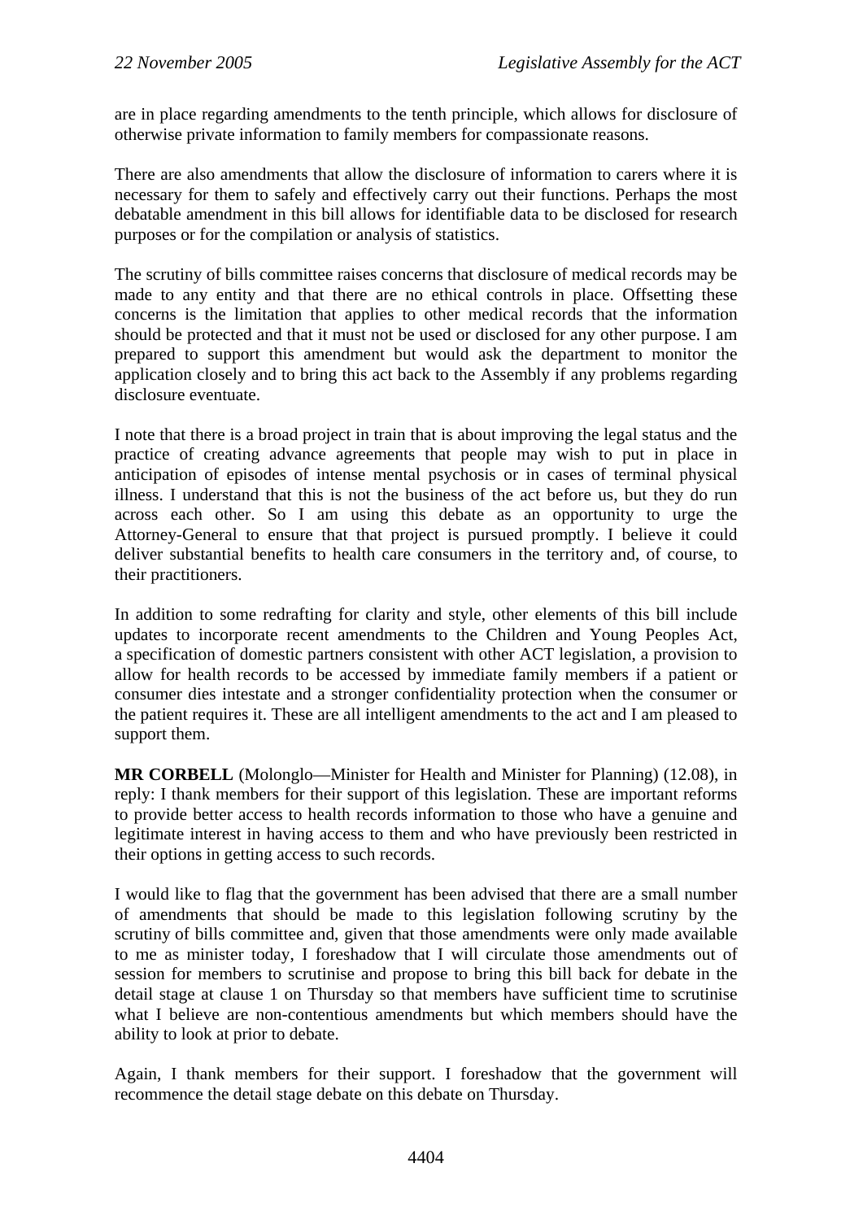are in place regarding amendments to the tenth principle, which allows for disclosure of otherwise private information to family members for compassionate reasons.

There are also amendments that allow the disclosure of information to carers where it is necessary for them to safely and effectively carry out their functions. Perhaps the most debatable amendment in this bill allows for identifiable data to be disclosed for research purposes or for the compilation or analysis of statistics.

The scrutiny of bills committee raises concerns that disclosure of medical records may be made to any entity and that there are no ethical controls in place. Offsetting these concerns is the limitation that applies to other medical records that the information should be protected and that it must not be used or disclosed for any other purpose. I am prepared to support this amendment but would ask the department to monitor the application closely and to bring this act back to the Assembly if any problems regarding disclosure eventuate.

I note that there is a broad project in train that is about improving the legal status and the practice of creating advance agreements that people may wish to put in place in anticipation of episodes of intense mental psychosis or in cases of terminal physical illness. I understand that this is not the business of the act before us, but they do run across each other. So I am using this debate as an opportunity to urge the Attorney-General to ensure that that project is pursued promptly. I believe it could deliver substantial benefits to health care consumers in the territory and, of course, to their practitioners.

In addition to some redrafting for clarity and style, other elements of this bill include updates to incorporate recent amendments to the Children and Young Peoples Act, a specification of domestic partners consistent with other ACT legislation, a provision to allow for health records to be accessed by immediate family members if a patient or consumer dies intestate and a stronger confidentiality protection when the consumer or the patient requires it. These are all intelligent amendments to the act and I am pleased to support them.

**MR CORBELL** (Molonglo—Minister for Health and Minister for Planning) (12.08), in reply: I thank members for their support of this legislation. These are important reforms to provide better access to health records information to those who have a genuine and legitimate interest in having access to them and who have previously been restricted in their options in getting access to such records.

I would like to flag that the government has been advised that there are a small number of amendments that should be made to this legislation following scrutiny by the scrutiny of bills committee and, given that those amendments were only made available to me as minister today, I foreshadow that I will circulate those amendments out of session for members to scrutinise and propose to bring this bill back for debate in the detail stage at clause 1 on Thursday so that members have sufficient time to scrutinise what I believe are non-contentious amendments but which members should have the ability to look at prior to debate.

Again, I thank members for their support. I foreshadow that the government will recommence the detail stage debate on this debate on Thursday.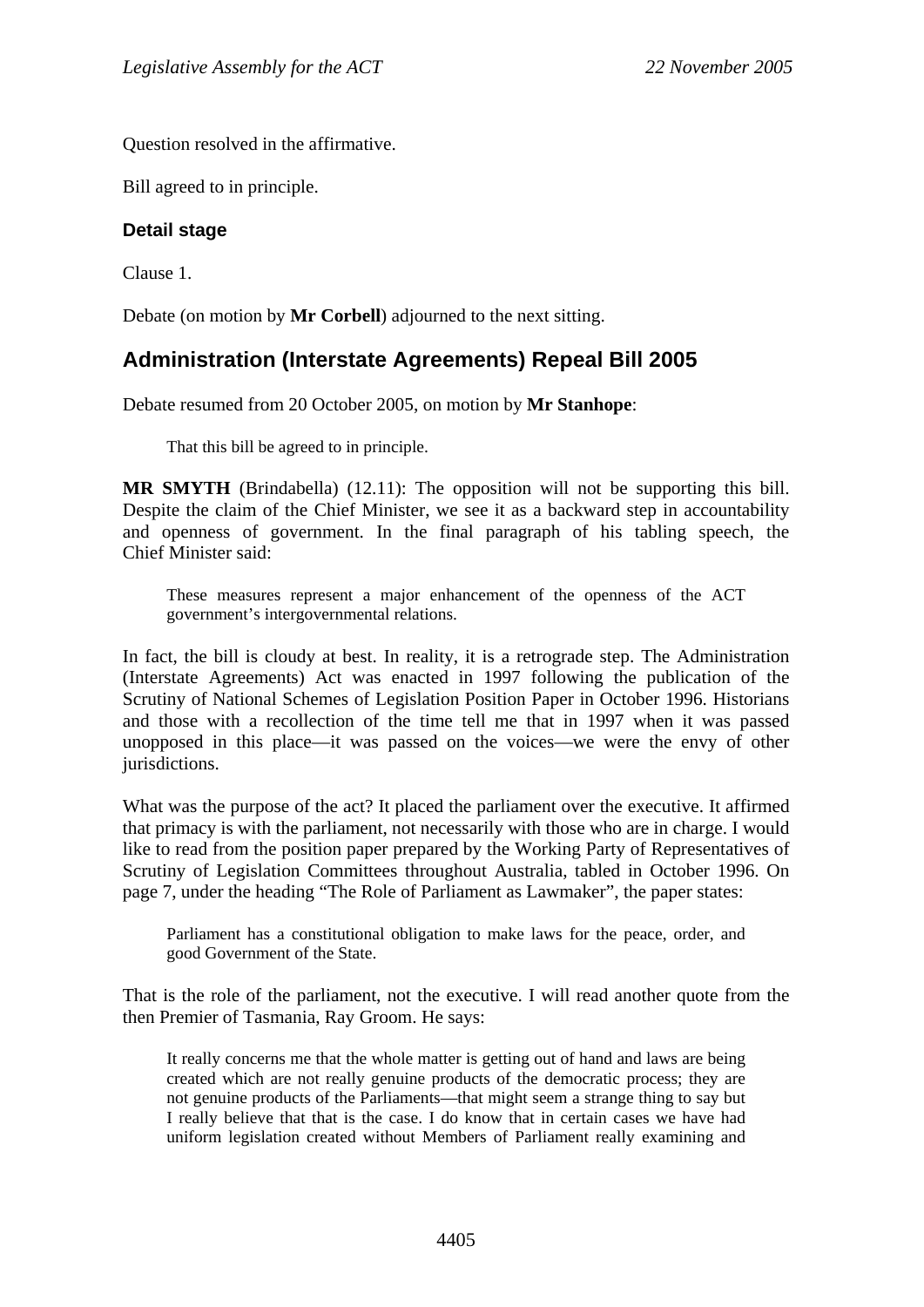Question resolved in the affirmative.

Bill agreed to in principle.

### Detail stage

Clause 1.

Debate (on motion by **Mr Corbell**) adjourned to the next sitting.

## Administration (Interstate Agreements) Repeal Bill 2005

Debate resumed from 20 October 2005, on motion by **Mr Stanhope**:

> That this bill be agreed to in principle.

**MR SMYTH** (Brindabella) (12.11): The opposition will not be supporting this bill. Despite the claim of the Chief Minister, we see it as a backward step in accountability and openness of government. In the final paragraph of his tabling speech, the Chief Minister said:

> These measures represent a major enhancement of the openness of the ACT government's intergovernmental relations.

In fact, the bill is cloudy at best. In reality, it is a retrograde step. The Administration (Interstate Agreements) Act was enacted in 1997 following the publication of the Scrutiny of National Schemes of Legislation Position Paper in October 1996. Historians and those with a recollection of the time tell me that in 1997 when it was passed unopposed in this place—it was passed on the voices—we were the envy of other jurisdictions.

What was the purpose of the act? It placed the parliament over the executive. It affirmed that primacy is with the parliament, not necessarily with those who are in charge. I would like to read from the position paper prepared by the Working Party of Representatives of Scrutiny of Legislation Committees throughout Australia, tabled in October 1996. On page 7, under the heading "The Role of Parliament as Lawmaker", the paper states:

> Parliament has a constitutional obligation to make laws for the peace, order, and good Government of the State.

That is the role of the parliament, not the executive. I will read another quote from the then Premier of Tasmania, Ray Groom. He says:

> It really concerns me that the whole matter is getting out of hand and laws are being created which are not really genuine products of the democratic process; they are not genuine products of the Parliaments—that might seem a strange thing to say but I really believe that that is the case. I do know that in certain cases we have had uniform legislation created without Members of Parliament really examining and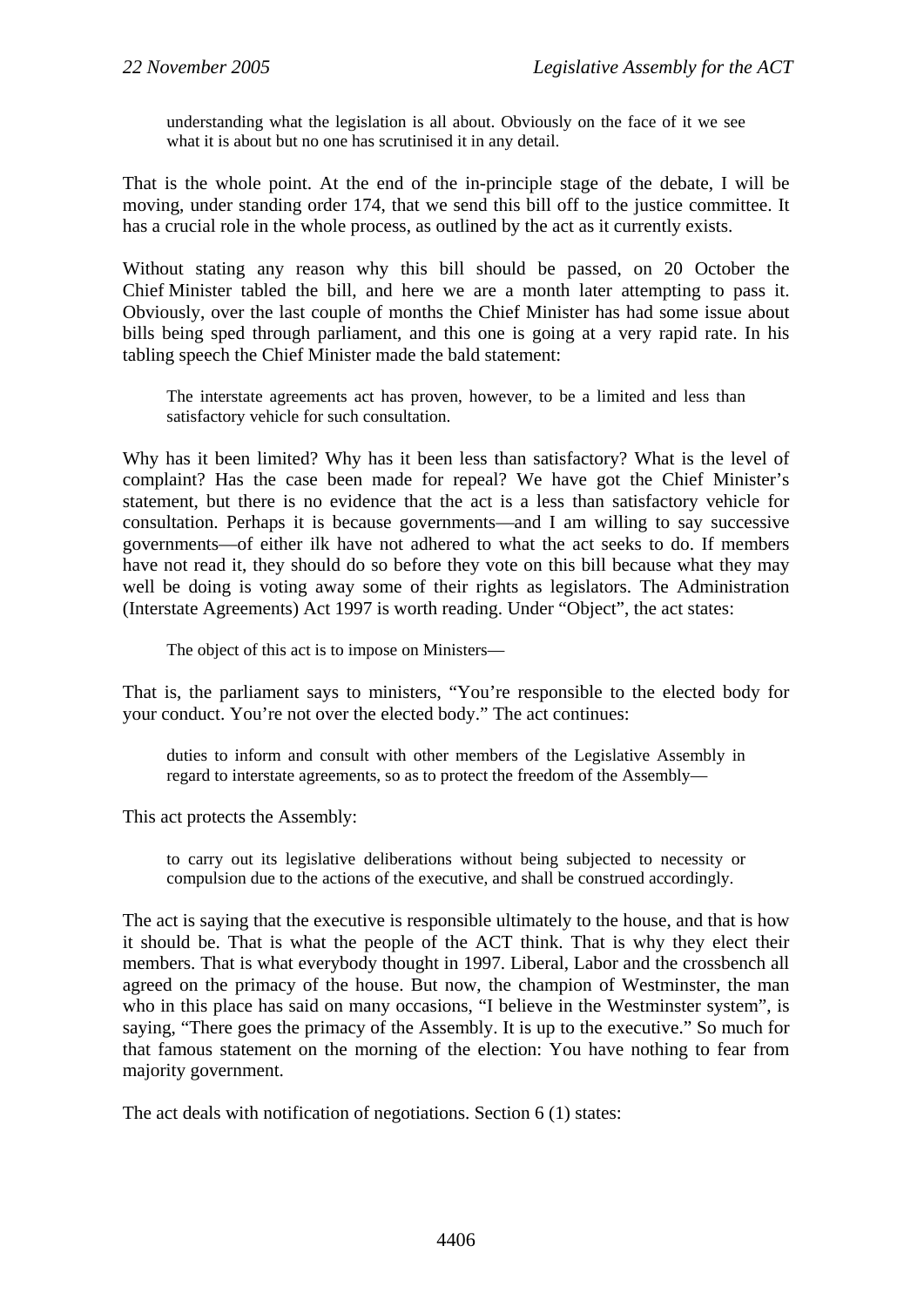> understanding what the legislation is all about. Obviously on the face of it we see what it is about but no one has scrutinised it in any detail.

That is the whole point. At the end of the in-principle stage of the debate, I will be moving, under standing order 174, that we send this bill off to the justice committee. It has a crucial role in the whole process, as outlined by the act as it currently exists.

Without stating any reason why this bill should be passed, on 20 October the Chief Minister tabled the bill, and here we are a month later attempting to pass it. Obviously, over the last couple of months the Chief Minister has had some issue about bills being sped through parliament, and this one is going at a very rapid rate. In his tabling speech the Chief Minister made the bald statement:

> The interstate agreements act has proven, however, to be a limited and less than satisfactory vehicle for such consultation.

Why has it been limited? Why has it been less than satisfactory? What is the level of complaint? Has the case been made for repeal? We have got the Chief Minister's statement, but there is no evidence that the act is a less than satisfactory vehicle for consultation. Perhaps it is because governments—and I am willing to say successive governments—of either ilk have not adhered to what the act seeks to do. If members have not read it, they should do so before they vote on this bill because what they may well be doing is voting away some of their rights as legislators. The Administration (Interstate Agreements) Act 1997 is worth reading. Under "Object", the act states:

> The object of this act is to impose on Ministers—

That is, the parliament says to ministers, "You're responsible to the elected body for your conduct. You're not over the elected body." The act continues:

> duties to inform and consult with other members of the Legislative Assembly in regard to interstate agreements, so as to protect the freedom of the Assembly—

This act protects the Assembly:

> to carry out its legislative deliberations without being subjected to necessity or compulsion due to the actions of the executive, and shall be construed accordingly.

The act is saying that the executive is responsible ultimately to the house, and that is how it should be. That is what the people of the ACT think. That is why they elect their members. That is what everybody thought in 1997. Liberal, Labor and the crossbench all agreed on the primacy of the house. But now, the champion of Westminster, the man who in this place has said on many occasions, "I believe in the Westminster system", is saying, "There goes the primacy of the Assembly. It is up to the executive." So much for that famous statement on the morning of the election: You have nothing to fear from majority government.

The act deals with notification of negotiations. Section 6 (1) states: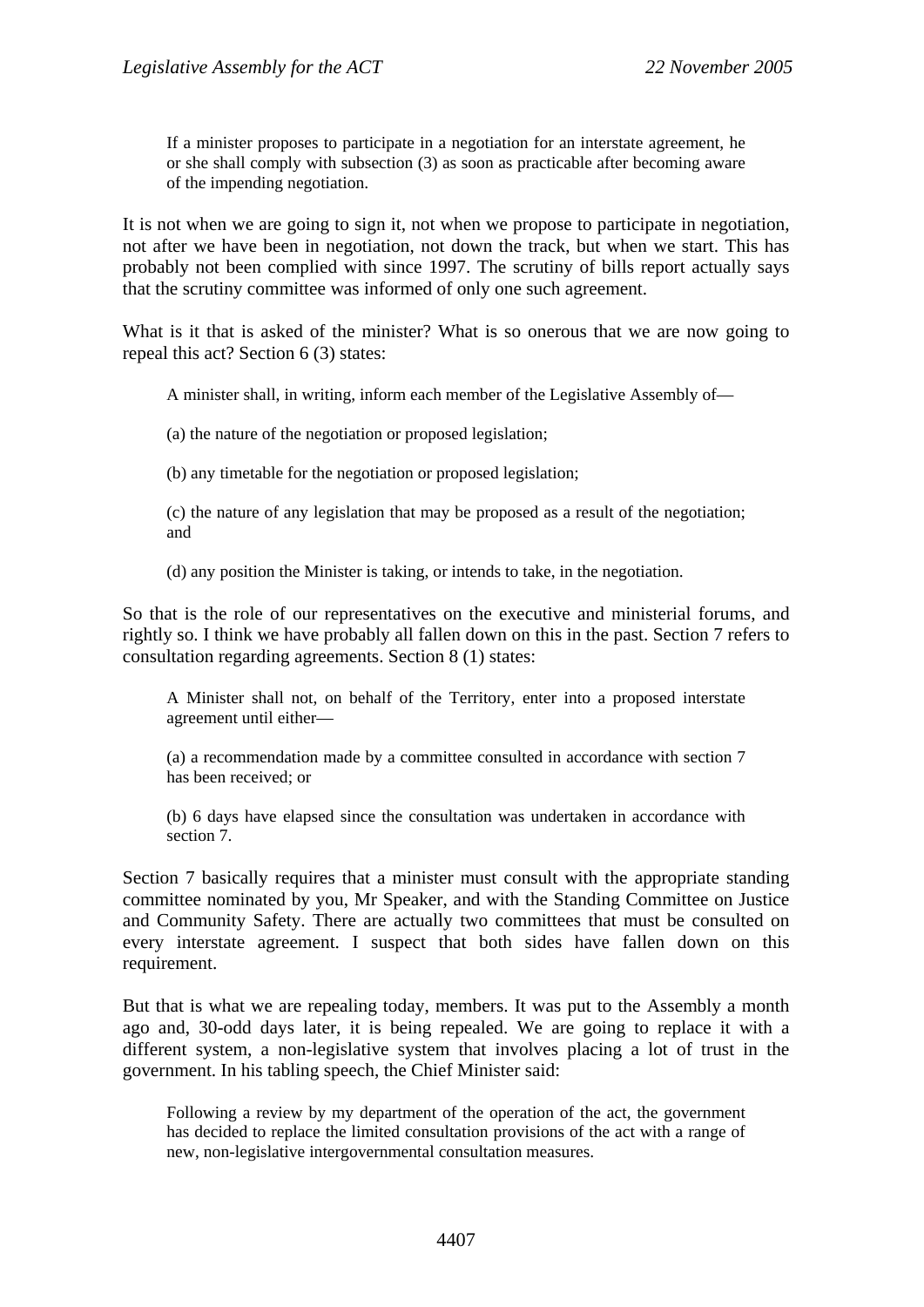> If a minister proposes to participate in a negotiation for an interstate agreement, he or she shall comply with subsection (3) as soon as practicable after becoming aware of the impending negotiation.

It is not when we are going to sign it, not when we propose to participate in negotiation, not after we have been in negotiation, not down the track, but when we start. This has probably not been complied with since 1997. The scrutiny of bills report actually says that the scrutiny committee was informed of only one such agreement.

What is it that is asked of the minister? What is so onerous that we are now going to repeal this act? Section 6 (3) states:

> A minister shall, in writing, inform each member of the Legislative Assembly of—
>
> (a) the nature of the negotiation or proposed legislation;
>
> (b) any timetable for the negotiation or proposed legislation;
>
> (c) the nature of any legislation that may be proposed as a result of the negotiation; and
>
> (d) any position the Minister is taking, or intends to take, in the negotiation.

So that is the role of our representatives on the executive and ministerial forums, and rightly so. I think we have probably all fallen down on this in the past. Section 7 refers to consultation regarding agreements. Section 8 (1) states:

> A Minister shall not, on behalf of the Territory, enter into a proposed interstate agreement until either—
>
> (a) a recommendation made by a committee consulted in accordance with section 7 has been received; or
>
> (b) 6 days have elapsed since the consultation was undertaken in accordance with section 7.

Section 7 basically requires that a minister must consult with the appropriate standing committee nominated by you, Mr Speaker, and with the Standing Committee on Justice and Community Safety. There are actually two committees that must be consulted on every interstate agreement. I suspect that both sides have fallen down on this requirement.

But that is what we are repealing today, members. It was put to the Assembly a month ago and, 30-odd days later, it is being repealed. We are going to replace it with a different system, a non-legislative system that involves placing a lot of trust in the government. In his tabling speech, the Chief Minister said:

> Following a review by my department of the operation of the act, the government has decided to replace the limited consultation provisions of the act with a range of new, non-legislative intergovernmental consultation measures.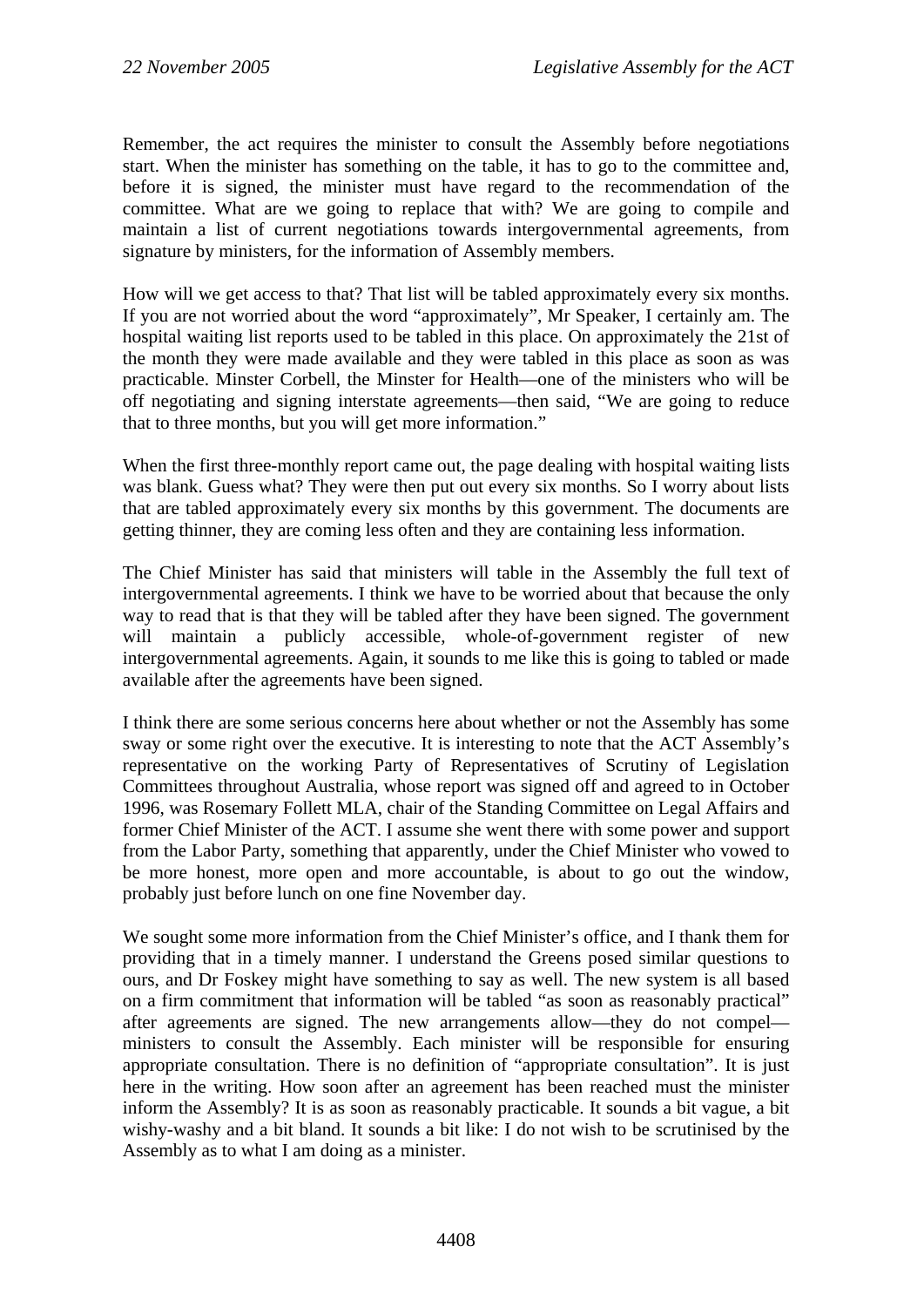Remember, the act requires the minister to consult the Assembly before negotiations start. When the minister has something on the table, it has to go to the committee and, before it is signed, the minister must have regard to the recommendation of the committee. What are we going to replace that with? We are going to compile and maintain a list of current negotiations towards intergovernmental agreements, from signature by ministers, for the information of Assembly members.

How will we get access to that? That list will be tabled approximately every six months. If you are not worried about the word "approximately", Mr Speaker, I certainly am. The hospital waiting list reports used to be tabled in this place. On approximately the 21st of the month they were made available and they were tabled in this place as soon as was practicable. Minster Corbell, the Minster for Health—one of the ministers who will be off negotiating and signing interstate agreements—then said, "We are going to reduce that to three months, but you will get more information."

When the first three-monthly report came out, the page dealing with hospital waiting lists was blank. Guess what? They were then put out every six months. So I worry about lists that are tabled approximately every six months by this government. The documents are getting thinner, they are coming less often and they are containing less information.

The Chief Minister has said that ministers will table in the Assembly the full text of intergovernmental agreements. I think we have to be worried about that because the only way to read that is that they will be tabled after they have been signed. The government will maintain a publicly accessible, whole-of-government register of new intergovernmental agreements. Again, it sounds to me like this is going to tabled or made available after the agreements have been signed.

I think there are some serious concerns here about whether or not the Assembly has some sway or some right over the executive. It is interesting to note that the ACT Assembly's representative on the working Party of Representatives of Scrutiny of Legislation Committees throughout Australia, whose report was signed off and agreed to in October 1996, was Rosemary Follett MLA, chair of the Standing Committee on Legal Affairs and former Chief Minister of the ACT. I assume she went there with some power and support from the Labor Party, something that apparently, under the Chief Minister who vowed to be more honest, more open and more accountable, is about to go out the window, probably just before lunch on one fine November day.

We sought some more information from the Chief Minister's office, and I thank them for providing that in a timely manner. I understand the Greens posed similar questions to ours, and Dr Foskey might have something to say as well. The new system is all based on a firm commitment that information will be tabled "as soon as reasonably practical" after agreements are signed. The new arrangements allow—they do not compel—ministers to consult the Assembly. Each minister will be responsible for ensuring appropriate consultation. There is no definition of "appropriate consultation". It is just here in the writing. How soon after an agreement has been reached must the minister inform the Assembly? It is as soon as reasonably practicable. It sounds a bit vague, a bit wishy-washy and a bit bland. It sounds a bit like: I do not wish to be scrutinised by the Assembly as to what I am doing as a minister.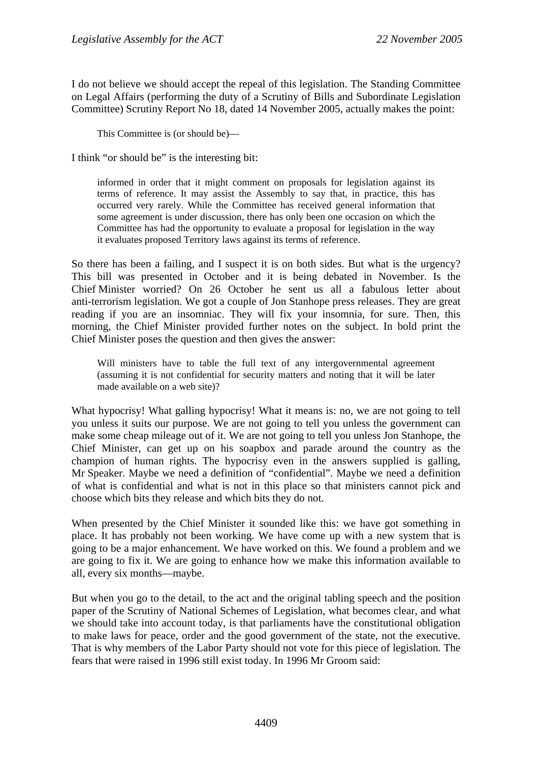I do not believe we should accept the repeal of this legislation. The Standing Committee on Legal Affairs (performing the duty of a Scrutiny of Bills and Subordinate Legislation Committee) Scrutiny Report No 18, dated 14 November 2005, actually makes the point:

> This Committee is (or should be)—

I think "or should be" is the interesting bit:

> informed in order that it might comment on proposals for legislation against its terms of reference. It may assist the Assembly to say that, in practice, this has occurred very rarely. While the Committee has received general information that some agreement is under discussion, there has only been one occasion on which the Committee has had the opportunity to evaluate a proposal for legislation in the way it evaluates proposed Territory laws against its terms of reference.

So there has been a failing, and I suspect it is on both sides. But what is the urgency? This bill was presented in October and it is being debated in November. Is the Chief Minister worried? On 26 October he sent us all a fabulous letter about anti-terrorism legislation. We got a couple of Jon Stanhope press releases. They are great reading if you are an insomniac. They will fix your insomnia, for sure. Then, this morning, the Chief Minister provided further notes on the subject. In bold print the Chief Minister poses the question and then gives the answer:

> Will ministers have to table the full text of any intergovernmental agreement (assuming it is not confidential for security matters and noting that it will be later made available on a web site)?

What hypocrisy! What galling hypocrisy! What it means is: no, we are not going to tell you unless it suits our purpose. We are not going to tell you unless the government can make some cheap mileage out of it. We are not going to tell you unless Jon Stanhope, the Chief Minister, can get up on his soapbox and parade around the country as the champion of human rights. The hypocrisy even in the answers supplied is galling, Mr Speaker. Maybe we need a definition of "confidential". Maybe we need a definition of what is confidential and what is not in this place so that ministers cannot pick and choose which bits they release and which bits they do not.

When presented by the Chief Minister it sounded like this: we have got something in place. It has probably not been working. We have come up with a new system that is going to be a major enhancement. We have worked on this. We found a problem and we are going to fix it. We are going to enhance how we make this information available to all, every six months—maybe.

But when you go to the detail, to the act and the original tabling speech and the position paper of the Scrutiny of National Schemes of Legislation, what becomes clear, and what we should take into account today, is that parliaments have the constitutional obligation to make laws for peace, order and the good government of the state, not the executive. That is why members of the Labor Party should not vote for this piece of legislation. The fears that were raised in 1996 still exist today. In 1996 Mr Groom said: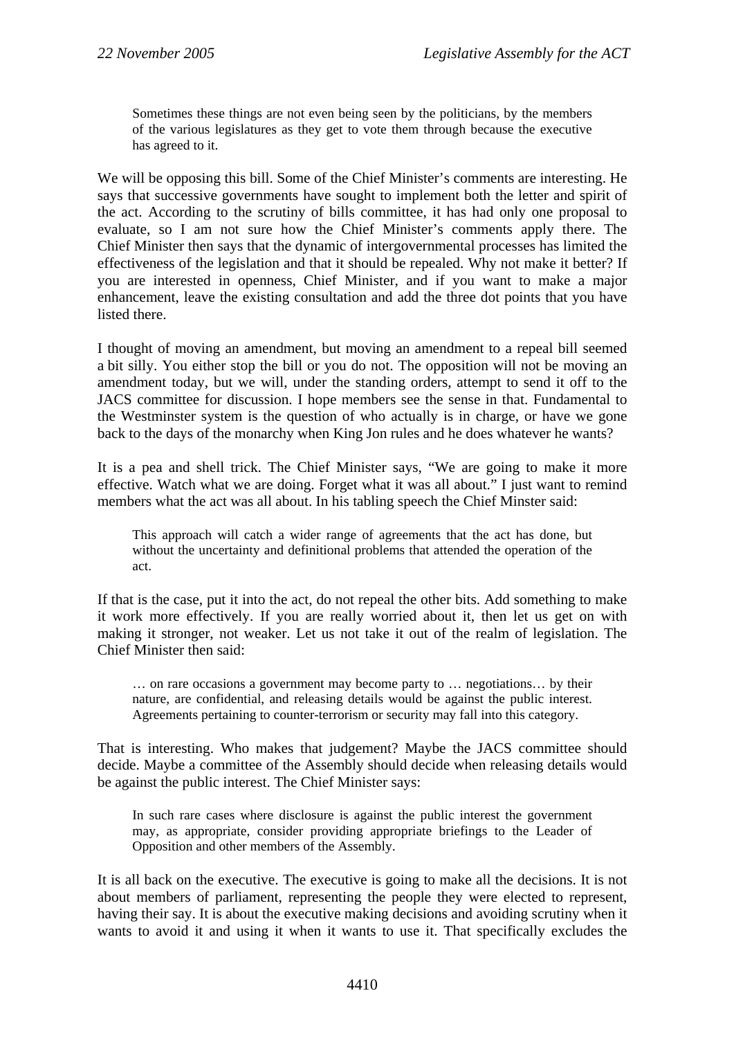> Sometimes these things are not even being seen by the politicians, by the members of the various legislatures as they get to vote them through because the executive has agreed to it.

We will be opposing this bill. Some of the Chief Minister's comments are interesting. He says that successive governments have sought to implement both the letter and spirit of the act. According to the scrutiny of bills committee, it has had only one proposal to evaluate, so I am not sure how the Chief Minister's comments apply there. The Chief Minister then says that the dynamic of intergovernmental processes has limited the effectiveness of the legislation and that it should be repealed. Why not make it better? If you are interested in openness, Chief Minister, and if you want to make a major enhancement, leave the existing consultation and add the three dot points that you have listed there.

I thought of moving an amendment, but moving an amendment to a repeal bill seemed a bit silly. You either stop the bill or you do not. The opposition will not be moving an amendment today, but we will, under the standing orders, attempt to send it off to the JACS committee for discussion. I hope members see the sense in that. Fundamental to the Westminster system is the question of who actually is in charge, or have we gone back to the days of the monarchy when King Jon rules and he does whatever he wants?

It is a pea and shell trick. The Chief Minister says, "We are going to make it more effective. Watch what we are doing. Forget what it was all about." I just want to remind members what the act was all about. In his tabling speech the Chief Minster said:

> This approach will catch a wider range of agreements that the act has done, but without the uncertainty and definitional problems that attended the operation of the act.

If that is the case, put it into the act, do not repeal the other bits. Add something to make it work more effectively. If you are really worried about it, then let us get on with making it stronger, not weaker. Let us not take it out of the realm of legislation. The Chief Minister then said:

> … on rare occasions a government may become party to … negotiations… by their nature, are confidential, and releasing details would be against the public interest. Agreements pertaining to counter-terrorism or security may fall into this category.

That is interesting. Who makes that judgement? Maybe the JACS committee should decide. Maybe a committee of the Assembly should decide when releasing details would be against the public interest. The Chief Minister says:

> In such rare cases where disclosure is against the public interest the government may, as appropriate, consider providing appropriate briefings to the Leader of Opposition and other members of the Assembly.

It is all back on the executive. The executive is going to make all the decisions. It is not about members of parliament, representing the people they were elected to represent, having their say. It is about the executive making decisions and avoiding scrutiny when it wants to avoid it and using it when it wants to use it. That specifically excludes the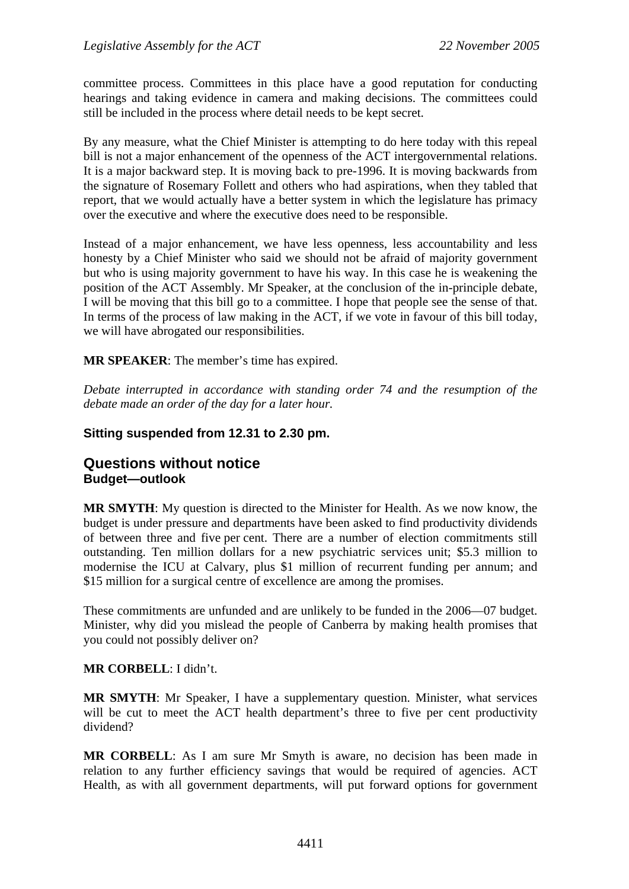committee process. Committees in this place have a good reputation for conducting hearings and taking evidence in camera and making decisions. The committees could still be included in the process where detail needs to be kept secret.

By any measure, what the Chief Minister is attempting to do here today with this repeal bill is not a major enhancement of the openness of the ACT intergovernmental relations. It is a major backward step. It is moving back to pre-1996. It is moving backwards from the signature of Rosemary Follett and others who had aspirations, when they tabled that report, that we would actually have a better system in which the legislature has primacy over the executive and where the executive does need to be responsible.

Instead of a major enhancement, we have less openness, less accountability and less honesty by a Chief Minister who said we should not be afraid of majority government but who is using majority government to have his way. In this case he is weakening the position of the ACT Assembly. Mr Speaker, at the conclusion of the in-principle debate, I will be moving that this bill go to a committee. I hope that people see the sense of that. In terms of the process of law making in the ACT, if we vote in favour of this bill today, we will have abrogated our responsibilities.

**MR SPEAKER**: The member's time has expired.

*Debate interrupted in accordance with standing order 74 and the resumption of the debate made an order of the day for a later hour.*

### Sitting suspended from 12.31 to 2.30 pm.

## Questions without notice

### Budget—outlook

**MR SMYTH**: My question is directed to the Minister for Health. As we now know, the budget is under pressure and departments have been asked to find productivity dividends of between three and five per cent. There are a number of election commitments still outstanding. Ten million dollars for a new psychiatric services unit; $5.3 million to modernise the ICU at Calvary, plus $1 million of recurrent funding per annum; and $15 million for a surgical centre of excellence are among the promises.

These commitments are unfunded and are unlikely to be funded in the 2006—07 budget. Minister, why did you mislead the people of Canberra by making health promises that you could not possibly deliver on?

**MR CORBELL**: I didn't.

**MR SMYTH**: Mr Speaker, I have a supplementary question. Minister, what services will be cut to meet the ACT health department's three to five per cent productivity dividend?

**MR CORBELL**: As I am sure Mr Smyth is aware, no decision has been made in relation to any further efficiency savings that would be required of agencies. ACT Health, as with all government departments, will put forward options for government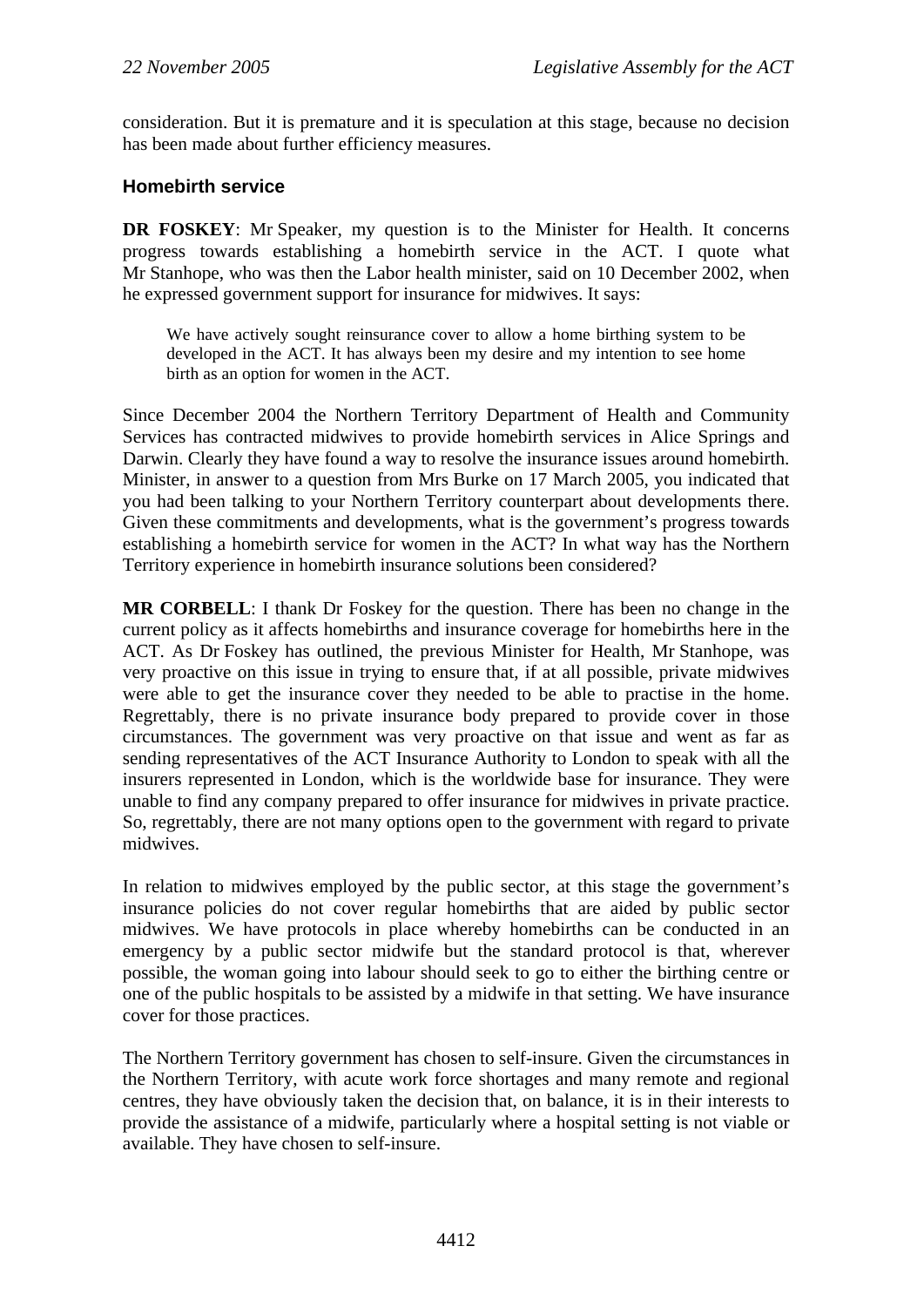consideration. But it is premature and it is speculation at this stage, because no decision has been made about further efficiency measures.

### Homebirth service

**DR FOSKEY**: Mr Speaker, my question is to the Minister for Health. It concerns progress towards establishing a homebirth service in the ACT. I quote what Mr Stanhope, who was then the Labor health minister, said on 10 December 2002, when he expressed government support for insurance for midwives. It says:

> We have actively sought reinsurance cover to allow a home birthing system to be developed in the ACT. It has always been my desire and my intention to see home birth as an option for women in the ACT.

Since December 2004 the Northern Territory Department of Health and Community Services has contracted midwives to provide homebirth services in Alice Springs and Darwin. Clearly they have found a way to resolve the insurance issues around homebirth. Minister, in answer to a question from Mrs Burke on 17 March 2005, you indicated that you had been talking to your Northern Territory counterpart about developments there. Given these commitments and developments, what is the government's progress towards establishing a homebirth service for women in the ACT? In what way has the Northern Territory experience in homebirth insurance solutions been considered?

**MR CORBELL**: I thank Dr Foskey for the question. There has been no change in the current policy as it affects homebirths and insurance coverage for homebirths here in the ACT. As Dr Foskey has outlined, the previous Minister for Health, Mr Stanhope, was very proactive on this issue in trying to ensure that, if at all possible, private midwives were able to get the insurance cover they needed to be able to practise in the home. Regrettably, there is no private insurance body prepared to provide cover in those circumstances. The government was very proactive on that issue and went as far as sending representatives of the ACT Insurance Authority to London to speak with all the insurers represented in London, which is the worldwide base for insurance. They were unable to find any company prepared to offer insurance for midwives in private practice. So, regrettably, there are not many options open to the government with regard to private midwives.

In relation to midwives employed by the public sector, at this stage the government's insurance policies do not cover regular homebirths that are aided by public sector midwives. We have protocols in place whereby homebirths can be conducted in an emergency by a public sector midwife but the standard protocol is that, wherever possible, the woman going into labour should seek to go to either the birthing centre or one of the public hospitals to be assisted by a midwife in that setting. We have insurance cover for those practices.

The Northern Territory government has chosen to self-insure. Given the circumstances in the Northern Territory, with acute work force shortages and many remote and regional centres, they have obviously taken the decision that, on balance, it is in their interests to provide the assistance of a midwife, particularly where a hospital setting is not viable or available. They have chosen to self-insure.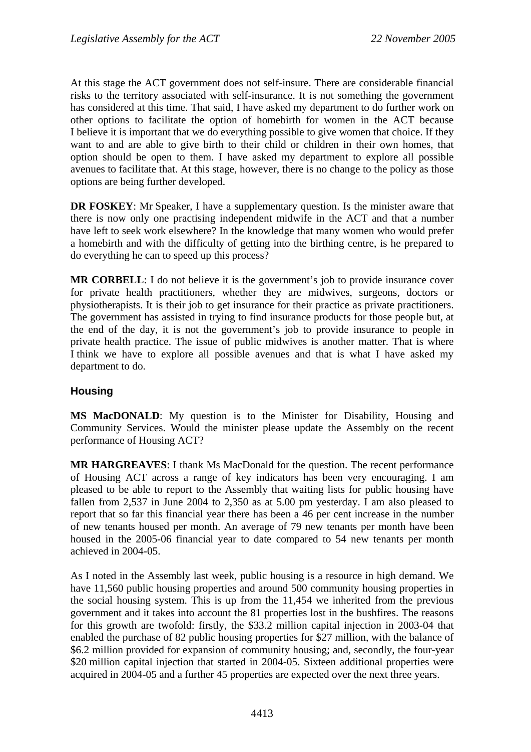At this stage the ACT government does not self-insure. There are considerable financial risks to the territory associated with self-insurance. It is not something the government has considered at this time. That said, I have asked my department to do further work on other options to facilitate the option of homebirth for women in the ACT because I believe it is important that we do everything possible to give women that choice. If they want to and are able to give birth to their child or children in their own homes, that option should be open to them. I have asked my department to explore all possible avenues to facilitate that. At this stage, however, there is no change to the policy as those options are being further developed.

**DR FOSKEY**: Mr Speaker, I have a supplementary question. Is the minister aware that there is now only one practising independent midwife in the ACT and that a number have left to seek work elsewhere? In the knowledge that many women who would prefer a homebirth and with the difficulty of getting into the birthing centre, is he prepared to do everything he can to speed up this process?

**MR CORBELL**: I do not believe it is the government's job to provide insurance cover for private health practitioners, whether they are midwives, surgeons, doctors or physiotherapists. It is their job to get insurance for their practice as private practitioners. The government has assisted in trying to find insurance products for those people but, at the end of the day, it is not the government's job to provide insurance to people in private health practice. The issue of public midwives is another matter. That is where I think we have to explore all possible avenues and that is what I have asked my department to do.

### Housing

**MS MacDONALD**: My question is to the Minister for Disability, Housing and Community Services. Would the minister please update the Assembly on the recent performance of Housing ACT?

**MR HARGREAVES**: I thank Ms MacDonald for the question. The recent performance of Housing ACT across a range of key indicators has been very encouraging. I am pleased to be able to report to the Assembly that waiting lists for public housing have fallen from 2,537 in June 2004 to 2,350 as at 5.00 pm yesterday. I am also pleased to report that so far this financial year there has been a 46 per cent increase in the number of new tenants housed per month. An average of 79 new tenants per month have been housed in the 2005-06 financial year to date compared to 54 new tenants per month achieved in 2004-05.

As I noted in the Assembly last week, public housing is a resource in high demand. We have 11,560 public housing properties and around 500 community housing properties in the social housing system. This is up from the 11,454 we inherited from the previous government and it takes into account the 81 properties lost in the bushfires. The reasons for this growth are twofold: firstly, the $33.2 million capital injection in 2003-04 that enabled the purchase of 82 public housing properties for $27 million, with the balance of $6.2 million provided for expansion of community housing; and, secondly, the four-year $20 million capital injection that started in 2004-05. Sixteen additional properties were acquired in 2004-05 and a further 45 properties are expected over the next three years.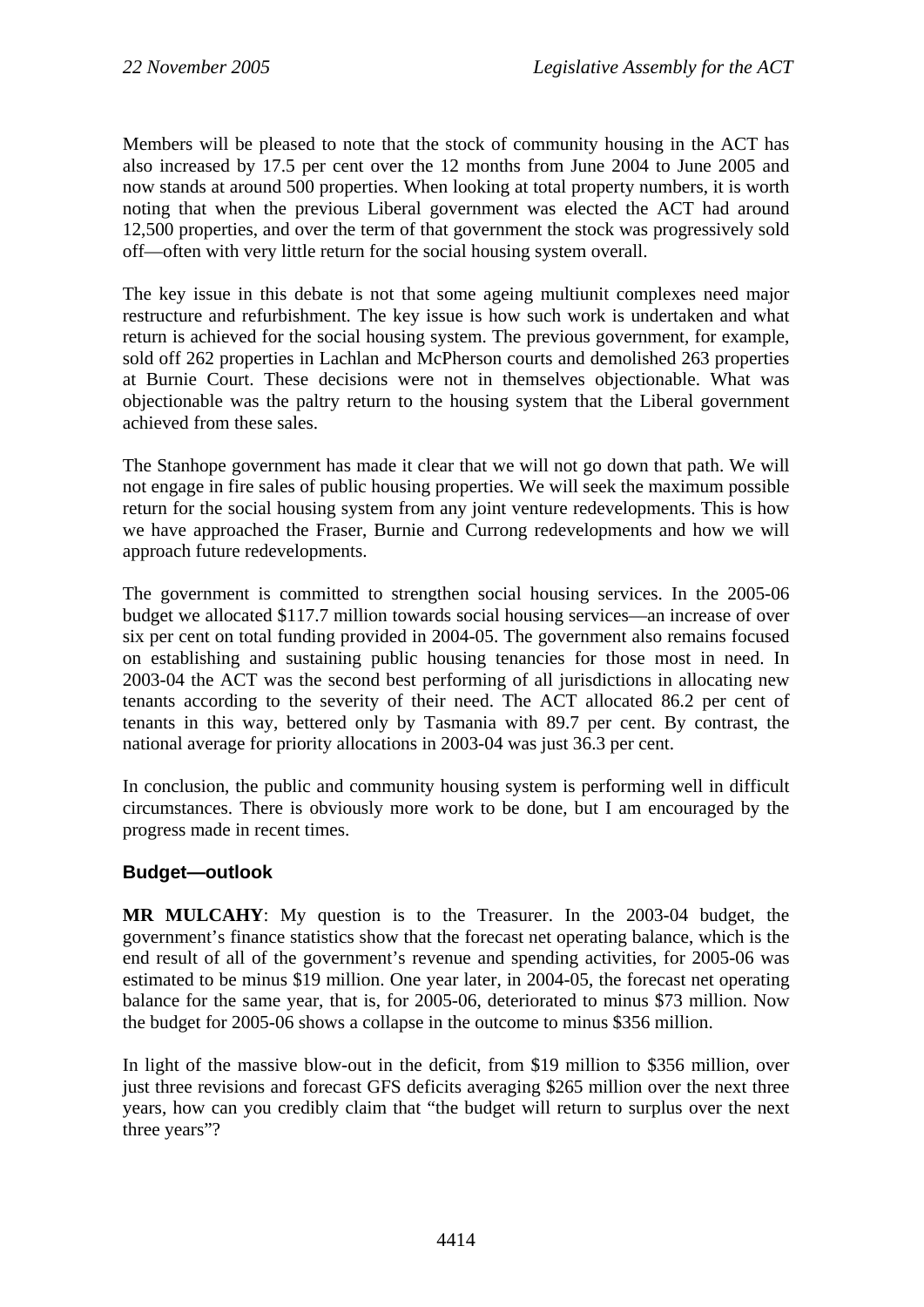Members will be pleased to note that the stock of community housing in the ACT has also increased by 17.5 per cent over the 12 months from June 2004 to June 2005 and now stands at around 500 properties. When looking at total property numbers, it is worth noting that when the previous Liberal government was elected the ACT had around 12,500 properties, and over the term of that government the stock was progressively sold off—often with very little return for the social housing system overall.

The key issue in this debate is not that some ageing multiunit complexes need major restructure and refurbishment. The key issue is how such work is undertaken and what return is achieved for the social housing system. The previous government, for example, sold off 262 properties in Lachlan and McPherson courts and demolished 263 properties at Burnie Court. These decisions were not in themselves objectionable. What was objectionable was the paltry return to the housing system that the Liberal government achieved from these sales.

The Stanhope government has made it clear that we will not go down that path. We will not engage in fire sales of public housing properties. We will seek the maximum possible return for the social housing system from any joint venture redevelopments. This is how we have approached the Fraser, Burnie and Currong redevelopments and how we will approach future redevelopments.

The government is committed to strengthen social housing services. In the 2005-06 budget we allocated $117.7 million towards social housing services—an increase of over six per cent on total funding provided in 2004-05. The government also remains focused on establishing and sustaining public housing tenancies for those most in need. In 2003-04 the ACT was the second best performing of all jurisdictions in allocating new tenants according to the severity of their need. The ACT allocated 86.2 per cent of tenants in this way, bettered only by Tasmania with 89.7 per cent. By contrast, the national average for priority allocations in 2003-04 was just 36.3 per cent.

In conclusion, the public and community housing system is performing well in difficult circumstances. There is obviously more work to be done, but I am encouraged by the progress made in recent times.

### Budget—outlook

**MR MULCAHY**: My question is to the Treasurer. In the 2003-04 budget, the government's finance statistics show that the forecast net operating balance, which is the end result of all of the government's revenue and spending activities, for 2005-06 was estimated to be minus $19 million. One year later, in 2004-05, the forecast net operating balance for the same year, that is, for 2005-06, deteriorated to minus $73 million. Now the budget for 2005-06 shows a collapse in the outcome to minus $356 million.

In light of the massive blow-out in the deficit, from $19 million to $356 million, over just three revisions and forecast GFS deficits averaging $265 million over the next three years, how can you credibly claim that "the budget will return to surplus over the next three years"?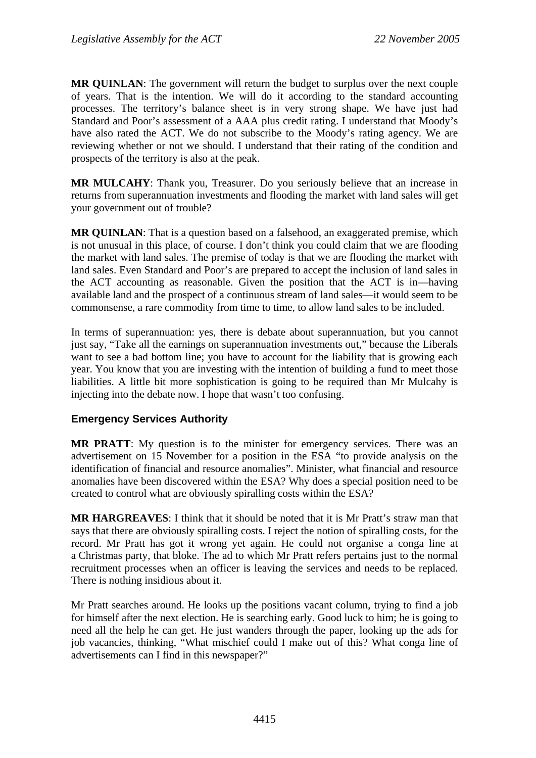**MR QUINLAN**: The government will return the budget to surplus over the next couple of years. That is the intention. We will do it according to the standard accounting processes. The territory's balance sheet is in very strong shape. We have just had Standard and Poor's assessment of a AAA plus credit rating. I understand that Moody's have also rated the ACT. We do not subscribe to the Moody's rating agency. We are reviewing whether or not we should. I understand that their rating of the condition and prospects of the territory is also at the peak.

**MR MULCAHY**: Thank you, Treasurer. Do you seriously believe that an increase in returns from superannuation investments and flooding the market with land sales will get your government out of trouble?

**MR QUINLAN**: That is a question based on a falsehood, an exaggerated premise, which is not unusual in this place, of course. I don't think you could claim that we are flooding the market with land sales. The premise of today is that we are flooding the market with land sales. Even Standard and Poor's are prepared to accept the inclusion of land sales in the ACT accounting as reasonable. Given the position that the ACT is in—having available land and the prospect of a continuous stream of land sales—it would seem to be commonsense, a rare commodity from time to time, to allow land sales to be included.

In terms of superannuation: yes, there is debate about superannuation, but you cannot just say, "Take all the earnings on superannuation investments out," because the Liberals want to see a bad bottom line; you have to account for the liability that is growing each year. You know that you are investing with the intention of building a fund to meet those liabilities. A little bit more sophistication is going to be required than Mr Mulcahy is injecting into the debate now. I hope that wasn't too confusing.

## Emergency Services Authority

**MR PRATT**: My question is to the minister for emergency services. There was an advertisement on 15 November for a position in the ESA "to provide analysis on the identification of financial and resource anomalies". Minister, what financial and resource anomalies have been discovered within the ESA? Why does a special position need to be created to control what are obviously spiralling costs within the ESA?

**MR HARGREAVES**: I think that it should be noted that it is Mr Pratt's straw man that says that there are obviously spiralling costs. I reject the notion of spiralling costs, for the record. Mr Pratt has got it wrong yet again. He could not organise a conga line at a Christmas party, that bloke. The ad to which Mr Pratt refers pertains just to the normal recruitment processes when an officer is leaving the services and needs to be replaced. There is nothing insidious about it.

Mr Pratt searches around. He looks up the positions vacant column, trying to find a job for himself after the next election. He is searching early. Good luck to him; he is going to need all the help he can get. He just wanders through the paper, looking up the ads for job vacancies, thinking, "What mischief could I make out of this? What conga line of advertisements can I find in this newspaper?"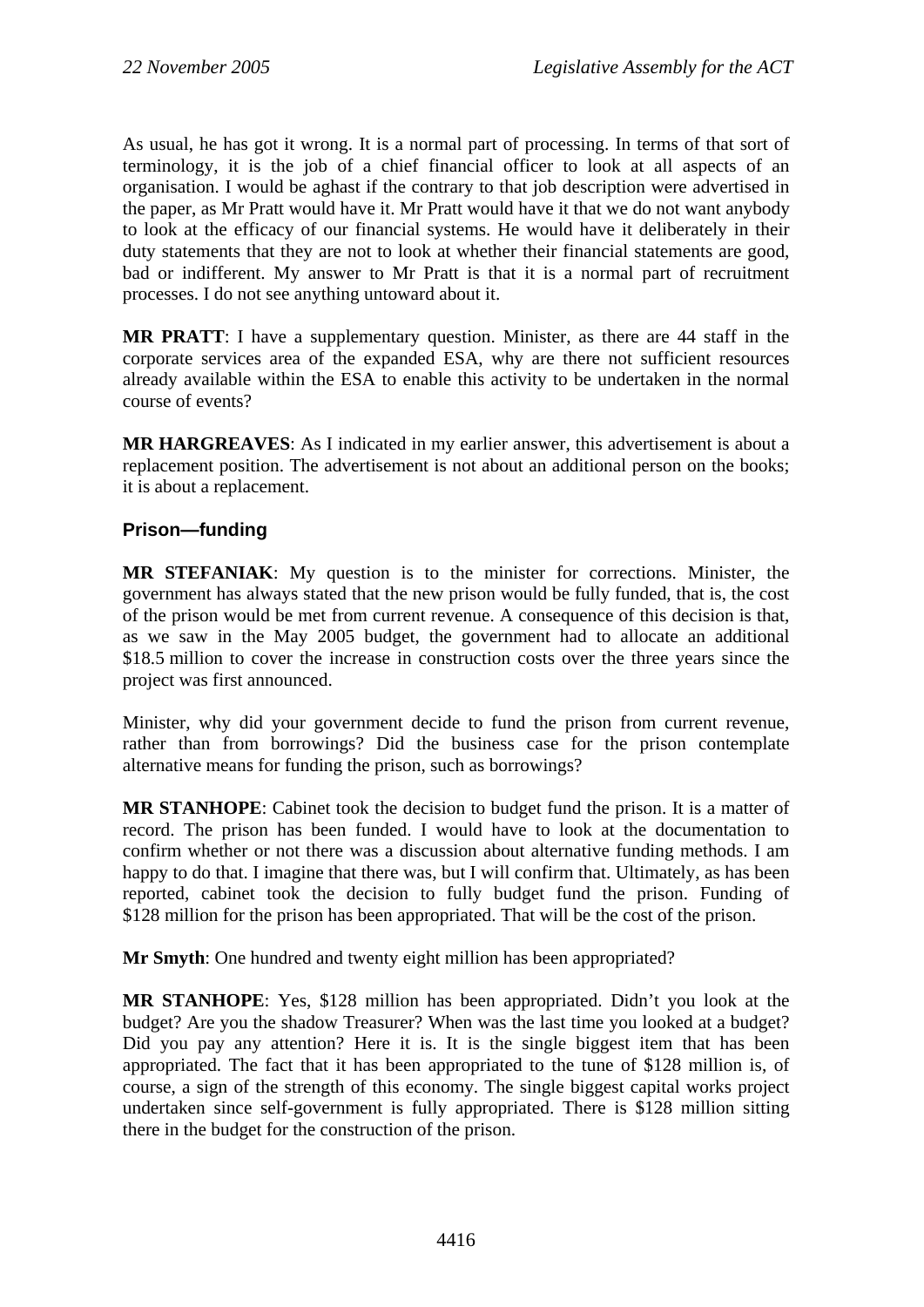As usual, he has got it wrong. It is a normal part of processing. In terms of that sort of terminology, it is the job of a chief financial officer to look at all aspects of an organisation. I would be aghast if the contrary to that job description were advertised in the paper, as Mr Pratt would have it. Mr Pratt would have it that we do not want anybody to look at the efficacy of our financial systems. He would have it deliberately in their duty statements that they are not to look at whether their financial statements are good, bad or indifferent. My answer to Mr Pratt is that it is a normal part of recruitment processes. I do not see anything untoward about it.

**MR PRATT**: I have a supplementary question. Minister, as there are 44 staff in the corporate services area of the expanded ESA, why are there not sufficient resources already available within the ESA to enable this activity to be undertaken in the normal course of events?

**MR HARGREAVES**: As I indicated in my earlier answer, this advertisement is about a replacement position. The advertisement is not about an additional person on the books; it is about a replacement.

## Prison—funding

**MR STEFANIAK**: My question is to the minister for corrections. Minister, the government has always stated that the new prison would be fully funded, that is, the cost of the prison would be met from current revenue. A consequence of this decision is that, as we saw in the May 2005 budget, the government had to allocate an additional $18.5 million to cover the increase in construction costs over the three years since the project was first announced.

Minister, why did your government decide to fund the prison from current revenue, rather than from borrowings? Did the business case for the prison contemplate alternative means for funding the prison, such as borrowings?

**MR STANHOPE**: Cabinet took the decision to budget fund the prison. It is a matter of record. The prison has been funded. I would have to look at the documentation to confirm whether or not there was a discussion about alternative funding methods. I am happy to do that. I imagine that there was, but I will confirm that. Ultimately, as has been reported, cabinet took the decision to fully budget fund the prison. Funding of $128 million for the prison has been appropriated. That will be the cost of the prison.

**Mr Smyth**: One hundred and twenty eight million has been appropriated?

**MR STANHOPE**: Yes, $128 million has been appropriated. Didn't you look at the budget? Are you the shadow Treasurer? When was the last time you looked at a budget? Did you pay any attention? Here it is. It is the single biggest item that has been appropriated. The fact that it has been appropriated to the tune of $128 million is, of course, a sign of the strength of this economy. The single biggest capital works project undertaken since self-government is fully appropriated. There is $128 million sitting there in the budget for the construction of the prison.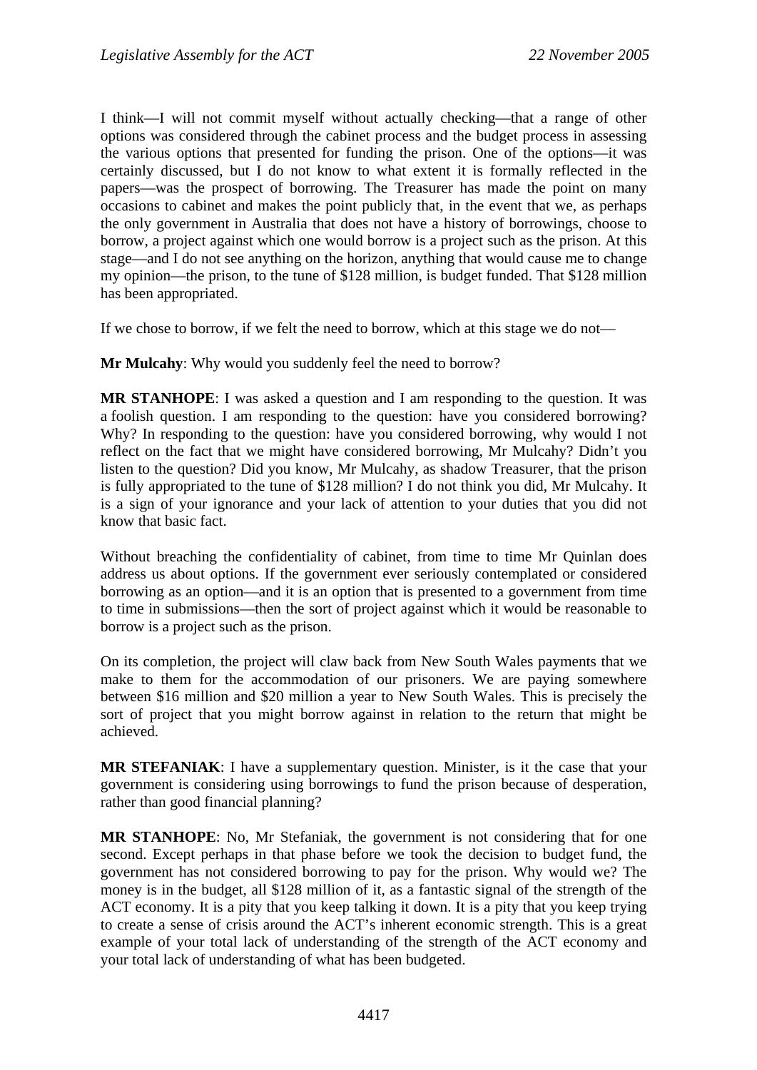I think—I will not commit myself without actually checking—that a range of other options was considered through the cabinet process and the budget process in assessing the various options that presented for funding the prison. One of the options—it was certainly discussed, but I do not know to what extent it is formally reflected in the papers—was the prospect of borrowing. The Treasurer has made the point on many occasions to cabinet and makes the point publicly that, in the event that we, as perhaps the only government in Australia that does not have a history of borrowings, choose to borrow, a project against which one would borrow is a project such as the prison. At this stage—and I do not see anything on the horizon, anything that would cause me to change my opinion—the prison, to the tune of $128 million, is budget funded. That $128 million has been appropriated.

If we chose to borrow, if we felt the need to borrow, which at this stage we do not—

**Mr Mulcahy**: Why would you suddenly feel the need to borrow?

**MR STANHOPE**: I was asked a question and I am responding to the question. It was a foolish question. I am responding to the question: have you considered borrowing? Why? In responding to the question: have you considered borrowing, why would I not reflect on the fact that we might have considered borrowing, Mr Mulcahy? Didn't you listen to the question? Did you know, Mr Mulcahy, as shadow Treasurer, that the prison is fully appropriated to the tune of $128 million? I do not think you did, Mr Mulcahy. It is a sign of your ignorance and your lack of attention to your duties that you did not know that basic fact.

Without breaching the confidentiality of cabinet, from time to time Mr Quinlan does address us about options. If the government ever seriously contemplated or considered borrowing as an option—and it is an option that is presented to a government from time to time in submissions—then the sort of project against which it would be reasonable to borrow is a project such as the prison.

On its completion, the project will claw back from New South Wales payments that we make to them for the accommodation of our prisoners. We are paying somewhere between $16 million and $20 million a year to New South Wales. This is precisely the sort of project that you might borrow against in relation to the return that might be achieved.

**MR STEFANIAK**: I have a supplementary question. Minister, is it the case that your government is considering using borrowings to fund the prison because of desperation, rather than good financial planning?

**MR STANHOPE**: No, Mr Stefaniak, the government is not considering that for one second. Except perhaps in that phase before we took the decision to budget fund, the government has not considered borrowing to pay for the prison. Why would we? The money is in the budget, all $128 million of it, as a fantastic signal of the strength of the ACT economy. It is a pity that you keep talking it down. It is a pity that you keep trying to create a sense of crisis around the ACT's inherent economic strength. This is a great example of your total lack of understanding of the strength of the ACT economy and your total lack of understanding of what has been budgeted.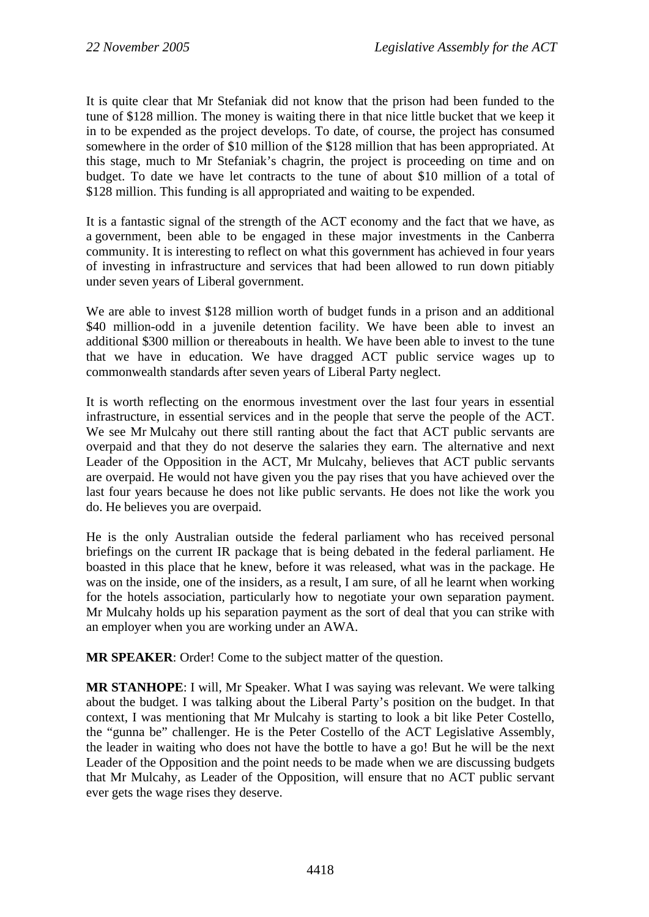It is quite clear that Mr Stefaniak did not know that the prison had been funded to the tune of $128 million. The money is waiting there in that nice little bucket that we keep it in to be expended as the project develops. To date, of course, the project has consumed somewhere in the order of $10 million of the $128 million that has been appropriated. At this stage, much to Mr Stefaniak's chagrin, the project is proceeding on time and on budget. To date we have let contracts to the tune of about $10 million of a total of $128 million. This funding is all appropriated and waiting to be expended.

It is a fantastic signal of the strength of the ACT economy and the fact that we have, as a government, been able to be engaged in these major investments in the Canberra community. It is interesting to reflect on what this government has achieved in four years of investing in infrastructure and services that had been allowed to run down pitiably under seven years of Liberal government.

We are able to invest $128 million worth of budget funds in a prison and an additional $40 million-odd in a juvenile detention facility. We have been able to invest an additional $300 million or thereabouts in health. We have been able to invest to the tune that we have in education. We have dragged ACT public service wages up to commonwealth standards after seven years of Liberal Party neglect.

It is worth reflecting on the enormous investment over the last four years in essential infrastructure, in essential services and in the people that serve the people of the ACT. We see Mr Mulcahy out there still ranting about the fact that ACT public servants are overpaid and that they do not deserve the salaries they earn. The alternative and next Leader of the Opposition in the ACT, Mr Mulcahy, believes that ACT public servants are overpaid. He would not have given you the pay rises that you have achieved over the last four years because he does not like public servants. He does not like the work you do. He believes you are overpaid.

He is the only Australian outside the federal parliament who has received personal briefings on the current IR package that is being debated in the federal parliament. He boasted in this place that he knew, before it was released, what was in the package. He was on the inside, one of the insiders, as a result, I am sure, of all he learnt when working for the hotels association, particularly how to negotiate your own separation payment. Mr Mulcahy holds up his separation payment as the sort of deal that you can strike with an employer when you are working under an AWA.

**MR SPEAKER**: Order! Come to the subject matter of the question.

**MR STANHOPE**: I will, Mr Speaker. What I was saying was relevant. We were talking about the budget. I was talking about the Liberal Party's position on the budget. In that context, I was mentioning that Mr Mulcahy is starting to look a bit like Peter Costello, the "gunna be" challenger. He is the Peter Costello of the ACT Legislative Assembly, the leader in waiting who does not have the bottle to have a go! But he will be the next Leader of the Opposition and the point needs to be made when we are discussing budgets that Mr Mulcahy, as Leader of the Opposition, will ensure that no ACT public servant ever gets the wage rises they deserve.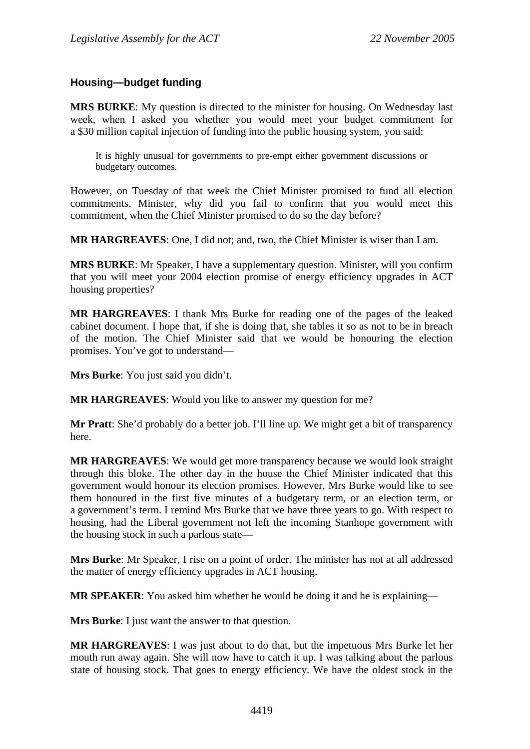### Housing—budget funding

**MRS BURKE**: My question is directed to the minister for housing. On Wednesday last week, when I asked you whether you would meet your budget commitment for a $30 million capital injection of funding into the public housing system, you said:

> It is highly unusual for governments to pre-empt either government discussions or budgetary outcomes.

However, on Tuesday of that week the Chief Minister promised to fund all election commitments. Minister, why did you fail to confirm that you would meet this commitment, when the Chief Minister promised to do so the day before?

**MR HARGREAVES**: One, I did not; and, two, the Chief Minister is wiser than I am.

**MRS BURKE**: Mr Speaker, I have a supplementary question. Minister, will you confirm that you will meet your 2004 election promise of energy efficiency upgrades in ACT housing properties?

**MR HARGREAVES**: I thank Mrs Burke for reading one of the pages of the leaked cabinet document. I hope that, if she is doing that, she tables it so as not to be in breach of the motion. The Chief Minister said that we would be honouring the election promises. You've got to understand—

**Mrs Burke**: You just said you didn't.

**MR HARGREAVES**: Would you like to answer my question for me?

**Mr Pratt**: She'd probably do a better job. I'll line up. We might get a bit of transparency here.

**MR HARGREAVES**: We would get more transparency because we would look straight through this bloke. The other day in the house the Chief Minister indicated that this government would honour its election promises. However, Mrs Burke would like to see them honoured in the first five minutes of a budgetary term, or an election term, or a government's term. I remind Mrs Burke that we have three years to go. With respect to housing, had the Liberal government not left the incoming Stanhope government with the housing stock in such a parlous state—

**Mrs Burke**: Mr Speaker, I rise on a point of order. The minister has not at all addressed the matter of energy efficiency upgrades in ACT housing.

**MR SPEAKER**: You asked him whether he would be doing it and he is explaining—

**Mrs Burke**: I just want the answer to that question.

**MR HARGREAVES**: I was just about to do that, but the impetuous Mrs Burke let her mouth run away again. She will now have to catch it up. I was talking about the parlous state of housing stock. That goes to energy efficiency. We have the oldest stock in the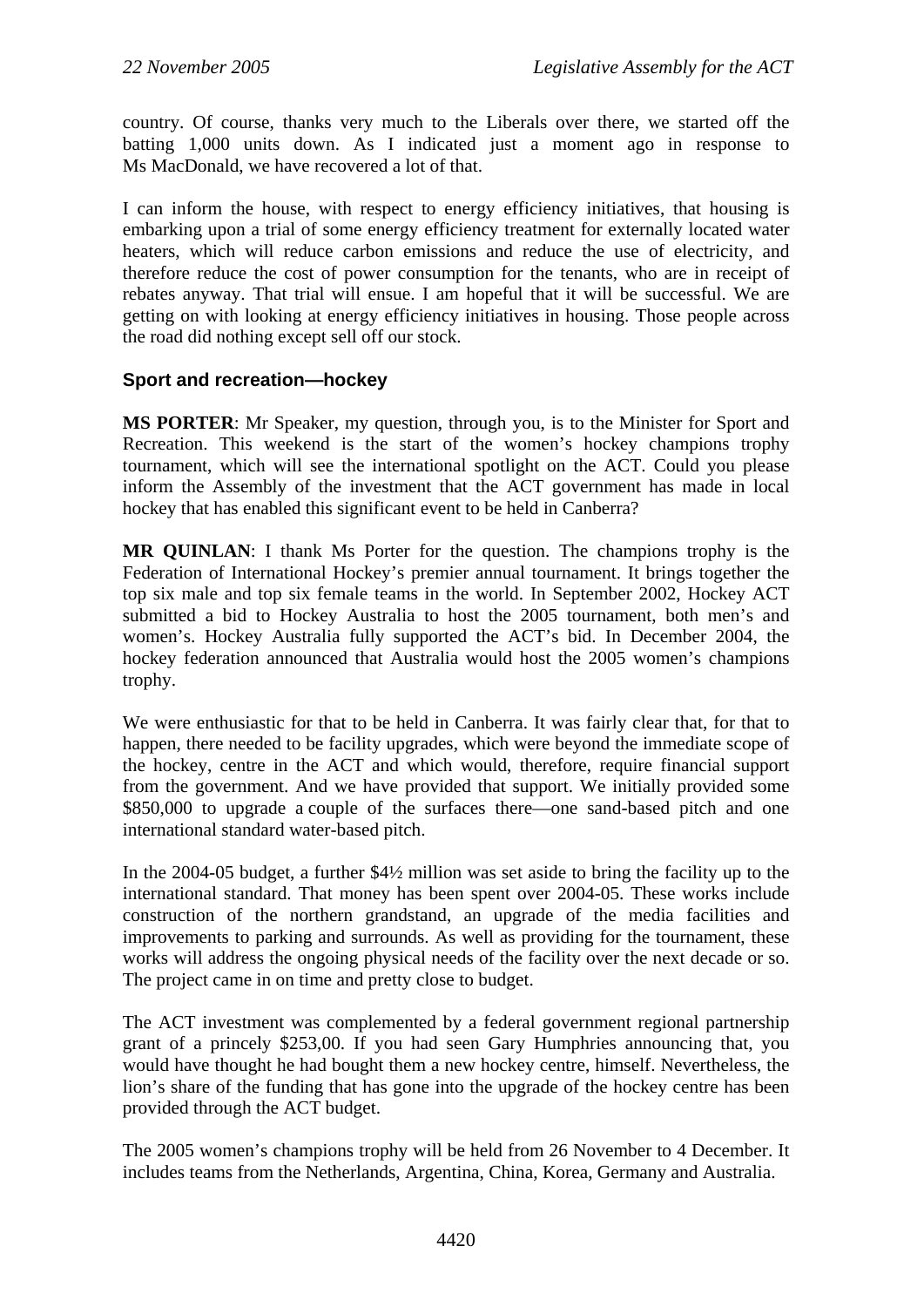country. Of course, thanks very much to the Liberals over there, we started off the batting 1,000 units down. As I indicated just a moment ago in response to Ms MacDonald, we have recovered a lot of that.

I can inform the house, with respect to energy efficiency initiatives, that housing is embarking upon a trial of some energy efficiency treatment for externally located water heaters, which will reduce carbon emissions and reduce the use of electricity, and therefore reduce the cost of power consumption for the tenants, who are in receipt of rebates anyway. That trial will ensue. I am hopeful that it will be successful. We are getting on with looking at energy efficiency initiatives in housing. Those people across the road did nothing except sell off our stock.

### Sport and recreation—hockey

**MS PORTER**: Mr Speaker, my question, through you, is to the Minister for Sport and Recreation. This weekend is the start of the women's hockey champions trophy tournament, which will see the international spotlight on the ACT. Could you please inform the Assembly of the investment that the ACT government has made in local hockey that has enabled this significant event to be held in Canberra?

**MR QUINLAN**: I thank Ms Porter for the question. The champions trophy is the Federation of International Hockey's premier annual tournament. It brings together the top six male and top six female teams in the world. In September 2002, Hockey ACT submitted a bid to Hockey Australia to host the 2005 tournament, both men's and women's. Hockey Australia fully supported the ACT's bid. In December 2004, the hockey federation announced that Australia would host the 2005 women's champions trophy.

We were enthusiastic for that to be held in Canberra. It was fairly clear that, for that to happen, there needed to be facility upgrades, which were beyond the immediate scope of the hockey, centre in the ACT and which would, therefore, require financial support from the government. And we have provided that support. We initially provided some $850,000 to upgrade a couple of the surfaces there—one sand-based pitch and one international standard water-based pitch.

In the 2004-05 budget, a further $4½ million was set aside to bring the facility up to the international standard. That money has been spent over 2004-05. These works include construction of the northern grandstand, an upgrade of the media facilities and improvements to parking and surrounds. As well as providing for the tournament, these works will address the ongoing physical needs of the facility over the next decade or so. The project came in on time and pretty close to budget.

The ACT investment was complemented by a federal government regional partnership grant of a princely $253,00. If you had seen Gary Humphries announcing that, you would have thought he had bought them a new hockey centre, himself. Nevertheless, the lion's share of the funding that has gone into the upgrade of the hockey centre has been provided through the ACT budget.

The 2005 women's champions trophy will be held from 26 November to 4 December. It includes teams from the Netherlands, Argentina, China, Korea, Germany and Australia.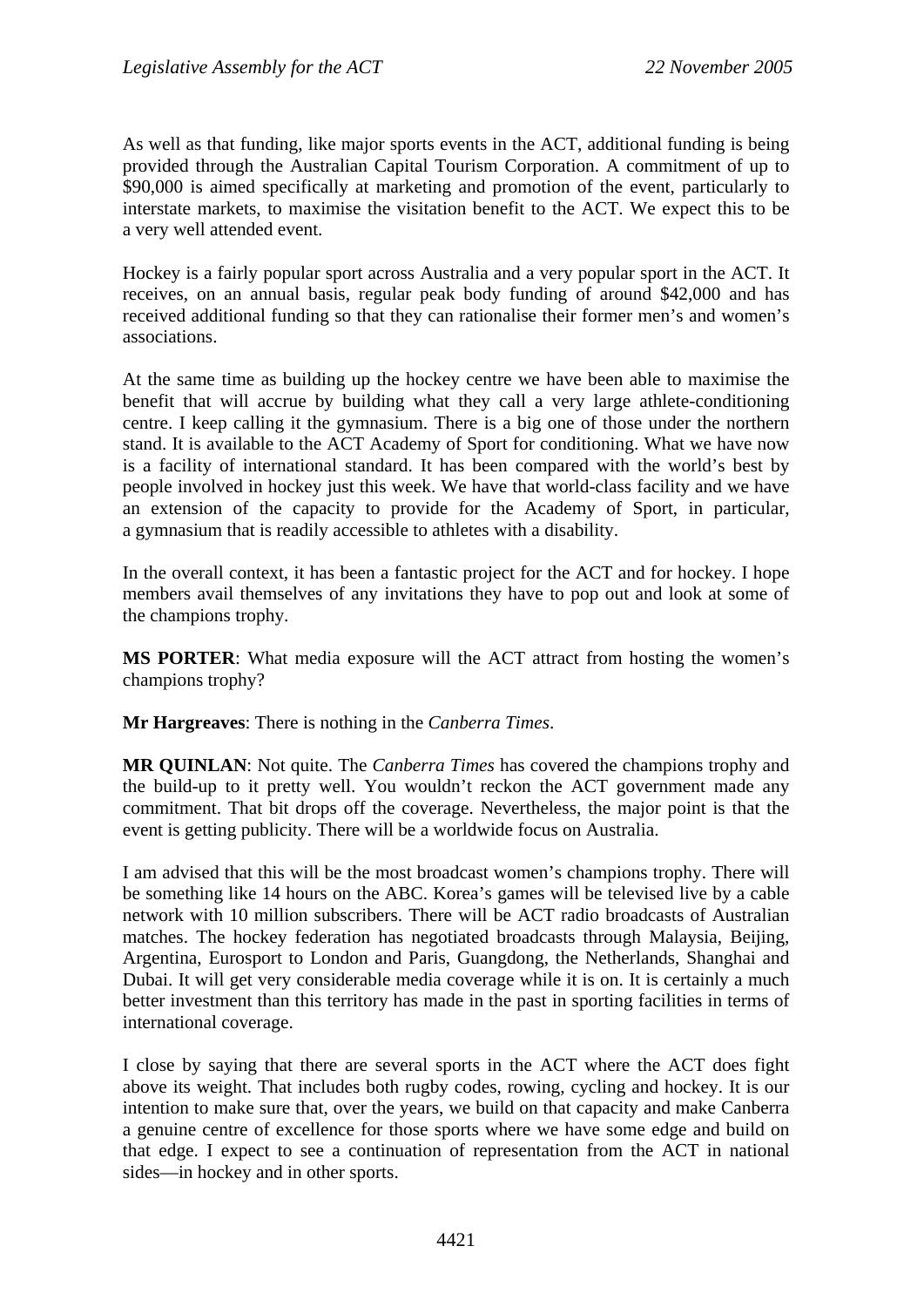As well as that funding, like major sports events in the ACT, additional funding is being provided through the Australian Capital Tourism Corporation. A commitment of up to $90,000 is aimed specifically at marketing and promotion of the event, particularly to interstate markets, to maximise the visitation benefit to the ACT. We expect this to be a very well attended event.

Hockey is a fairly popular sport across Australia and a very popular sport in the ACT. It receives, on an annual basis, regular peak body funding of around $42,000 and has received additional funding so that they can rationalise their former men's and women's associations.

At the same time as building up the hockey centre we have been able to maximise the benefit that will accrue by building what they call a very large athlete-conditioning centre. I keep calling it the gymnasium. There is a big one of those under the northern stand. It is available to the ACT Academy of Sport for conditioning. What we have now is a facility of international standard. It has been compared with the world's best by people involved in hockey just this week. We have that world-class facility and we have an extension of the capacity to provide for the Academy of Sport, in particular, a gymnasium that is readily accessible to athletes with a disability.

In the overall context, it has been a fantastic project for the ACT and for hockey. I hope members avail themselves of any invitations they have to pop out and look at some of the champions trophy.

**MS PORTER**: What media exposure will the ACT attract from hosting the women's champions trophy?

**Mr Hargreaves**: There is nothing in the *Canberra Times*.

**MR QUINLAN**: Not quite. The *Canberra Times* has covered the champions trophy and the build-up to it pretty well. You wouldn't reckon the ACT government made any commitment. That bit drops off the coverage. Nevertheless, the major point is that the event is getting publicity. There will be a worldwide focus on Australia.

I am advised that this will be the most broadcast women's champions trophy. There will be something like 14 hours on the ABC. Korea's games will be televised live by a cable network with 10 million subscribers. There will be ACT radio broadcasts of Australian matches. The hockey federation has negotiated broadcasts through Malaysia, Beijing, Argentina, Eurosport to London and Paris, Guangdong, the Netherlands, Shanghai and Dubai. It will get very considerable media coverage while it is on. It is certainly a much better investment than this territory has made in the past in sporting facilities in terms of international coverage.

I close by saying that there are several sports in the ACT where the ACT does fight above its weight. That includes both rugby codes, rowing, cycling and hockey. It is our intention to make sure that, over the years, we build on that capacity and make Canberra a genuine centre of excellence for those sports where we have some edge and build on that edge. I expect to see a continuation of representation from the ACT in national sides—in hockey and in other sports.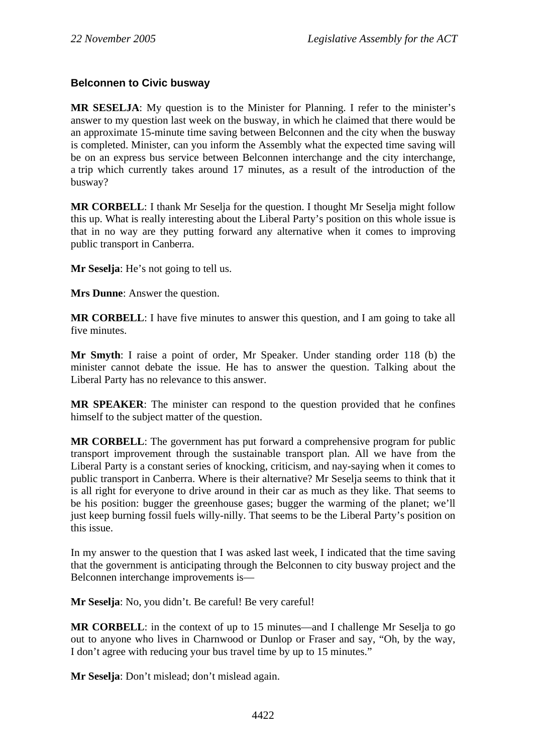### Belconnen to Civic busway

**MR SESELJA**: My question is to the Minister for Planning. I refer to the minister's answer to my question last week on the busway, in which he claimed that there would be an approximate 15-minute time saving between Belconnen and the city when the busway is completed. Minister, can you inform the Assembly what the expected time saving will be on an express bus service between Belconnen interchange and the city interchange, a trip which currently takes around 17 minutes, as a result of the introduction of the busway?

**MR CORBELL**: I thank Mr Seselja for the question. I thought Mr Seselja might follow this up. What is really interesting about the Liberal Party's position on this whole issue is that in no way are they putting forward any alternative when it comes to improving public transport in Canberra.

**Mr Seselja**: He's not going to tell us.

**Mrs Dunne**: Answer the question.

**MR CORBELL**: I have five minutes to answer this question, and I am going to take all five minutes.

**Mr Smyth**: I raise a point of order, Mr Speaker. Under standing order 118 (b) the minister cannot debate the issue. He has to answer the question. Talking about the Liberal Party has no relevance to this answer.

**MR SPEAKER**: The minister can respond to the question provided that he confines himself to the subject matter of the question.

**MR CORBELL**: The government has put forward a comprehensive program for public transport improvement through the sustainable transport plan. All we have from the Liberal Party is a constant series of knocking, criticism, and nay-saying when it comes to public transport in Canberra. Where is their alternative? Mr Seselja seems to think that it is all right for everyone to drive around in their car as much as they like. That seems to be his position: bugger the greenhouse gases; bugger the warming of the planet; we'll just keep burning fossil fuels willy-nilly. That seems to be the Liberal Party's position on this issue.

In my answer to the question that I was asked last week, I indicated that the time saving that the government is anticipating through the Belconnen to city busway project and the Belconnen interchange improvements is—

**Mr Seselja**: No, you didn't. Be careful! Be very careful!

**MR CORBELL**: in the context of up to 15 minutes—and I challenge Mr Seselja to go out to anyone who lives in Charnwood or Dunlop or Fraser and say, "Oh, by the way, I don't agree with reducing your bus travel time by up to 15 minutes."

**Mr Seselja**: Don't mislead; don't mislead again.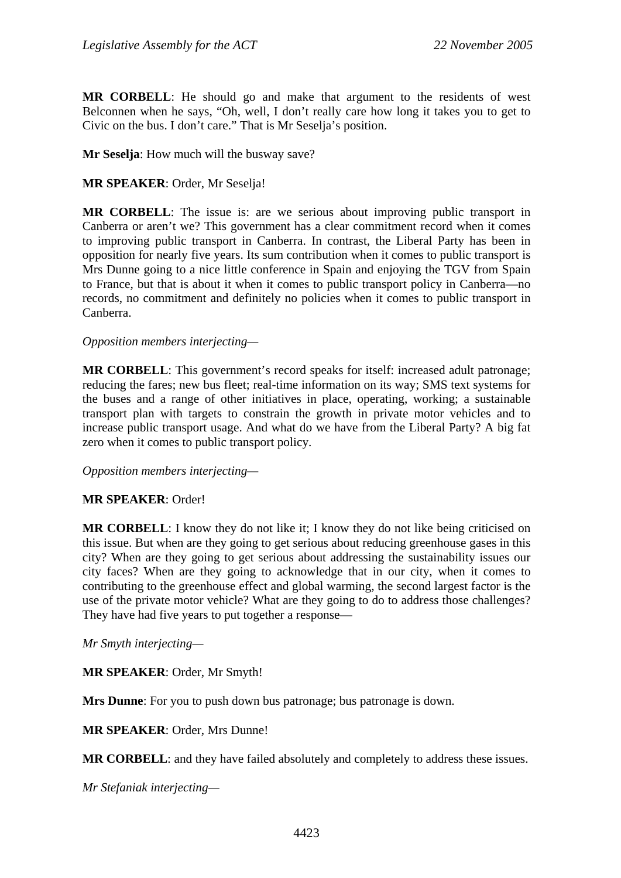**MR CORBELL**: He should go and make that argument to the residents of west Belconnen when he says, "Oh, well, I don't really care how long it takes you to get to Civic on the bus. I don't care." That is Mr Seselja's position.

**Mr Seselja**: How much will the busway save?

**MR SPEAKER**: Order, Mr Seselja!

**MR CORBELL**: The issue is: are we serious about improving public transport in Canberra or aren't we? This government has a clear commitment record when it comes to improving public transport in Canberra. In contrast, the Liberal Party has been in opposition for nearly five years. Its sum contribution when it comes to public transport is Mrs Dunne going to a nice little conference in Spain and enjoying the TGV from Spain to France, but that is about it when it comes to public transport policy in Canberra—no records, no commitment and definitely no policies when it comes to public transport in Canberra.

*Opposition members interjecting*—

**MR CORBELL**: This government's record speaks for itself: increased adult patronage; reducing the fares; new bus fleet; real-time information on its way; SMS text systems for the buses and a range of other initiatives in place, operating, working; a sustainable transport plan with targets to constrain the growth in private motor vehicles and to increase public transport usage. And what do we have from the Liberal Party? A big fat zero when it comes to public transport policy.

*Opposition members interjecting*—

**MR SPEAKER**: Order!

**MR CORBELL**: I know they do not like it; I know they do not like being criticised on this issue. But when are they going to get serious about reducing greenhouse gases in this city? When are they going to get serious about addressing the sustainability issues our city faces? When are they going to acknowledge that in our city, when it comes to contributing to the greenhouse effect and global warming, the second largest factor is the use of the private motor vehicle? What are they going to do to address those challenges? They have had five years to put together a response—

*Mr Smyth interjecting*—

**MR SPEAKER**: Order, Mr Smyth!

**Mrs Dunne**: For you to push down bus patronage; bus patronage is down.

**MR SPEAKER**: Order, Mrs Dunne!

**MR CORBELL**: and they have failed absolutely and completely to address these issues.

*Mr Stefaniak interjecting*—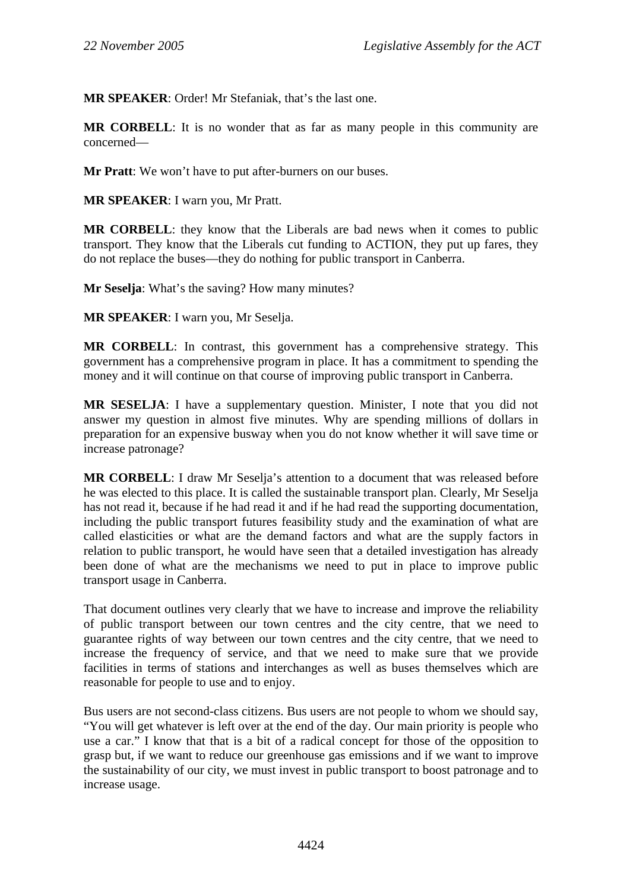**MR SPEAKER**: Order! Mr Stefaniak, that's the last one.

**MR CORBELL**: It is no wonder that as far as many people in this community are concerned—

**Mr Pratt**: We won't have to put after-burners on our buses.

**MR SPEAKER**: I warn you, Mr Pratt.

**MR CORBELL**: they know that the Liberals are bad news when it comes to public transport. They know that the Liberals cut funding to ACTION, they put up fares, they do not replace the buses—they do nothing for public transport in Canberra.

**Mr Seselja**: What's the saving? How many minutes?

**MR SPEAKER**: I warn you, Mr Seselja.

**MR CORBELL**: In contrast, this government has a comprehensive strategy. This government has a comprehensive program in place. It has a commitment to spending the money and it will continue on that course of improving public transport in Canberra.

**MR SESELJA**: I have a supplementary question. Minister, I note that you did not answer my question in almost five minutes. Why are spending millions of dollars in preparation for an expensive busway when you do not know whether it will save time or increase patronage?

**MR CORBELL**: I draw Mr Seselja's attention to a document that was released before he was elected to this place. It is called the sustainable transport plan. Clearly, Mr Seselja has not read it, because if he had read it and if he had read the supporting documentation, including the public transport futures feasibility study and the examination of what are called elasticities or what are the demand factors and what are the supply factors in relation to public transport, he would have seen that a detailed investigation has already been done of what are the mechanisms we need to put in place to improve public transport usage in Canberra.

That document outlines very clearly that we have to increase and improve the reliability of public transport between our town centres and the city centre, that we need to guarantee rights of way between our town centres and the city centre, that we need to increase the frequency of service, and that we need to make sure that we provide facilities in terms of stations and interchanges as well as buses themselves which are reasonable for people to use and to enjoy.

Bus users are not second-class citizens. Bus users are not people to whom we should say, "You will get whatever is left over at the end of the day. Our main priority is people who use a car." I know that that is a bit of a radical concept for those of the opposition to grasp but, if we want to reduce our greenhouse gas emissions and if we want to improve the sustainability of our city, we must invest in public transport to boost patronage and to increase usage.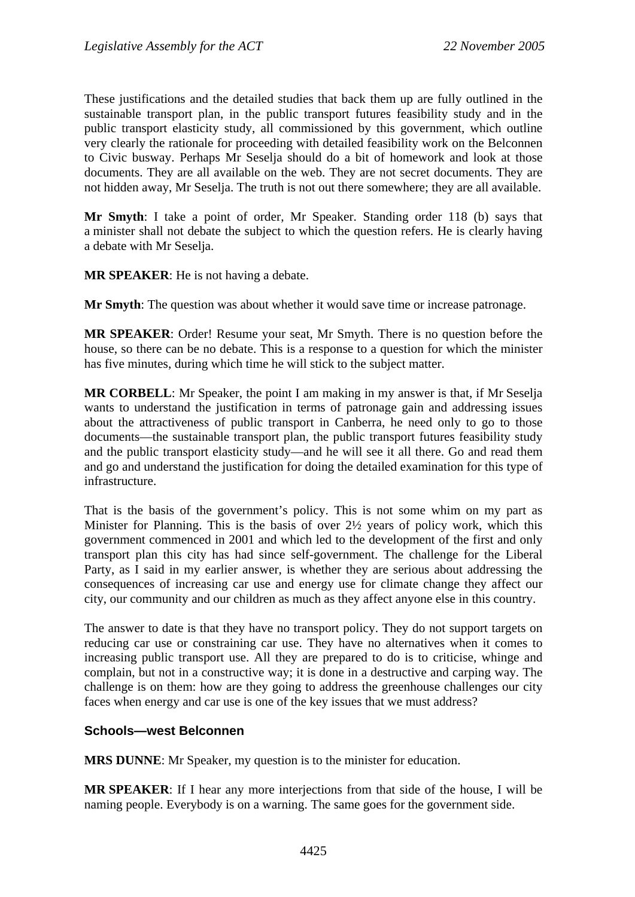These justifications and the detailed studies that back them up are fully outlined in the sustainable transport plan, in the public transport futures feasibility study and in the public transport elasticity study, all commissioned by this government, which outline very clearly the rationale for proceeding with detailed feasibility work on the Belconnen to Civic busway. Perhaps Mr Seselja should do a bit of homework and look at those documents. They are all available on the web. They are not secret documents. They are not hidden away, Mr Seselja. The truth is not out there somewhere; they are all available.

**Mr Smyth**: I take a point of order, Mr Speaker. Standing order 118 (b) says that a minister shall not debate the subject to which the question refers. He is clearly having a debate with Mr Seselja.

**MR SPEAKER**: He is not having a debate.

**Mr Smyth**: The question was about whether it would save time or increase patronage.

**MR SPEAKER**: Order! Resume your seat, Mr Smyth. There is no question before the house, so there can be no debate. This is a response to a question for which the minister has five minutes, during which time he will stick to the subject matter.

**MR CORBELL**: Mr Speaker, the point I am making in my answer is that, if Mr Seselja wants to understand the justification in terms of patronage gain and addressing issues about the attractiveness of public transport in Canberra, he need only to go to those documents—the sustainable transport plan, the public transport futures feasibility study and the public transport elasticity study—and he will see it all there. Go and read them and go and understand the justification for doing the detailed examination for this type of infrastructure.

That is the basis of the government's policy. This is not some whim on my part as Minister for Planning. This is the basis of over 2½ years of policy work, which this government commenced in 2001 and which led to the development of the first and only transport plan this city has had since self-government. The challenge for the Liberal Party, as I said in my earlier answer, is whether they are serious about addressing the consequences of increasing car use and energy use for climate change they affect our city, our community and our children as much as they affect anyone else in this country.

The answer to date is that they have no transport policy. They do not support targets on reducing car use or constraining car use. They have no alternatives when it comes to increasing public transport use. All they are prepared to do is to criticise, whinge and complain, but not in a constructive way; it is done in a destructive and carping way. The challenge is on them: how are they going to address the greenhouse challenges our city faces when energy and car use is one of the key issues that we must address?

### Schools—west Belconnen

**MRS DUNNE**: Mr Speaker, my question is to the minister for education.

**MR SPEAKER**: If I hear any more interjections from that side of the house, I will be naming people. Everybody is on a warning. The same goes for the government side.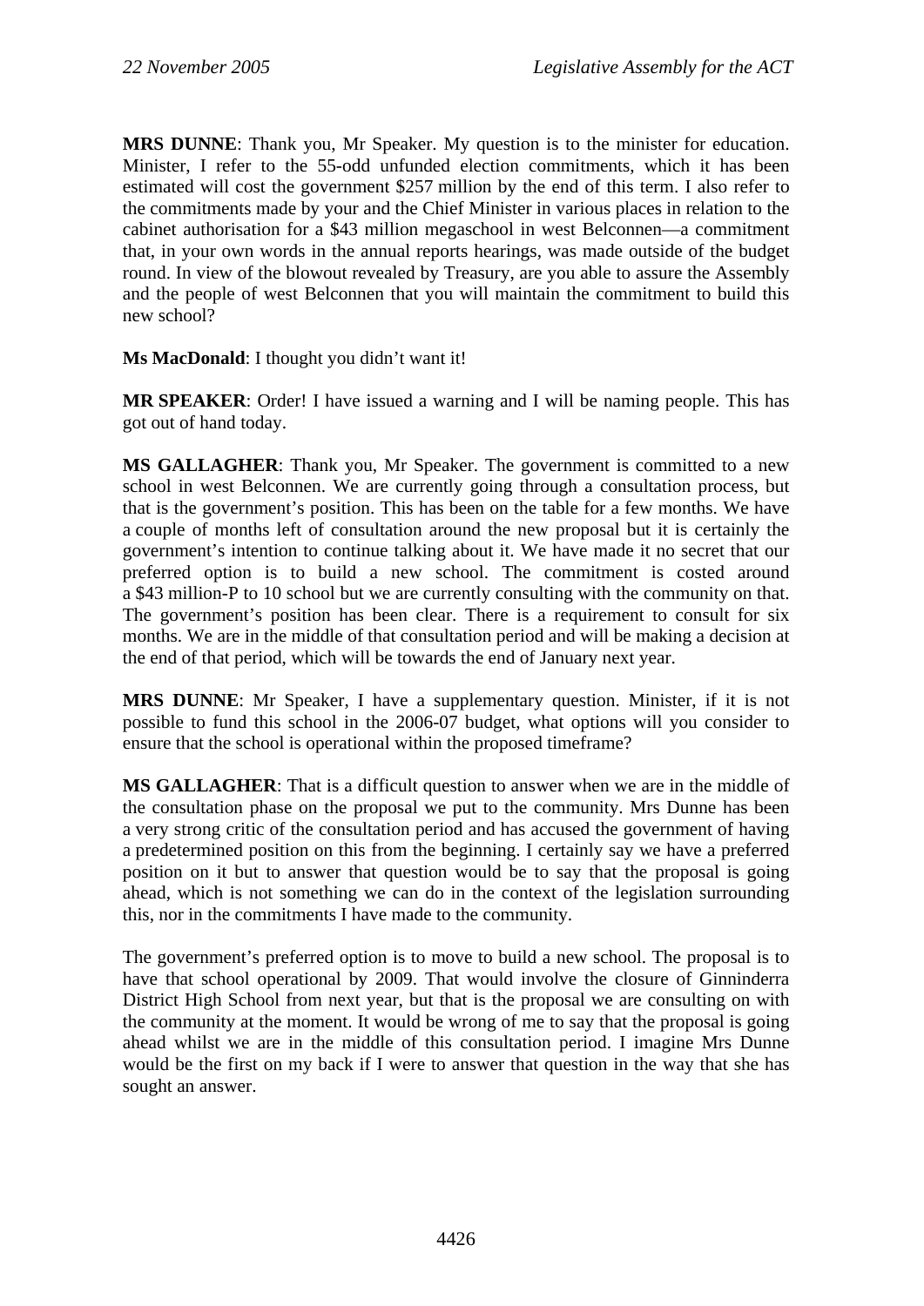**MRS DUNNE**: Thank you, Mr Speaker. My question is to the minister for education. Minister, I refer to the 55-odd unfunded election commitments, which it has been estimated will cost the government $257 million by the end of this term. I also refer to the commitments made by your and the Chief Minister in various places in relation to the cabinet authorisation for a $43 million megaschool in west Belconnen—a commitment that, in your own words in the annual reports hearings, was made outside of the budget round. In view of the blowout revealed by Treasury, are you able to assure the Assembly and the people of west Belconnen that you will maintain the commitment to build this new school?

**Ms MacDonald**: I thought you didn't want it!

**MR SPEAKER**: Order! I have issued a warning and I will be naming people. This has got out of hand today.

**MS GALLAGHER**: Thank you, Mr Speaker. The government is committed to a new school in west Belconnen. We are currently going through a consultation process, but that is the government's position. This has been on the table for a few months. We have a couple of months left of consultation around the new proposal but it is certainly the government's intention to continue talking about it. We have made it no secret that our preferred option is to build a new school. The commitment is costed around a $43 million-P to 10 school but we are currently consulting with the community on that. The government's position has been clear. There is a requirement to consult for six months. We are in the middle of that consultation period and will be making a decision at the end of that period, which will be towards the end of January next year.

**MRS DUNNE**: Mr Speaker, I have a supplementary question. Minister, if it is not possible to fund this school in the 2006-07 budget, what options will you consider to ensure that the school is operational within the proposed timeframe?

**MS GALLAGHER**: That is a difficult question to answer when we are in the middle of the consultation phase on the proposal we put to the community. Mrs Dunne has been a very strong critic of the consultation period and has accused the government of having a predetermined position on this from the beginning. I certainly say we have a preferred position on it but to answer that question would be to say that the proposal is going ahead, which is not something we can do in the context of the legislation surrounding this, nor in the commitments I have made to the community.

The government's preferred option is to move to build a new school. The proposal is to have that school operational by 2009. That would involve the closure of Ginninderra District High School from next year, but that is the proposal we are consulting on with the community at the moment. It would be wrong of me to say that the proposal is going ahead whilst we are in the middle of this consultation period. I imagine Mrs Dunne would be the first on my back if I were to answer that question in the way that she has sought an answer.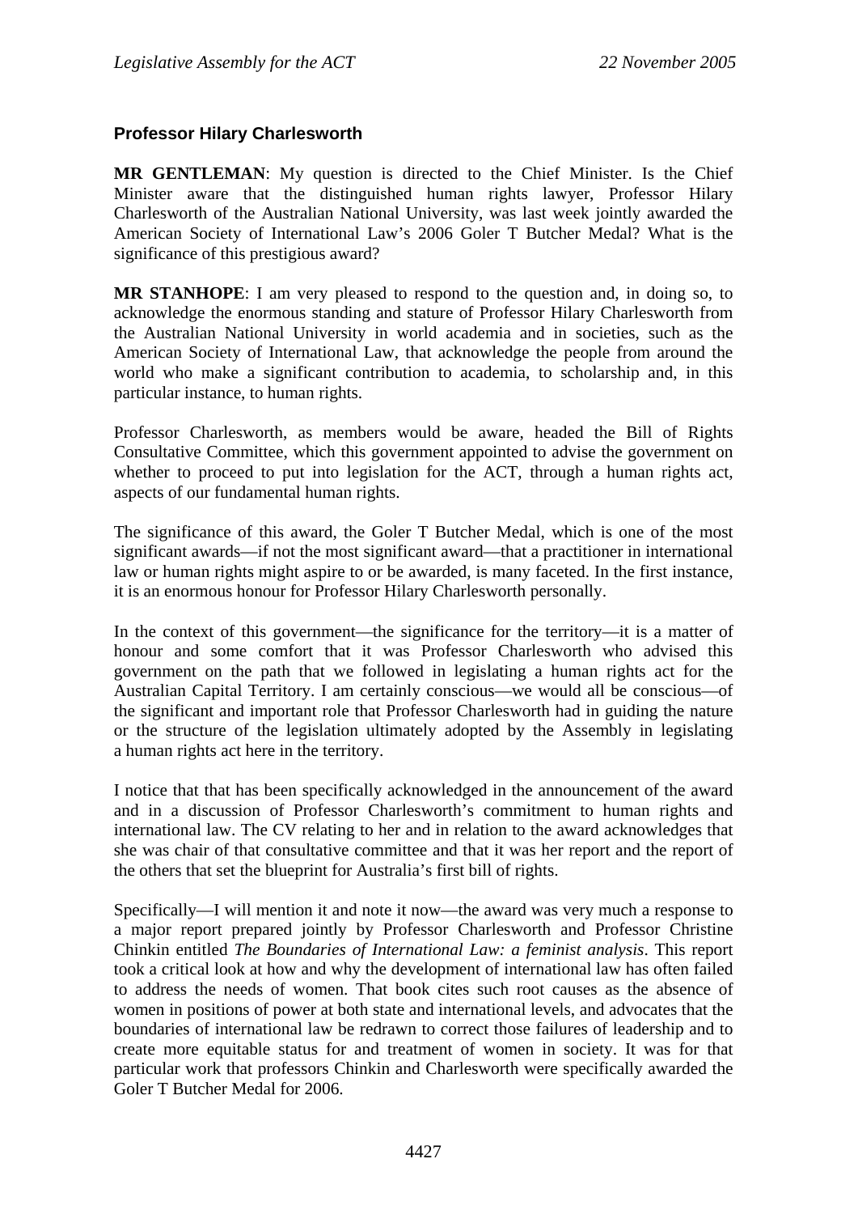### Professor Hilary Charlesworth

**MR GENTLEMAN**: My question is directed to the Chief Minister. Is the Chief Minister aware that the distinguished human rights lawyer, Professor Hilary Charlesworth of the Australian National University, was last week jointly awarded the American Society of International Law's 2006 Goler T Butcher Medal? What is the significance of this prestigious award?

**MR STANHOPE**: I am very pleased to respond to the question and, in doing so, to acknowledge the enormous standing and stature of Professor Hilary Charlesworth from the Australian National University in world academia and in societies, such as the American Society of International Law, that acknowledge the people from around the world who make a significant contribution to academia, to scholarship and, in this particular instance, to human rights.

Professor Charlesworth, as members would be aware, headed the Bill of Rights Consultative Committee, which this government appointed to advise the government on whether to proceed to put into legislation for the ACT, through a human rights act, aspects of our fundamental human rights.

The significance of this award, the Goler T Butcher Medal, which is one of the most significant awards—if not the most significant award—that a practitioner in international law or human rights might aspire to or be awarded, is many faceted. In the first instance, it is an enormous honour for Professor Hilary Charlesworth personally.

In the context of this government—the significance for the territory—it is a matter of honour and some comfort that it was Professor Charlesworth who advised this government on the path that we followed in legislating a human rights act for the Australian Capital Territory. I am certainly conscious—we would all be conscious—of the significant and important role that Professor Charlesworth had in guiding the nature or the structure of the legislation ultimately adopted by the Assembly in legislating a human rights act here in the territory.

I notice that that has been specifically acknowledged in the announcement of the award and in a discussion of Professor Charlesworth's commitment to human rights and international law. The CV relating to her and in relation to the award acknowledges that she was chair of that consultative committee and that it was her report and the report of the others that set the blueprint for Australia's first bill of rights.

Specifically—I will mention it and note it now—the award was very much a response to a major report prepared jointly by Professor Charlesworth and Professor Christine Chinkin entitled *The Boundaries of International Law: a feminist analysis*. This report took a critical look at how and why the development of international law has often failed to address the needs of women. That book cites such root causes as the absence of women in positions of power at both state and international levels, and advocates that the boundaries of international law be redrawn to correct those failures of leadership and to create more equitable status for and treatment of women in society. It was for that particular work that professors Chinkin and Charlesworth were specifically awarded the Goler T Butcher Medal for 2006.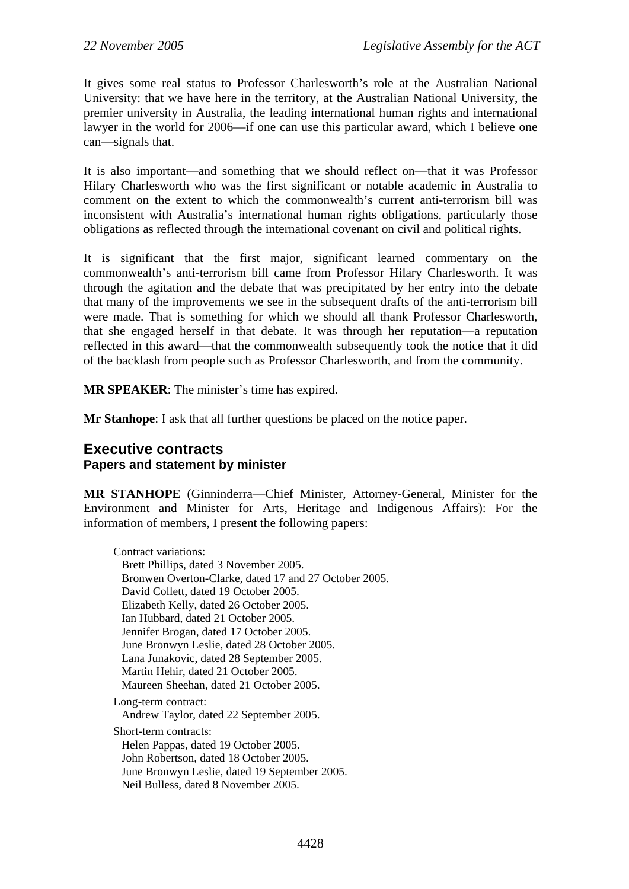It gives some real status to Professor Charlesworth's role at the Australian National University: that we have here in the territory, at the Australian National University, the premier university in Australia, the leading international human rights and international lawyer in the world for 2006—if one can use this particular award, which I believe one can—signals that.

It is also important—and something that we should reflect on—that it was Professor Hilary Charlesworth who was the first significant or notable academic in Australia to comment on the extent to which the commonwealth's current anti-terrorism bill was inconsistent with Australia's international human rights obligations, particularly those obligations as reflected through the international covenant on civil and political rights.

It is significant that the first major, significant learned commentary on the commonwealth's anti-terrorism bill came from Professor Hilary Charlesworth. It was through the agitation and the debate that was precipitated by her entry into the debate that many of the improvements we see in the subsequent drafts of the anti-terrorism bill were made. That is something for which we should all thank Professor Charlesworth, that she engaged herself in that debate. It was through her reputation—a reputation reflected in this award—that the commonwealth subsequently took the notice that it did of the backlash from people such as Professor Charlesworth, and from the community.

**MR SPEAKER**: The minister's time has expired.

**Mr Stanhope**: I ask that all further questions be placed on the notice paper.

## Executive contracts
### Papers and statement by minister

**MR STANHOPE** (Ginninderra—Chief Minister, Attorney-General, Minister for the Environment and Minister for Arts, Heritage and Indigenous Affairs): For the information of members, I present the following papers:

Contract variations:
- Brett Phillips, dated 3 November 2005.
- Bronwen Overton-Clarke, dated 17 and 27 October 2005.
- David Collett, dated 19 October 2005.
- Elizabeth Kelly, dated 26 October 2005.
- Ian Hubbard, dated 21 October 2005.
- Jennifer Brogan, dated 17 October 2005.
- June Bronwyn Leslie, dated 28 October 2005.
- Lana Junakovic, dated 28 September 2005.
- Martin Hehir, dated 21 October 2005.
- Maureen Sheehan, dated 21 October 2005.

Long-term contract:
- Andrew Taylor, dated 22 September 2005.

Short-term contracts:
- Helen Pappas, dated 19 October 2005.
- John Robertson, dated 18 October 2005.
- June Bronwyn Leslie, dated 19 September 2005.
- Neil Bulless, dated 8 November 2005.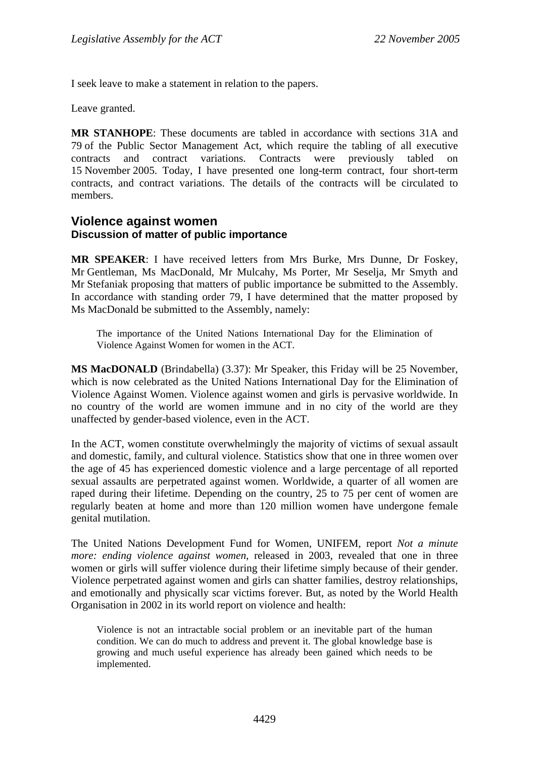I seek leave to make a statement in relation to the papers.

Leave granted.

**MR STANHOPE**: These documents are tabled in accordance with sections 31A and 79 of the Public Sector Management Act, which require the tabling of all executive contracts and contract variations. Contracts were previously tabled on 15 November 2005. Today, I have presented one long-term contract, four short-term contracts, and contract variations. The details of the contracts will be circulated to members.

## Violence against women
### Discussion of matter of public importance

**MR SPEAKER**: I have received letters from Mrs Burke, Mrs Dunne, Dr Foskey, Mr Gentleman, Ms MacDonald, Mr Mulcahy, Ms Porter, Mr Seselja, Mr Smyth and Mr Stefaniak proposing that matters of public importance be submitted to the Assembly. In accordance with standing order 79, I have determined that the matter proposed by Ms MacDonald be submitted to the Assembly, namely:

> The importance of the United Nations International Day for the Elimination of Violence Against Women for women in the ACT.

**MS MacDONALD** (Brindabella) (3.37): Mr Speaker, this Friday will be 25 November, which is now celebrated as the United Nations International Day for the Elimination of Violence Against Women. Violence against women and girls is pervasive worldwide. In no country of the world are women immune and in no city of the world are they unaffected by gender-based violence, even in the ACT.

In the ACT, women constitute overwhelmingly the majority of victims of sexual assault and domestic, family, and cultural violence. Statistics show that one in three women over the age of 45 has experienced domestic violence and a large percentage of all reported sexual assaults are perpetrated against women. Worldwide, a quarter of all women are raped during their lifetime. Depending on the country, 25 to 75 per cent of women are regularly beaten at home and more than 120 million women have undergone female genital mutilation.

The United Nations Development Fund for Women, UNIFEM, report *Not a minute more: ending violence against women*, released in 2003, revealed that one in three women or girls will suffer violence during their lifetime simply because of their gender. Violence perpetrated against women and girls can shatter families, destroy relationships, and emotionally and physically scar victims forever. But, as noted by the World Health Organisation in 2002 in its world report on violence and health:

> Violence is not an intractable social problem or an inevitable part of the human condition. We can do much to address and prevent it. The global knowledge base is growing and much useful experience has already been gained which needs to be implemented.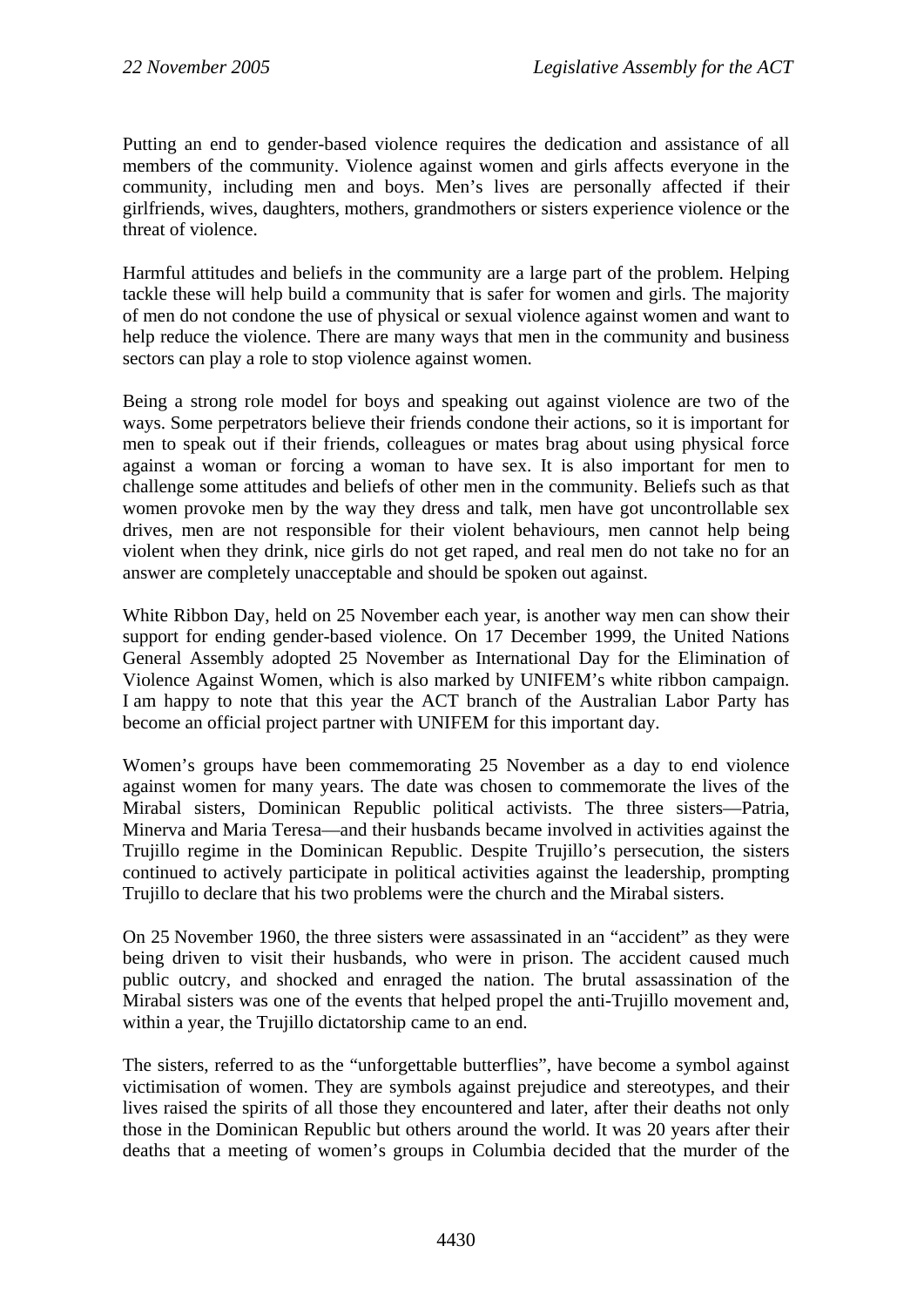Putting an end to gender-based violence requires the dedication and assistance of all members of the community. Violence against women and girls affects everyone in the community, including men and boys. Men's lives are personally affected if their girlfriends, wives, daughters, mothers, grandmothers or sisters experience violence or the threat of violence.

Harmful attitudes and beliefs in the community are a large part of the problem. Helping tackle these will help build a community that is safer for women and girls. The majority of men do not condone the use of physical or sexual violence against women and want to help reduce the violence. There are many ways that men in the community and business sectors can play a role to stop violence against women.

Being a strong role model for boys and speaking out against violence are two of the ways. Some perpetrators believe their friends condone their actions, so it is important for men to speak out if their friends, colleagues or mates brag about using physical force against a woman or forcing a woman to have sex. It is also important for men to challenge some attitudes and beliefs of other men in the community. Beliefs such as that women provoke men by the way they dress and talk, men have got uncontrollable sex drives, men are not responsible for their violent behaviours, men cannot help being violent when they drink, nice girls do not get raped, and real men do not take no for an answer are completely unacceptable and should be spoken out against.

White Ribbon Day, held on 25 November each year, is another way men can show their support for ending gender-based violence. On 17 December 1999, the United Nations General Assembly adopted 25 November as International Day for the Elimination of Violence Against Women, which is also marked by UNIFEM's white ribbon campaign. I am happy to note that this year the ACT branch of the Australian Labor Party has become an official project partner with UNIFEM for this important day.

Women's groups have been commemorating 25 November as a day to end violence against women for many years. The date was chosen to commemorate the lives of the Mirabal sisters, Dominican Republic political activists. The three sisters—Patria, Minerva and Maria Teresa—and their husbands became involved in activities against the Trujillo regime in the Dominican Republic. Despite Trujillo's persecution, the sisters continued to actively participate in political activities against the leadership, prompting Trujillo to declare that his two problems were the church and the Mirabal sisters.

On 25 November 1960, the three sisters were assassinated in an "accident" as they were being driven to visit their husbands, who were in prison. The accident caused much public outcry, and shocked and enraged the nation. The brutal assassination of the Mirabal sisters was one of the events that helped propel the anti-Trujillo movement and, within a year, the Trujillo dictatorship came to an end.

The sisters, referred to as the "unforgettable butterflies", have become a symbol against victimisation of women. They are symbols against prejudice and stereotypes, and their lives raised the spirits of all those they encountered and later, after their deaths not only those in the Dominican Republic but others around the world. It was 20 years after their deaths that a meeting of women's groups in Columbia decided that the murder of the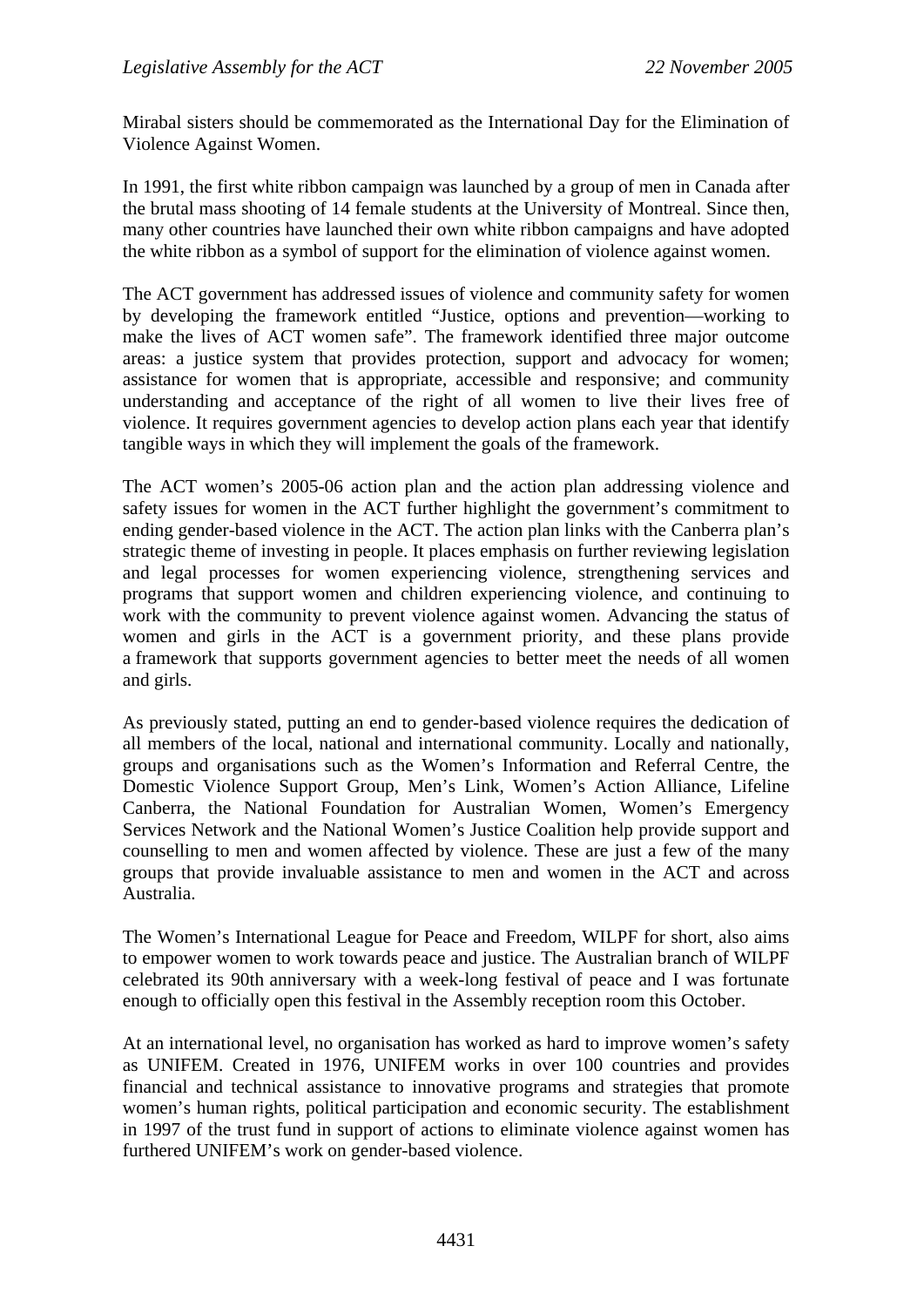Mirabal sisters should be commemorated as the International Day for the Elimination of Violence Against Women.

In 1991, the first white ribbon campaign was launched by a group of men in Canada after the brutal mass shooting of 14 female students at the University of Montreal. Since then, many other countries have launched their own white ribbon campaigns and have adopted the white ribbon as a symbol of support for the elimination of violence against women.

The ACT government has addressed issues of violence and community safety for women by developing the framework entitled "Justice, options and prevention—working to make the lives of ACT women safe". The framework identified three major outcome areas: a justice system that provides protection, support and advocacy for women; assistance for women that is appropriate, accessible and responsive; and community understanding and acceptance of the right of all women to live their lives free of violence. It requires government agencies to develop action plans each year that identify tangible ways in which they will implement the goals of the framework.

The ACT women's 2005-06 action plan and the action plan addressing violence and safety issues for women in the ACT further highlight the government's commitment to ending gender-based violence in the ACT. The action plan links with the Canberra plan's strategic theme of investing in people. It places emphasis on further reviewing legislation and legal processes for women experiencing violence, strengthening services and programs that support women and children experiencing violence, and continuing to work with the community to prevent violence against women. Advancing the status of women and girls in the ACT is a government priority, and these plans provide a framework that supports government agencies to better meet the needs of all women and girls.

As previously stated, putting an end to gender-based violence requires the dedication of all members of the local, national and international community. Locally and nationally, groups and organisations such as the Women's Information and Referral Centre, the Domestic Violence Support Group, Men's Link, Women's Action Alliance, Lifeline Canberra, the National Foundation for Australian Women, Women's Emergency Services Network and the National Women's Justice Coalition help provide support and counselling to men and women affected by violence. These are just a few of the many groups that provide invaluable assistance to men and women in the ACT and across Australia.

The Women's International League for Peace and Freedom, WILPF for short, also aims to empower women to work towards peace and justice. The Australian branch of WILPF celebrated its 90th anniversary with a week-long festival of peace and I was fortunate enough to officially open this festival in the Assembly reception room this October.

At an international level, no organisation has worked as hard to improve women's safety as UNIFEM. Created in 1976, UNIFEM works in over 100 countries and provides financial and technical assistance to innovative programs and strategies that promote women's human rights, political participation and economic security. The establishment in 1997 of the trust fund in support of actions to eliminate violence against women has furthered UNIFEM's work on gender-based violence.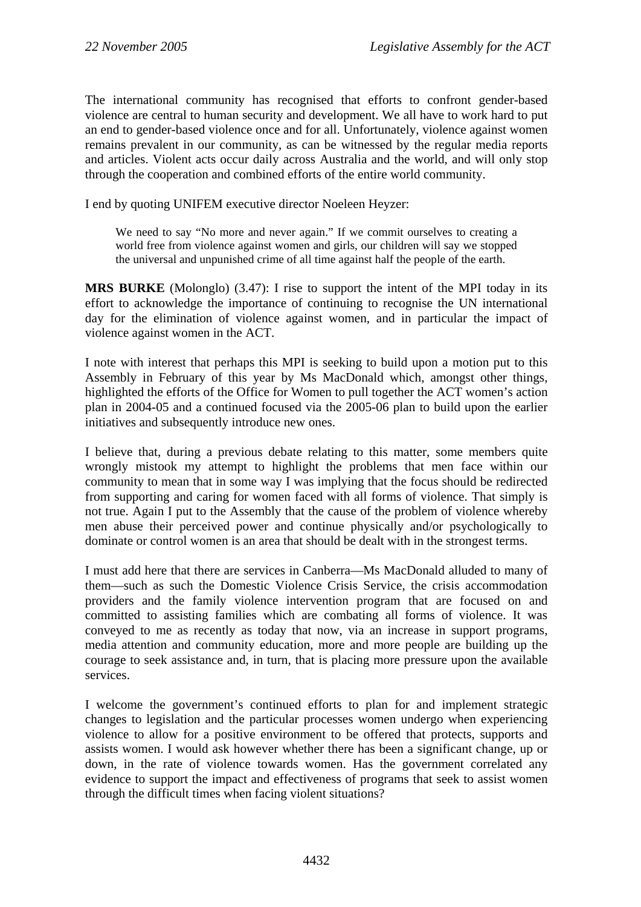The international community has recognised that efforts to confront gender-based violence are central to human security and development. We all have to work hard to put an end to gender-based violence once and for all. Unfortunately, violence against women remains prevalent in our community, as can be witnessed by the regular media reports and articles. Violent acts occur daily across Australia and the world, and will only stop through the cooperation and combined efforts of the entire world community.

I end by quoting UNIFEM executive director Noeleen Heyzer:

> We need to say "No more and never again." If we commit ourselves to creating a world free from violence against women and girls, our children will say we stopped the universal and unpunished crime of all time against half the people of the earth.

**MRS BURKE** (Molonglo) (3.47): I rise to support the intent of the MPI today in its effort to acknowledge the importance of continuing to recognise the UN international day for the elimination of violence against women, and in particular the impact of violence against women in the ACT.

I note with interest that perhaps this MPI is seeking to build upon a motion put to this Assembly in February of this year by Ms MacDonald which, amongst other things, highlighted the efforts of the Office for Women to pull together the ACT women's action plan in 2004-05 and a continued focused via the 2005-06 plan to build upon the earlier initiatives and subsequently introduce new ones.

I believe that, during a previous debate relating to this matter, some members quite wrongly mistook my attempt to highlight the problems that men face within our community to mean that in some way I was implying that the focus should be redirected from supporting and caring for women faced with all forms of violence. That simply is not true. Again I put to the Assembly that the cause of the problem of violence whereby men abuse their perceived power and continue physically and/or psychologically to dominate or control women is an area that should be dealt with in the strongest terms.

I must add here that there are services in Canberra—Ms MacDonald alluded to many of them—such as such the Domestic Violence Crisis Service, the crisis accommodation providers and the family violence intervention program that are focused on and committed to assisting families which are combating all forms of violence. It was conveyed to me as recently as today that now, via an increase in support programs, media attention and community education, more and more people are building up the courage to seek assistance and, in turn, that is placing more pressure upon the available services.

I welcome the government's continued efforts to plan for and implement strategic changes to legislation and the particular processes women undergo when experiencing violence to allow for a positive environment to be offered that protects, supports and assists women. I would ask however whether there has been a significant change, up or down, in the rate of violence towards women. Has the government correlated any evidence to support the impact and effectiveness of programs that seek to assist women through the difficult times when facing violent situations?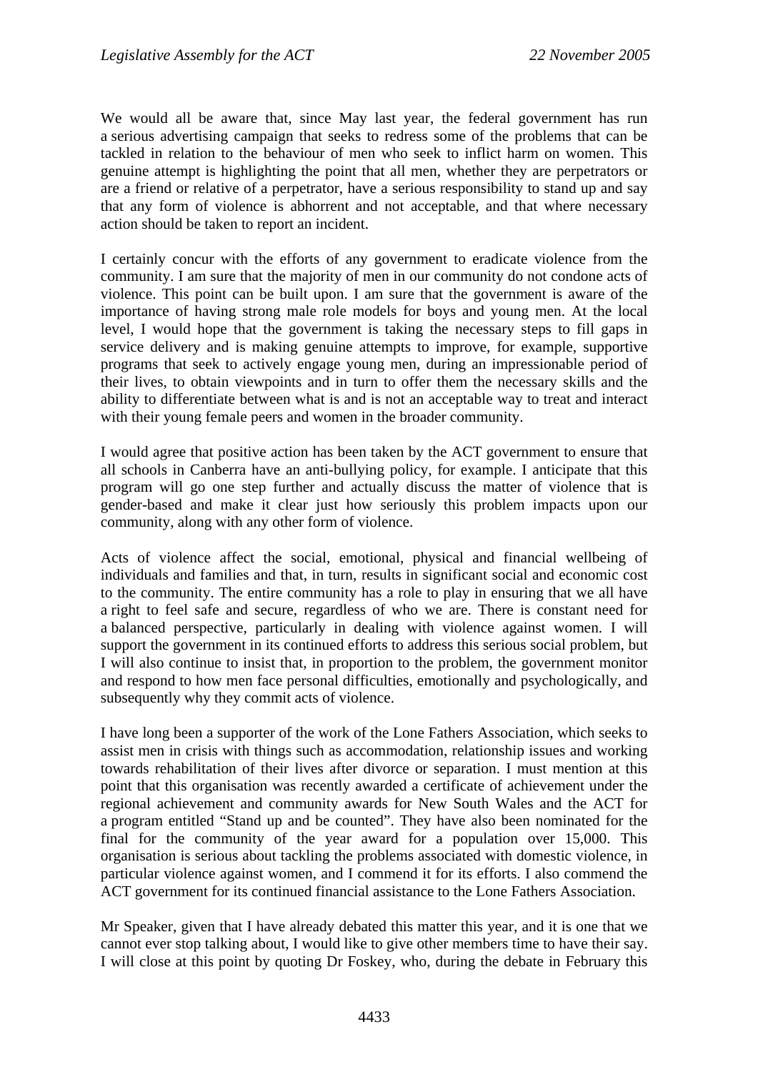We would all be aware that, since May last year, the federal government has run a serious advertising campaign that seeks to redress some of the problems that can be tackled in relation to the behaviour of men who seek to inflict harm on women. This genuine attempt is highlighting the point that all men, whether they are perpetrators or are a friend or relative of a perpetrator, have a serious responsibility to stand up and say that any form of violence is abhorrent and not acceptable, and that where necessary action should be taken to report an incident.

I certainly concur with the efforts of any government to eradicate violence from the community. I am sure that the majority of men in our community do not condone acts of violence. This point can be built upon. I am sure that the government is aware of the importance of having strong male role models for boys and young men. At the local level, I would hope that the government is taking the necessary steps to fill gaps in service delivery and is making genuine attempts to improve, for example, supportive programs that seek to actively engage young men, during an impressionable period of their lives, to obtain viewpoints and in turn to offer them the necessary skills and the ability to differentiate between what is and is not an acceptable way to treat and interact with their young female peers and women in the broader community.

I would agree that positive action has been taken by the ACT government to ensure that all schools in Canberra have an anti-bullying policy, for example. I anticipate that this program will go one step further and actually discuss the matter of violence that is gender-based and make it clear just how seriously this problem impacts upon our community, along with any other form of violence.

Acts of violence affect the social, emotional, physical and financial wellbeing of individuals and families and that, in turn, results in significant social and economic cost to the community. The entire community has a role to play in ensuring that we all have a right to feel safe and secure, regardless of who we are. There is constant need for a balanced perspective, particularly in dealing with violence against women. I will support the government in its continued efforts to address this serious social problem, but I will also continue to insist that, in proportion to the problem, the government monitor and respond to how men face personal difficulties, emotionally and psychologically, and subsequently why they commit acts of violence.

I have long been a supporter of the work of the Lone Fathers Association, which seeks to assist men in crisis with things such as accommodation, relationship issues and working towards rehabilitation of their lives after divorce or separation. I must mention at this point that this organisation was recently awarded a certificate of achievement under the regional achievement and community awards for New South Wales and the ACT for a program entitled "Stand up and be counted". They have also been nominated for the final for the community of the year award for a population over 15,000. This organisation is serious about tackling the problems associated with domestic violence, in particular violence against women, and I commend it for its efforts. I also commend the ACT government for its continued financial assistance to the Lone Fathers Association.

Mr Speaker, given that I have already debated this matter this year, and it is one that we cannot ever stop talking about, I would like to give other members time to have their say. I will close at this point by quoting Dr Foskey, who, during the debate in February this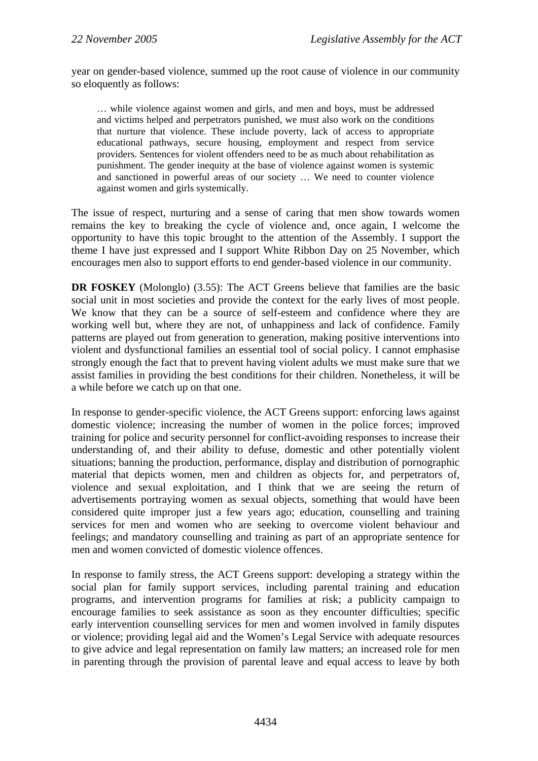year on gender-based violence, summed up the root cause of violence in our community so eloquently as follows:

> … while violence against women and girls, and men and boys, must be addressed and victims helped and perpetrators punished, we must also work on the conditions that nurture that violence. These include poverty, lack of access to appropriate educational pathways, secure housing, employment and respect from service providers. Sentences for violent offenders need to be as much about rehabilitation as punishment. The gender inequity at the base of violence against women is systemic and sanctioned in powerful areas of our society … We need to counter violence against women and girls systemically.

The issue of respect, nurturing and a sense of caring that men show towards women remains the key to breaking the cycle of violence and, once again, I welcome the opportunity to have this topic brought to the attention of the Assembly. I support the theme I have just expressed and I support White Ribbon Day on 25 November, which encourages men also to support efforts to end gender-based violence in our community.

**DR FOSKEY** (Molonglo) (3.55): The ACT Greens believe that families are the basic social unit in most societies and provide the context for the early lives of most people. We know that they can be a source of self-esteem and confidence where they are working well but, where they are not, of unhappiness and lack of confidence. Family patterns are played out from generation to generation, making positive interventions into violent and dysfunctional families an essential tool of social policy. I cannot emphasise strongly enough the fact that to prevent having violent adults we must make sure that we assist families in providing the best conditions for their children. Nonetheless, it will be a while before we catch up on that one.

In response to gender-specific violence, the ACT Greens support: enforcing laws against domestic violence; increasing the number of women in the police forces; improved training for police and security personnel for conflict-avoiding responses to increase their understanding of, and their ability to defuse, domestic and other potentially violent situations; banning the production, performance, display and distribution of pornographic material that depicts women, men and children as objects for, and perpetrators of, violence and sexual exploitation, and I think that we are seeing the return of advertisements portraying women as sexual objects, something that would have been considered quite improper just a few years ago; education, counselling and training services for men and women who are seeking to overcome violent behaviour and feelings; and mandatory counselling and training as part of an appropriate sentence for men and women convicted of domestic violence offences.

In response to family stress, the ACT Greens support: developing a strategy within the social plan for family support services, including parental training and education programs, and intervention programs for families at risk; a publicity campaign to encourage families to seek assistance as soon as they encounter difficulties; specific early intervention counselling services for men and women involved in family disputes or violence; providing legal aid and the Women's Legal Service with adequate resources to give advice and legal representation on family law matters; an increased role for men in parenting through the provision of parental leave and equal access to leave by both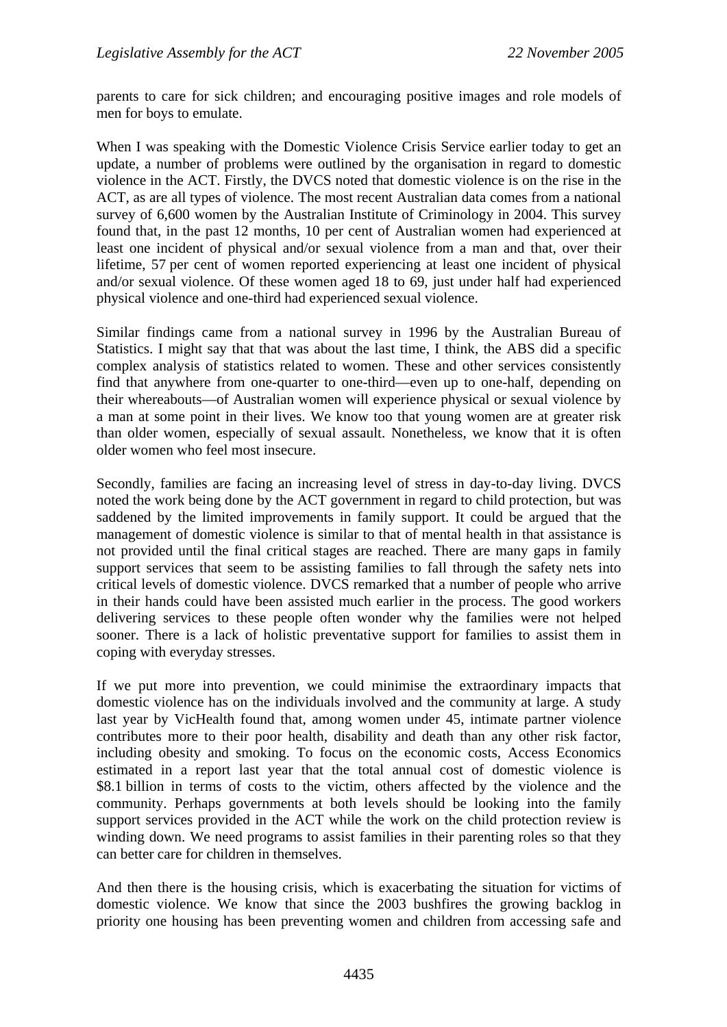parents to care for sick children; and encouraging positive images and role models of men for boys to emulate.

When I was speaking with the Domestic Violence Crisis Service earlier today to get an update, a number of problems were outlined by the organisation in regard to domestic violence in the ACT. Firstly, the DVCS noted that domestic violence is on the rise in the ACT, as are all types of violence. The most recent Australian data comes from a national survey of 6,600 women by the Australian Institute of Criminology in 2004. This survey found that, in the past 12 months, 10 per cent of Australian women had experienced at least one incident of physical and/or sexual violence from a man and that, over their lifetime, 57 per cent of women reported experiencing at least one incident of physical and/or sexual violence. Of these women aged 18 to 69, just under half had experienced physical violence and one-third had experienced sexual violence.

Similar findings came from a national survey in 1996 by the Australian Bureau of Statistics. I might say that that was about the last time, I think, the ABS did a specific complex analysis of statistics related to women. These and other services consistently find that anywhere from one-quarter to one-third—even up to one-half, depending on their whereabouts—of Australian women will experience physical or sexual violence by a man at some point in their lives. We know too that young women are at greater risk than older women, especially of sexual assault. Nonetheless, we know that it is often older women who feel most insecure.

Secondly, families are facing an increasing level of stress in day-to-day living. DVCS noted the work being done by the ACT government in regard to child protection, but was saddened by the limited improvements in family support. It could be argued that the management of domestic violence is similar to that of mental health in that assistance is not provided until the final critical stages are reached. There are many gaps in family support services that seem to be assisting families to fall through the safety nets into critical levels of domestic violence. DVCS remarked that a number of people who arrive in their hands could have been assisted much earlier in the process. The good workers delivering services to these people often wonder why the families were not helped sooner. There is a lack of holistic preventative support for families to assist them in coping with everyday stresses.

If we put more into prevention, we could minimise the extraordinary impacts that domestic violence has on the individuals involved and the community at large. A study last year by VicHealth found that, among women under 45, intimate partner violence contributes more to their poor health, disability and death than any other risk factor, including obesity and smoking. To focus on the economic costs, Access Economics estimated in a report last year that the total annual cost of domestic violence is $8.1 billion in terms of costs to the victim, others affected by the violence and the community. Perhaps governments at both levels should be looking into the family support services provided in the ACT while the work on the child protection review is winding down. We need programs to assist families in their parenting roles so that they can better care for children in themselves.

And then there is the housing crisis, which is exacerbating the situation for victims of domestic violence. We know that since the 2003 bushfires the growing backlog in priority one housing has been preventing women and children from accessing safe and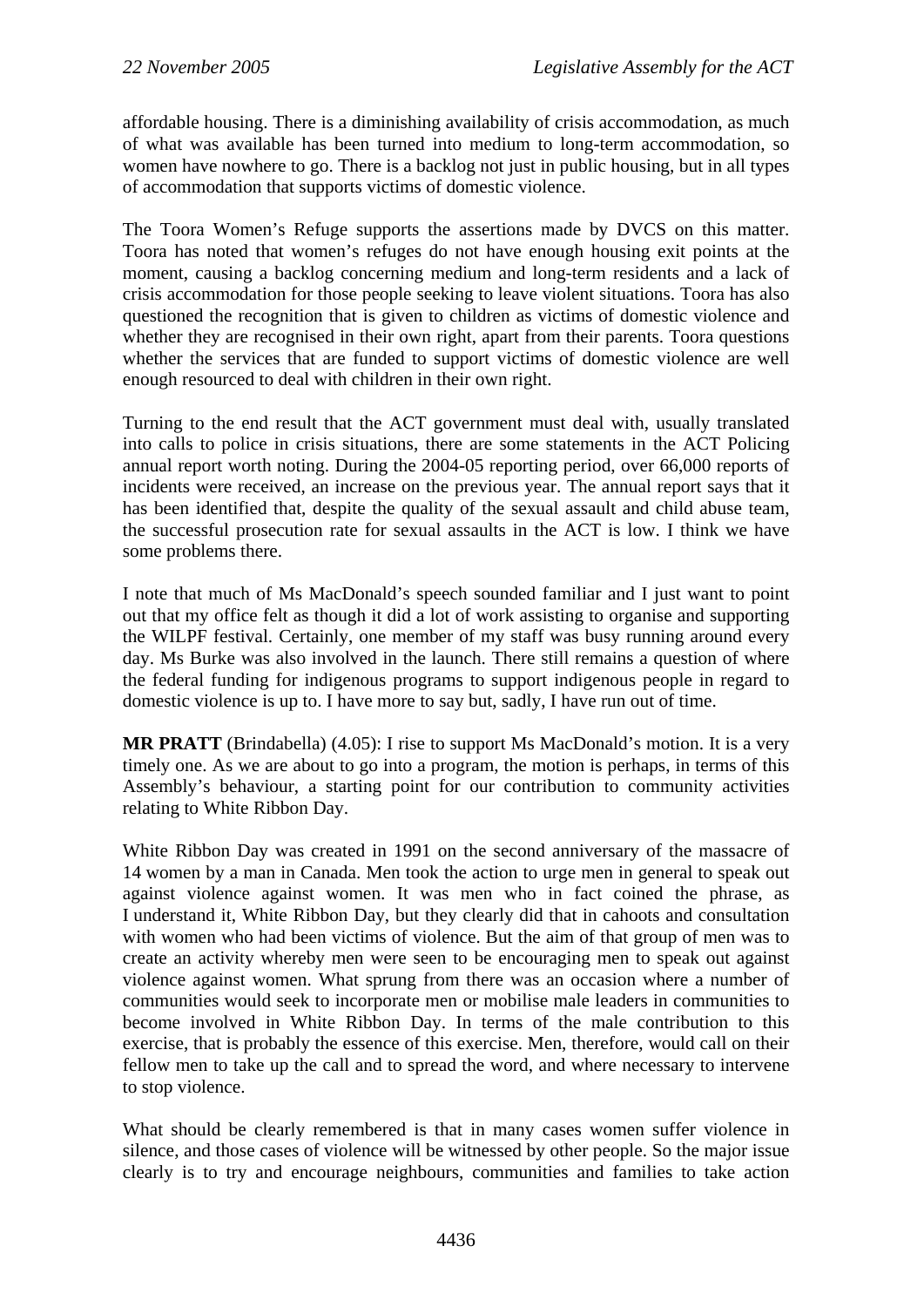affordable housing. There is a diminishing availability of crisis accommodation, as much of what was available has been turned into medium to long-term accommodation, so women have nowhere to go. There is a backlog not just in public housing, but in all types of accommodation that supports victims of domestic violence.

The Toora Women's Refuge supports the assertions made by DVCS on this matter. Toora has noted that women's refuges do not have enough housing exit points at the moment, causing a backlog concerning medium and long-term residents and a lack of crisis accommodation for those people seeking to leave violent situations. Toora has also questioned the recognition that is given to children as victims of domestic violence and whether they are recognised in their own right, apart from their parents. Toora questions whether the services that are funded to support victims of domestic violence are well enough resourced to deal with children in their own right.

Turning to the end result that the ACT government must deal with, usually translated into calls to police in crisis situations, there are some statements in the ACT Policing annual report worth noting. During the 2004-05 reporting period, over 66,000 reports of incidents were received, an increase on the previous year. The annual report says that it has been identified that, despite the quality of the sexual assault and child abuse team, the successful prosecution rate for sexual assaults in the ACT is low. I think we have some problems there.

I note that much of Ms MacDonald's speech sounded familiar and I just want to point out that my office felt as though it did a lot of work assisting to organise and supporting the WILPF festival. Certainly, one member of my staff was busy running around every day. Ms Burke was also involved in the launch. There still remains a question of where the federal funding for indigenous programs to support indigenous people in regard to domestic violence is up to. I have more to say but, sadly, I have run out of time.

**MR PRATT** (Brindabella) (4.05): I rise to support Ms MacDonald's motion. It is a very timely one. As we are about to go into a program, the motion is perhaps, in terms of this Assembly's behaviour, a starting point for our contribution to community activities relating to White Ribbon Day.

White Ribbon Day was created in 1991 on the second anniversary of the massacre of 14 women by a man in Canada. Men took the action to urge men in general to speak out against violence against women. It was men who in fact coined the phrase, as I understand it, White Ribbon Day, but they clearly did that in cahoots and consultation with women who had been victims of violence. But the aim of that group of men was to create an activity whereby men were seen to be encouraging men to speak out against violence against women. What sprung from there was an occasion where a number of communities would seek to incorporate men or mobilise male leaders in communities to become involved in White Ribbon Day. In terms of the male contribution to this exercise, that is probably the essence of this exercise. Men, therefore, would call on their fellow men to take up the call and to spread the word, and where necessary to intervene to stop violence.

What should be clearly remembered is that in many cases women suffer violence in silence, and those cases of violence will be witnessed by other people. So the major issue clearly is to try and encourage neighbours, communities and families to take action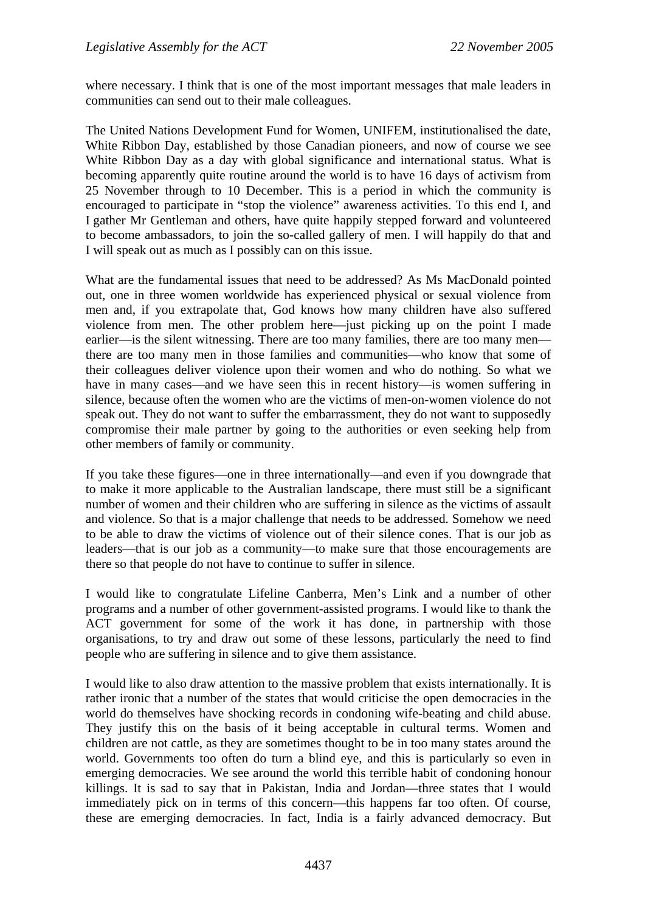where necessary. I think that is one of the most important messages that male leaders in communities can send out to their male colleagues.

The United Nations Development Fund for Women, UNIFEM, institutionalised the date, White Ribbon Day, established by those Canadian pioneers, and now of course we see White Ribbon Day as a day with global significance and international status. What is becoming apparently quite routine around the world is to have 16 days of activism from 25 November through to 10 December. This is a period in which the community is encouraged to participate in "stop the violence" awareness activities. To this end I, and I gather Mr Gentleman and others, have quite happily stepped forward and volunteered to become ambassadors, to join the so-called gallery of men. I will happily do that and I will speak out as much as I possibly can on this issue.

What are the fundamental issues that need to be addressed? As Ms MacDonald pointed out, one in three women worldwide has experienced physical or sexual violence from men and, if you extrapolate that, God knows how many children have also suffered violence from men. The other problem here—just picking up on the point I made earlier—is the silent witnessing. There are too many families, there are too many men—there are too many men in those families and communities—who know that some of their colleagues deliver violence upon their women and who do nothing. So what we have in many cases—and we have seen this in recent history—is women suffering in silence, because often the women who are the victims of men-on-women violence do not speak out. They do not want to suffer the embarrassment, they do not want to supposedly compromise their male partner by going to the authorities or even seeking help from other members of family or community.

If you take these figures—one in three internationally—and even if you downgrade that to make it more applicable to the Australian landscape, there must still be a significant number of women and their children who are suffering in silence as the victims of assault and violence. So that is a major challenge that needs to be addressed. Somehow we need to be able to draw the victims of violence out of their silence cones. That is our job as leaders—that is our job as a community—to make sure that those encouragements are there so that people do not have to continue to suffer in silence.

I would like to congratulate Lifeline Canberra, Men's Link and a number of other programs and a number of other government-assisted programs. I would like to thank the ACT government for some of the work it has done, in partnership with those organisations, to try and draw out some of these lessons, particularly the need to find people who are suffering in silence and to give them assistance.

I would like to also draw attention to the massive problem that exists internationally. It is rather ironic that a number of the states that would criticise the open democracies in the world do themselves have shocking records in condoning wife-beating and child abuse. They justify this on the basis of it being acceptable in cultural terms. Women and children are not cattle, as they are sometimes thought to be in too many states around the world. Governments too often do turn a blind eye, and this is particularly so even in emerging democracies. We see around the world this terrible habit of condoning honour killings. It is sad to say that in Pakistan, India and Jordan—three states that I would immediately pick on in terms of this concern—this happens far too often. Of course, these are emerging democracies. In fact, India is a fairly advanced democracy. But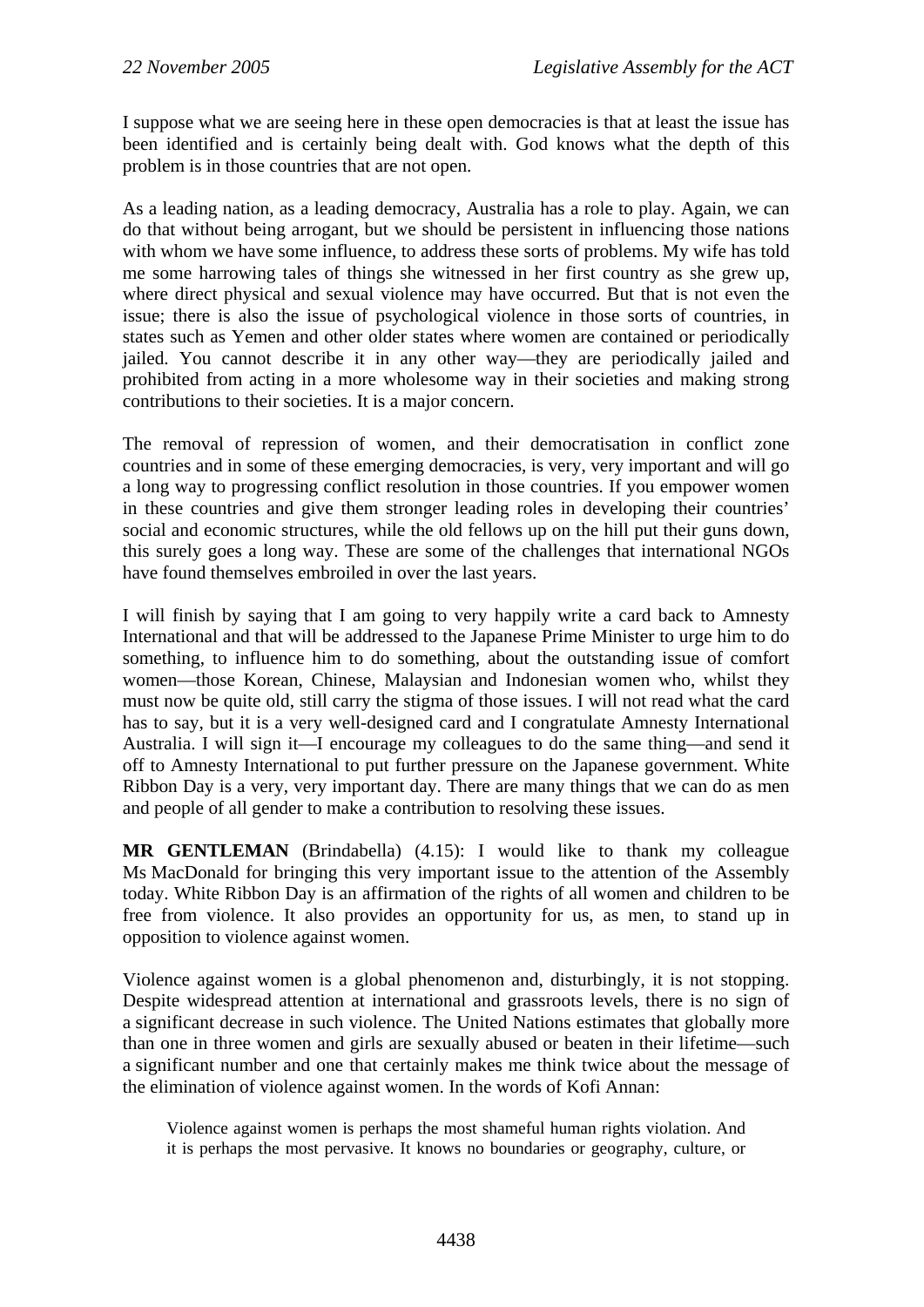I suppose what we are seeing here in these open democracies is that at least the issue has been identified and is certainly being dealt with. God knows what the depth of this problem is in those countries that are not open.

As a leading nation, as a leading democracy, Australia has a role to play. Again, we can do that without being arrogant, but we should be persistent in influencing those nations with whom we have some influence, to address these sorts of problems. My wife has told me some harrowing tales of things she witnessed in her first country as she grew up, where direct physical and sexual violence may have occurred. But that is not even the issue; there is also the issue of psychological violence in those sorts of countries, in states such as Yemen and other older states where women are contained or periodically jailed. You cannot describe it in any other way—they are periodically jailed and prohibited from acting in a more wholesome way in their societies and making strong contributions to their societies. It is a major concern.

The removal of repression of women, and their democratisation in conflict zone countries and in some of these emerging democracies, is very, very important and will go a long way to progressing conflict resolution in those countries. If you empower women in these countries and give them stronger leading roles in developing their countries' social and economic structures, while the old fellows up on the hill put their guns down, this surely goes a long way. These are some of the challenges that international NGOs have found themselves embroiled in over the last years.

I will finish by saying that I am going to very happily write a card back to Amnesty International and that will be addressed to the Japanese Prime Minister to urge him to do something, to influence him to do something, about the outstanding issue of comfort women—those Korean, Chinese, Malaysian and Indonesian women who, whilst they must now be quite old, still carry the stigma of those issues. I will not read what the card has to say, but it is a very well-designed card and I congratulate Amnesty International Australia. I will sign it—I encourage my colleagues to do the same thing—and send it off to Amnesty International to put further pressure on the Japanese government. White Ribbon Day is a very, very important day. There are many things that we can do as men and people of all gender to make a contribution to resolving these issues.

**MR GENTLEMAN** (Brindabella) (4.15): I would like to thank my colleague Ms MacDonald for bringing this very important issue to the attention of the Assembly today. White Ribbon Day is an affirmation of the rights of all women and children to be free from violence. It also provides an opportunity for us, as men, to stand up in opposition to violence against women.

Violence against women is a global phenomenon and, disturbingly, it is not stopping. Despite widespread attention at international and grassroots levels, there is no sign of a significant decrease in such violence. The United Nations estimates that globally more than one in three women and girls are sexually abused or beaten in their lifetime—such a significant number and one that certainly makes me think twice about the message of the elimination of violence against women. In the words of Kofi Annan:

> Violence against women is perhaps the most shameful human rights violation. And it is perhaps the most pervasive. It knows no boundaries or geography, culture, or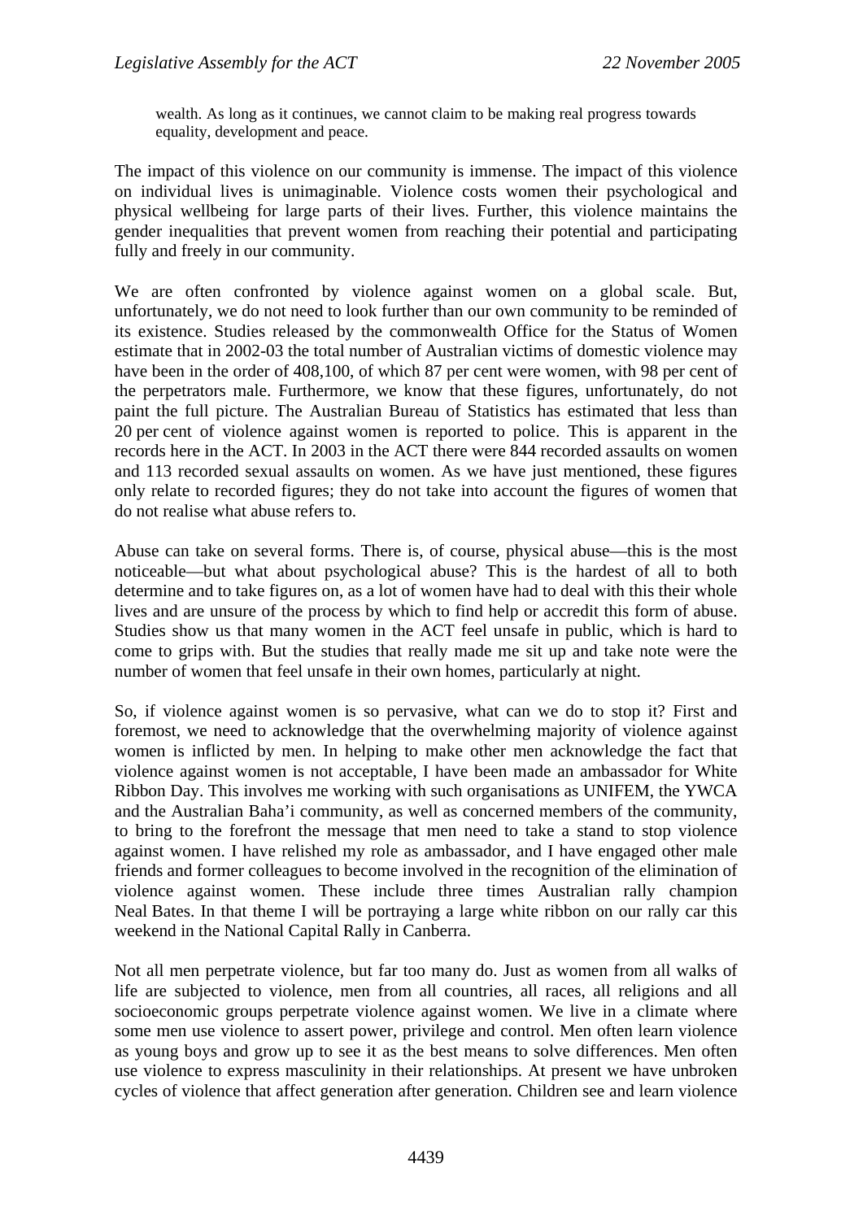> wealth. As long as it continues, we cannot claim to be making real progress towards equality, development and peace.

The impact of this violence on our community is immense. The impact of this violence on individual lives is unimaginable. Violence costs women their psychological and physical wellbeing for large parts of their lives. Further, this violence maintains the gender inequalities that prevent women from reaching their potential and participating fully and freely in our community.

We are often confronted by violence against women on a global scale. But, unfortunately, we do not need to look further than our own community to be reminded of its existence. Studies released by the commonwealth Office for the Status of Women estimate that in 2002-03 the total number of Australian victims of domestic violence may have been in the order of 408,100, of which 87 per cent were women, with 98 per cent of the perpetrators male. Furthermore, we know that these figures, unfortunately, do not paint the full picture. The Australian Bureau of Statistics has estimated that less than 20 per cent of violence against women is reported to police. This is apparent in the records here in the ACT. In 2003 in the ACT there were 844 recorded assaults on women and 113 recorded sexual assaults on women. As we have just mentioned, these figures only relate to recorded figures; they do not take into account the figures of women that do not realise what abuse refers to.

Abuse can take on several forms. There is, of course, physical abuse—this is the most noticeable—but what about psychological abuse? This is the hardest of all to both determine and to take figures on, as a lot of women have had to deal with this their whole lives and are unsure of the process by which to find help or accredit this form of abuse. Studies show us that many women in the ACT feel unsafe in public, which is hard to come to grips with. But the studies that really made me sit up and take note were the number of women that feel unsafe in their own homes, particularly at night.

So, if violence against women is so pervasive, what can we do to stop it? First and foremost, we need to acknowledge that the overwhelming majority of violence against women is inflicted by men. In helping to make other men acknowledge the fact that violence against women is not acceptable, I have been made an ambassador for White Ribbon Day. This involves me working with such organisations as UNIFEM, the YWCA and the Australian Baha'i community, as well as concerned members of the community, to bring to the forefront the message that men need to take a stand to stop violence against women. I have relished my role as ambassador, and I have engaged other male friends and former colleagues to become involved in the recognition of the elimination of violence against women. These include three times Australian rally champion Neal Bates. In that theme I will be portraying a large white ribbon on our rally car this weekend in the National Capital Rally in Canberra.

Not all men perpetrate violence, but far too many do. Just as women from all walks of life are subjected to violence, men from all countries, all races, all religions and all socioeconomic groups perpetrate violence against women. We live in a climate where some men use violence to assert power, privilege and control. Men often learn violence as young boys and grow up to see it as the best means to solve differences. Men often use violence to express masculinity in their relationships. At present we have unbroken cycles of violence that affect generation after generation. Children see and learn violence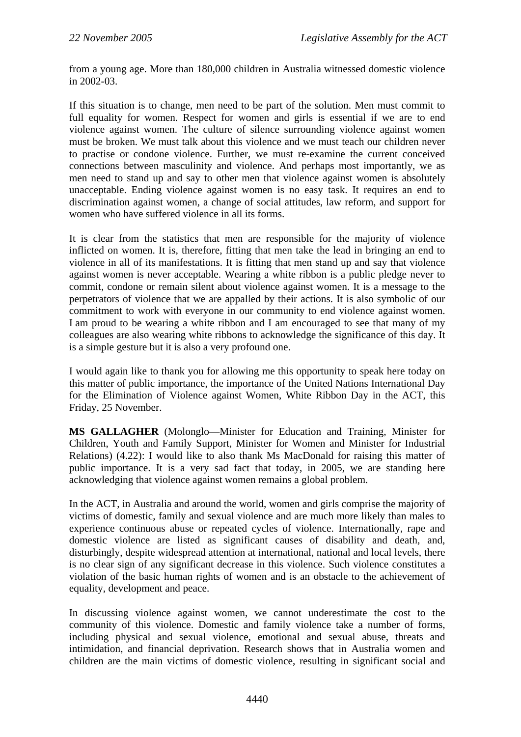from a young age. More than 180,000 children in Australia witnessed domestic violence in 2002-03.

If this situation is to change, men need to be part of the solution. Men must commit to full equality for women. Respect for women and girls is essential if we are to end violence against women. The culture of silence surrounding violence against women must be broken. We must talk about this violence and we must teach our children never to practise or condone violence. Further, we must re-examine the current conceived connections between masculinity and violence. And perhaps most importantly, we as men need to stand up and say to other men that violence against women is absolutely unacceptable. Ending violence against women is no easy task. It requires an end to discrimination against women, a change of social attitudes, law reform, and support for women who have suffered violence in all its forms.

It is clear from the statistics that men are responsible for the majority of violence inflicted on women. It is, therefore, fitting that men take the lead in bringing an end to violence in all of its manifestations. It is fitting that men stand up and say that violence against women is never acceptable. Wearing a white ribbon is a public pledge never to commit, condone or remain silent about violence against women. It is a message to the perpetrators of violence that we are appalled by their actions. It is also symbolic of our commitment to work with everyone in our community to end violence against women. I am proud to be wearing a white ribbon and I am encouraged to see that many of my colleagues are also wearing white ribbons to acknowledge the significance of this day. It is a simple gesture but it is also a very profound one.

I would again like to thank you for allowing me this opportunity to speak here today on this matter of public importance, the importance of the United Nations International Day for the Elimination of Violence against Women, White Ribbon Day in the ACT, this Friday, 25 November.

**MS GALLAGHER** (Molonglo—Minister for Education and Training, Minister for Children, Youth and Family Support, Minister for Women and Minister for Industrial Relations) (4.22): I would like to also thank Ms MacDonald for raising this matter of public importance. It is a very sad fact that today, in 2005, we are standing here acknowledging that violence against women remains a global problem.

In the ACT, in Australia and around the world, women and girls comprise the majority of victims of domestic, family and sexual violence and are much more likely than males to experience continuous abuse or repeated cycles of violence. Internationally, rape and domestic violence are listed as significant causes of disability and death, and, disturbingly, despite widespread attention at international, national and local levels, there is no clear sign of any significant decrease in this violence. Such violence constitutes a violation of the basic human rights of women and is an obstacle to the achievement of equality, development and peace.

In discussing violence against women, we cannot underestimate the cost to the community of this violence. Domestic and family violence take a number of forms, including physical and sexual violence, emotional and sexual abuse, threats and intimidation, and financial deprivation. Research shows that in Australia women and children are the main victims of domestic violence, resulting in significant social and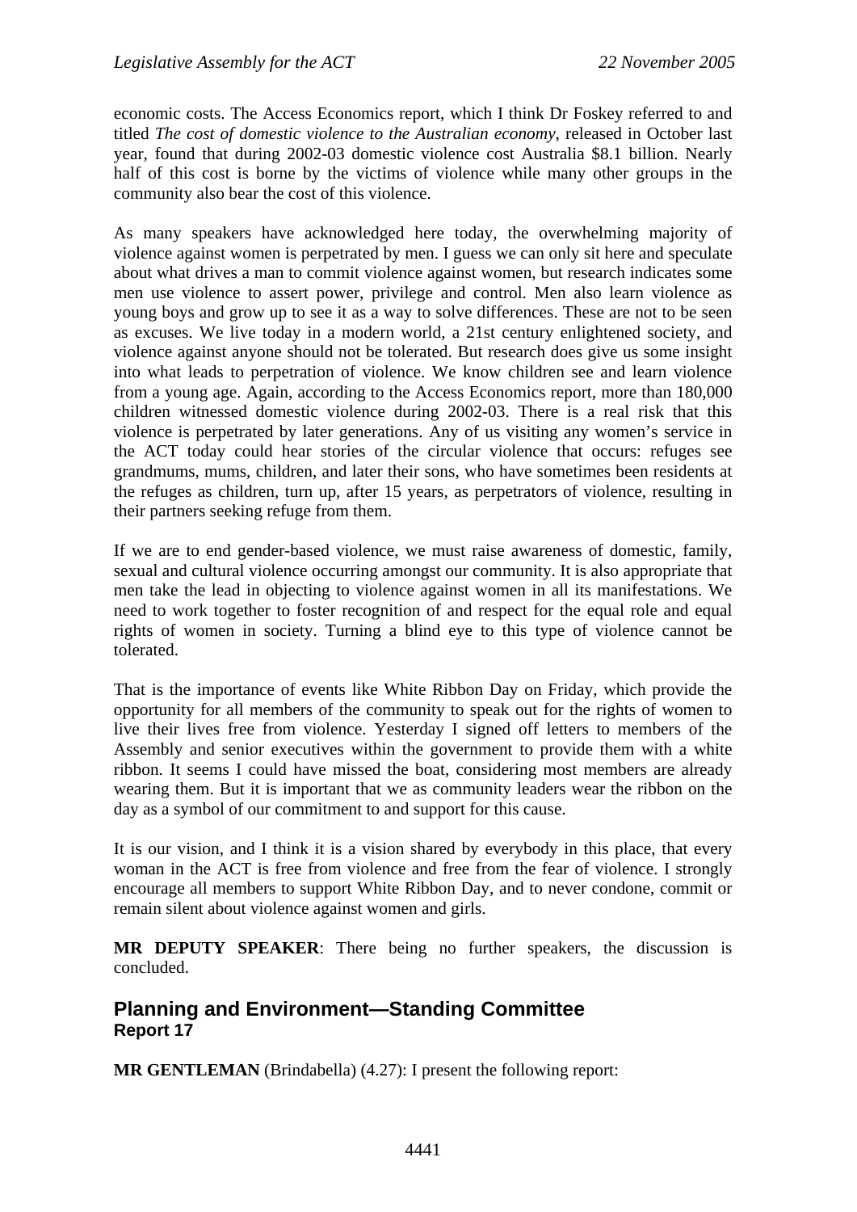economic costs. The Access Economics report, which I think Dr Foskey referred to and titled *The cost of domestic violence to the Australian economy*, released in October last year, found that during 2002-03 domestic violence cost Australia $8.1 billion. Nearly half of this cost is borne by the victims of violence while many other groups in the community also bear the cost of this violence.

As many speakers have acknowledged here today, the overwhelming majority of violence against women is perpetrated by men. I guess we can only sit here and speculate about what drives a man to commit violence against women, but research indicates some men use violence to assert power, privilege and control. Men also learn violence as young boys and grow up to see it as a way to solve differences. These are not to be seen as excuses. We live today in a modern world, a 21st century enlightened society, and violence against anyone should not be tolerated. But research does give us some insight into what leads to perpetration of violence. We know children see and learn violence from a young age. Again, according to the Access Economics report, more than 180,000 children witnessed domestic violence during 2002-03. There is a real risk that this violence is perpetrated by later generations. Any of us visiting any women's service in the ACT today could hear stories of the circular violence that occurs: refuges see grandmums, mums, children, and later their sons, who have sometimes been residents at the refuges as children, turn up, after 15 years, as perpetrators of violence, resulting in their partners seeking refuge from them.

If we are to end gender-based violence, we must raise awareness of domestic, family, sexual and cultural violence occurring amongst our community. It is also appropriate that men take the lead in objecting to violence against women in all its manifestations. We need to work together to foster recognition of and respect for the equal role and equal rights of women in society. Turning a blind eye to this type of violence cannot be tolerated.

That is the importance of events like White Ribbon Day on Friday, which provide the opportunity for all members of the community to speak out for the rights of women to live their lives free from violence. Yesterday I signed off letters to members of the Assembly and senior executives within the government to provide them with a white ribbon. It seems I could have missed the boat, considering most members are already wearing them. But it is important that we as community leaders wear the ribbon on the day as a symbol of our commitment to and support for this cause.

It is our vision, and I think it is a vision shared by everybody in this place, that every woman in the ACT is free from violence and free from the fear of violence. I strongly encourage all members to support White Ribbon Day, and to never condone, commit or remain silent about violence against women and girls.

**MR DEPUTY SPEAKER**: There being no further speakers, the discussion is concluded.

## Planning and Environment—Standing Committee
### Report 17

**MR GENTLEMAN** (Brindabella) (4.27): I present the following report: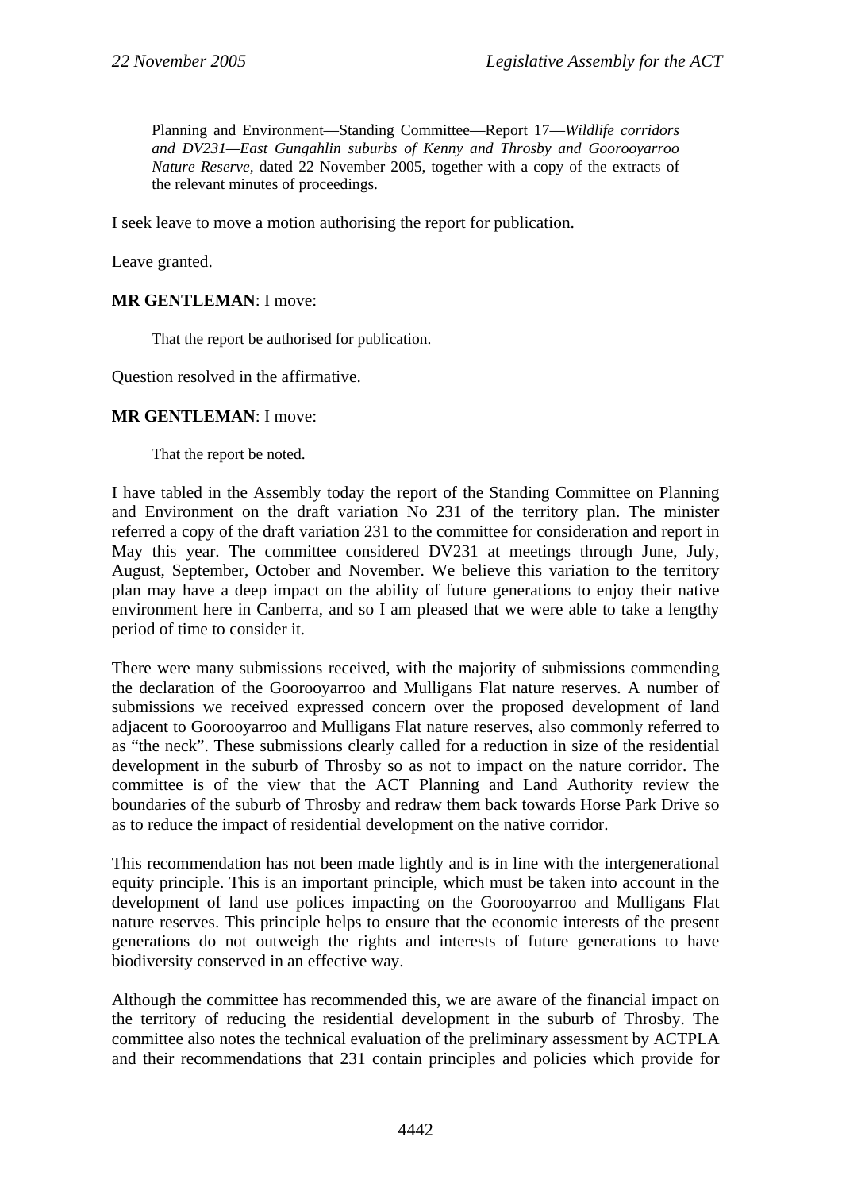Planning and Environment—Standing Committee—Report 17—*Wildlife corridors and DV231—East Gungahlin suburbs of Kenny and Throsby and Goorooyarroo Nature Reserve,* dated 22 November 2005, together with a copy of the extracts of the relevant minutes of proceedings.

I seek leave to move a motion authorising the report for publication.

Leave granted.

**MR GENTLEMAN**: I move:

> That the report be authorised for publication.

Question resolved in the affirmative.

**MR GENTLEMAN**: I move:

> That the report be noted.

I have tabled in the Assembly today the report of the Standing Committee on Planning and Environment on the draft variation No 231 of the territory plan. The minister referred a copy of the draft variation 231 to the committee for consideration and report in May this year. The committee considered DV231 at meetings through June, July, August, September, October and November. We believe this variation to the territory plan may have a deep impact on the ability of future generations to enjoy their native environment here in Canberra, and so I am pleased that we were able to take a lengthy period of time to consider it.

There were many submissions received, with the majority of submissions commending the declaration of the Goorooyarroo and Mulligans Flat nature reserves. A number of submissions we received expressed concern over the proposed development of land adjacent to Goorooyarroo and Mulligans Flat nature reserves, also commonly referred to as "the neck". These submissions clearly called for a reduction in size of the residential development in the suburb of Throsby so as not to impact on the nature corridor. The committee is of the view that the ACT Planning and Land Authority review the boundaries of the suburb of Throsby and redraw them back towards Horse Park Drive so as to reduce the impact of residential development on the native corridor.

This recommendation has not been made lightly and is in line with the intergenerational equity principle. This is an important principle, which must be taken into account in the development of land use polices impacting on the Goorooyarroo and Mulligans Flat nature reserves. This principle helps to ensure that the economic interests of the present generations do not outweigh the rights and interests of future generations to have biodiversity conserved in an effective way.

Although the committee has recommended this, we are aware of the financial impact on the territory of reducing the residential development in the suburb of Throsby. The committee also notes the technical evaluation of the preliminary assessment by ACTPLA and their recommendations that 231 contain principles and policies which provide for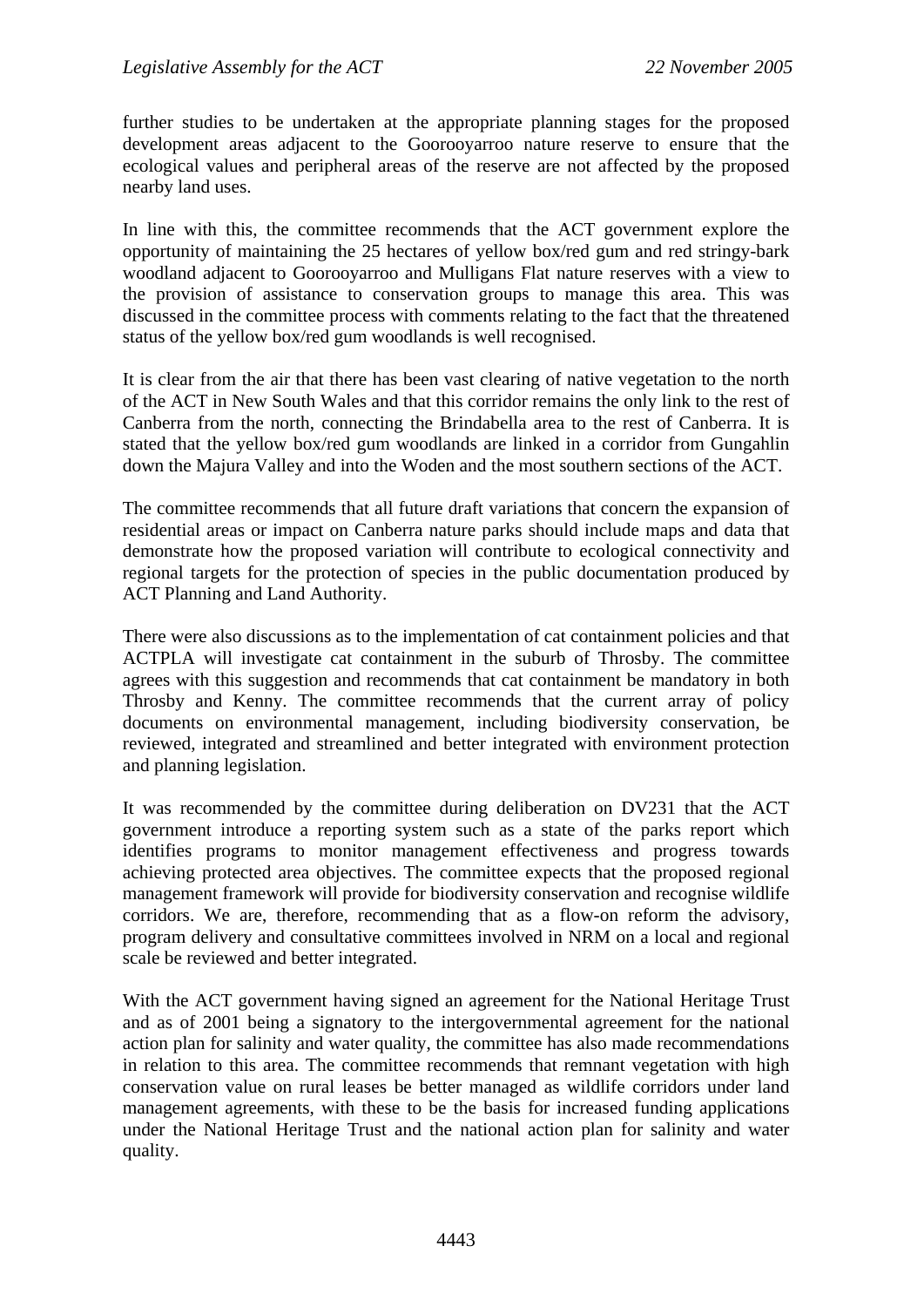further studies to be undertaken at the appropriate planning stages for the proposed development areas adjacent to the Goorooyarroo nature reserve to ensure that the ecological values and peripheral areas of the reserve are not affected by the proposed nearby land uses.

In line with this, the committee recommends that the ACT government explore the opportunity of maintaining the 25 hectares of yellow box/red gum and red stringy-bark woodland adjacent to Goorooyarroo and Mulligans Flat nature reserves with a view to the provision of assistance to conservation groups to manage this area. This was discussed in the committee process with comments relating to the fact that the threatened status of the yellow box/red gum woodlands is well recognised.

It is clear from the air that there has been vast clearing of native vegetation to the north of the ACT in New South Wales and that this corridor remains the only link to the rest of Canberra from the north, connecting the Brindabella area to the rest of Canberra. It is stated that the yellow box/red gum woodlands are linked in a corridor from Gungahlin down the Majura Valley and into the Woden and the most southern sections of the ACT.

The committee recommends that all future draft variations that concern the expansion of residential areas or impact on Canberra nature parks should include maps and data that demonstrate how the proposed variation will contribute to ecological connectivity and regional targets for the protection of species in the public documentation produced by ACT Planning and Land Authority.

There were also discussions as to the implementation of cat containment policies and that ACTPLA will investigate cat containment in the suburb of Throsby. The committee agrees with this suggestion and recommends that cat containment be mandatory in both Throsby and Kenny. The committee recommends that the current array of policy documents on environmental management, including biodiversity conservation, be reviewed, integrated and streamlined and better integrated with environment protection and planning legislation.

It was recommended by the committee during deliberation on DV231 that the ACT government introduce a reporting system such as a state of the parks report which identifies programs to monitor management effectiveness and progress towards achieving protected area objectives. The committee expects that the proposed regional management framework will provide for biodiversity conservation and recognise wildlife corridors. We are, therefore, recommending that as a flow-on reform the advisory, program delivery and consultative committees involved in NRM on a local and regional scale be reviewed and better integrated.

With the ACT government having signed an agreement for the National Heritage Trust and as of 2001 being a signatory to the intergovernmental agreement for the national action plan for salinity and water quality, the committee has also made recommendations in relation to this area. The committee recommends that remnant vegetation with high conservation value on rural leases be better managed as wildlife corridors under land management agreements, with these to be the basis for increased funding applications under the National Heritage Trust and the national action plan for salinity and water quality.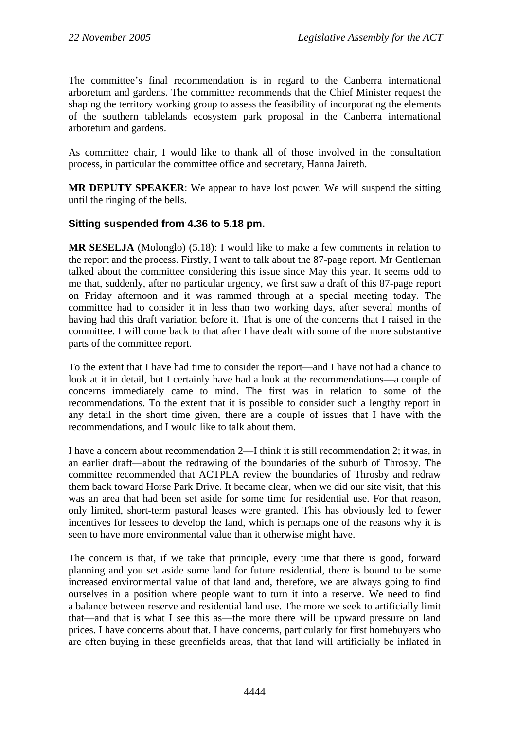The committee's final recommendation is in regard to the Canberra international arboretum and gardens. The committee recommends that the Chief Minister request the shaping the territory working group to assess the feasibility of incorporating the elements of the southern tablelands ecosystem park proposal in the Canberra international arboretum and gardens.

As committee chair, I would like to thank all of those involved in the consultation process, in particular the committee office and secretary, Hanna Jaireth.

**MR DEPUTY SPEAKER**: We appear to have lost power. We will suspend the sitting until the ringing of the bells.

### Sitting suspended from 4.36 to 5.18 pm.

**MR SESELJA** (Molonglo) (5.18): I would like to make a few comments in relation to the report and the process. Firstly, I want to talk about the 87-page report. Mr Gentleman talked about the committee considering this issue since May this year. It seems odd to me that, suddenly, after no particular urgency, we first saw a draft of this 87-page report on Friday afternoon and it was rammed through at a special meeting today. The committee had to consider it in less than two working days, after several months of having had this draft variation before it. That is one of the concerns that I raised in the committee. I will come back to that after I have dealt with some of the more substantive parts of the committee report.

To the extent that I have had time to consider the report—and I have not had a chance to look at it in detail, but I certainly have had a look at the recommendations—a couple of concerns immediately came to mind. The first was in relation to some of the recommendations. To the extent that it is possible to consider such a lengthy report in any detail in the short time given, there are a couple of issues that I have with the recommendations, and I would like to talk about them.

I have a concern about recommendation 2—I think it is still recommendation 2; it was, in an earlier draft—about the redrawing of the boundaries of the suburb of Throsby. The committee recommended that ACTPLA review the boundaries of Throsby and redraw them back toward Horse Park Drive. It became clear, when we did our site visit, that this was an area that had been set aside for some time for residential use. For that reason, only limited, short-term pastoral leases were granted. This has obviously led to fewer incentives for lessees to develop the land, which is perhaps one of the reasons why it is seen to have more environmental value than it otherwise might have.

The concern is that, if we take that principle, every time that there is good, forward planning and you set aside some land for future residential, there is bound to be some increased environmental value of that land and, therefore, we are always going to find ourselves in a position where people want to turn it into a reserve. We need to find a balance between reserve and residential land use. The more we seek to artificially limit that—and that is what I see this as—the more there will be upward pressure on land prices. I have concerns about that. I have concerns, particularly for first homebuyers who are often buying in these greenfields areas, that that land will artificially be inflated in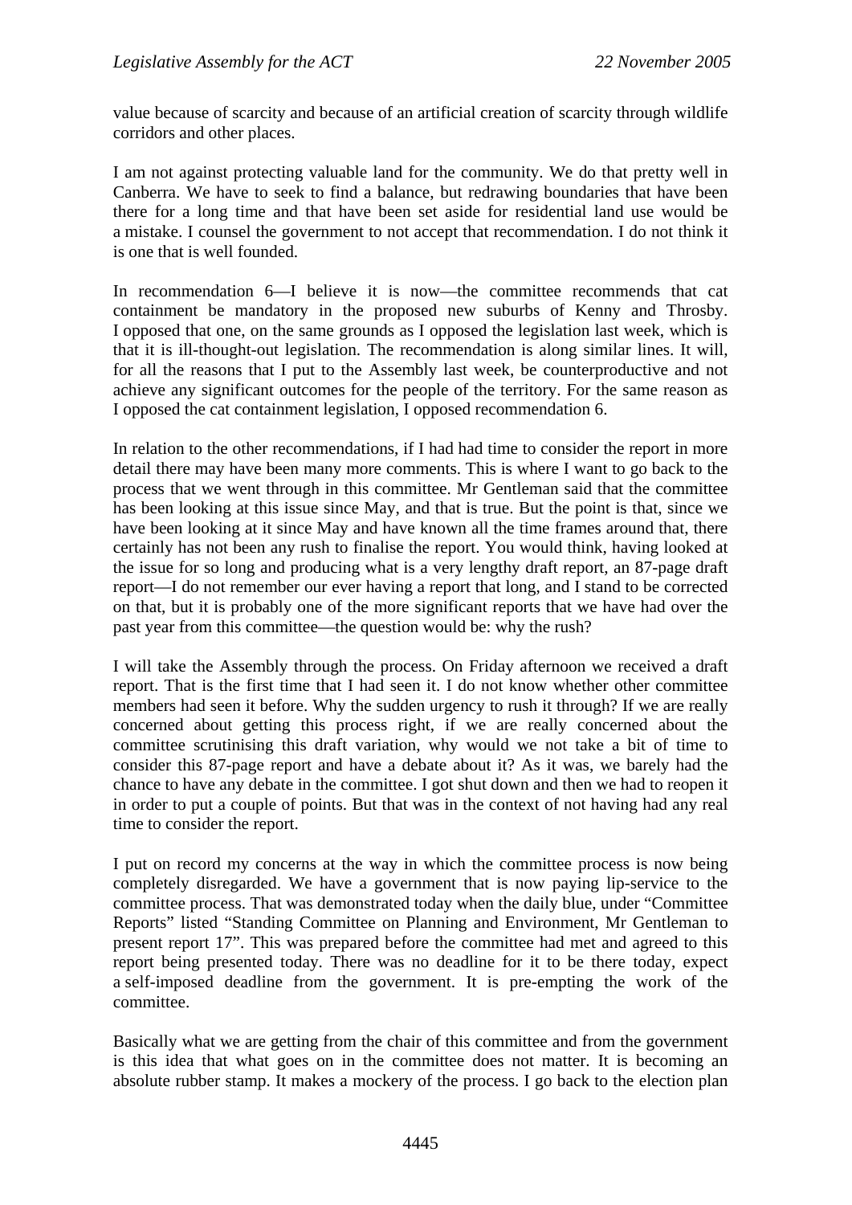value because of scarcity and because of an artificial creation of scarcity through wildlife corridors and other places.

I am not against protecting valuable land for the community. We do that pretty well in Canberra. We have to seek to find a balance, but redrawing boundaries that have been there for a long time and that have been set aside for residential land use would be a mistake. I counsel the government to not accept that recommendation. I do not think it is one that is well founded.

In recommendation 6—I believe it is now—the committee recommends that cat containment be mandatory in the proposed new suburbs of Kenny and Throsby. I opposed that one, on the same grounds as I opposed the legislation last week, which is that it is ill-thought-out legislation. The recommendation is along similar lines. It will, for all the reasons that I put to the Assembly last week, be counterproductive and not achieve any significant outcomes for the people of the territory. For the same reason as I opposed the cat containment legislation, I opposed recommendation 6.

In relation to the other recommendations, if I had had time to consider the report in more detail there may have been many more comments. This is where I want to go back to the process that we went through in this committee. Mr Gentleman said that the committee has been looking at this issue since May, and that is true. But the point is that, since we have been looking at it since May and have known all the time frames around that, there certainly has not been any rush to finalise the report. You would think, having looked at the issue for so long and producing what is a very lengthy draft report, an 87-page draft report—I do not remember our ever having a report that long, and I stand to be corrected on that, but it is probably one of the more significant reports that we have had over the past year from this committee—the question would be: why the rush?

I will take the Assembly through the process. On Friday afternoon we received a draft report. That is the first time that I had seen it. I do not know whether other committee members had seen it before. Why the sudden urgency to rush it through? If we are really concerned about getting this process right, if we are really concerned about the committee scrutinising this draft variation, why would we not take a bit of time to consider this 87-page report and have a debate about it? As it was, we barely had the chance to have any debate in the committee. I got shut down and then we had to reopen it in order to put a couple of points. But that was in the context of not having had any real time to consider the report.

I put on record my concerns at the way in which the committee process is now being completely disregarded. We have a government that is now paying lip-service to the committee process. That was demonstrated today when the daily blue, under "Committee Reports" listed "Standing Committee on Planning and Environment, Mr Gentleman to present report 17". This was prepared before the committee had met and agreed to this report being presented today. There was no deadline for it to be there today, expect a self-imposed deadline from the government. It is pre-empting the work of the committee.

Basically what we are getting from the chair of this committee and from the government is this idea that what goes on in the committee does not matter. It is becoming an absolute rubber stamp. It makes a mockery of the process. I go back to the election plan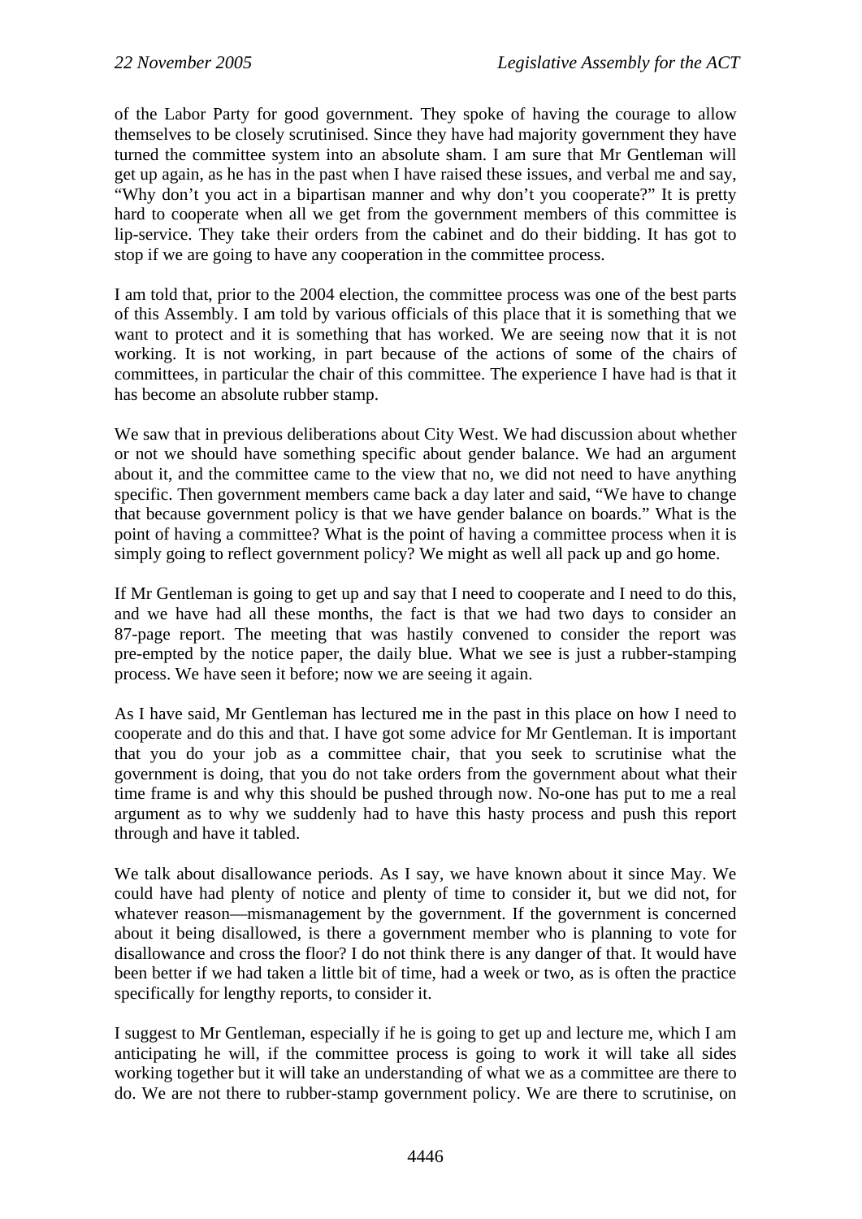of the Labor Party for good government. They spoke of having the courage to allow themselves to be closely scrutinised. Since they have had majority government they have turned the committee system into an absolute sham. I am sure that Mr Gentleman will get up again, as he has in the past when I have raised these issues, and verbal me and say, "Why don't you act in a bipartisan manner and why don't you cooperate?" It is pretty hard to cooperate when all we get from the government members of this committee is lip-service. They take their orders from the cabinet and do their bidding. It has got to stop if we are going to have any cooperation in the committee process.

I am told that, prior to the 2004 election, the committee process was one of the best parts of this Assembly. I am told by various officials of this place that it is something that we want to protect and it is something that has worked. We are seeing now that it is not working. It is not working, in part because of the actions of some of the chairs of committees, in particular the chair of this committee. The experience I have had is that it has become an absolute rubber stamp.

We saw that in previous deliberations about City West. We had discussion about whether or not we should have something specific about gender balance. We had an argument about it, and the committee came to the view that no, we did not need to have anything specific. Then government members came back a day later and said, "We have to change that because government policy is that we have gender balance on boards." What is the point of having a committee? What is the point of having a committee process when it is simply going to reflect government policy? We might as well all pack up and go home.

If Mr Gentleman is going to get up and say that I need to cooperate and I need to do this, and we have had all these months, the fact is that we had two days to consider an 87-page report. The meeting that was hastily convened to consider the report was pre-empted by the notice paper, the daily blue. What we see is just a rubber-stamping process. We have seen it before; now we are seeing it again.

As I have said, Mr Gentleman has lectured me in the past in this place on how I need to cooperate and do this and that. I have got some advice for Mr Gentleman. It is important that you do your job as a committee chair, that you seek to scrutinise what the government is doing, that you do not take orders from the government about what their time frame is and why this should be pushed through now. No-one has put to me a real argument as to why we suddenly had to have this hasty process and push this report through and have it tabled.

We talk about disallowance periods. As I say, we have known about it since May. We could have had plenty of notice and plenty of time to consider it, but we did not, for whatever reason—mismanagement by the government. If the government is concerned about it being disallowed, is there a government member who is planning to vote for disallowance and cross the floor? I do not think there is any danger of that. It would have been better if we had taken a little bit of time, had a week or two, as is often the practice specifically for lengthy reports, to consider it.

I suggest to Mr Gentleman, especially if he is going to get up and lecture me, which I am anticipating he will, if the committee process is going to work it will take all sides working together but it will take an understanding of what we as a committee are there to do. We are not there to rubber-stamp government policy. We are there to scrutinise, on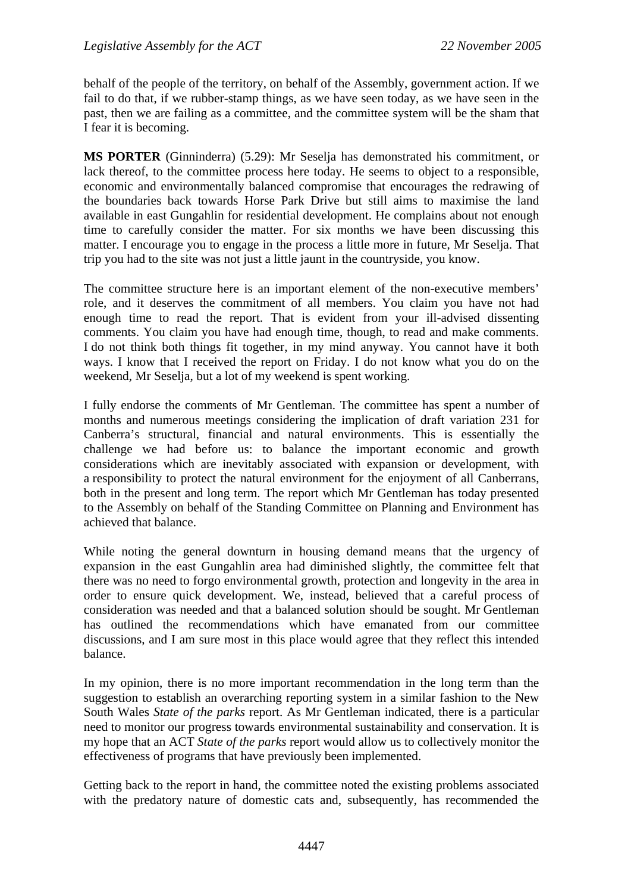behalf of the people of the territory, on behalf of the Assembly, government action. If we fail to do that, if we rubber-stamp things, as we have seen today, as we have seen in the past, then we are failing as a committee, and the committee system will be the sham that I fear it is becoming.

**MS PORTER** (Ginninderra) (5.29): Mr Seselja has demonstrated his commitment, or lack thereof, to the committee process here today. He seems to object to a responsible, economic and environmentally balanced compromise that encourages the redrawing of the boundaries back towards Horse Park Drive but still aims to maximise the land available in east Gungahlin for residential development. He complains about not enough time to carefully consider the matter. For six months we have been discussing this matter. I encourage you to engage in the process a little more in future, Mr Seselja. That trip you had to the site was not just a little jaunt in the countryside, you know.

The committee structure here is an important element of the non-executive members' role, and it deserves the commitment of all members. You claim you have not had enough time to read the report. That is evident from your ill-advised dissenting comments. You claim you have had enough time, though, to read and make comments. I do not think both things fit together, in my mind anyway. You cannot have it both ways. I know that I received the report on Friday. I do not know what you do on the weekend, Mr Seselja, but a lot of my weekend is spent working.

I fully endorse the comments of Mr Gentleman. The committee has spent a number of months and numerous meetings considering the implication of draft variation 231 for Canberra's structural, financial and natural environments. This is essentially the challenge we had before us: to balance the important economic and growth considerations which are inevitably associated with expansion or development, with a responsibility to protect the natural environment for the enjoyment of all Canberrans, both in the present and long term. The report which Mr Gentleman has today presented to the Assembly on behalf of the Standing Committee on Planning and Environment has achieved that balance.

While noting the general downturn in housing demand means that the urgency of expansion in the east Gungahlin area had diminished slightly, the committee felt that there was no need to forgo environmental growth, protection and longevity in the area in order to ensure quick development. We, instead, believed that a careful process of consideration was needed and that a balanced solution should be sought. Mr Gentleman has outlined the recommendations which have emanated from our committee discussions, and I am sure most in this place would agree that they reflect this intended balance.

In my opinion, there is no more important recommendation in the long term than the suggestion to establish an overarching reporting system in a similar fashion to the New South Wales *State of the parks* report. As Mr Gentleman indicated, there is a particular need to monitor our progress towards environmental sustainability and conservation. It is my hope that an ACT *State of the parks* report would allow us to collectively monitor the effectiveness of programs that have previously been implemented.

Getting back to the report in hand, the committee noted the existing problems associated with the predatory nature of domestic cats and, subsequently, has recommended the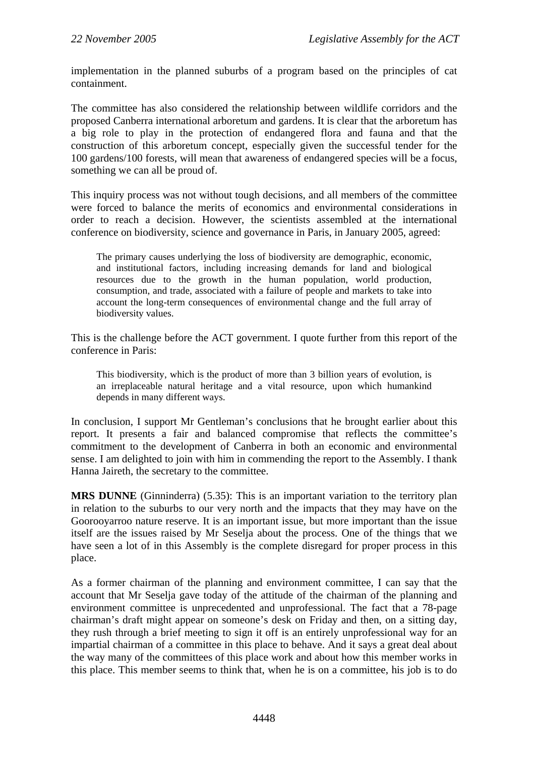implementation in the planned suburbs of a program based on the principles of cat containment.

The committee has also considered the relationship between wildlife corridors and the proposed Canberra international arboretum and gardens. It is clear that the arboretum has a big role to play in the protection of endangered flora and fauna and that the construction of this arboretum concept, especially given the successful tender for the 100 gardens/100 forests, will mean that awareness of endangered species will be a focus, something we can all be proud of.

This inquiry process was not without tough decisions, and all members of the committee were forced to balance the merits of economics and environmental considerations in order to reach a decision. However, the scientists assembled at the international conference on biodiversity, science and governance in Paris, in January 2005, agreed:

> The primary causes underlying the loss of biodiversity are demographic, economic, and institutional factors, including increasing demands for land and biological resources due to the growth in the human population, world production, consumption, and trade, associated with a failure of people and markets to take into account the long-term consequences of environmental change and the full array of biodiversity values.

This is the challenge before the ACT government. I quote further from this report of the conference in Paris:

> This biodiversity, which is the product of more than 3 billion years of evolution, is an irreplaceable natural heritage and a vital resource, upon which humankind depends in many different ways.

In conclusion, I support Mr Gentleman's conclusions that he brought earlier about this report. It presents a fair and balanced compromise that reflects the committee's commitment to the development of Canberra in both an economic and environmental sense. I am delighted to join with him in commending the report to the Assembly. I thank Hanna Jaireth, the secretary to the committee.

**MRS DUNNE** (Ginninderra) (5.35): This is an important variation to the territory plan in relation to the suburbs to our very north and the impacts that they may have on the Goorooyarroo nature reserve. It is an important issue, but more important than the issue itself are the issues raised by Mr Seselja about the process. One of the things that we have seen a lot of in this Assembly is the complete disregard for proper process in this place.

As a former chairman of the planning and environment committee, I can say that the account that Mr Seselja gave today of the attitude of the chairman of the planning and environment committee is unprecedented and unprofessional. The fact that a 78-page chairman's draft might appear on someone's desk on Friday and then, on a sitting day, they rush through a brief meeting to sign it off is an entirely unprofessional way for an impartial chairman of a committee in this place to behave. And it says a great deal about the way many of the committees of this place work and about how this member works in this place. This member seems to think that, when he is on a committee, his job is to do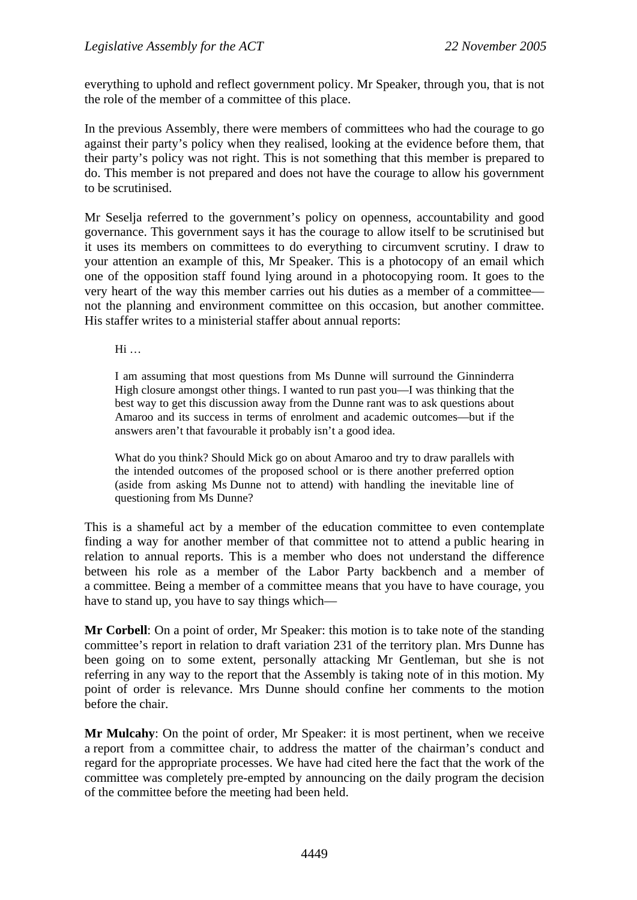everything to uphold and reflect government policy. Mr Speaker, through you, that is not the role of the member of a committee of this place.

In the previous Assembly, there were members of committees who had the courage to go against their party's policy when they realised, looking at the evidence before them, that their party's policy was not right. This is not something that this member is prepared to do. This member is not prepared and does not have the courage to allow his government to be scrutinised.

Mr Seselja referred to the government's policy on openness, accountability and good governance. This government says it has the courage to allow itself to be scrutinised but it uses its members on committees to do everything to circumvent scrutiny. I draw to your attention an example of this, Mr Speaker. This is a photocopy of an email which one of the opposition staff found lying around in a photocopying room. It goes to the very heart of the way this member carries out his duties as a member of a committee—not the planning and environment committee on this occasion, but another committee. His staffer writes to a ministerial staffer about annual reports:

> Hi …
>
> I am assuming that most questions from Ms Dunne will surround the Ginninderra High closure amongst other things. I wanted to run past you—I was thinking that the best way to get this discussion away from the Dunne rant was to ask questions about Amaroo and its success in terms of enrolment and academic outcomes—but if the answers aren't that favourable it probably isn't a good idea.
>
> What do you think? Should Mick go on about Amaroo and try to draw parallels with the intended outcomes of the proposed school or is there another preferred option (aside from asking Ms Dunne not to attend) with handling the inevitable line of questioning from Ms Dunne?

This is a shameful act by a member of the education committee to even contemplate finding a way for another member of that committee not to attend a public hearing in relation to annual reports. This is a member who does not understand the difference between his role as a member of the Labor Party backbench and a member of a committee. Being a member of a committee means that you have to have courage, you have to stand up, you have to say things which—

**Mr Corbell**: On a point of order, Mr Speaker: this motion is to take note of the standing committee's report in relation to draft variation 231 of the territory plan. Mrs Dunne has been going on to some extent, personally attacking Mr Gentleman, but she is not referring in any way to the report that the Assembly is taking note of in this motion. My point of order is relevance. Mrs Dunne should confine her comments to the motion before the chair.

**Mr Mulcahy**: On the point of order, Mr Speaker: it is most pertinent, when we receive a report from a committee chair, to address the matter of the chairman's conduct and regard for the appropriate processes. We have had cited here the fact that the work of the committee was completely pre-empted by announcing on the daily program the decision of the committee before the meeting had been held.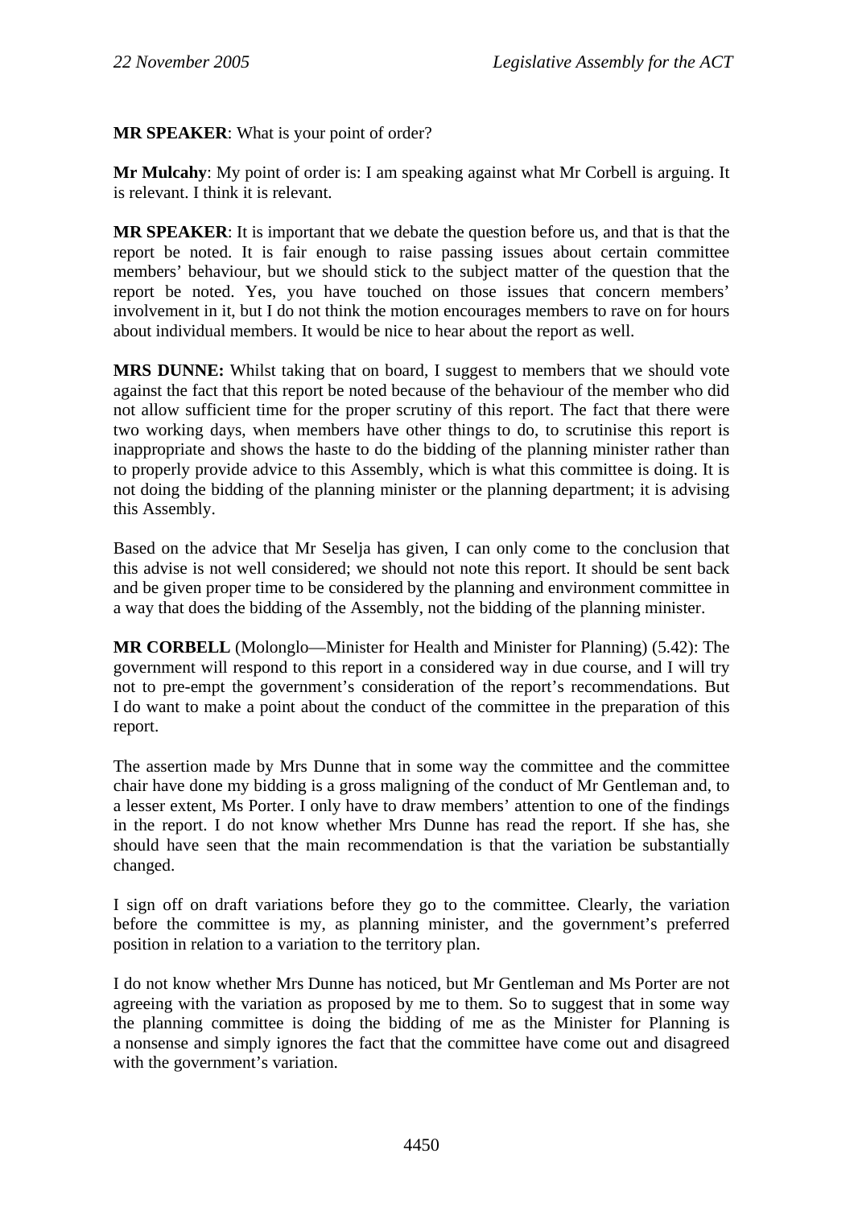**MR SPEAKER**: What is your point of order?

**Mr Mulcahy**: My point of order is: I am speaking against what Mr Corbell is arguing. It is relevant. I think it is relevant.

**MR SPEAKER**: It is important that we debate the question before us, and that is that the report be noted. It is fair enough to raise passing issues about certain committee members' behaviour, but we should stick to the subject matter of the question that the report be noted. Yes, you have touched on those issues that concern members' involvement in it, but I do not think the motion encourages members to rave on for hours about individual members. It would be nice to hear about the report as well.

**MRS DUNNE:** Whilst taking that on board, I suggest to members that we should vote against the fact that this report be noted because of the behaviour of the member who did not allow sufficient time for the proper scrutiny of this report. The fact that there were two working days, when members have other things to do, to scrutinise this report is inappropriate and shows the haste to do the bidding of the planning minister rather than to properly provide advice to this Assembly, which is what this committee is doing. It is not doing the bidding of the planning minister or the planning department; it is advising this Assembly.

Based on the advice that Mr Seselja has given, I can only come to the conclusion that this advise is not well considered; we should not note this report. It should be sent back and be given proper time to be considered by the planning and environment committee in a way that does the bidding of the Assembly, not the bidding of the planning minister.

**MR CORBELL** (Molonglo—Minister for Health and Minister for Planning) (5.42): The government will respond to this report in a considered way in due course, and I will try not to pre-empt the government's consideration of the report's recommendations. But I do want to make a point about the conduct of the committee in the preparation of this report.

The assertion made by Mrs Dunne that in some way the committee and the committee chair have done my bidding is a gross maligning of the conduct of Mr Gentleman and, to a lesser extent, Ms Porter. I only have to draw members' attention to one of the findings in the report. I do not know whether Mrs Dunne has read the report. If she has, she should have seen that the main recommendation is that the variation be substantially changed.

I sign off on draft variations before they go to the committee. Clearly, the variation before the committee is my, as planning minister, and the government's preferred position in relation to a variation to the territory plan.

I do not know whether Mrs Dunne has noticed, but Mr Gentleman and Ms Porter are not agreeing with the variation as proposed by me to them. So to suggest that in some way the planning committee is doing the bidding of me as the Minister for Planning is a nonsense and simply ignores the fact that the committee have come out and disagreed with the government's variation.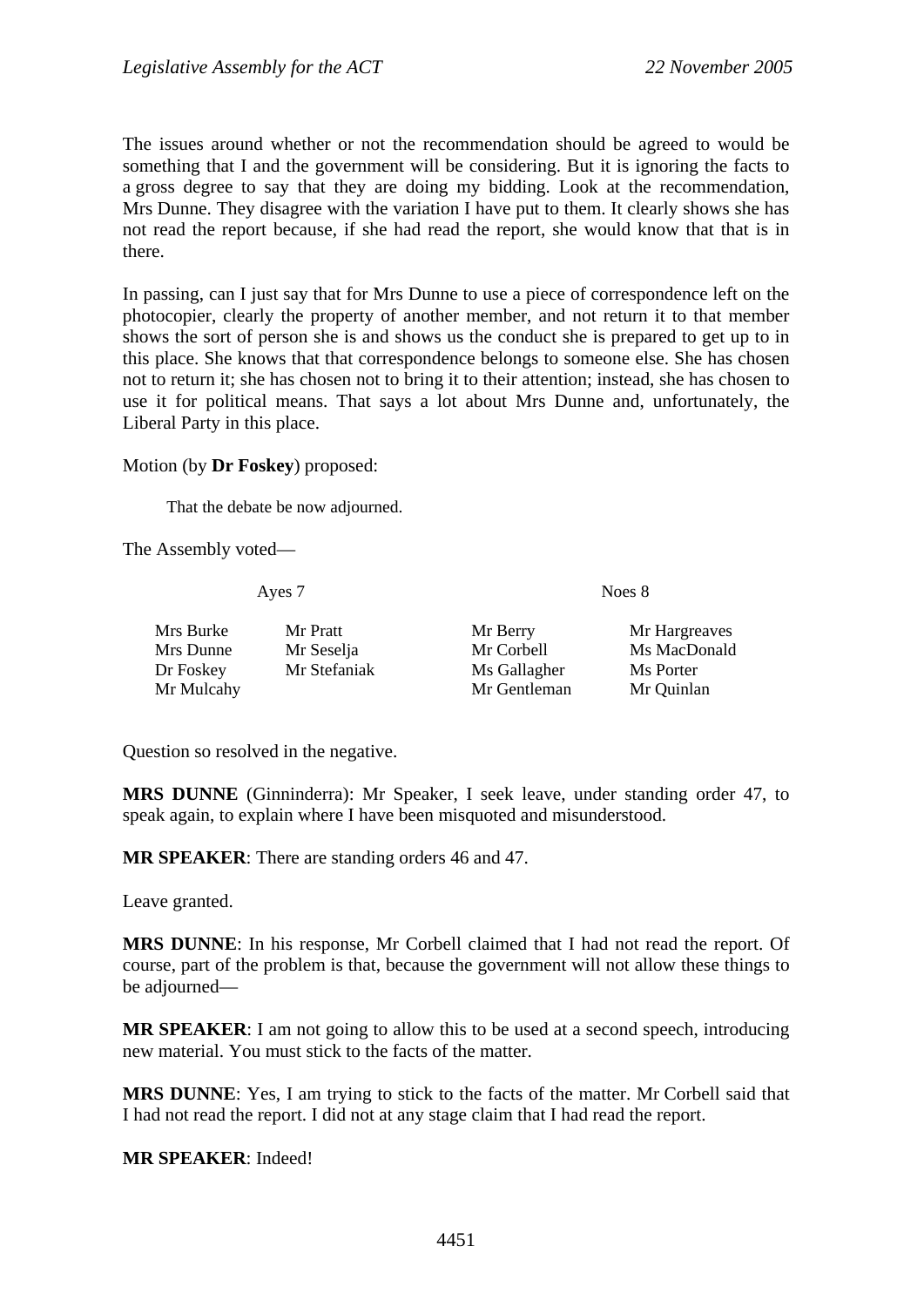The issues around whether or not the recommendation should be agreed to would be something that I and the government will be considering. But it is ignoring the facts to a gross degree to say that they are doing my bidding. Look at the recommendation, Mrs Dunne. They disagree with the variation I have put to them. It clearly shows she has not read the report because, if she had read the report, she would know that that is in there.

In passing, can I just say that for Mrs Dunne to use a piece of correspondence left on the photocopier, clearly the property of another member, and not return it to that member shows the sort of person she is and shows us the conduct she is prepared to get up to in this place. She knows that that correspondence belongs to someone else. She has chosen not to return it; she has chosen not to bring it to their attention; instead, she has chosen to use it for political means. That says a lot about Mrs Dunne and, unfortunately, the Liberal Party in this place.

Motion (by **Dr Foskey**) proposed:

> That the debate be now adjourned.

The Assembly voted—

| Ayes 7 | | Noes 8 | |
|---|---|---|---|
| Mrs Burke | Mr Pratt | Mr Berry | Mr Hargreaves |
| Mrs Dunne | Mr Seselja | Mr Corbell | Ms MacDonald |
| Dr Foskey | Mr Stefaniak | Ms Gallagher | Ms Porter |
| Mr Mulcahy | | Mr Gentleman | Mr Quinlan |

Question so resolved in the negative.

**MRS DUNNE** (Ginninderra): Mr Speaker, I seek leave, under standing order 47, to speak again, to explain where I have been misquoted and misunderstood.

**MR SPEAKER**: There are standing orders 46 and 47.

Leave granted.

**MRS DUNNE**: In his response, Mr Corbell claimed that I had not read the report. Of course, part of the problem is that, because the government will not allow these things to be adjourned—

**MR SPEAKER**: I am not going to allow this to be used at a second speech, introducing new material. You must stick to the facts of the matter.

**MRS DUNNE**: Yes, I am trying to stick to the facts of the matter. Mr Corbell said that I had not read the report. I did not at any stage claim that I had read the report.

**MR SPEAKER**: Indeed!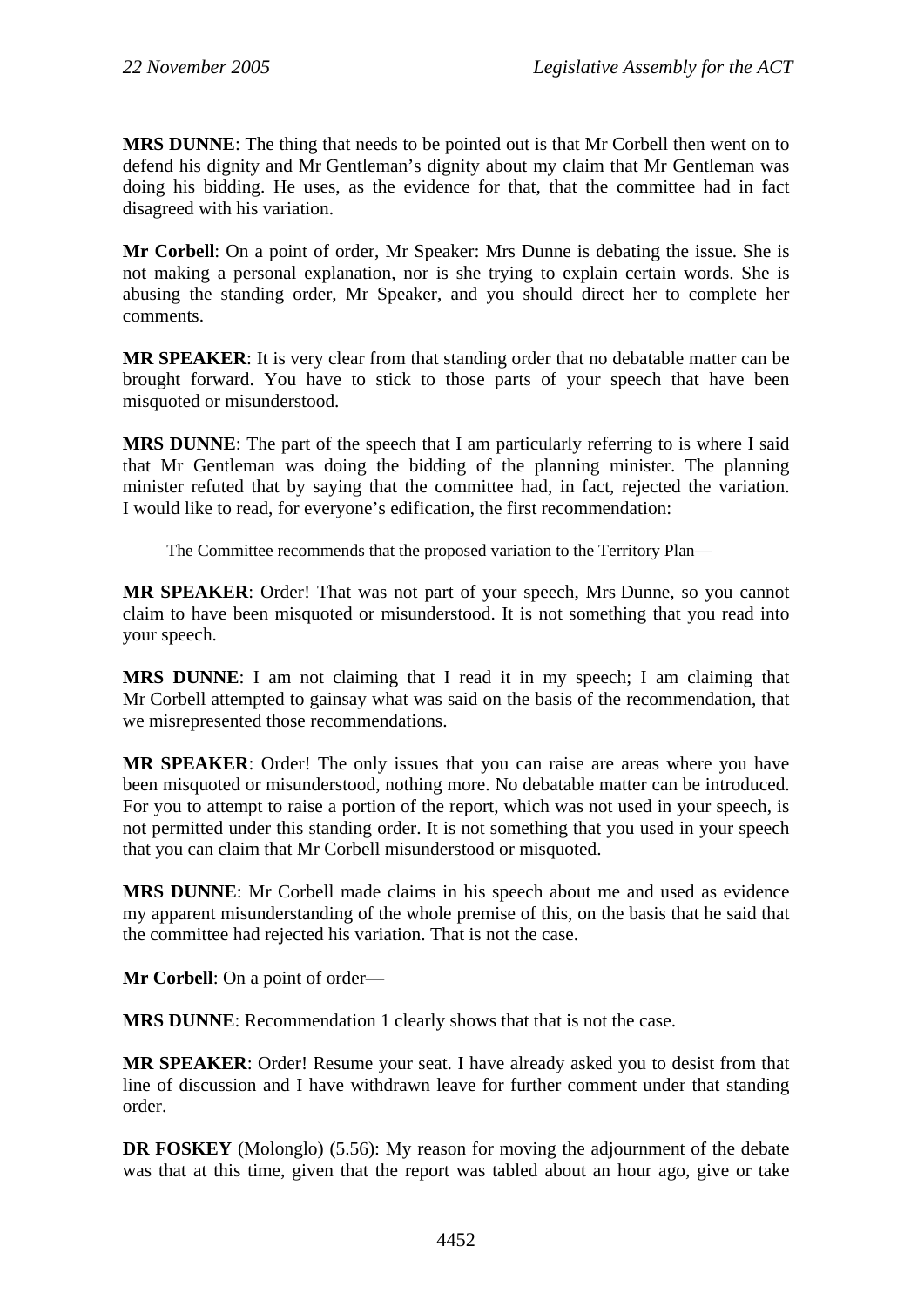**MRS DUNNE**: The thing that needs to be pointed out is that Mr Corbell then went on to defend his dignity and Mr Gentleman's dignity about my claim that Mr Gentleman was doing his bidding. He uses, as the evidence for that, that the committee had in fact disagreed with his variation.

**Mr Corbell**: On a point of order, Mr Speaker: Mrs Dunne is debating the issue. She is not making a personal explanation, nor is she trying to explain certain words. She is abusing the standing order, Mr Speaker, and you should direct her to complete her comments.

**MR SPEAKER**: It is very clear from that standing order that no debatable matter can be brought forward. You have to stick to those parts of your speech that have been misquoted or misunderstood.

**MRS DUNNE**: The part of the speech that I am particularly referring to is where I said that Mr Gentleman was doing the bidding of the planning minister. The planning minister refuted that by saying that the committee had, in fact, rejected the variation. I would like to read, for everyone's edification, the first recommendation:

> The Committee recommends that the proposed variation to the Territory Plan—

**MR SPEAKER**: Order! That was not part of your speech, Mrs Dunne, so you cannot claim to have been misquoted or misunderstood. It is not something that you read into your speech.

**MRS DUNNE**: I am not claiming that I read it in my speech; I am claiming that Mr Corbell attempted to gainsay what was said on the basis of the recommendation, that we misrepresented those recommendations.

**MR SPEAKER**: Order! The only issues that you can raise are areas where you have been misquoted or misunderstood, nothing more. No debatable matter can be introduced. For you to attempt to raise a portion of the report, which was not used in your speech, is not permitted under this standing order. It is not something that you used in your speech that you can claim that Mr Corbell misunderstood or misquoted.

**MRS DUNNE**: Mr Corbell made claims in his speech about me and used as evidence my apparent misunderstanding of the whole premise of this, on the basis that he said that the committee had rejected his variation. That is not the case.

**Mr Corbell**: On a point of order—

**MRS DUNNE**: Recommendation 1 clearly shows that that is not the case.

**MR SPEAKER**: Order! Resume your seat. I have already asked you to desist from that line of discussion and I have withdrawn leave for further comment under that standing order.

**DR FOSKEY** (Molonglo) (5.56): My reason for moving the adjournment of the debate was that at this time, given that the report was tabled about an hour ago, give or take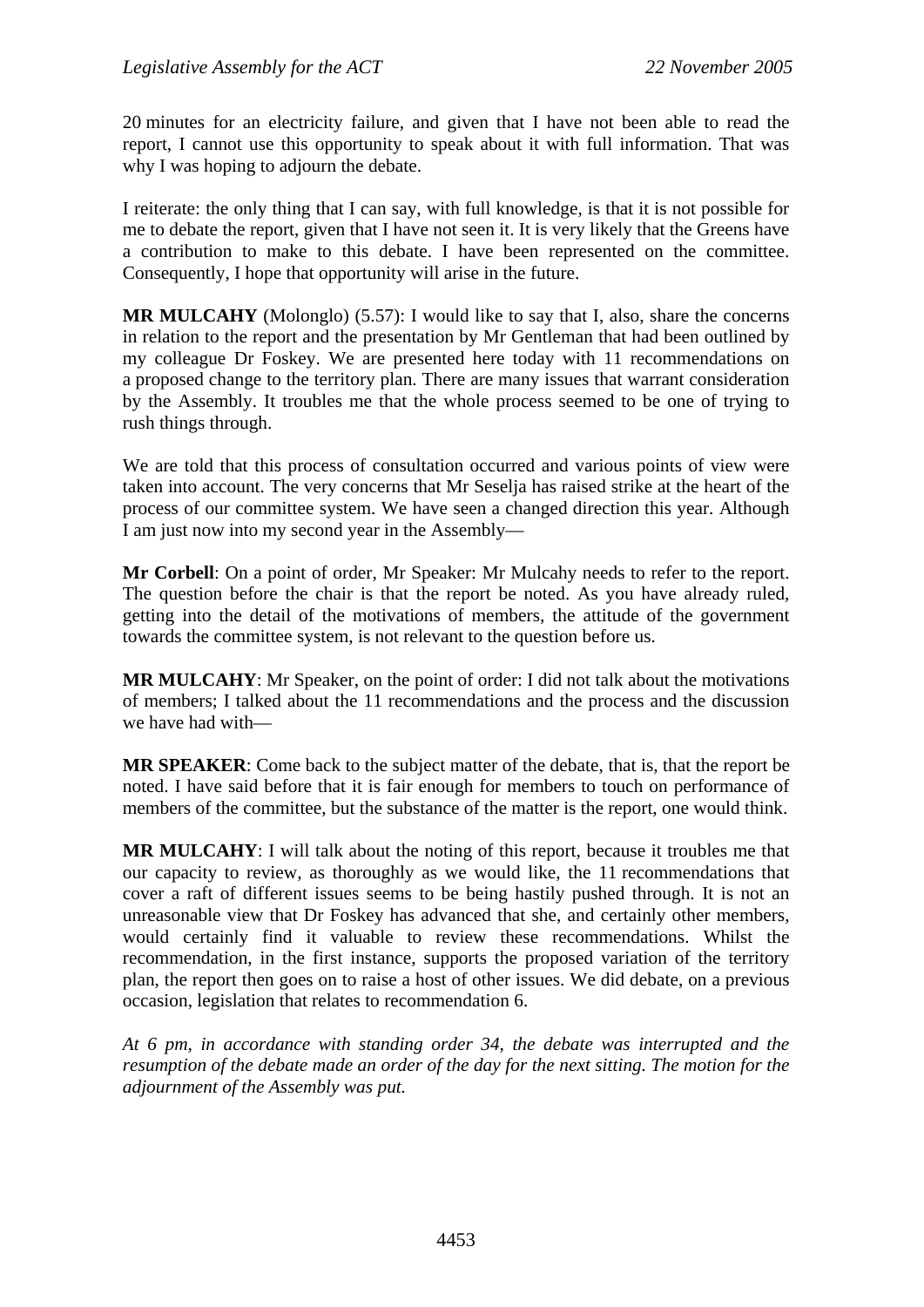20 minutes for an electricity failure, and given that I have not been able to read the report, I cannot use this opportunity to speak about it with full information. That was why I was hoping to adjourn the debate.

I reiterate: the only thing that I can say, with full knowledge, is that it is not possible for me to debate the report, given that I have not seen it. It is very likely that the Greens have a contribution to make to this debate. I have been represented on the committee. Consequently, I hope that opportunity will arise in the future.

**MR MULCAHY** (Molonglo) (5.57): I would like to say that I, also, share the concerns in relation to the report and the presentation by Mr Gentleman that had been outlined by my colleague Dr Foskey. We are presented here today with 11 recommendations on a proposed change to the territory plan. There are many issues that warrant consideration by the Assembly. It troubles me that the whole process seemed to be one of trying to rush things through.

We are told that this process of consultation occurred and various points of view were taken into account. The very concerns that Mr Seselja has raised strike at the heart of the process of our committee system. We have seen a changed direction this year. Although I am just now into my second year in the Assembly—

**Mr Corbell**: On a point of order, Mr Speaker: Mr Mulcahy needs to refer to the report. The question before the chair is that the report be noted. As you have already ruled, getting into the detail of the motivations of members, the attitude of the government towards the committee system, is not relevant to the question before us.

**MR MULCAHY**: Mr Speaker, on the point of order: I did not talk about the motivations of members; I talked about the 11 recommendations and the process and the discussion we have had with—

**MR SPEAKER**: Come back to the subject matter of the debate, that is, that the report be noted. I have said before that it is fair enough for members to touch on performance of members of the committee, but the substance of the matter is the report, one would think.

**MR MULCAHY**: I will talk about the noting of this report, because it troubles me that our capacity to review, as thoroughly as we would like, the 11 recommendations that cover a raft of different issues seems to be being hastily pushed through. It is not an unreasonable view that Dr Foskey has advanced that she, and certainly other members, would certainly find it valuable to review these recommendations. Whilst the recommendation, in the first instance, supports the proposed variation of the territory plan, the report then goes on to raise a host of other issues. We did debate, on a previous occasion, legislation that relates to recommendation 6.

*At 6 pm, in accordance with standing order 34, the debate was interrupted and the resumption of the debate made an order of the day for the next sitting. The motion for the adjournment of the Assembly was put.*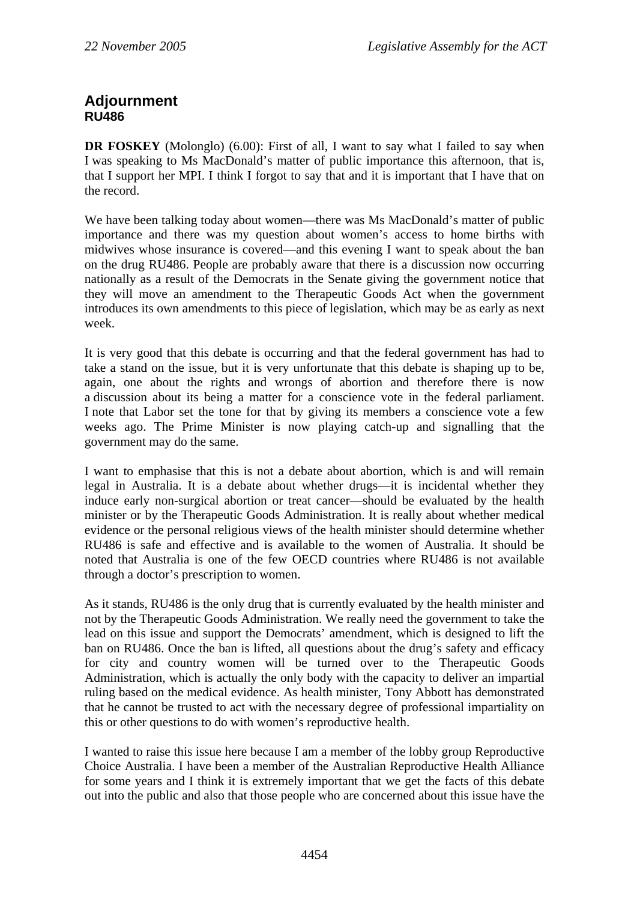## Adjournment

### RU486

**DR FOSKEY** (Molonglo) (6.00): First of all, I want to say what I failed to say when I was speaking to Ms MacDonald's matter of public importance this afternoon, that is, that I support her MPI. I think I forgot to say that and it is important that I have that on the record.

We have been talking today about women—there was Ms MacDonald's matter of public importance and there was my question about women's access to home births with midwives whose insurance is covered—and this evening I want to speak about the ban on the drug RU486. People are probably aware that there is a discussion now occurring nationally as a result of the Democrats in the Senate giving the government notice that they will move an amendment to the Therapeutic Goods Act when the government introduces its own amendments to this piece of legislation, which may be as early as next week.

It is very good that this debate is occurring and that the federal government has had to take a stand on the issue, but it is very unfortunate that this debate is shaping up to be, again, one about the rights and wrongs of abortion and therefore there is now a discussion about its being a matter for a conscience vote in the federal parliament. I note that Labor set the tone for that by giving its members a conscience vote a few weeks ago. The Prime Minister is now playing catch-up and signalling that the government may do the same.

I want to emphasise that this is not a debate about abortion, which is and will remain legal in Australia. It is a debate about whether drugs—it is incidental whether they induce early non-surgical abortion or treat cancer—should be evaluated by the health minister or by the Therapeutic Goods Administration. It is really about whether medical evidence or the personal religious views of the health minister should determine whether RU486 is safe and effective and is available to the women of Australia. It should be noted that Australia is one of the few OECD countries where RU486 is not available through a doctor's prescription to women.

As it stands, RU486 is the only drug that is currently evaluated by the health minister and not by the Therapeutic Goods Administration. We really need the government to take the lead on this issue and support the Democrats' amendment, which is designed to lift the ban on RU486. Once the ban is lifted, all questions about the drug's safety and efficacy for city and country women will be turned over to the Therapeutic Goods Administration, which is actually the only body with the capacity to deliver an impartial ruling based on the medical evidence. As health minister, Tony Abbott has demonstrated that he cannot be trusted to act with the necessary degree of professional impartiality on this or other questions to do with women's reproductive health.

I wanted to raise this issue here because I am a member of the lobby group Reproductive Choice Australia. I have been a member of the Australian Reproductive Health Alliance for some years and I think it is extremely important that we get the facts of this debate out into the public and also that those people who are concerned about this issue have the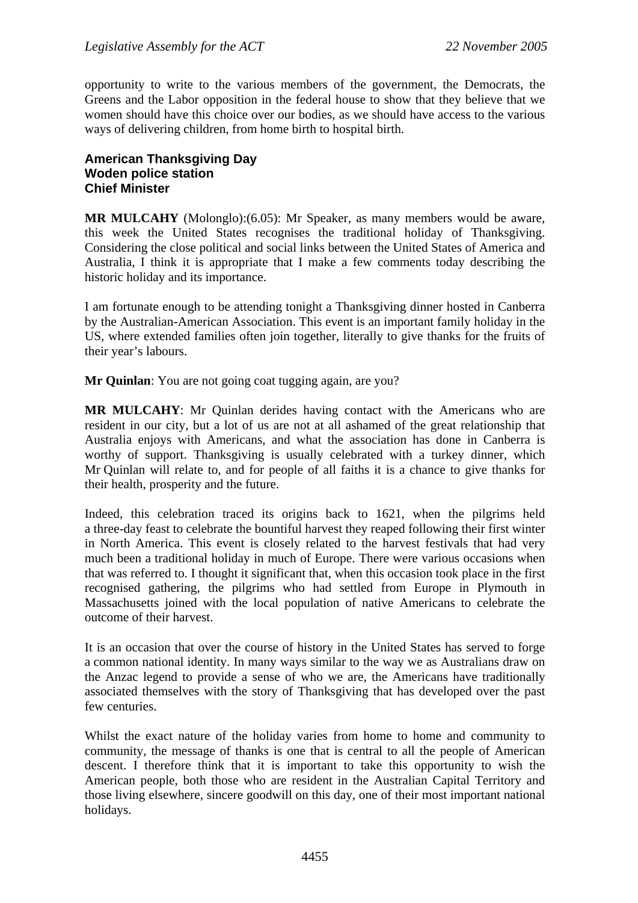opportunity to write to the various members of the government, the Democrats, the Greens and the Labor opposition in the federal house to show that they believe that we women should have this choice over our bodies, as we should have access to the various ways of delivering children, from home birth to hospital birth.

### American Thanksgiving Day
### Woden police station
### Chief Minister

**MR MULCAHY** (Molonglo):(6.05): Mr Speaker, as many members would be aware, this week the United States recognises the traditional holiday of Thanksgiving. Considering the close political and social links between the United States of America and Australia, I think it is appropriate that I make a few comments today describing the historic holiday and its importance.

I am fortunate enough to be attending tonight a Thanksgiving dinner hosted in Canberra by the Australian-American Association. This event is an important family holiday in the US, where extended families often join together, literally to give thanks for the fruits of their year's labours.

**Mr Quinlan**: You are not going coat tugging again, are you?

**MR MULCAHY**: Mr Quinlan derides having contact with the Americans who are resident in our city, but a lot of us are not at all ashamed of the great relationship that Australia enjoys with Americans, and what the association has done in Canberra is worthy of support. Thanksgiving is usually celebrated with a turkey dinner, which Mr Quinlan will relate to, and for people of all faiths it is a chance to give thanks for their health, prosperity and the future.

Indeed, this celebration traced its origins back to 1621, when the pilgrims held a three-day feast to celebrate the bountiful harvest they reaped following their first winter in North America. This event is closely related to the harvest festivals that had very much been a traditional holiday in much of Europe. There were various occasions when that was referred to. I thought it significant that, when this occasion took place in the first recognised gathering, the pilgrims who had settled from Europe in Plymouth in Massachusetts joined with the local population of native Americans to celebrate the outcome of their harvest.

It is an occasion that over the course of history in the United States has served to forge a common national identity. In many ways similar to the way we as Australians draw on the Anzac legend to provide a sense of who we are, the Americans have traditionally associated themselves with the story of Thanksgiving that has developed over the past few centuries.

Whilst the exact nature of the holiday varies from home to home and community to community, the message of thanks is one that is central to all the people of American descent. I therefore think that it is important to take this opportunity to wish the American people, both those who are resident in the Australian Capital Territory and those living elsewhere, sincere goodwill on this day, one of their most important national holidays.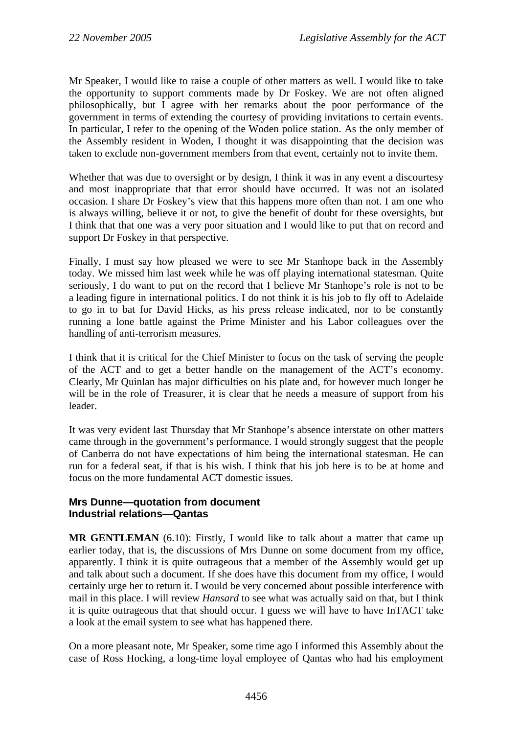Mr Speaker, I would like to raise a couple of other matters as well. I would like to take the opportunity to support comments made by Dr Foskey. We are not often aligned philosophically, but I agree with her remarks about the poor performance of the government in terms of extending the courtesy of providing invitations to certain events. In particular, I refer to the opening of the Woden police station. As the only member of the Assembly resident in Woden, I thought it was disappointing that the decision was taken to exclude non-government members from that event, certainly not to invite them.

Whether that was due to oversight or by design, I think it was in any event a discourtesy and most inappropriate that that error should have occurred. It was not an isolated occasion. I share Dr Foskey's view that this happens more often than not. I am one who is always willing, believe it or not, to give the benefit of doubt for these oversights, but I think that that one was a very poor situation and I would like to put that on record and support Dr Foskey in that perspective.

Finally, I must say how pleased we were to see Mr Stanhope back in the Assembly today. We missed him last week while he was off playing international statesman. Quite seriously, I do want to put on the record that I believe Mr Stanhope's role is not to be a leading figure in international politics. I do not think it is his job to fly off to Adelaide to go in to bat for David Hicks, as his press release indicated, nor to be constantly running a lone battle against the Prime Minister and his Labor colleagues over the handling of anti-terrorism measures.

I think that it is critical for the Chief Minister to focus on the task of serving the people of the ACT and to get a better handle on the management of the ACT's economy. Clearly, Mr Quinlan has major difficulties on his plate and, for however much longer he will be in the role of Treasurer, it is clear that he needs a measure of support from his leader.

It was very evident last Thursday that Mr Stanhope's absence interstate on other matters came through in the government's performance. I would strongly suggest that the people of Canberra do not have expectations of him being the international statesman. He can run for a federal seat, if that is his wish. I think that his job here is to be at home and focus on the more fundamental ACT domestic issues.

### Mrs Dunne—quotation from document
### Industrial relations—Qantas

**MR GENTLEMAN** (6.10): Firstly, I would like to talk about a matter that came up earlier today, that is, the discussions of Mrs Dunne on some document from my office, apparently. I think it is quite outrageous that a member of the Assembly would get up and talk about such a document. If she does have this document from my office, I would certainly urge her to return it. I would be very concerned about possible interference with mail in this place. I will review *Hansard* to see what was actually said on that, but I think it is quite outrageous that that should occur. I guess we will have to have InTACT take a look at the email system to see what has happened there.

On a more pleasant note, Mr Speaker, some time ago I informed this Assembly about the case of Ross Hocking, a long-time loyal employee of Qantas who had his employment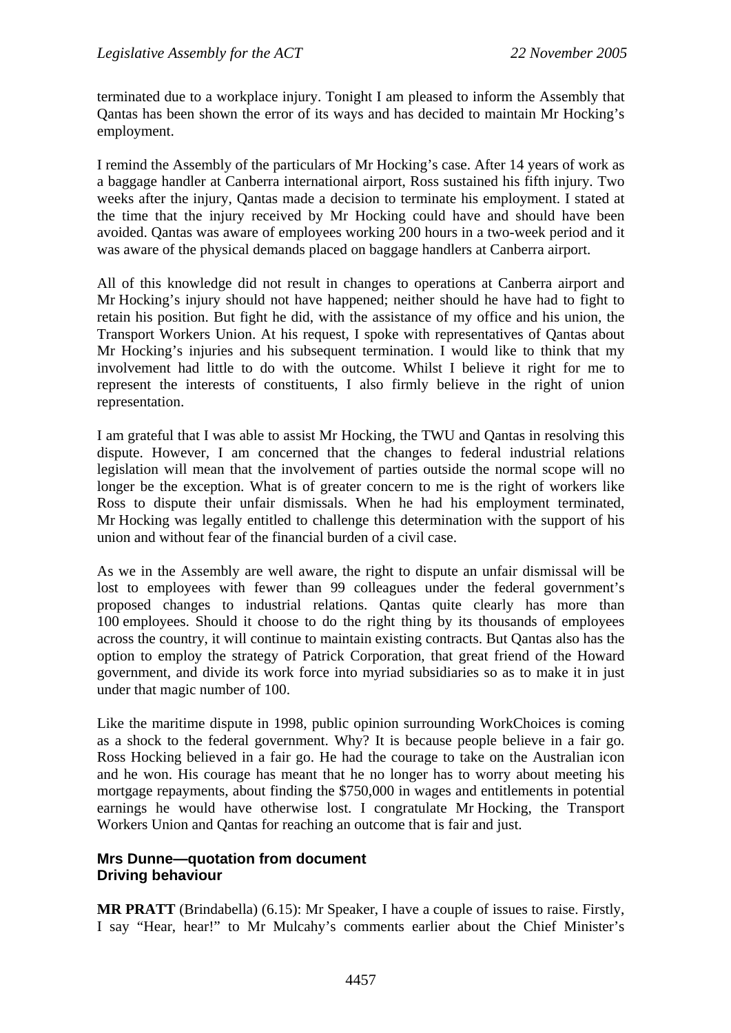terminated due to a workplace injury. Tonight I am pleased to inform the Assembly that Qantas has been shown the error of its ways and has decided to maintain Mr Hocking's employment.

I remind the Assembly of the particulars of Mr Hocking's case. After 14 years of work as a baggage handler at Canberra international airport, Ross sustained his fifth injury. Two weeks after the injury, Qantas made a decision to terminate his employment. I stated at the time that the injury received by Mr Hocking could have and should have been avoided. Qantas was aware of employees working 200 hours in a two-week period and it was aware of the physical demands placed on baggage handlers at Canberra airport.

All of this knowledge did not result in changes to operations at Canberra airport and Mr Hocking's injury should not have happened; neither should he have had to fight to retain his position. But fight he did, with the assistance of my office and his union, the Transport Workers Union. At his request, I spoke with representatives of Qantas about Mr Hocking's injuries and his subsequent termination. I would like to think that my involvement had little to do with the outcome. Whilst I believe it right for me to represent the interests of constituents, I also firmly believe in the right of union representation.

I am grateful that I was able to assist Mr Hocking, the TWU and Qantas in resolving this dispute. However, I am concerned that the changes to federal industrial relations legislation will mean that the involvement of parties outside the normal scope will no longer be the exception. What is of greater concern to me is the right of workers like Ross to dispute their unfair dismissals. When he had his employment terminated, Mr Hocking was legally entitled to challenge this determination with the support of his union and without fear of the financial burden of a civil case.

As we in the Assembly are well aware, the right to dispute an unfair dismissal will be lost to employees with fewer than 99 colleagues under the federal government's proposed changes to industrial relations. Qantas quite clearly has more than 100 employees. Should it choose to do the right thing by its thousands of employees across the country, it will continue to maintain existing contracts. But Qantas also has the option to employ the strategy of Patrick Corporation, that great friend of the Howard government, and divide its work force into myriad subsidiaries so as to make it in just under that magic number of 100.

Like the maritime dispute in 1998, public opinion surrounding WorkChoices is coming as a shock to the federal government. Why? It is because people believe in a fair go. Ross Hocking believed in a fair go. He had the courage to take on the Australian icon and he won. His courage has meant that he no longer has to worry about meeting his mortgage repayments, about finding the $750,000 in wages and entitlements in potential earnings he would have otherwise lost. I congratulate Mr Hocking, the Transport Workers Union and Qantas for reaching an outcome that is fair and just.

### Mrs Dunne—quotation from document
### Driving behaviour

**MR PRATT** (Brindabella) (6.15): Mr Speaker, I have a couple of issues to raise. Firstly, I say "Hear, hear!" to Mr Mulcahy's comments earlier about the Chief Minister's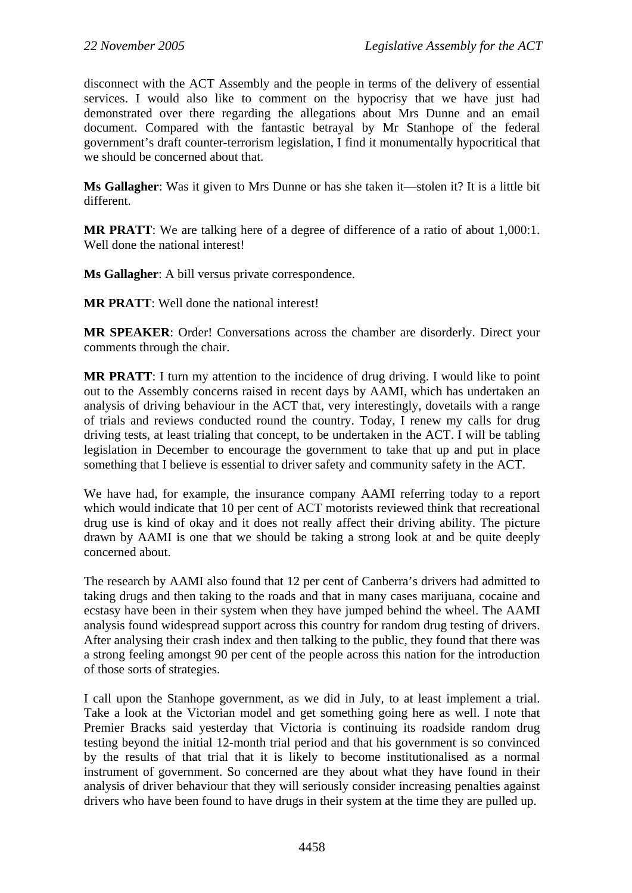disconnect with the ACT Assembly and the people in terms of the delivery of essential services. I would also like to comment on the hypocrisy that we have just had demonstrated over there regarding the allegations about Mrs Dunne and an email document. Compared with the fantastic betrayal by Mr Stanhope of the federal government's draft counter-terrorism legislation, I find it monumentally hypocritical that we should be concerned about that.

**Ms Gallagher**: Was it given to Mrs Dunne or has she taken it—stolen it? It is a little bit different.

**MR PRATT**: We are talking here of a degree of difference of a ratio of about 1,000:1. Well done the national interest!

**Ms Gallagher**: A bill versus private correspondence.

**MR PRATT**: Well done the national interest!

**MR SPEAKER**: Order! Conversations across the chamber are disorderly. Direct your comments through the chair.

**MR PRATT**: I turn my attention to the incidence of drug driving. I would like to point out to the Assembly concerns raised in recent days by AAMI, which has undertaken an analysis of driving behaviour in the ACT that, very interestingly, dovetails with a range of trials and reviews conducted round the country. Today, I renew my calls for drug driving tests, at least trialing that concept, to be undertaken in the ACT. I will be tabling legislation in December to encourage the government to take that up and put in place something that I believe is essential to driver safety and community safety in the ACT.

We have had, for example, the insurance company AAMI referring today to a report which would indicate that 10 per cent of ACT motorists reviewed think that recreational drug use is kind of okay and it does not really affect their driving ability. The picture drawn by AAMI is one that we should be taking a strong look at and be quite deeply concerned about.

The research by AAMI also found that 12 per cent of Canberra's drivers had admitted to taking drugs and then taking to the roads and that in many cases marijuana, cocaine and ecstasy have been in their system when they have jumped behind the wheel. The AAMI analysis found widespread support across this country for random drug testing of drivers. After analysing their crash index and then talking to the public, they found that there was a strong feeling amongst 90 per cent of the people across this nation for the introduction of those sorts of strategies.

I call upon the Stanhope government, as we did in July, to at least implement a trial. Take a look at the Victorian model and get something going here as well. I note that Premier Bracks said yesterday that Victoria is continuing its roadside random drug testing beyond the initial 12-month trial period and that his government is so convinced by the results of that trial that it is likely to become institutionalised as a normal instrument of government. So concerned are they about what they have found in their analysis of driver behaviour that they will seriously consider increasing penalties against drivers who have been found to have drugs in their system at the time they are pulled up.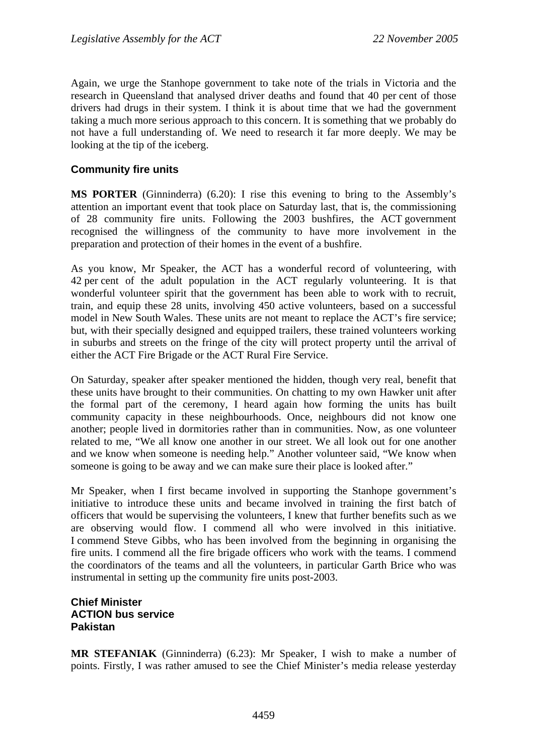Again, we urge the Stanhope government to take note of the trials in Victoria and the research in Queensland that analysed driver deaths and found that 40 per cent of those drivers had drugs in their system. I think it is about time that we had the government taking a much more serious approach to this concern. It is something that we probably do not have a full understanding of. We need to research it far more deeply. We may be looking at the tip of the iceberg.

### Community fire units

**MS PORTER** (Ginninderra) (6.20): I rise this evening to bring to the Assembly's attention an important event that took place on Saturday last, that is, the commissioning of 28 community fire units. Following the 2003 bushfires, the ACT government recognised the willingness of the community to have more involvement in the preparation and protection of their homes in the event of a bushfire.

As you know, Mr Speaker, the ACT has a wonderful record of volunteering, with 42 per cent of the adult population in the ACT regularly volunteering. It is that wonderful volunteer spirit that the government has been able to work with to recruit, train, and equip these 28 units, involving 450 active volunteers, based on a successful model in New South Wales. These units are not meant to replace the ACT's fire service; but, with their specially designed and equipped trailers, these trained volunteers working in suburbs and streets on the fringe of the city will protect property until the arrival of either the ACT Fire Brigade or the ACT Rural Fire Service.

On Saturday, speaker after speaker mentioned the hidden, though very real, benefit that these units have brought to their communities. On chatting to my own Hawker unit after the formal part of the ceremony, I heard again how forming the units has built community capacity in these neighbourhoods. Once, neighbours did not know one another; people lived in dormitories rather than in communities. Now, as one volunteer related to me, "We all know one another in our street. We all look out for one another and we know when someone is needing help." Another volunteer said, "We know when someone is going to be away and we can make sure their place is looked after."

Mr Speaker, when I first became involved in supporting the Stanhope government's initiative to introduce these units and became involved in training the first batch of officers that would be supervising the volunteers, I knew that further benefits such as we are observing would flow. I commend all who were involved in this initiative. I commend Steve Gibbs, who has been involved from the beginning in organising the fire units. I commend all the fire brigade officers who work with the teams. I commend the coordinators of the teams and all the volunteers, in particular Garth Brice who was instrumental in setting up the community fire units post-2003.

### Chief Minister
### ACTION bus service
### Pakistan

**MR STEFANIAK** (Ginninderra) (6.23): Mr Speaker, I wish to make a number of points. Firstly, I was rather amused to see the Chief Minister's media release yesterday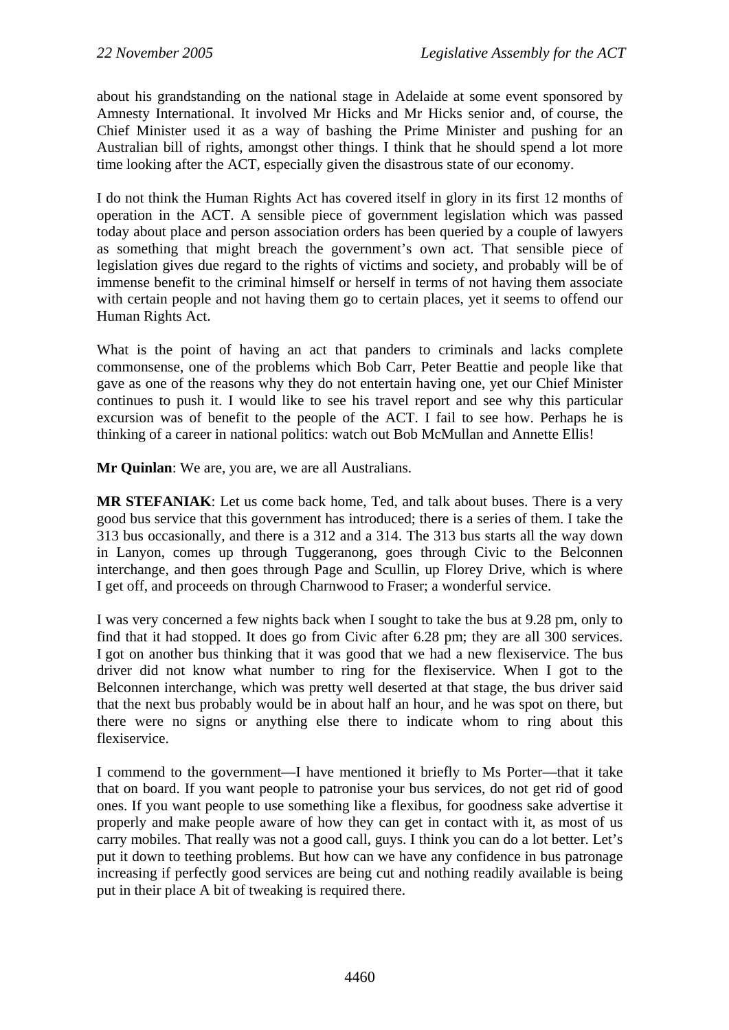about his grandstanding on the national stage in Adelaide at some event sponsored by Amnesty International. It involved Mr Hicks and Mr Hicks senior and, of course, the Chief Minister used it as a way of bashing the Prime Minister and pushing for an Australian bill of rights, amongst other things. I think that he should spend a lot more time looking after the ACT, especially given the disastrous state of our economy.

I do not think the Human Rights Act has covered itself in glory in its first 12 months of operation in the ACT. A sensible piece of government legislation which was passed today about place and person association orders has been queried by a couple of lawyers as something that might breach the government's own act. That sensible piece of legislation gives due regard to the rights of victims and society, and probably will be of immense benefit to the criminal himself or herself in terms of not having them associate with certain people and not having them go to certain places, yet it seems to offend our Human Rights Act.

What is the point of having an act that panders to criminals and lacks complete commonsense, one of the problems which Bob Carr, Peter Beattie and people like that gave as one of the reasons why they do not entertain having one, yet our Chief Minister continues to push it. I would like to see his travel report and see why this particular excursion was of benefit to the people of the ACT. I fail to see how. Perhaps he is thinking of a career in national politics: watch out Bob McMullan and Annette Ellis!

**Mr Quinlan**: We are, you are, we are all Australians.

**MR STEFANIAK**: Let us come back home, Ted, and talk about buses. There is a very good bus service that this government has introduced; there is a series of them. I take the 313 bus occasionally, and there is a 312 and a 314. The 313 bus starts all the way down in Lanyon, comes up through Tuggeranong, goes through Civic to the Belconnen interchange, and then goes through Page and Scullin, up Florey Drive, which is where I get off, and proceeds on through Charnwood to Fraser; a wonderful service.

I was very concerned a few nights back when I sought to take the bus at 9.28 pm, only to find that it had stopped. It does go from Civic after 6.28 pm; they are all 300 services. I got on another bus thinking that it was good that we had a new flexiservice. The bus driver did not know what number to ring for the flexiservice. When I got to the Belconnen interchange, which was pretty well deserted at that stage, the bus driver said that the next bus probably would be in about half an hour, and he was spot on there, but there were no signs or anything else there to indicate whom to ring about this flexiservice.

I commend to the government—I have mentioned it briefly to Ms Porter—that it take that on board. If you want people to patronise your bus services, do not get rid of good ones. If you want people to use something like a flexibus, for goodness sake advertise it properly and make people aware of how they can get in contact with it, as most of us carry mobiles. That really was not a good call, guys. I think you can do a lot better. Let's put it down to teething problems. But how can we have any confidence in bus patronage increasing if perfectly good services are being cut and nothing readily available is being put in their place A bit of tweaking is required there.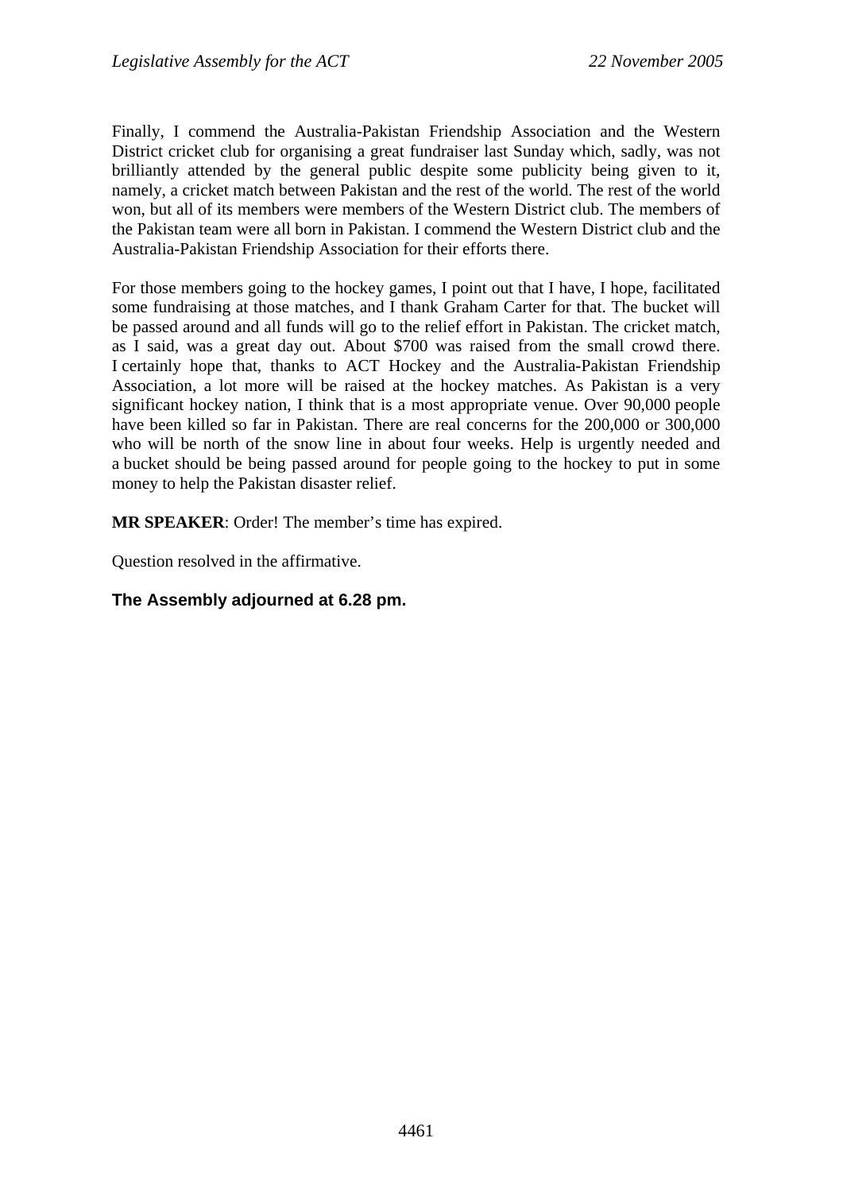Finally, I commend the Australia-Pakistan Friendship Association and the Western District cricket club for organising a great fundraiser last Sunday which, sadly, was not brilliantly attended by the general public despite some publicity being given to it, namely, a cricket match between Pakistan and the rest of the world. The rest of the world won, but all of its members were members of the Western District club. The members of the Pakistan team were all born in Pakistan. I commend the Western District club and the Australia-Pakistan Friendship Association for their efforts there.

For those members going to the hockey games, I point out that I have, I hope, facilitated some fundraising at those matches, and I thank Graham Carter for that. The bucket will be passed around and all funds will go to the relief effort in Pakistan. The cricket match, as I said, was a great day out. About $700 was raised from the small crowd there. I certainly hope that, thanks to ACT Hockey and the Australia-Pakistan Friendship Association, a lot more will be raised at the hockey matches. As Pakistan is a very significant hockey nation, I think that is a most appropriate venue. Over 90,000 people have been killed so far in Pakistan. There are real concerns for the 200,000 or 300,000 who will be north of the snow line in about four weeks. Help is urgently needed and a bucket should be being passed around for people going to the hockey to put in some money to help the Pakistan disaster relief.

**MR SPEAKER**: Order! The member's time has expired.

Question resolved in the affirmative.

**The Assembly adjourned at 6.28 pm.**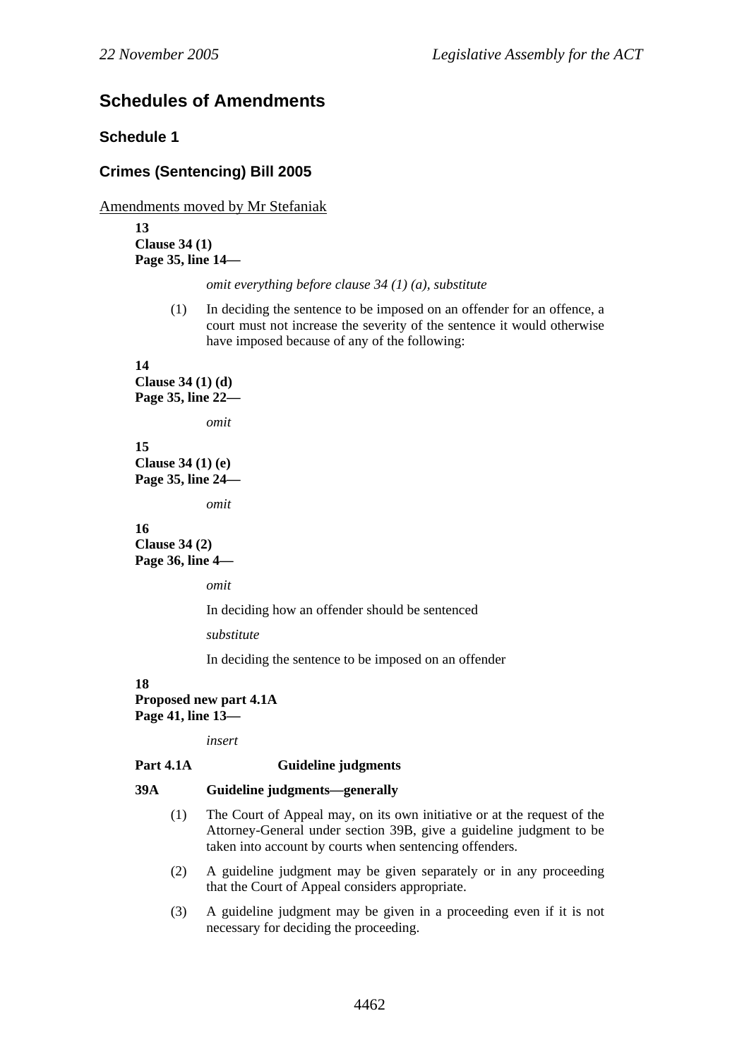# Schedules of Amendments

## Schedule 1

## Crimes (Sentencing) Bill 2005

Amendments moved by Mr Stefaniak

**13**
**Clause 34 (1)**
**Page 35, line 14—**

*omit everything before clause 34 (1) (a), substitute*

(1) In deciding the sentence to be imposed on an offender for an offence, a court must not increase the severity of the sentence it would otherwise have imposed because of any of the following:

**14**
**Clause 34 (1) (d)**
**Page 35, line 22—**

*omit*

**15**
**Clause 34 (1) (e)**
**Page 35, line 24—**

*omit*

**16**
**Clause 34 (2)**
**Page 36, line 4—**

*omit*

In deciding how an offender should be sentenced

*substitute*

In deciding the sentence to be imposed on an offender

**18**
**Proposed new part 4.1A**
**Page 41, line 13—**

*insert*

**Part 4.1A Guideline judgments**

**39A Guideline judgments—generally**

(1) The Court of Appeal may, on its own initiative or at the request of the Attorney-General under section 39B, give a guideline judgment to be taken into account by courts when sentencing offenders.

(2) A guideline judgment may be given separately or in any proceeding that the Court of Appeal considers appropriate.

(3) A guideline judgment may be given in a proceeding even if it is not necessary for deciding the proceeding.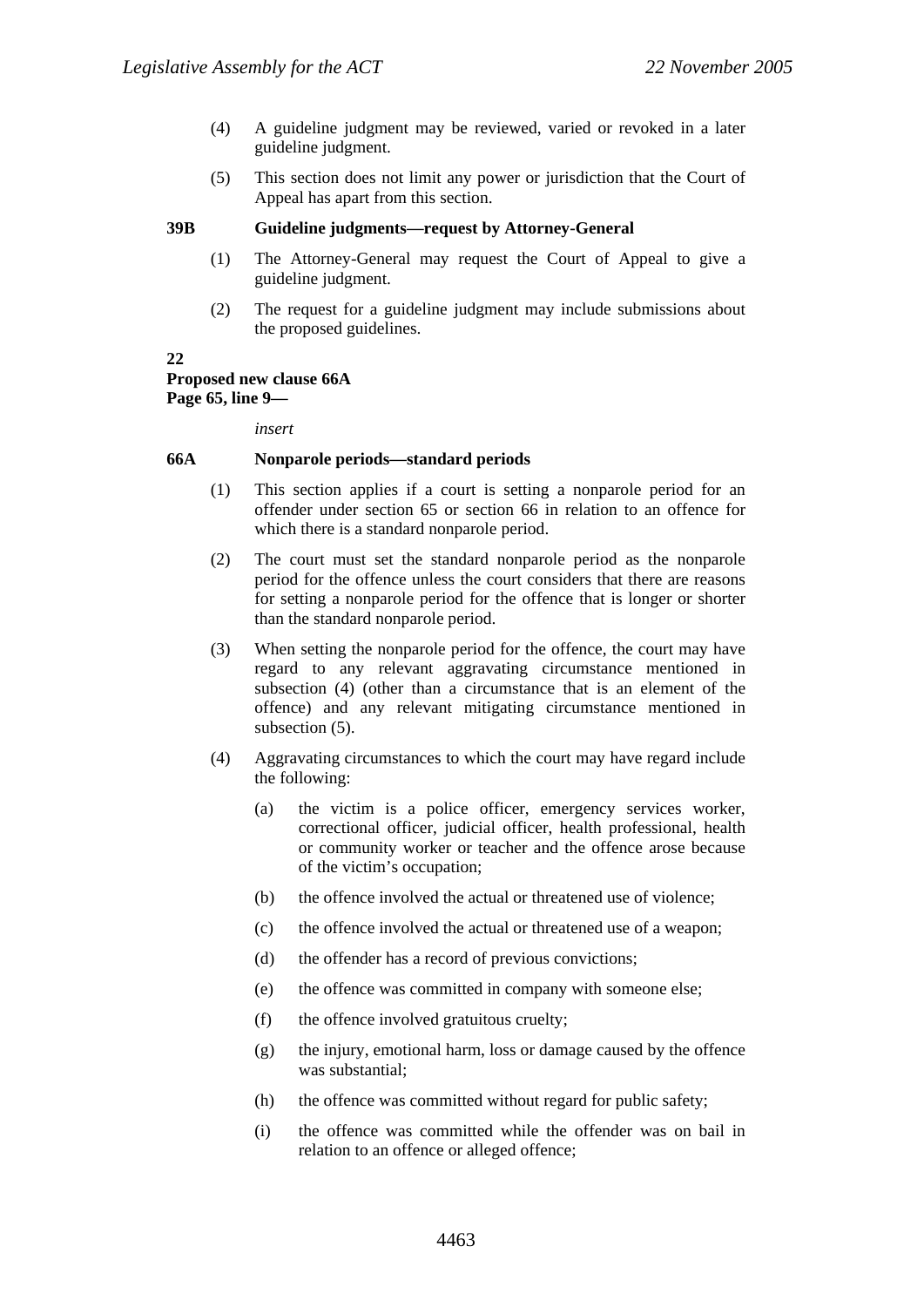(4) A guideline judgment may be reviewed, varied or revoked in a later guideline judgment.

(5) This section does not limit any power or jurisdiction that the Court of Appeal has apart from this section.

**39B Guideline judgments—request by Attorney-General**

(1) The Attorney-General may request the Court of Appeal to give a guideline judgment.

(2) The request for a guideline judgment may include submissions about the proposed guidelines.

**22**
**Proposed new clause 66A**
**Page 65, line 9—**

*insert*

**66A Nonparole periods—standard periods**

(1) This section applies if a court is setting a nonparole period for an offender under section 65 or section 66 in relation to an offence for which there is a standard nonparole period.

(2) The court must set the standard nonparole period as the nonparole period for the offence unless the court considers that there are reasons for setting a nonparole period for the offence that is longer or shorter than the standard nonparole period.

(3) When setting the nonparole period for the offence, the court may have regard to any relevant aggravating circumstance mentioned in subsection (4) (other than a circumstance that is an element of the offence) and any relevant mitigating circumstance mentioned in subsection (5).

(4) Aggravating circumstances to which the court may have regard include the following:

(a) the victim is a police officer, emergency services worker, correctional officer, judicial officer, health professional, health or community worker or teacher and the offence arose because of the victim's occupation;

(b) the offence involved the actual or threatened use of violence;

(c) the offence involved the actual or threatened use of a weapon;

(d) the offender has a record of previous convictions;

(e) the offence was committed in company with someone else;

(f) the offence involved gratuitous cruelty;

(g) the injury, emotional harm, loss or damage caused by the offence was substantial;

(h) the offence was committed without regard for public safety;

(i) the offence was committed while the offender was on bail in relation to an offence or alleged offence;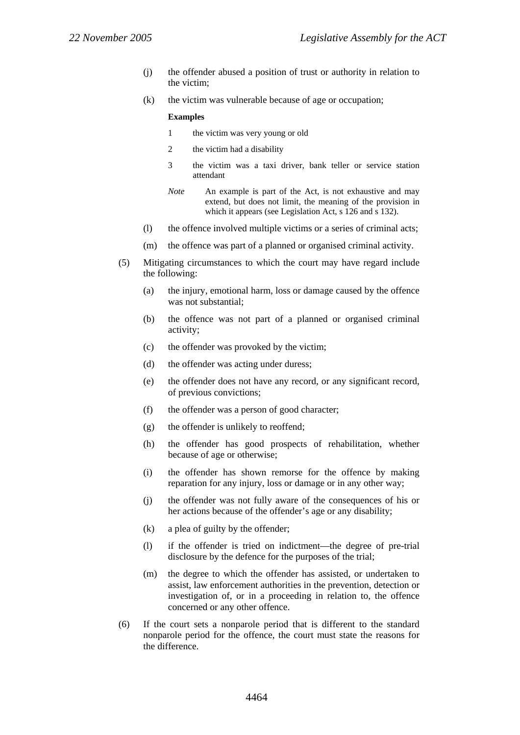(j) the offender abused a position of trust or authority in relation to the victim;

(k) the victim was vulnerable because of age or occupation;

**Examples**

1 the victim was very young or old

2 the victim had a disability

3 the victim was a taxi driver, bank teller or service station attendant

*Note* An example is part of the Act, is not exhaustive and may extend, but does not limit, the meaning of the provision in which it appears (see Legislation Act, s 126 and s 132).

(l) the offence involved multiple victims or a series of criminal acts;

(m) the offence was part of a planned or organised criminal activity.

(5) Mitigating circumstances to which the court may have regard include the following:

(a) the injury, emotional harm, loss or damage caused by the offence was not substantial;

(b) the offence was not part of a planned or organised criminal activity;

(c) the offender was provoked by the victim;

(d) the offender was acting under duress;

(e) the offender does not have any record, or any significant record, of previous convictions;

(f) the offender was a person of good character;

(g) the offender is unlikely to reoffend;

(h) the offender has good prospects of rehabilitation, whether because of age or otherwise;

(i) the offender has shown remorse for the offence by making reparation for any injury, loss or damage or in any other way;

(j) the offender was not fully aware of the consequences of his or her actions because of the offender's age or any disability;

(k) a plea of guilty by the offender;

(l) if the offender is tried on indictment—the degree of pre-trial disclosure by the defence for the purposes of the trial;

(m) the degree to which the offender has assisted, or undertaken to assist, law enforcement authorities in the prevention, detection or investigation of, or in a proceeding in relation to, the offence concerned or any other offence.

(6) If the court sets a nonparole period that is different to the standard nonparole period for the offence, the court must state the reasons for the difference.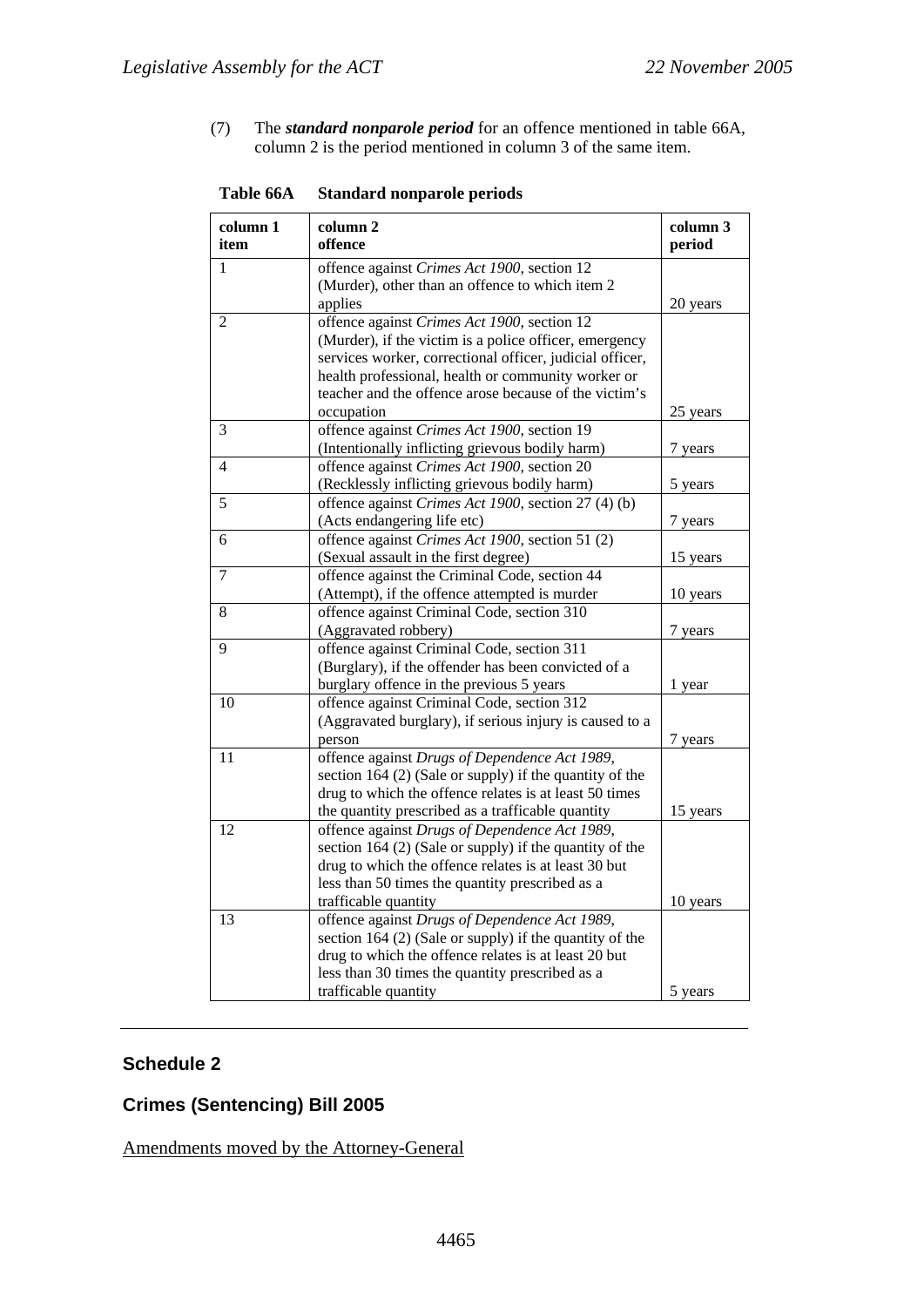(7) The ***standard nonparole period*** for an offence mentioned in table 66A, column 2 is the period mentioned in column 3 of the same item.

**Table 66A Standard nonparole periods**

| **column 1 item** | **column 2 offence** | **column 3 period** |
|---|---|---|
| 1 | offence against *Crimes Act 1900*, section 12 (Murder), other than an offence to which item 2 applies | 20 years |
| 2 | offence against *Crimes Act 1900*, section 12 (Murder), if the victim is a police officer, emergency services worker, correctional officer, judicial officer, health professional, health or community worker or teacher and the offence arose because of the victim's occupation | 25 years |
| 3 | offence against *Crimes Act 1900*, section 19 (Intentionally inflicting grievous bodily harm) | 7 years |
| 4 | offence against *Crimes Act 1900*, section 20 (Recklessly inflicting grievous bodily harm) | 5 years |
| 5 | offence against *Crimes Act 1900*, section 27 (4) (b) (Acts endangering life etc) | 7 years |
| 6 | offence against *Crimes Act 1900*, section 51 (2) (Sexual assault in the first degree) | 15 years |
| 7 | offence against the Criminal Code, section 44 (Attempt), if the offence attempted is murder | 10 years |
| 8 | offence against Criminal Code, section 310 (Aggravated robbery) | 7 years |
| 9 | offence against Criminal Code, section 311 (Burglary), if the offender has been convicted of a burglary offence in the previous 5 years | 1 year |
| 10 | offence against Criminal Code, section 312 (Aggravated burglary), if serious injury is caused to a person | 7 years |
| 11 | offence against *Drugs of Dependence Act 1989*, section 164 (2) (Sale or supply) if the quantity of the drug to which the offence relates is at least 50 times the quantity prescribed as a trafficable quantity | 15 years |
| 12 | offence against *Drugs of Dependence Act 1989*, section 164 (2) (Sale or supply) if the quantity of the drug to which the offence relates is at least 30 but less than 50 times the quantity prescribed as a trafficable quantity | 10 years |
| 13 | offence against *Drugs of Dependence Act 1989*, section 164 (2) (Sale or supply) if the quantity of the drug to which the offence relates is at least 20 but less than 30 times the quantity prescribed as a trafficable quantity | 5 years |

---

## Schedule 2

## Crimes (Sentencing) Bill 2005

Amendments moved by the Attorney-General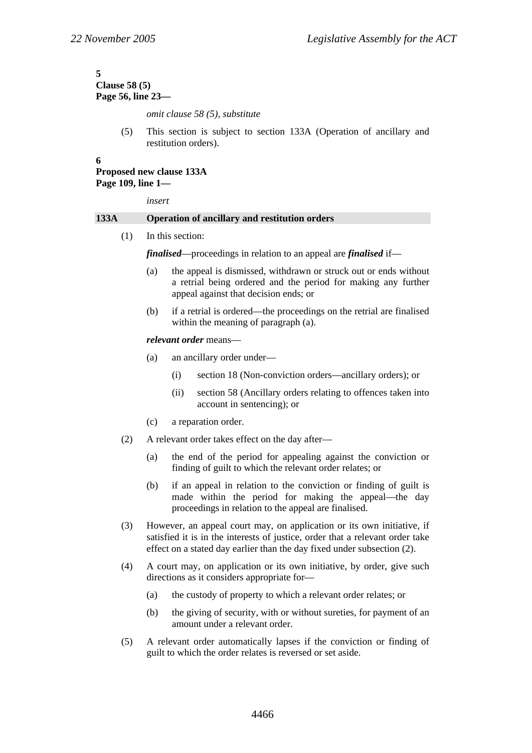**5**
**Clause 58 (5)**
**Page 56, line 23—**

*omit clause 58 (5), substitute*

(5) This section is subject to section 133A (Operation of ancillary and restitution orders).

**6**
**Proposed new clause 133A**
**Page 109, line 1—**

*insert*

**133A Operation of ancillary and restitution orders**

(1) In this section:

***finalised***—proceedings in relation to an appeal are ***finalised*** if—

(a) the appeal is dismissed, withdrawn or struck out or ends without a retrial being ordered and the period for making any further appeal against that decision ends; or

(b) if a retrial is ordered—the proceedings on the retrial are finalised within the meaning of paragraph (a).

***relevant order*** means—

(a) an ancillary order under—

(i) section 18 (Non-conviction orders—ancillary orders); or

(ii) section 58 (Ancillary orders relating to offences taken into account in sentencing); or

(c) a reparation order.

(2) A relevant order takes effect on the day after—

(a) the end of the period for appealing against the conviction or finding of guilt to which the relevant order relates; or

(b) if an appeal in relation to the conviction or finding of guilt is made within the period for making the appeal—the day proceedings in relation to the appeal are finalised.

(3) However, an appeal court may, on application or its own initiative, if satisfied it is in the interests of justice, order that a relevant order take effect on a stated day earlier than the day fixed under subsection (2).

(4) A court may, on application or its own initiative, by order, give such directions as it considers appropriate for—

(a) the custody of property to which a relevant order relates; or

(b) the giving of security, with or without sureties, for payment of an amount under a relevant order.

(5) A relevant order automatically lapses if the conviction or finding of guilt to which the order relates is reversed or set aside.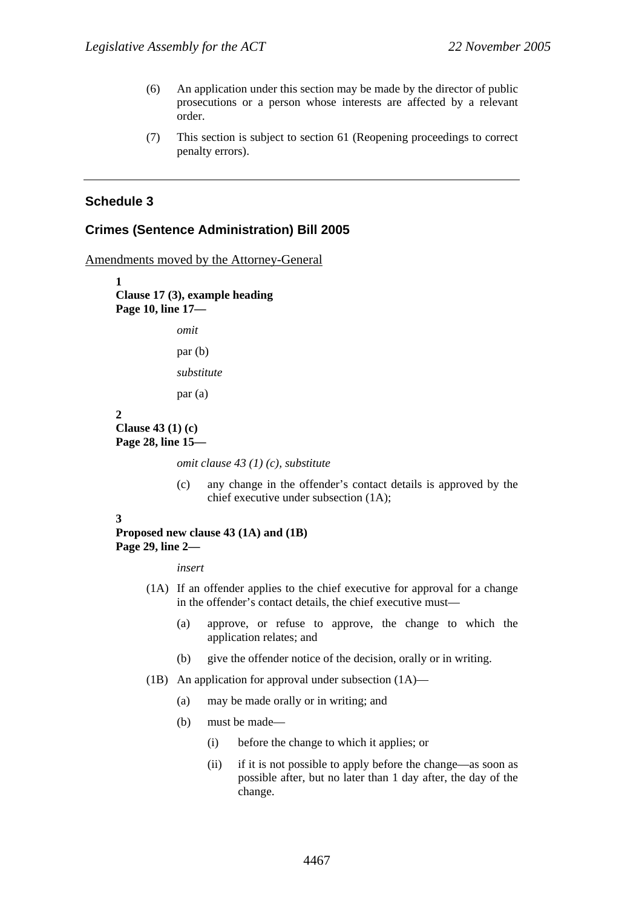(6) An application under this section may be made by the director of public prosecutions or a person whose interests are affected by a relevant order.

(7) This section is subject to section 61 (Reopening proceedings to correct penalty errors).

---

## Schedule 3

## Crimes (Sentence Administration) Bill 2005

Amendments moved by the Attorney-General

**1**
**Clause 17 (3), example heading**
**Page 10, line 17—**

*omit*

par (b)

*substitute*

par (a)

**2**
**Clause 43 (1) (c)**
**Page 28, line 15—**

*omit clause 43 (1) (c), substitute*

(c) any change in the offender's contact details is approved by the chief executive under subsection (1A);

**3**
**Proposed new clause 43 (1A) and (1B)**
**Page 29, line 2—**

*insert*

(1A) If an offender applies to the chief executive for approval for a change in the offender's contact details, the chief executive must—

(a) approve, or refuse to approve, the change to which the application relates; and

(b) give the offender notice of the decision, orally or in writing.

(1B) An application for approval under subsection (1A)—

(a) may be made orally or in writing; and

(b) must be made—

(i) before the change to which it applies; or

(ii) if it is not possible to apply before the change—as soon as possible after, but no later than 1 day after, the day of the change.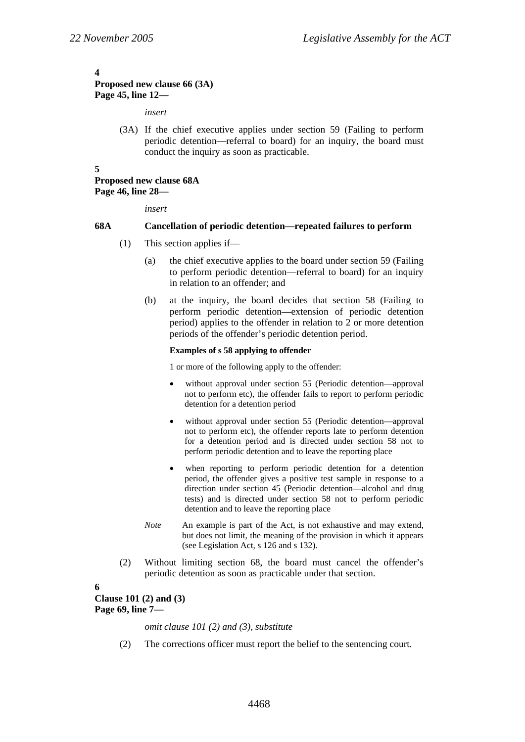**4**
**Proposed new clause 66 (3A)**
**Page 45, line 12—**

*insert*

(3A) If the chief executive applies under section 59 (Failing to perform periodic detention—referral to board) for an inquiry, the board must conduct the inquiry as soon as practicable.

**5**
**Proposed new clause 68A**
**Page 46, line 28—**

*insert*

**68A Cancellation of periodic detention—repeated failures to perform**

(1) This section applies if—

(a) the chief executive applies to the board under section 59 (Failing to perform periodic detention—referral to board) for an inquiry in relation to an offender; and

(b) at the inquiry, the board decides that section 58 (Failing to perform periodic detention—extension of periodic detention period) applies to the offender in relation to 2 or more detention periods of the offender's periodic detention period.

**Examples of s 58 applying to offender**

1 or more of the following apply to the offender:

- without approval under section 55 (Periodic detention—approval not to perform etc), the offender fails to report to perform periodic detention for a detention period
- without approval under section 55 (Periodic detention—approval not to perform etc), the offender reports late to perform detention for a detention period and is directed under section 58 not to perform periodic detention and to leave the reporting place
- when reporting to perform periodic detention for a detention period, the offender gives a positive test sample in response to a direction under section 45 (Periodic detention—alcohol and drug tests) and is directed under section 58 not to perform periodic detention and to leave the reporting place

*Note* An example is part of the Act, is not exhaustive and may extend, but does not limit, the meaning of the provision in which it appears (see Legislation Act, s 126 and s 132).

(2) Without limiting section 68, the board must cancel the offender's periodic detention as soon as practicable under that section.

**6**
**Clause 101 (2) and (3)**
**Page 69, line 7—**

*omit clause 101 (2) and (3), substitute*

(2) The corrections officer must report the belief to the sentencing court.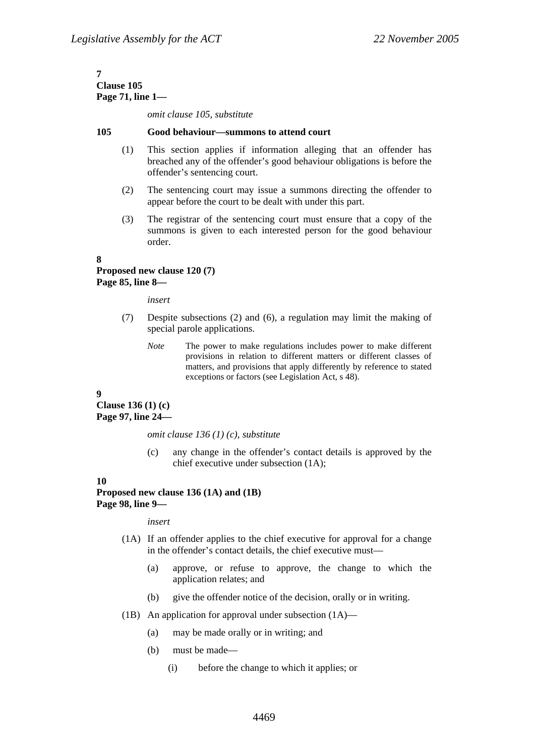**7**
**Clause 105**
**Page 71, line 1—**

*omit clause 105, substitute*

**105 Good behaviour—summons to attend court**

(1) This section applies if information alleging that an offender has breached any of the offender's good behaviour obligations is before the offender's sentencing court.

(2) The sentencing court may issue a summons directing the offender to appear before the court to be dealt with under this part.

(3) The registrar of the sentencing court must ensure that a copy of the summons is given to each interested person for the good behaviour order.

**8**
**Proposed new clause 120 (7)**
**Page 85, line 8—**

*insert*

(7) Despite subsections (2) and (6), a regulation may limit the making of special parole applications.

*Note* The power to make regulations includes power to make different provisions in relation to different matters or different classes of matters, and provisions that apply differently by reference to stated exceptions or factors (see Legislation Act, s 48).

**9**
**Clause 136 (1) (c)**
**Page 97, line 24—**

*omit clause 136 (1) (c), substitute*

(c) any change in the offender's contact details is approved by the chief executive under subsection (1A);

**10**
**Proposed new clause 136 (1A) and (1B)**
**Page 98, line 9—**

*insert*

(1A) If an offender applies to the chief executive for approval for a change in the offender's contact details, the chief executive must—

(a) approve, or refuse to approve, the change to which the application relates; and

(b) give the offender notice of the decision, orally or in writing.

(1B) An application for approval under subsection (1A)—

(a) may be made orally or in writing; and

(b) must be made—

(i) before the change to which it applies; or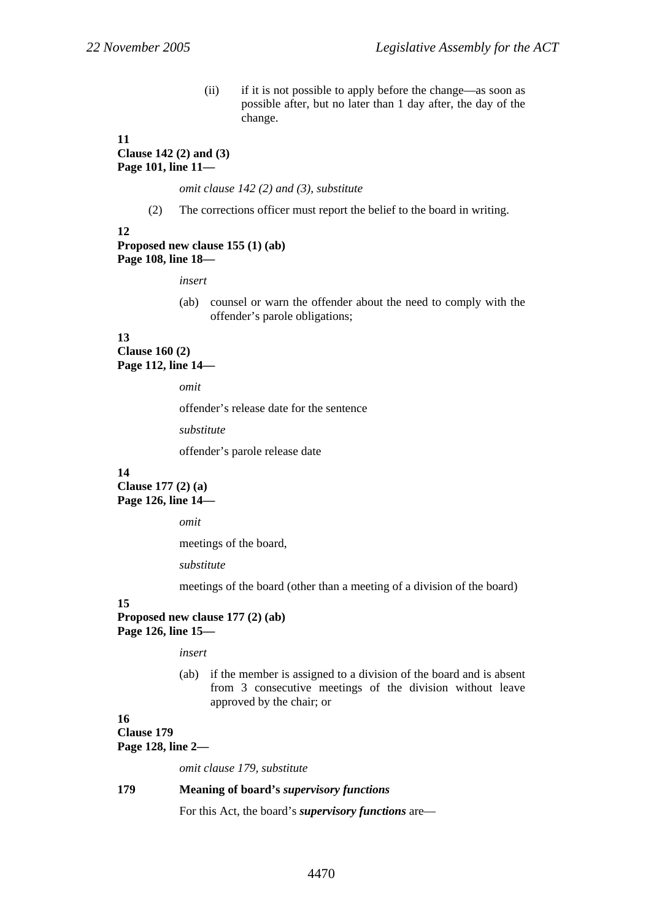(ii) if it is not possible to apply before the change—as soon as possible after, but no later than 1 day after, the day of the change.

**11**
**Clause 142 (2) and (3)**
**Page 101, line 11—**

*omit clause 142 (2) and (3), substitute*

(2) The corrections officer must report the belief to the board in writing.

**12**
**Proposed new clause 155 (1) (ab)**
**Page 108, line 18—**

*insert*

(ab) counsel or warn the offender about the need to comply with the offender's parole obligations;

**13**
**Clause 160 (2)**
**Page 112, line 14—**

*omit*

offender's release date for the sentence

*substitute*

offender's parole release date

**14**
**Clause 177 (2) (a)**
**Page 126, line 14—**

*omit*

meetings of the board,

*substitute*

meetings of the board (other than a meeting of a division of the board)

**15**
**Proposed new clause 177 (2) (ab)**
**Page 126, line 15—**

*insert*

(ab) if the member is assigned to a division of the board and is absent from 3 consecutive meetings of the division without leave approved by the chair; or

**16**
**Clause 179**
**Page 128, line 2—**

*omit clause 179, substitute*

**179 Meaning of board's *supervisory functions***

For this Act, the board's ***supervisory functions*** are—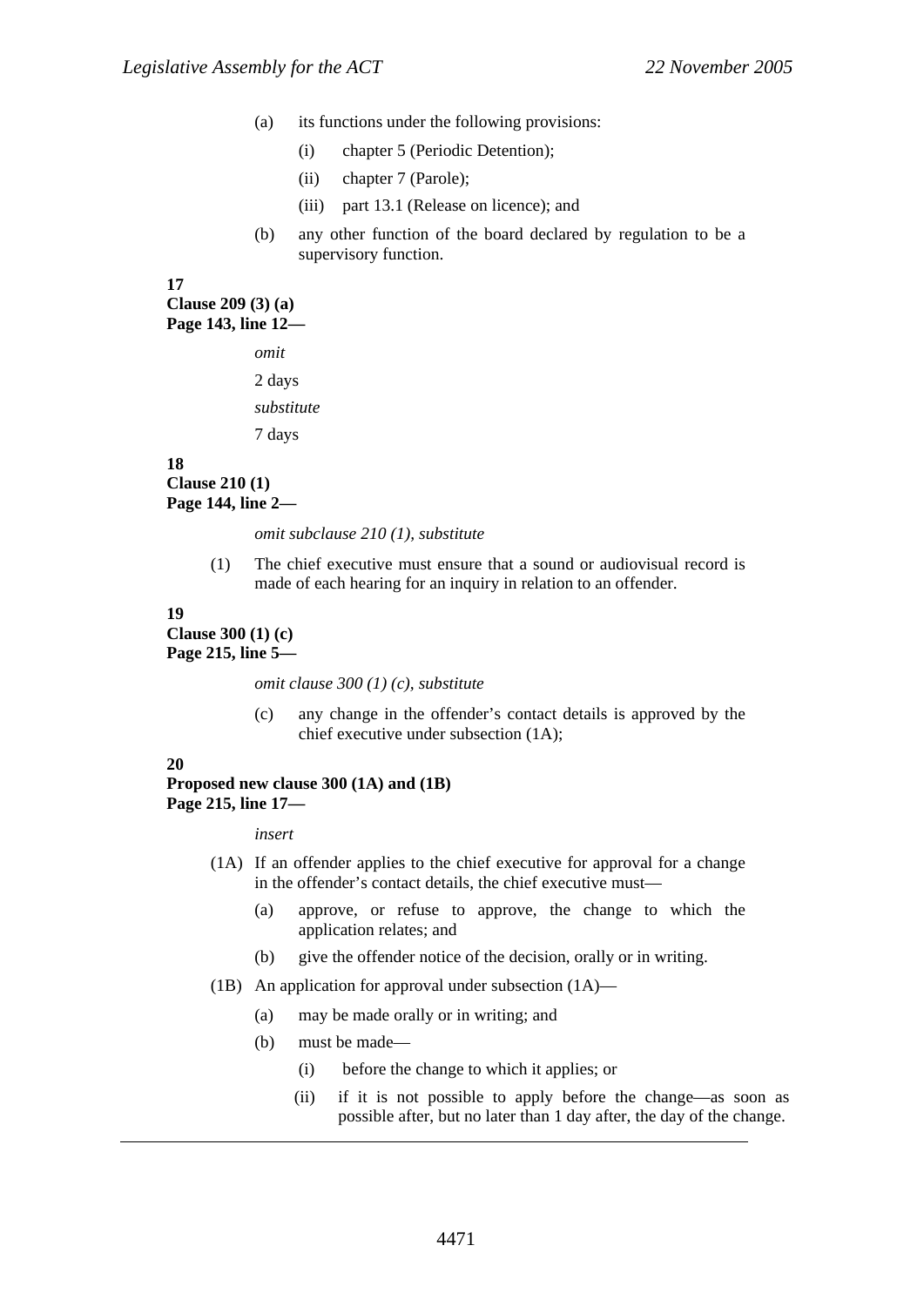(a) its functions under the following provisions:

(i) chapter 5 (Periodic Detention);

(ii) chapter 7 (Parole);

(iii) part 13.1 (Release on licence); and

(b) any other function of the board declared by regulation to be a supervisory function.

**17**
**Clause 209 (3) (a)**
**Page 143, line 12—**

*omit*

2 days

*substitute*

7 days

**18**
**Clause 210 (1)**
**Page 144, line 2—**

*omit subclause 210 (1), substitute*

(1) The chief executive must ensure that a sound or audiovisual record is made of each hearing for an inquiry in relation to an offender.

**19**
**Clause 300 (1) (c)**
**Page 215, line 5—**

*omit clause 300 (1) (c), substitute*

(c) any change in the offender's contact details is approved by the chief executive under subsection (1A);

**20**
**Proposed new clause 300 (1A) and (1B)**
**Page 215, line 17—**

*insert*

(1A) If an offender applies to the chief executive for approval for a change in the offender's contact details, the chief executive must—

(a) approve, or refuse to approve, the change to which the application relates; and

(b) give the offender notice of the decision, orally or in writing.

(1B) An application for approval under subsection (1A)—

(a) may be made orally or in writing; and

(b) must be made—

(i) before the change to which it applies; or

(ii) if it is not possible to apply before the change—as soon as possible after, but no later than 1 day after, the day of the change.